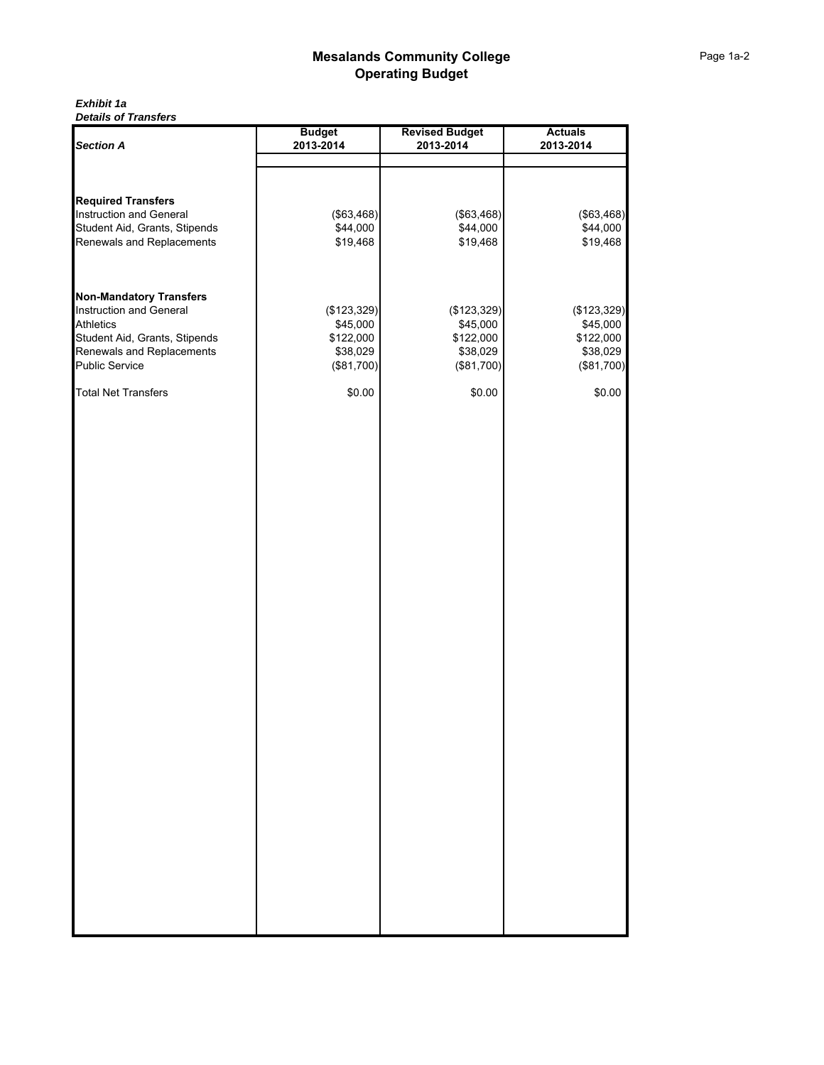# Mesalands Community College
## Operating Budget

***Exhibit 1a***
***Details of Transfers***

| ***Section A*** | **Budget 2013-2014** | **Revised Budget 2013-2014** | **Actuals 2013-2014** |
|---|---|---|---|
| **Required Transfers** | | | |
| Instruction and General | ($63,468) | ($63,468) | ($63,468) |
| Student Aid, Grants, Stipends | $44,000 | $44,000 | $44,000 |
| Renewals and Replacements | $19,468 | $19,468 | $19,468 |
| **Non-Mandatory Transfers** | | | |
| Instruction and General | ($123,329) | ($123,329) | ($123,329) |
| Athletics | $45,000 | $45,000 | $45,000 |
| Student Aid, Grants, Stipends | $122,000 | $122,000 | $122,000 |
| Renewals and Replacements | $38,029 | $38,029 | $38,029 |
| Public Service | ($81,700) | ($81,700) | ($81,700) |
| Total Net Transfers | $0.00 | $0.00 | $0.00 |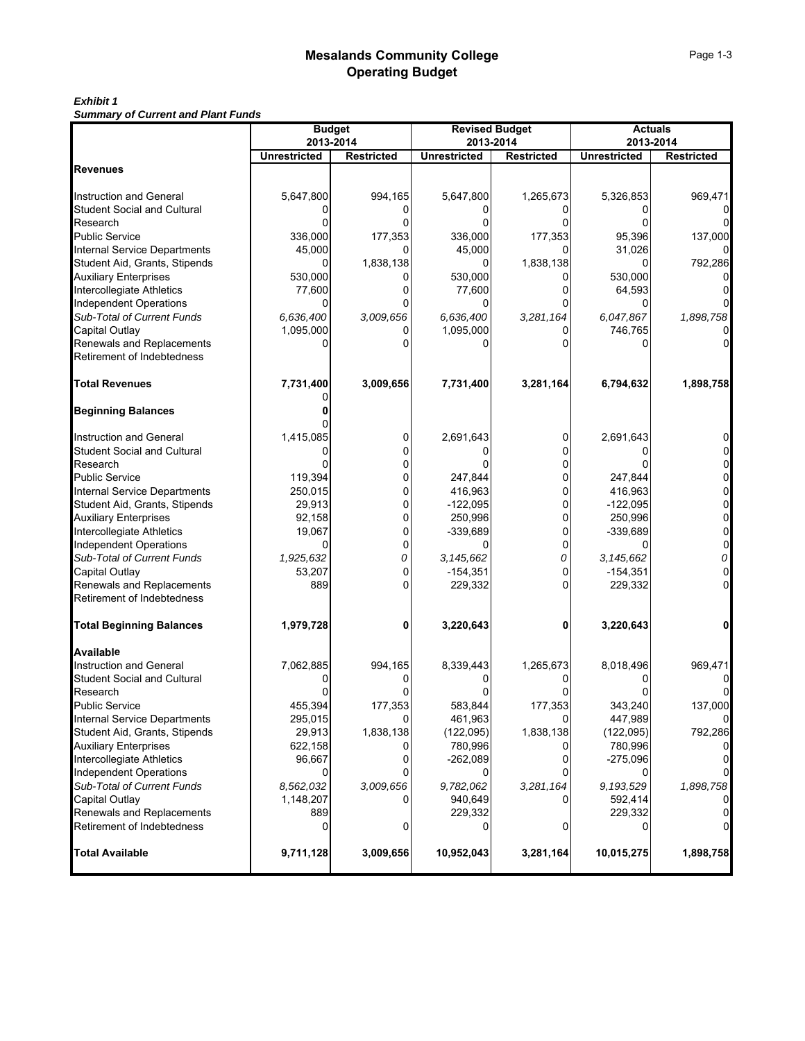# Mesalands Community College
## Operating Budget

***Exhibit 1***
***Summary of Current and Plant Funds***

| | Budget 2013-2014 | | Revised Budget 2013-2014 | | Actuals 2013-2014 | |
|---|---|---|---|---|---|---|
| | **Unrestricted** | **Restricted** | **Unrestricted** | **Restricted** | **Unrestricted** | **Restricted** |
| **Revenues** | | | | | | |
| Instruction and General | 5,647,800 | 994,165 | 5,647,800 | 1,265,673 | 5,326,853 | 969,471 |
| Student Social and Cultural | 0 | 0 | 0 | 0 | 0 | 0 |
| Research | 0 | 0 | 0 | 0 | 0 | 0 |
| Public Service | 336,000 | 177,353 | 336,000 | 177,353 | 95,396 | 137,000 |
| Internal Service Departments | 45,000 | 0 | 45,000 | 0 | 31,026 | 0 |
| Student Aid, Grants, Stipends | 0 | 1,838,138 | 0 | 1,838,138 | 0 | 792,286 |
| Auxiliary Enterprises | 530,000 | 0 | 530,000 | 0 | 530,000 | 0 |
| Intercollegiate Athletics | 77,600 | 0 | 77,600 | 0 | 64,593 | 0 |
| Independent Operations | 0 | 0 | 0 | 0 | 0 | 0 |
| *Sub-Total of Current Funds* | *6,636,400* | *3,009,656* | *6,636,400* | *3,281,164* | *6,047,867* | *1,898,758* |
| Capital Outlay | 1,095,000 | 0 | 1,095,000 | 0 | 746,765 | 0 |
| Renewals and Replacements | 0 | 0 | 0 | 0 | 0 | 0 |
| Retirement of Indebtedness | | | | | | |
| **Total Revenues** | **7,731,400** | **3,009,656** | **7,731,400** | **3,281,164** | **6,794,632** | **1,898,758** |
| | 0 | | | | | |
| **Beginning Balances** | **0** | | | | | |
| | 0 | | | | | |
| Instruction and General | 1,415,085 | 0 | 2,691,643 | 0 | 2,691,643 | 0 |
| Student Social and Cultural | 0 | 0 | 0 | 0 | 0 | 0 |
| Research | 0 | 0 | 0 | 0 | 0 | 0 |
| Public Service | 119,394 | 0 | 247,844 | 0 | 247,844 | 0 |
| Internal Service Departments | 250,015 | 0 | 416,963 | 0 | 416,963 | 0 |
| Student Aid, Grants, Stipends | 29,913 | 0 | -122,095 | 0 | -122,095 | 0 |
| Auxiliary Enterprises | 92,158 | 0 | 250,996 | 0 | 250,996 | 0 |
| Intercollegiate Athletics | 19,067 | 0 | -339,689 | 0 | -339,689 | 0 |
| Independent Operations | 0 | 0 | 0 | 0 | 0 | 0 |
| *Sub-Total of Current Funds* | *1,925,632* | *0* | *3,145,662* | *0* | *3,145,662* | *0* |
| Capital Outlay | 53,207 | 0 | -154,351 | 0 | -154,351 | 0 |
| Renewals and Replacements | 889 | 0 | 229,332 | 0 | 229,332 | 0 |
| Retirement of Indebtedness | | | | | | |
| **Total Beginning Balances** | **1,979,728** | **0** | **3,220,643** | **0** | **3,220,643** | **0** |
| **Available** | | | | | | |
| Instruction and General | 7,062,885 | 994,165 | 8,339,443 | 1,265,673 | 8,018,496 | 969,471 |
| Student Social and Cultural | 0 | 0 | 0 | 0 | 0 | 0 |
| Research | 0 | 0 | 0 | 0 | 0 | 0 |
| Public Service | 455,394 | 177,353 | 583,844 | 177,353 | 343,240 | 137,000 |
| Internal Service Departments | 295,015 | 0 | 461,963 | 0 | 447,989 | 0 |
| Student Aid, Grants, Stipends | 29,913 | 1,838,138 | (122,095) | 1,838,138 | (122,095) | 792,286 |
| Auxiliary Enterprises | 622,158 | 0 | 780,996 | 0 | 780,996 | 0 |
| Intercollegiate Athletics | 96,667 | 0 | -262,089 | 0 | -275,096 | 0 |
| Independent Operations | 0 | 0 | 0 | 0 | 0 | 0 |
| *Sub-Total of Current Funds* | *8,562,032* | *3,009,656* | *9,782,062* | *3,281,164* | *9,193,529* | *1,898,758* |
| Capital Outlay | 1,148,207 | 0 | 940,649 | 0 | 592,414 | 0 |
| Renewals and Replacements | 889 | | 229,332 | | 229,332 | 0 |
| Retirement of Indebtedness | 0 | 0 | 0 | 0 | 0 | 0 |
| **Total Available** | **9,711,128** | **3,009,656** | **10,952,043** | **3,281,164** | **10,015,275** | **1,898,758** |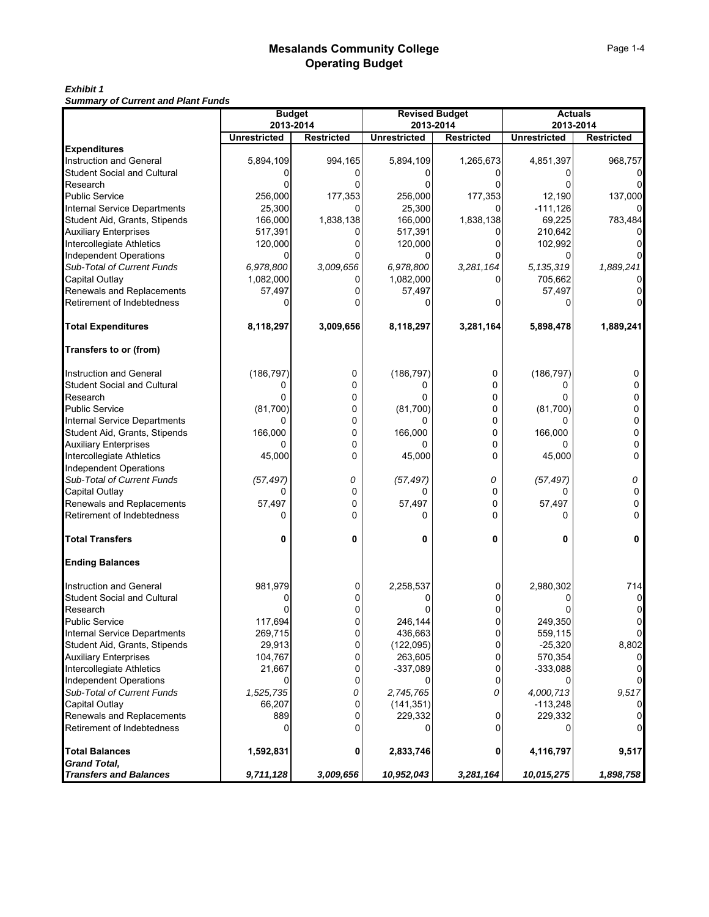# Mesalands Community College
## Operating Budget

***Exhibit 1***
***Summary of Current and Plant Funds***

| | Budget 2013-2014 | | Revised Budget 2013-2014 | | Actuals 2013-2014 | |
|---|---|---|---|---|---|---|
| | **Unrestricted** | **Restricted** | **Unrestricted** | **Restricted** | **Unrestricted** | **Restricted** |
| **Expenditures** | | | | | | |
| Instruction and General | 5,894,109 | 994,165 | 5,894,109 | 1,265,673 | 4,851,397 | 968,757 |
| Student Social and Cultural | 0 | 0 | 0 | 0 | 0 | 0 |
| Research | 0 | 0 | 0 | 0 | 0 | 0 |
| Public Service | 256,000 | 177,353 | 256,000 | 177,353 | 12,190 | 137,000 |
| Internal Service Departments | 25,300 | 0 | 25,300 | 0 | -111,126 | 0 |
| Student Aid, Grants, Stipends | 166,000 | 1,838,138 | 166,000 | 1,838,138 | 69,225 | 783,484 |
| Auxiliary Enterprises | 517,391 | 0 | 517,391 | 0 | 210,642 | 0 |
| Intercollegiate Athletics | 120,000 | 0 | 120,000 | 0 | 102,992 | 0 |
| Independent Operations | 0 | 0 | 0 | 0 | 0 | 0 |
| *Sub-Total of Current Funds* | *6,978,800* | *3,009,656* | *6,978,800* | *3,281,164* | *5,135,319* | *1,889,241* |
| Capital Outlay | 1,082,000 | 0 | 1,082,000 | 0 | 705,662 | 0 |
| Renewals and Replacements | 57,497 | 0 | 57,497 | | 57,497 | 0 |
| Retirement of Indebtedness | 0 | 0 | 0 | 0 | 0 | 0 |
| **Total Expenditures** | **8,118,297** | **3,009,656** | **8,118,297** | **3,281,164** | **5,898,478** | **1,889,241** |
| **Transfers to or (from)** | | | | | | |
| Instruction and General | (186,797) | 0 | (186,797) | 0 | (186,797) | 0 |
| Student Social and Cultural | 0 | 0 | 0 | 0 | 0 | 0 |
| Research | 0 | 0 | 0 | 0 | 0 | 0 |
| Public Service | (81,700) | 0 | (81,700) | 0 | (81,700) | 0 |
| Internal Service Departments | 0 | 0 | 0 | 0 | 0 | 0 |
| Student Aid, Grants, Stipends | 166,000 | 0 | 166,000 | 0 | 166,000 | 0 |
| Auxiliary Enterprises | 0 | 0 | 0 | 0 | 0 | 0 |
| Intercollegiate Athletics | 45,000 | 0 | 45,000 | 0 | 45,000 | 0 |
| Independent Operations | | | | | | |
| *Sub-Total of Current Funds* | *(57,497)* | *0* | *(57,497)* | *0* | *(57,497)* | *0* |
| Capital Outlay | 0 | 0 | 0 | 0 | 0 | 0 |
| Renewals and Replacements | 57,497 | 0 | 57,497 | 0 | 57,497 | 0 |
| Retirement of Indebtedness | 0 | 0 | 0 | 0 | 0 | 0 |
| **Total Transfers** | **0** | **0** | **0** | **0** | **0** | **0** |
| **Ending Balances** | | | | | | |
| Instruction and General | 981,979 | 0 | 2,258,537 | 0 | 2,980,302 | 714 |
| Student Social and Cultural | 0 | 0 | 0 | 0 | 0 | 0 |
| Research | 0 | 0 | 0 | 0 | 0 | 0 |
| Public Service | 117,694 | 0 | 246,144 | 0 | 249,350 | 0 |
| Internal Service Departments | 269,715 | 0 | 436,663 | 0 | 559,115 | 0 |
| Student Aid, Grants, Stipends | 29,913 | 0 | (122,095) | 0 | -25,320 | 8,802 |
| Auxiliary Enterprises | 104,767 | 0 | 263,605 | 0 | 570,354 | 0 |
| Intercollegiate Athletics | 21,667 | 0 | -337,089 | 0 | -333,088 | 0 |
| Independent Operations | 0 | 0 | 0 | 0 | 0 | 0 |
| *Sub-Total of Current Funds* | *1,525,735* | *0* | *2,745,765* | *0* | *4,000,713* | *9,517* |
| Capital Outlay | 66,207 | 0 | (141,351) | | -113,248 | 0 |
| Renewals and Replacements | 889 | 0 | 229,332 | 0 | 229,332 | 0 |
| Retirement of Indebtedness | 0 | 0 | 0 | 0 | 0 | 0 |
| **Total Balances** | **1,592,831** | **0** | **2,833,746** | **0** | **4,116,797** | **9,517** |
| ***Grand Total, Transfers and Balances*** | ***9,711,128*** | ***3,009,656*** | ***10,952,043*** | ***3,281,164*** | ***10,015,275*** | ***1,898,758*** |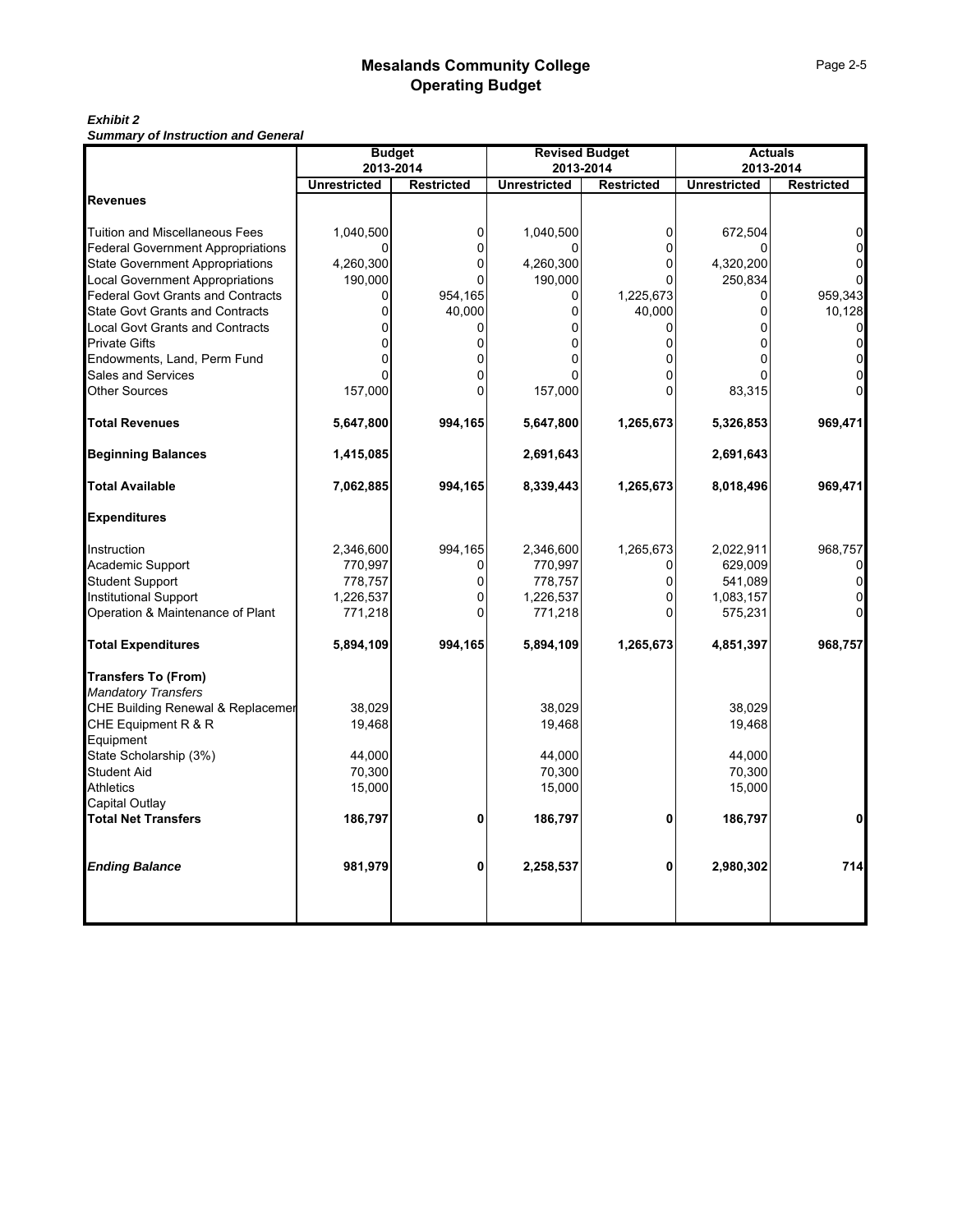# Mesalands Community College
## Operating Budget

***Exhibit 2***
***Summary of Instruction and General***

| | Budget 2013-2014 | | Revised Budget 2013-2014 | | Actuals 2013-2014 | |
|---|---|---|---|---|---|---|
| | **Unrestricted** | **Restricted** | **Unrestricted** | **Restricted** | **Unrestricted** | **Restricted** |
| **Revenues** | | | | | | |
| Tuition and Miscellaneous Fees | 1,040,500 | 0 | 1,040,500 | 0 | 672,504 | 0 |
| Federal Government Appropriations | 0 | 0 | 0 | 0 | 0 | 0 |
| State Government Appropriations | 4,260,300 | 0 | 4,260,300 | 0 | 4,320,200 | 0 |
| Local Government Appropriations | 190,000 | 0 | 190,000 | 0 | 250,834 | 0 |
| Federal Govt Grants and Contracts | 0 | 954,165 | 0 | 1,225,673 | 0 | 959,343 |
| State Govt Grants and Contracts | 0 | 40,000 | 0 | 40,000 | 0 | 10,128 |
| Local Govt Grants and Contracts | 0 | 0 | 0 | 0 | 0 | 0 |
| Private Gifts | 0 | 0 | 0 | 0 | 0 | 0 |
| Endowments, Land, Perm Fund | 0 | 0 | 0 | 0 | 0 | 0 |
| Sales and Services | 0 | 0 | 0 | 0 | 0 | 0 |
| Other Sources | 157,000 | 0 | 157,000 | 0 | 83,315 | 0 |
| **Total Revenues** | **5,647,800** | **994,165** | **5,647,800** | **1,265,673** | **5,326,853** | **969,471** |
| **Beginning Balances** | **1,415,085** | | **2,691,643** | | **2,691,643** | |
| **Total Available** | **7,062,885** | **994,165** | **8,339,443** | **1,265,673** | **8,018,496** | **969,471** |
| **Expenditures** | | | | | | |
| Instruction | 2,346,600 | 994,165 | 2,346,600 | 1,265,673 | 2,022,911 | 968,757 |
| Academic Support | 770,997 | 0 | 770,997 | 0 | 629,009 | 0 |
| Student Support | 778,757 | 0 | 778,757 | 0 | 541,089 | 0 |
| Institutional Support | 1,226,537 | 0 | 1,226,537 | 0 | 1,083,157 | 0 |
| Operation & Maintenance of Plant | 771,218 | 0 | 771,218 | 0 | 575,231 | 0 |
| **Total Expenditures** | **5,894,109** | **994,165** | **5,894,109** | **1,265,673** | **4,851,397** | **968,757** |
| **Transfers To (From)** | | | | | | |
| *Mandatory Transfers* | | | | | | |
| CHE Building Renewal & Replacemer | 38,029 | | 38,029 | | 38,029 | |
| CHE Equipment R & R | 19,468 | | 19,468 | | 19,468 | |
| Equipment | | | | | | |
| State Scholarship (3%) | 44,000 | | 44,000 | | 44,000 | |
| Student Aid | 70,300 | | 70,300 | | 70,300 | |
| Athletics | 15,000 | | 15,000 | | 15,000 | |
| Capital Outlay | | | | | | |
| **Total Net Transfers** | **186,797** | **0** | **186,797** | **0** | **186,797** | **0** |
| ***Ending Balance*** | **981,979** | **0** | **2,258,537** | **0** | **2,980,302** | **714** |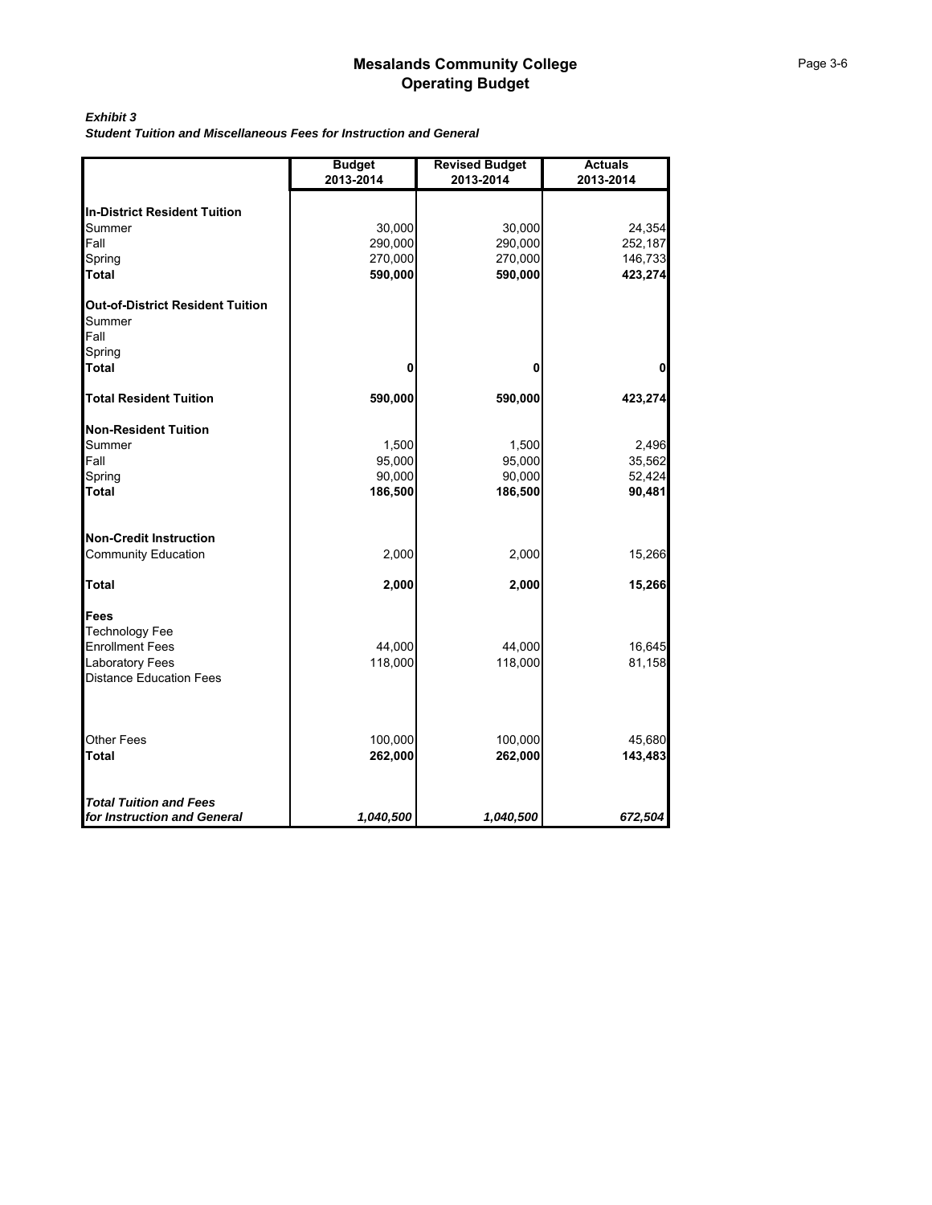# Mesalands Community College
## Operating Budget

***Exhibit 3***
***Student Tuition and Miscellaneous Fees for Instruction and General***

| | Budget 2013-2014 | Revised Budget 2013-2014 | Actuals 2013-2014 |
|---|---|---|---|
| **In-District Resident Tuition** | | | |
| Summer | 30,000 | 30,000 | 24,354 |
| Fall | 290,000 | 290,000 | 252,187 |
| Spring | 270,000 | 270,000 | 146,733 |
| **Total** | **590,000** | **590,000** | **423,274** |
| **Out-of-District Resident Tuition** | | | |
| Summer | | | |
| Fall | | | |
| Spring | | | |
| **Total** | **0** | **0** | **0** |
| **Total Resident Tuition** | **590,000** | **590,000** | **423,274** |
| **Non-Resident Tuition** | | | |
| Summer | 1,500 | 1,500 | 2,496 |
| Fall | 95,000 | 95,000 | 35,562 |
| Spring | 90,000 | 90,000 | 52,424 |
| **Total** | **186,500** | **186,500** | **90,481** |
| **Non-Credit Instruction** | | | |
| Community Education | 2,000 | 2,000 | 15,266 |
| **Total** | **2,000** | **2,000** | **15,266** |
| **Fees** | | | |
| Technology Fee | | | |
| Enrollment Fees | 44,000 | 44,000 | 16,645 |
| Laboratory Fees | 118,000 | 118,000 | 81,158 |
| Distance Education Fees | | | |
| Other Fees | 100,000 | 100,000 | 45,680 |
| **Total** | **262,000** | **262,000** | **143,483** |
| ***Total Tuition and Fees for Instruction and General*** | ***1,040,500*** | ***1,040,500*** | ***672,504*** |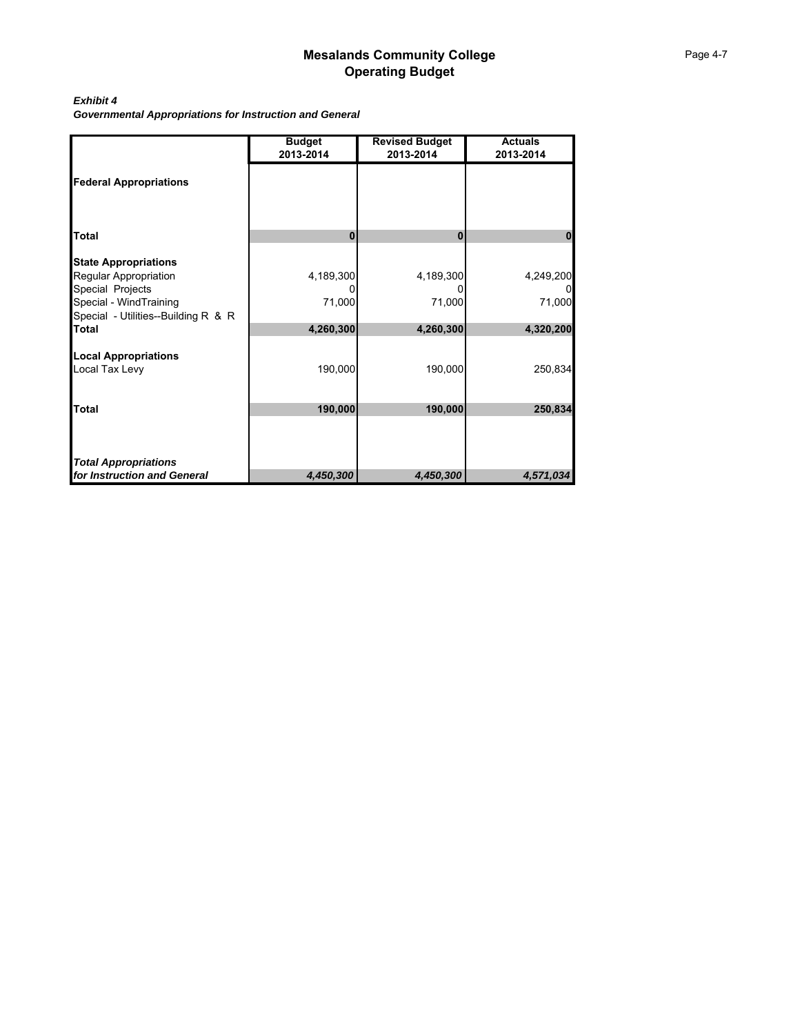# Mesalands Community College
## Operating Budget

***Exhibit 4***
***Governmental Appropriations for Instruction and General***

| | Budget 2013-2014 | Revised Budget 2013-2014 | Actuals 2013-2014 |
|---|---|---|---|
| **Federal Appropriations** | | | |
| **Total** | **0** | **0** | **0** |
| **State Appropriations** | | | |
| Regular Appropriation | 4,189,300 | 4,189,300 | 4,249,200 |
| Special Projects | 0 | 0 | 0 |
| Special - WindTraining | 71,000 | 71,000 | 71,000 |
| Special - Utilities--Building R & R | | | |
| **Total** | **4,260,300** | **4,260,300** | **4,320,200** |
| **Local Appropriations** | | | |
| Local Tax Levy | 190,000 | 190,000 | 250,834 |
| **Total** | **190,000** | **190,000** | **250,834** |
| ***Total Appropriations for Instruction and General*** | ***4,450,300*** | ***4,450,300*** | ***4,571,034*** |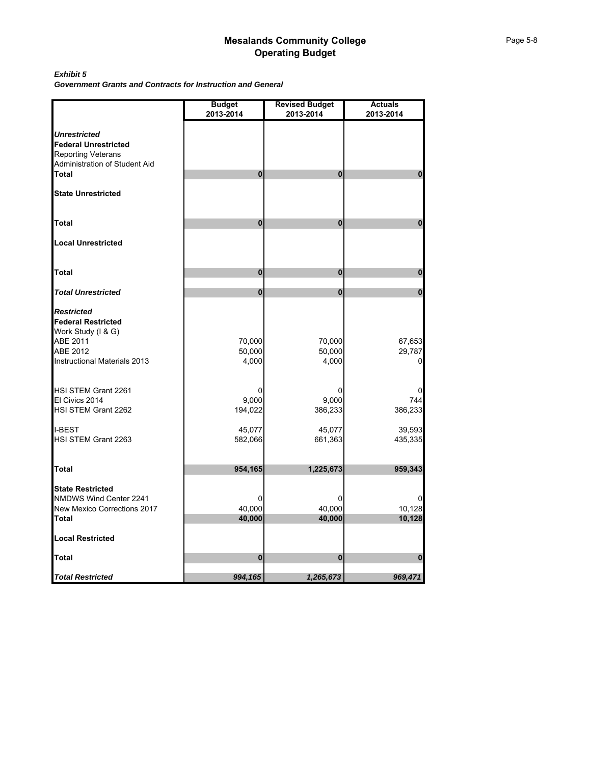# Mesalands Community College
## Operating Budget

***Exhibit 5***
***Government Grants and Contracts for Instruction and General***

| | Budget 2013-2014 | Revised Budget 2013-2014 | Actuals 2013-2014 |
|---|---|---|---|
| ***Unrestricted*** | | | |
| **Federal Unrestricted** | | | |
| Reporting Veterans | | | |
| Administration of Student Aid | | | |
| **Total** | **0** | **0** | **0** |
| **State Unrestricted** | | | |
| **Total** | **0** | **0** | **0** |
| **Local Unrestricted** | | | |
| **Total** | **0** | **0** | **0** |
| ***Total Unrestricted*** | **0** | **0** | **0** |
| ***Restricted*** | | | |
| **Federal Restricted** | | | |
| Work Study (I & G) | | | |
| ABE 2011 | 70,000 | 70,000 | 67,653 |
| ABE 2012 | 50,000 | 50,000 | 29,787 |
| Instructional Materials 2013 | 4,000 | 4,000 | 0 |
| HSI STEM Grant 2261 | 0 | 0 | 0 |
| El Civics 2014 | 9,000 | 9,000 | 744 |
| HSI STEM Grant 2262 | 194,022 | 386,233 | 386,233 |
| I-BEST | 45,077 | 45,077 | 39,593 |
| HSI STEM Grant 2263 | 582,066 | 661,363 | 435,335 |
| **Total** | **954,165** | **1,225,673** | **959,343** |
| **State Restricted** | | | |
| NMDWS Wind Center 2241 | 0 | 0 | 0 |
| New Mexico Corrections 2017 | 40,000 | 40,000 | 10,128 |
| **Total** | **40,000** | **40,000** | **10,128** |
| **Local Restricted** | | | |
| **Total** | **0** | **0** | **0** |
| ***Total Restricted*** | ***994,165*** | ***1,265,673*** | ***969,471*** |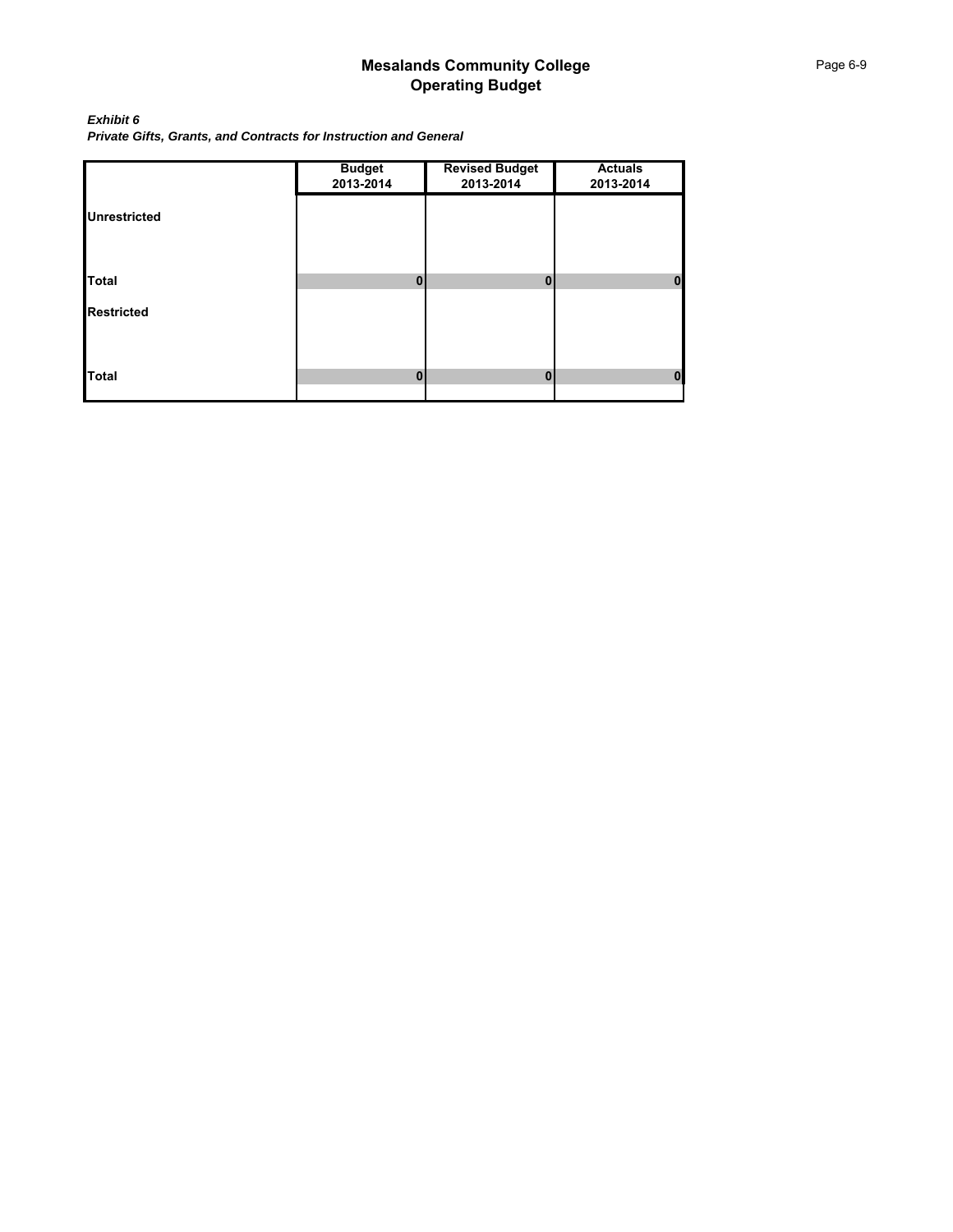# Mesalands Community College
## Operating Budget

***Exhibit 6***
***Private Gifts, Grants, and Contracts for Instruction and General***

| | Budget 2013-2014 | Revised Budget 2013-2014 | Actuals 2013-2014 |
|---|---|---|---|
| **Unrestricted** | | | |
| **Total** | **0** | **0** | **0** |
| **Restricted** | | | |
| **Total** | **0** | **0** | **0** |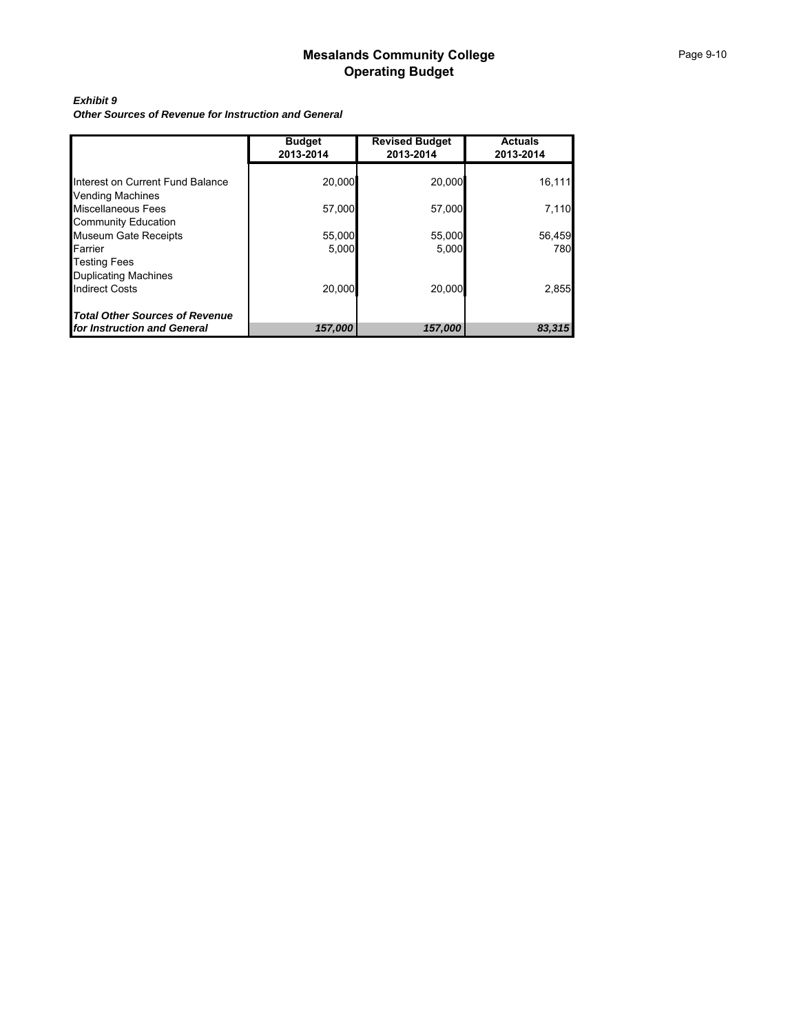# Mesalands Community College
## Operating Budget

***Exhibit 9***
***Other Sources of Revenue for Instruction and General***

| | Budget 2013-2014 | Revised Budget 2013-2014 | Actuals 2013-2014 |
|---|---|---|---|
| Interest on Current Fund Balance | 20,000 | 20,000 | 16,111 |
| Vending Machines | | | |
| Miscellaneous Fees | 57,000 | 57,000 | 7,110 |
| Community Education | | | |
| Museum Gate Receipts | 55,000 | 55,000 | 56,459 |
| Farrier | 5,000 | 5,000 | 780 |
| Testing Fees | | | |
| Duplicating Machines | | | |
| Indirect Costs | 20,000 | 20,000 | 2,855 |
| ***Total Other Sources of Revenue for Instruction and General*** | ***157,000*** | ***157,000*** | ***83,315*** |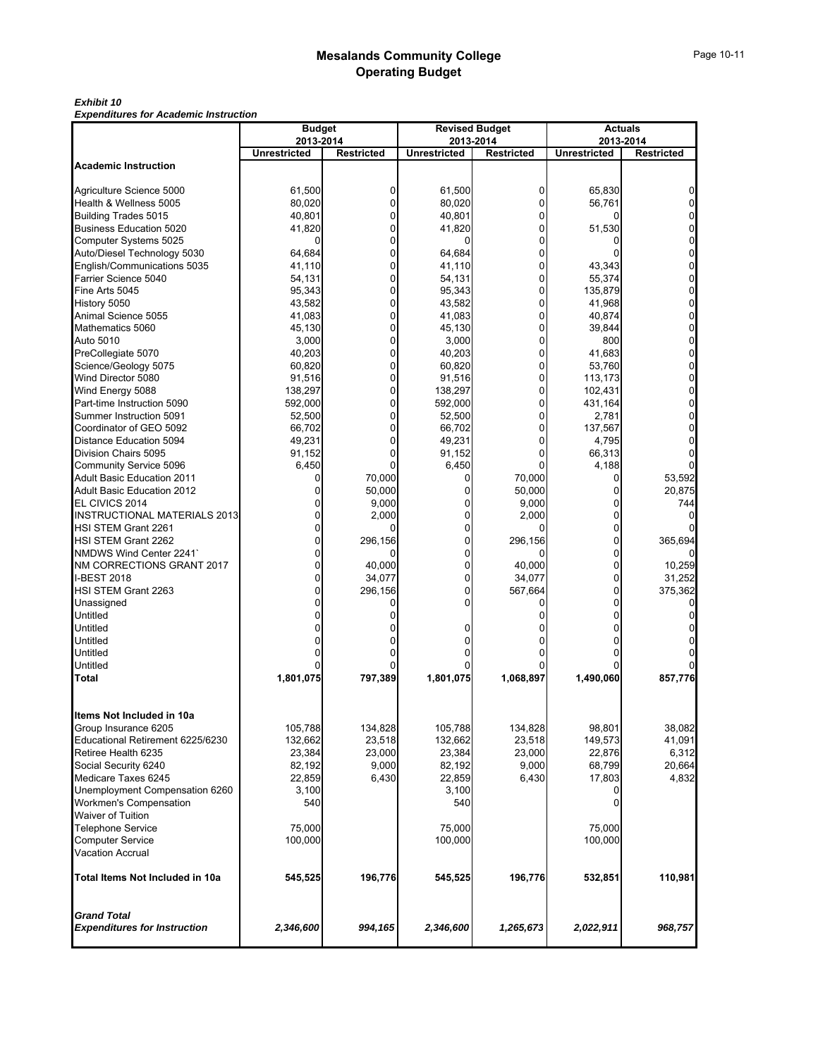# Mesalands Community College
## Operating Budget

***Exhibit 10***
***Expenditures for Academic Instruction***

| | Budget 2013-2014 | | Revised Budget 2013-2014 | | Actuals 2013-2014 | |
|---|---|---|---|---|---|---|
| | Unrestricted | Restricted | Unrestricted | Restricted | Unrestricted | Restricted |
| **Academic Instruction** | | | | | | |
| Agriculture Science 5000 | 61,500 | 0 | 61,500 | 0 | 65,830 | 0 |
| Health & Wellness 5005 | 80,020 | 0 | 80,020 | 0 | 56,761 | 0 |
| Building Trades 5015 | 40,801 | 0 | 40,801 | 0 | 0 | 0 |
| Business Education 5020 | 41,820 | 0 | 41,820 | 0 | 51,530 | 0 |
| Computer Systems 5025 | 0 | 0 | 0 | 0 | 0 | 0 |
| Auto/Diesel Technology 5030 | 64,684 | 0 | 64,684 | 0 | 0 | 0 |
| English/Communications 5035 | 41,110 | 0 | 41,110 | 0 | 43,343 | 0 |
| Farrier Science 5040 | 54,131 | 0 | 54,131 | 0 | 55,374 | 0 |
| Fine Arts 5045 | 95,343 | 0 | 95,343 | 0 | 135,879 | 0 |
| History 5050 | 43,582 | 0 | 43,582 | 0 | 41,968 | 0 |
| Animal Science 5055 | 41,083 | 0 | 41,083 | 0 | 40,874 | 0 |
| Mathematics 5060 | 45,130 | 0 | 45,130 | 0 | 39,844 | 0 |
| Auto 5010 | 3,000 | 0 | 3,000 | 0 | 800 | 0 |
| PreCollegiate 5070 | 40,203 | 0 | 40,203 | 0 | 41,683 | 0 |
| Science/Geology 5075 | 60,820 | 0 | 60,820 | 0 | 53,760 | 0 |
| Wind Director 5080 | 91,516 | 0 | 91,516 | 0 | 113,173 | 0 |
| Wind Energy 5088 | 138,297 | 0 | 138,297 | 0 | 102,431 | 0 |
| Part-time Instruction 5090 | 592,000 | 0 | 592,000 | 0 | 431,164 | 0 |
| Summer Instruction 5091 | 52,500 | 0 | 52,500 | 0 | 2,781 | 0 |
| Coordinator of GEO 5092 | 66,702 | 0 | 66,702 | 0 | 137,567 | 0 |
| Distance Education 5094 | 49,231 | 0 | 49,231 | 0 | 4,795 | 0 |
| Division Chairs 5095 | 91,152 | 0 | 91,152 | 0 | 66,313 | 0 |
| Community Service 5096 | 6,450 | 0 | 6,450 | 0 | 4,188 | 0 |
| Adult Basic Education 2011 | 0 | 70,000 | 0 | 70,000 | 0 | 53,592 |
| Adult Basic Education 2012 | 0 | 50,000 | 0 | 50,000 | 0 | 20,875 |
| EL CIVICS 2014 | 0 | 9,000 | 0 | 9,000 | 0 | 744 |
| INSTRUCTIONAL MATERIALS 2013 | 0 | 2,000 | 0 | 2,000 | 0 | 0 |
| HSI STEM Grant 2261 | 0 | 0 | 0 | 0 | 0 | 0 |
| HSI STEM Grant 2262 | 0 | 296,156 | 0 | 296,156 | 0 | 365,694 |
| NMDWS Wind Center 2241` | 0 | 0 | 0 | 0 | 0 | 0 |
| NM CORRECTIONS GRANT 2017 | 0 | 40,000 | 0 | 40,000 | 0 | 10,259 |
| I-BEST 2018 | 0 | 34,077 | 0 | 34,077 | 0 | 31,252 |
| HSI STEM Grant 2263 | 0 | 296,156 | 0 | 567,664 | 0 | 375,362 |
| Unassigned | 0 | 0 | 0 | 0 | 0 | 0 |
| Untitled | 0 | 0 | | 0 | 0 | 0 |
| Untitled | 0 | 0 | 0 | 0 | 0 | 0 |
| Untitled | 0 | 0 | 0 | 0 | 0 | 0 |
| Untitled | 0 | 0 | 0 | 0 | 0 | 0 |
| Untitled | 0 | 0 | 0 | 0 | 0 | 0 |
| **Total** | **1,801,075** | **797,389** | **1,801,075** | **1,068,897** | **1,490,060** | **857,776** |
| **Items Not Included in 10a** | | | | | | |
| Group Insurance 6205 | 105,788 | 134,828 | 105,788 | 134,828 | 98,801 | 38,082 |
| Educational Retirement 6225/6230 | 132,662 | 23,518 | 132,662 | 23,518 | 149,573 | 41,091 |
| Retiree Health 6235 | 23,384 | 23,000 | 23,384 | 23,000 | 22,876 | 6,312 |
| Social Security 6240 | 82,192 | 9,000 | 82,192 | 9,000 | 68,799 | 20,664 |
| Medicare Taxes 6245 | 22,859 | 6,430 | 22,859 | 6,430 | 17,803 | 4,832 |
| Unemployment Compensation 6260 | 3,100 | | 3,100 | | 0 | |
| Workmen's Compensation | 540 | | 540 | | 0 | |
| Waiver of Tuition | | | | | | |
| Telephone Service | 75,000 | | 75,000 | | 75,000 | |
| Computer Service | 100,000 | | 100,000 | | 100,000 | |
| Vacation Accrual | | | | | | |
| **Total Items Not Included in 10a** | **545,525** | **196,776** | **545,525** | **196,776** | **532,851** | **110,981** |
| ***Grand Total Expenditures for Instruction*** | ***2,346,600*** | ***994,165*** | ***2,346,600*** | ***1,265,673*** | ***2,022,911*** | ***968,757*** |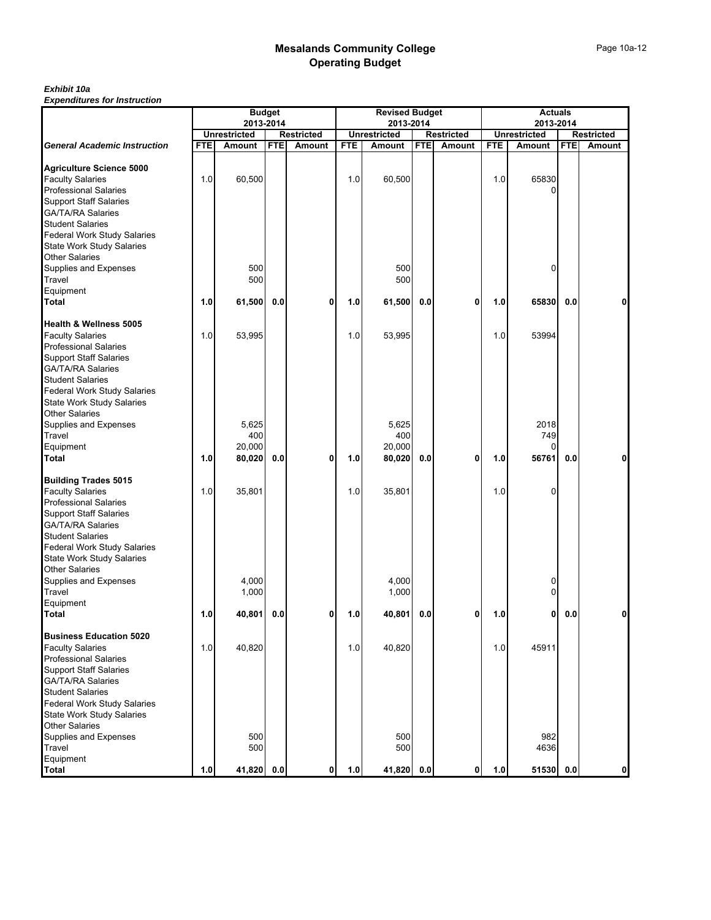# Mesalands Community College
## Operating Budget

***Exhibit 10a***
***Expenditures for Instruction***

| | Budget 2013-2014 | | | | Revised Budget 2013-2014 | | | | Actuals 2013-2014 | | | |
|---|---|---|---|---|---|---|---|---|---|---|---|---|
| | Unrestricted | | Restricted | | Unrestricted | | Restricted | | Unrestricted | | Restricted | |
| ***General Academic Instruction*** | **FTE** | **Amount** | **FTE** | **Amount** | **FTE** | **Amount** | **FTE** | **Amount** | **FTE** | **Amount** | **FTE** | **Amount** |
| **Agriculture Science 5000** | | | | | | | | | | | | |
| Faculty Salaries | 1.0 | 60,500 | | | 1.0 | 60,500 | | | 1.0 | 65830 | | |
| Professional Salaries | | | | | | | | | | 0 | | |
| Support Staff Salaries | | | | | | | | | | | | |
| GA/TA/RA Salaries | | | | | | | | | | | | |
| Student Salaries | | | | | | | | | | | | |
| Federal Work Study Salaries | | | | | | | | | | | | |
| State Work Study Salaries | | | | | | | | | | | | |
| Other Salaries | | | | | | | | | | | | |
| Supplies and Expenses | | 500 | | | | 500 | | | | 0 | | |
| Travel | | 500 | | | | 500 | | | | | | |
| Equipment | | | | | | | | | | | | |
| **Total** | **1.0** | **61,500** | **0.0** | **0** | **1.0** | **61,500** | **0.0** | **0** | **1.0** | **65830** | **0.0** | **0** |
| **Health & Wellness 5005** | | | | | | | | | | | | |
| Faculty Salaries | 1.0 | 53,995 | | | 1.0 | 53,995 | | | 1.0 | 53994 | | |
| Professional Salaries | | | | | | | | | | | | |
| Support Staff Salaries | | | | | | | | | | | | |
| GA/TA/RA Salaries | | | | | | | | | | | | |
| Student Salaries | | | | | | | | | | | | |
| Federal Work Study Salaries | | | | | | | | | | | | |
| State Work Study Salaries | | | | | | | | | | | | |
| Other Salaries | | | | | | | | | | | | |
| Supplies and Expenses | | 5,625 | | | | 5,625 | | | | 2018 | | |
| Travel | | 400 | | | | 400 | | | | 749 | | |
| Equipment | | 20,000 | | | | 20,000 | | | | 0 | | |
| **Total** | **1.0** | **80,020** | **0.0** | **0** | **1.0** | **80,020** | **0.0** | **0** | **1.0** | **56761** | **0.0** | **0** |
| **Building Trades 5015** | | | | | | | | | | | | |
| Faculty Salaries | 1.0 | 35,801 | | | 1.0 | 35,801 | | | 1.0 | 0 | | |
| Professional Salaries | | | | | | | | | | | | |
| Support Staff Salaries | | | | | | | | | | | | |
| GA/TA/RA Salaries | | | | | | | | | | | | |
| Student Salaries | | | | | | | | | | | | |
| Federal Work Study Salaries | | | | | | | | | | | | |
| State Work Study Salaries | | | | | | | | | | | | |
| Other Salaries | | | | | | | | | | | | |
| Supplies and Expenses | | 4,000 | | | | 4,000 | | | | 0 | | |
| Travel | | 1,000 | | | | 1,000 | | | | 0 | | |
| Equipment | | | | | | | | | | | | |
| **Total** | **1.0** | **40,801** | **0.0** | **0** | **1.0** | **40,801** | **0.0** | **0** | **1.0** | **0** | **0.0** | **0** |
| **Business Education 5020** | | | | | | | | | | | | |
| Faculty Salaries | 1.0 | 40,820 | | | 1.0 | 40,820 | | | 1.0 | 45911 | | |
| Professional Salaries | | | | | | | | | | | | |
| Support Staff Salaries | | | | | | | | | | | | |
| GA/TA/RA Salaries | | | | | | | | | | | | |
| Student Salaries | | | | | | | | | | | | |
| Federal Work Study Salaries | | | | | | | | | | | | |
| State Work Study Salaries | | | | | | | | | | | | |
| Other Salaries | | | | | | | | | | | | |
| Supplies and Expenses | | 500 | | | | 500 | | | | 982 | | |
| Travel | | 500 | | | | 500 | | | | 4636 | | |
| Equipment | | | | | | | | | | | | |
| **Total** | **1.0** | **41,820** | **0.0** | **0** | **1.0** | **41,820** | **0.0** | **0** | **1.0** | **51530** | **0.0** | **0** |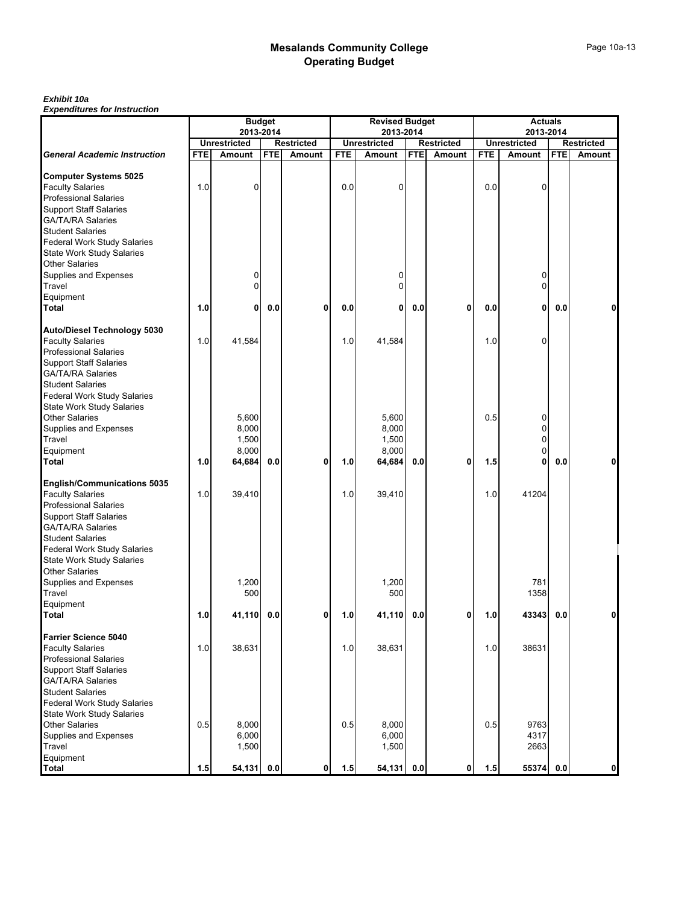# Mesalands Community College
## Operating Budget

***Exhibit 10a***
***Expenditures for Instruction***

| | Budget 2013-2014 | | | | Revised Budget 2013-2014 | | | | Actuals 2013-2014 | | | |
|---|---|---|---|---|---|---|---|---|---|---|---|---|
| | Unrestricted | | Restricted | | Unrestricted | | Restricted | | Unrestricted | | Restricted | |
| ***General Academic Instruction*** | **FTE** | **Amount** | **FTE** | **Amount** | **FTE** | **Amount** | **FTE** | **Amount** | **FTE** | **Amount** | **FTE** | **Amount** |
| **Computer Systems 5025** | | | | | | | | | | | | |
| Faculty Salaries | 1.0 | 0 | | | 0.0 | 0 | | | 0.0 | 0 | | |
| Professional Salaries | | | | | | | | | | | | |
| Support Staff Salaries | | | | | | | | | | | | |
| GA/TA/RA Salaries | | | | | | | | | | | | |
| Student Salaries | | | | | | | | | | | | |
| Federal Work Study Salaries | | | | | | | | | | | | |
| State Work Study Salaries | | | | | | | | | | | | |
| Other Salaries | | | | | | | | | | | | |
| Supplies and Expenses | | 0 | | | | 0 | | | | 0 | | |
| Travel | | 0 | | | | 0 | | | | 0 | | |
| Equipment | | | | | | | | | | | | |
| **Total** | **1.0** | **0** | **0.0** | **0** | **0.0** | **0** | **0.0** | **0** | **0.0** | **0** | **0.0** | **0** |
| **Auto/Diesel Technology 5030** | | | | | | | | | | | | |
| Faculty Salaries | 1.0 | 41,584 | | | 1.0 | 41,584 | | | 1.0 | 0 | | |
| Professional Salaries | | | | | | | | | | | | |
| Support Staff Salaries | | | | | | | | | | | | |
| GA/TA/RA Salaries | | | | | | | | | | | | |
| Student Salaries | | | | | | | | | | | | |
| Federal Work Study Salaries | | | | | | | | | | | | |
| State Work Study Salaries | | | | | | | | | | | | |
| Other Salaries | | 5,600 | | | | 5,600 | | | 0.5 | 0 | | |
| Supplies and Expenses | | 8,000 | | | | 8,000 | | | | 0 | | |
| Travel | | 1,500 | | | | 1,500 | | | | 0 | | |
| Equipment | | 8,000 | | | | 8,000 | | | | 0 | | |
| **Total** | **1.0** | **64,684** | **0.0** | **0** | **1.0** | **64,684** | **0.0** | **0** | **1.5** | **0** | **0.0** | **0** |
| **English/Communications 5035** | | | | | | | | | | | | |
| Faculty Salaries | 1.0 | 39,410 | | | 1.0 | 39,410 | | | 1.0 | 41204 | | |
| Professional Salaries | | | | | | | | | | | | |
| Support Staff Salaries | | | | | | | | | | | | |
| GA/TA/RA Salaries | | | | | | | | | | | | |
| Student Salaries | | | | | | | | | | | | |
| Federal Work Study Salaries | | | | | | | | | | | | |
| State Work Study Salaries | | | | | | | | | | | | |
| Other Salaries | | | | | | | | | | | | |
| Supplies and Expenses | | 1,200 | | | | 1,200 | | | | 781 | | |
| Travel | | 500 | | | | 500 | | | | 1358 | | |
| Equipment | | | | | | | | | | | | |
| **Total** | **1.0** | **41,110** | **0.0** | **0** | **1.0** | **41,110** | **0.0** | **0** | **1.0** | **43343** | **0.0** | **0** |
| **Farrier Science 5040** | | | | | | | | | | | | |
| Faculty Salaries | 1.0 | 38,631 | | | 1.0 | 38,631 | | | 1.0 | 38631 | | |
| Professional Salaries | | | | | | | | | | | | |
| Support Staff Salaries | | | | | | | | | | | | |
| GA/TA/RA Salaries | | | | | | | | | | | | |
| Student Salaries | | | | | | | | | | | | |
| Federal Work Study Salaries | | | | | | | | | | | | |
| State Work Study Salaries | | | | | | | | | | | | |
| Other Salaries | 0.5 | 8,000 | | | 0.5 | 8,000 | | | 0.5 | 9763 | | |
| Supplies and Expenses | | 6,000 | | | | 6,000 | | | | 4317 | | |
| Travel | | 1,500 | | | | 1,500 | | | | 2663 | | |
| Equipment | | | | | | | | | | | | |
| **Total** | **1.5** | **54,131** | **0.0** | **0** | **1.5** | **54,131** | **0.0** | **0** | **1.5** | **55374** | **0.0** | **0** |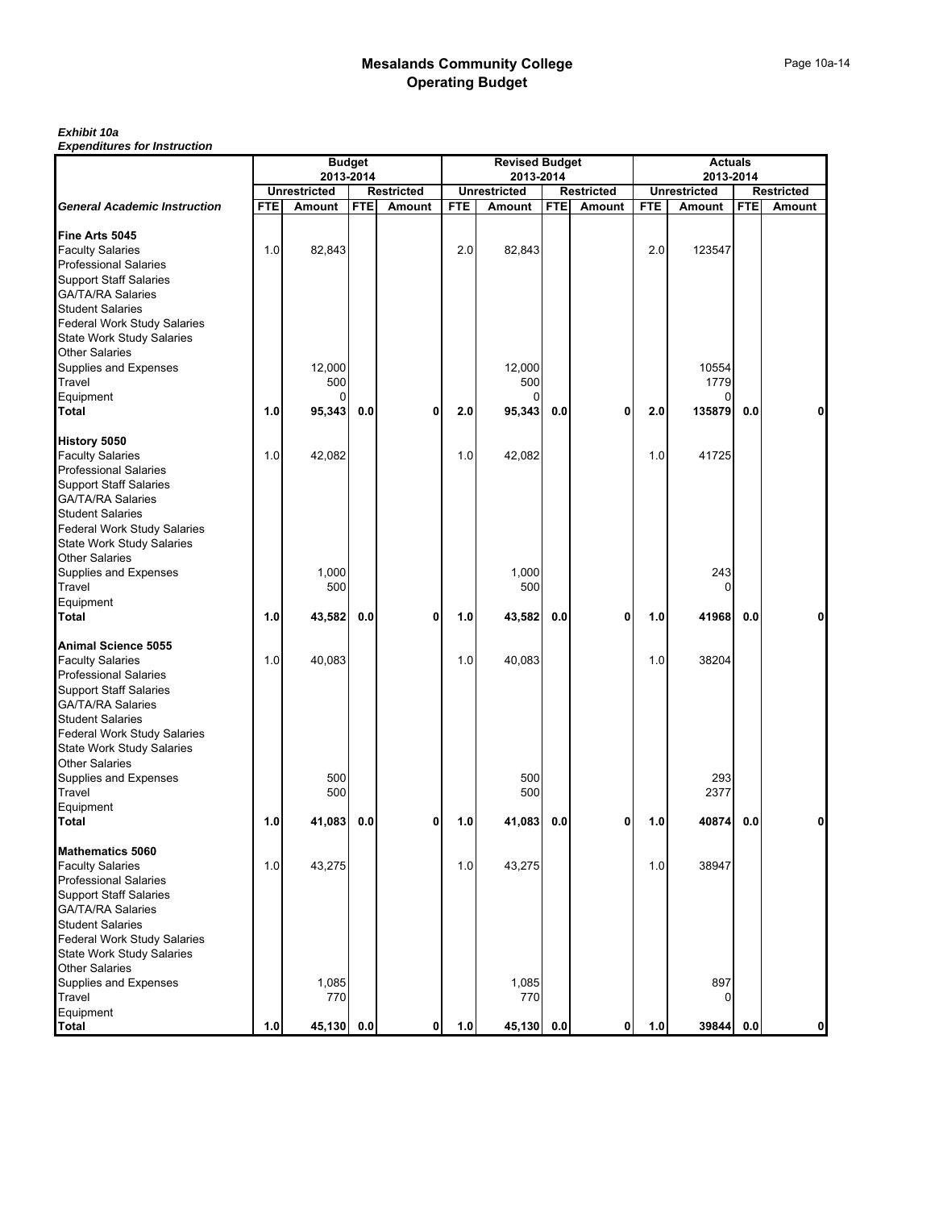# Mesalands Community College
## Operating Budget

***Exhibit 10a***
***Expenditures for Instruction***

| | Budget 2013-2014 | | | | Revised Budget 2013-2014 | | | | Actuals 2013-2014 | | | |
|---|---|---|---|---|---|---|---|---|---|---|---|---|
| | Unrestricted | | Restricted | | Unrestricted | | Restricted | | Unrestricted | | Restricted | |
| ***General Academic Instruction*** | **FTE** | **Amount** | **FTE** | **Amount** | **FTE** | **Amount** | **FTE** | **Amount** | **FTE** | **Amount** | **FTE** | **Amount** |
| **Fine Arts 5045** | | | | | | | | | | | | |
| Faculty Salaries | 1.0 | 82,843 | | | 2.0 | 82,843 | | | 2.0 | 123547 | | |
| Professional Salaries | | | | | | | | | | | | |
| Support Staff Salaries | | | | | | | | | | | | |
| GA/TA/RA Salaries | | | | | | | | | | | | |
| Student Salaries | | | | | | | | | | | | |
| Federal Work Study Salaries | | | | | | | | | | | | |
| State Work Study Salaries | | | | | | | | | | | | |
| Other Salaries | | | | | | | | | | | | |
| Supplies and Expenses | | 12,000 | | | | 12,000 | | | | 10554 | | |
| Travel | | 500 | | | | 500 | | | | 1779 | | |
| Equipment | | 0 | | | | 0 | | | | 0 | | |
| **Total** | **1.0** | **95,343** | **0.0** | **0** | **2.0** | **95,343** | **0.0** | **0** | **2.0** | **135879** | **0.0** | **0** |
| **History 5050** | | | | | | | | | | | | |
| Faculty Salaries | 1.0 | 42,082 | | | 1.0 | 42,082 | | | 1.0 | 41725 | | |
| Professional Salaries | | | | | | | | | | | | |
| Support Staff Salaries | | | | | | | | | | | | |
| GA/TA/RA Salaries | | | | | | | | | | | | |
| Student Salaries | | | | | | | | | | | | |
| Federal Work Study Salaries | | | | | | | | | | | | |
| State Work Study Salaries | | | | | | | | | | | | |
| Other Salaries | | | | | | | | | | | | |
| Supplies and Expenses | | 1,000 | | | | 1,000 | | | | 243 | | |
| Travel | | 500 | | | | 500 | | | | 0 | | |
| Equipment | | | | | | | | | | | | |
| **Total** | **1.0** | **43,582** | **0.0** | **0** | **1.0** | **43,582** | **0.0** | **0** | **1.0** | **41968** | **0.0** | **0** |
| **Animal Science 5055** | | | | | | | | | | | | |
| Faculty Salaries | 1.0 | 40,083 | | | 1.0 | 40,083 | | | 1.0 | 38204 | | |
| Professional Salaries | | | | | | | | | | | | |
| Support Staff Salaries | | | | | | | | | | | | |
| GA/TA/RA Salaries | | | | | | | | | | | | |
| Student Salaries | | | | | | | | | | | | |
| Federal Work Study Salaries | | | | | | | | | | | | |
| State Work Study Salaries | | | | | | | | | | | | |
| Other Salaries | | | | | | | | | | | | |
| Supplies and Expenses | | 500 | | | | 500 | | | | 293 | | |
| Travel | | 500 | | | | 500 | | | | 2377 | | |
| Equipment | | | | | | | | | | | | |
| **Total** | **1.0** | **41,083** | **0.0** | **0** | **1.0** | **41,083** | **0.0** | **0** | **1.0** | **40874** | **0.0** | **0** |
| **Mathematics 5060** | | | | | | | | | | | | |
| Faculty Salaries | 1.0 | 43,275 | | | 1.0 | 43,275 | | | 1.0 | 38947 | | |
| Professional Salaries | | | | | | | | | | | | |
| Support Staff Salaries | | | | | | | | | | | | |
| GA/TA/RA Salaries | | | | | | | | | | | | |
| Student Salaries | | | | | | | | | | | | |
| Federal Work Study Salaries | | | | | | | | | | | | |
| State Work Study Salaries | | | | | | | | | | | | |
| Other Salaries | | | | | | | | | | | | |
| Supplies and Expenses | | 1,085 | | | | 1,085 | | | | 897 | | |
| Travel | | 770 | | | | 770 | | | | 0 | | |
| Equipment | | | | | | | | | | | | |
| **Total** | **1.0** | **45,130** | **0.0** | **0** | **1.0** | **45,130** | **0.0** | **0** | **1.0** | **39844** | **0.0** | **0** |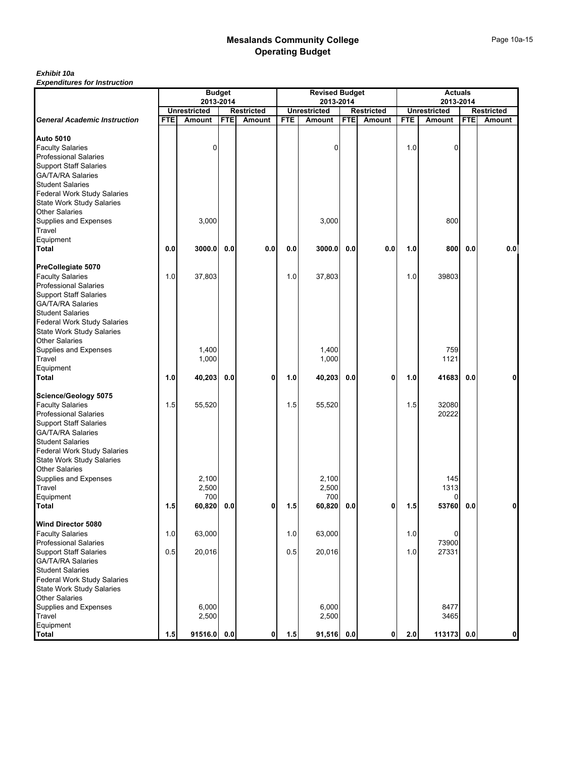# Mesalands Community College
## Operating Budget

***Exhibit 10a***
***Expenditures for Instruction***

| | Budget 2013-2014 | | | | Revised Budget 2013-2014 | | | | Actuals 2013-2014 | | | |
|---|---|---|---|---|---|---|---|---|---|---|---|---|
| | Unrestricted | | Restricted | | Unrestricted | | Restricted | | Unrestricted | | Restricted | |
| ***General Academic Instruction*** | **FTE** | **Amount** | **FTE** | **Amount** | **FTE** | **Amount** | **FTE** | **Amount** | **FTE** | **Amount** | **FTE** | **Amount** |
| **Auto 5010** | | | | | | | | | | | | |
| Faculty Salaries | | 0 | | | | 0 | | | 1.0 | 0 | | |
| Professional Salaries | | | | | | | | | | | | |
| Support Staff Salaries | | | | | | | | | | | | |
| GA/TA/RA Salaries | | | | | | | | | | | | |
| Student Salaries | | | | | | | | | | | | |
| Federal Work Study Salaries | | | | | | | | | | | | |
| State Work Study Salaries | | | | | | | | | | | | |
| Other Salaries | | | | | | | | | | | | |
| Supplies and Expenses | | 3,000 | | | | 3,000 | | | | 800 | | |
| Travel | | | | | | | | | | | | |
| Equipment | | | | | | | | | | | | |
| **Total** | **0.0** | **3000.0** | **0.0** | **0.0** | **0.0** | **3000.0** | **0.0** | **0.0** | **1.0** | **800** | **0.0** | **0.0** |
| **PreCollegiate 5070** | | | | | | | | | | | | |
| Faculty Salaries | 1.0 | 37,803 | | | 1.0 | 37,803 | | | 1.0 | 39803 | | |
| Professional Salaries | | | | | | | | | | | | |
| Support Staff Salaries | | | | | | | | | | | | |
| GA/TA/RA Salaries | | | | | | | | | | | | |
| Student Salaries | | | | | | | | | | | | |
| Federal Work Study Salaries | | | | | | | | | | | | |
| State Work Study Salaries | | | | | | | | | | | | |
| Other Salaries | | | | | | | | | | | | |
| Supplies and Expenses | | 1,400 | | | | 1,400 | | | | 759 | | |
| Travel | | 1,000 | | | | 1,000 | | | | 1121 | | |
| Equipment | | | | | | | | | | | | |
| **Total** | **1.0** | **40,203** | **0.0** | **0** | **1.0** | **40,203** | **0.0** | **0** | **1.0** | **41683** | **0.0** | **0** |
| **Science/Geology 5075** | | | | | | | | | | | | |
| Faculty Salaries | 1.5 | 55,520 | | | 1.5 | 55,520 | | | 1.5 | 32080 | | |
| Professional Salaries | | | | | | | | | | 20222 | | |
| Support Staff Salaries | | | | | | | | | | | | |
| GA/TA/RA Salaries | | | | | | | | | | | | |
| Student Salaries | | | | | | | | | | | | |
| Federal Work Study Salaries | | | | | | | | | | | | |
| State Work Study Salaries | | | | | | | | | | | | |
| Other Salaries | | | | | | | | | | | | |
| Supplies and Expenses | | 2,100 | | | | 2,100 | | | | 145 | | |
| Travel | | 2,500 | | | | 2,500 | | | | 1313 | | |
| Equipment | | 700 | | | | 700 | | | | 0 | | |
| **Total** | **1.5** | **60,820** | **0.0** | **0** | **1.5** | **60,820** | **0.0** | **0** | **1.5** | **53760** | **0.0** | **0** |
| **Wind Director 5080** | | | | | | | | | | | | |
| Faculty Salaries | 1.0 | 63,000 | | | 1.0 | 63,000 | | | 1.0 | 0 | | |
| Professional Salaries | | | | | | | | | | 73900 | | |
| Support Staff Salaries | 0.5 | 20,016 | | | 0.5 | 20,016 | | | 1.0 | 27331 | | |
| GA/TA/RA Salaries | | | | | | | | | | | | |
| Student Salaries | | | | | | | | | | | | |
| Federal Work Study Salaries | | | | | | | | | | | | |
| State Work Study Salaries | | | | | | | | | | | | |
| Other Salaries | | | | | | | | | | | | |
| Supplies and Expenses | | 6,000 | | | | 6,000 | | | | 8477 | | |
| Travel | | 2,500 | | | | 2,500 | | | | 3465 | | |
| Equipment | | | | | | | | | | | | |
| **Total** | **1.5** | **91516.0** | **0.0** | **0** | **1.5** | **91,516** | **0.0** | **0** | **2.0** | **113173** | **0.0** | **0** |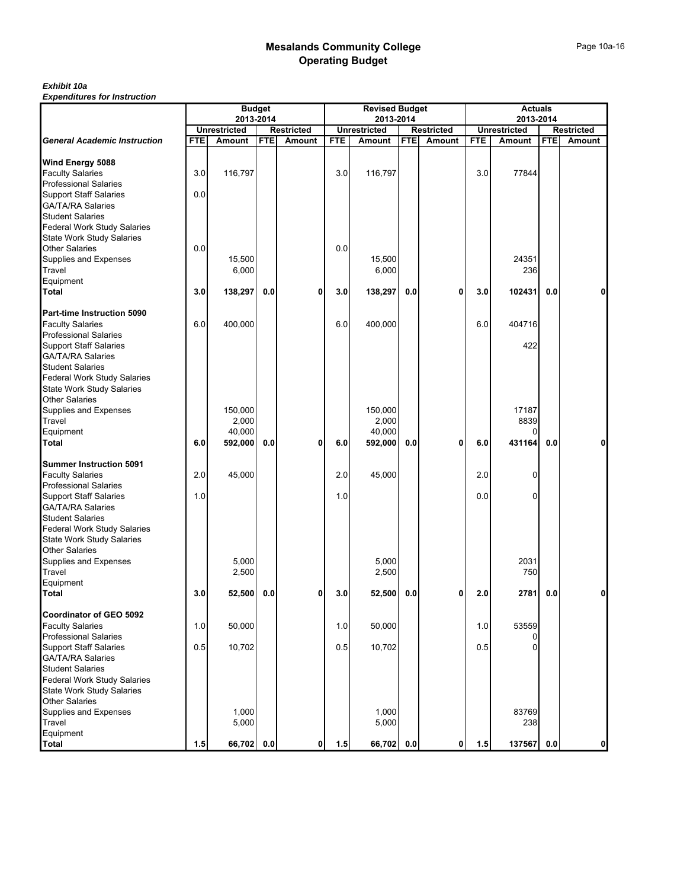# Mesalands Community College
## Operating Budget

***Exhibit 10a***
***Expenditures for Instruction***

| | Budget 2013-2014 | | | | Revised Budget 2013-2014 | | | | Actuals 2013-2014 | | | |
|---|---|---|---|---|---|---|---|---|---|---|---|---|
| | Unrestricted | | Restricted | | Unrestricted | | Restricted | | Unrestricted | | Restricted | |
| ***General Academic Instruction*** | FTE | Amount | FTE | Amount | FTE | Amount | FTE | Amount | FTE | Amount | FTE | Amount |
| **Wind Energy 5088** | | | | | | | | | | | | |
| Faculty Salaries | 3.0 | 116,797 | | | 3.0 | 116,797 | | | 3.0 | 77844 | | |
| Professional Salaries | | | | | | | | | | | | |
| Support Staff Salaries | 0.0 | | | | | | | | | | | |
| GA/TA/RA Salaries | | | | | | | | | | | | |
| Student Salaries | | | | | | | | | | | | |
| Federal Work Study Salaries | | | | | | | | | | | | |
| State Work Study Salaries | | | | | | | | | | | | |
| Other Salaries | 0.0 | | | | 0.0 | | | | | | | |
| Supplies and Expenses | | 15,500 | | | | 15,500 | | | | 24351 | | |
| Travel | | 6,000 | | | | 6,000 | | | | 236 | | |
| Equipment | | | | | | | | | | | | |
| **Total** | **3.0** | **138,297** | **0.0** | **0** | **3.0** | **138,297** | **0.0** | **0** | **3.0** | **102431** | **0.0** | **0** |
| **Part-time Instruction 5090** | | | | | | | | | | | | |
| Faculty Salaries | 6.0 | 400,000 | | | 6.0 | 400,000 | | | 6.0 | 404716 | | |
| Professional Salaries | | | | | | | | | | | | |
| Support Staff Salaries | | | | | | | | | | 422 | | |
| GA/TA/RA Salaries | | | | | | | | | | | | |
| Student Salaries | | | | | | | | | | | | |
| Federal Work Study Salaries | | | | | | | | | | | | |
| State Work Study Salaries | | | | | | | | | | | | |
| Other Salaries | | | | | | | | | | | | |
| Supplies and Expenses | | 150,000 | | | | 150,000 | | | | 17187 | | |
| Travel | | 2,000 | | | | 2,000 | | | | 8839 | | |
| Equipment | | 40,000 | | | | 40,000 | | | | 0 | | |
| **Total** | **6.0** | **592,000** | **0.0** | **0** | **6.0** | **592,000** | **0.0** | **0** | **6.0** | **431164** | **0.0** | **0** |
| **Summer Instruction 5091** | | | | | | | | | | | | |
| Faculty Salaries | 2.0 | 45,000 | | | 2.0 | 45,000 | | | 2.0 | 0 | | |
| Professional Salaries | | | | | | | | | | | | |
| Support Staff Salaries | 1.0 | | | | 1.0 | | | | 0.0 | 0 | | |
| GA/TA/RA Salaries | | | | | | | | | | | | |
| Student Salaries | | | | | | | | | | | | |
| Federal Work Study Salaries | | | | | | | | | | | | |
| State Work Study Salaries | | | | | | | | | | | | |
| Other Salaries | | | | | | | | | | | | |
| Supplies and Expenses | | 5,000 | | | | 5,000 | | | | 2031 | | |
| Travel | | 2,500 | | | | 2,500 | | | | 750 | | |
| Equipment | | | | | | | | | | | | |
| **Total** | **3.0** | **52,500** | **0.0** | **0** | **3.0** | **52,500** | **0.0** | **0** | **2.0** | **2781** | **0.0** | **0** |
| **Coordinator of GEO 5092** | | | | | | | | | | | | |
| Faculty Salaries | 1.0 | 50,000 | | | 1.0 | 50,000 | | | 1.0 | 53559 | | |
| Professional Salaries | | | | | | | | | | 0 | | |
| Support Staff Salaries | 0.5 | 10,702 | | | 0.5 | 10,702 | | | 0.5 | 0 | | |
| GA/TA/RA Salaries | | | | | | | | | | | | |
| Student Salaries | | | | | | | | | | | | |
| Federal Work Study Salaries | | | | | | | | | | | | |
| State Work Study Salaries | | | | | | | | | | | | |
| Other Salaries | | | | | | | | | | | | |
| Supplies and Expenses | | 1,000 | | | | 1,000 | | | | 83769 | | |
| Travel | | 5,000 | | | | 5,000 | | | | 238 | | |
| Equipment | | | | | | | | | | | | |
| **Total** | **1.5** | **66,702** | **0.0** | **0** | **1.5** | **66,702** | **0.0** | **0** | **1.5** | **137567** | **0.0** | **0** |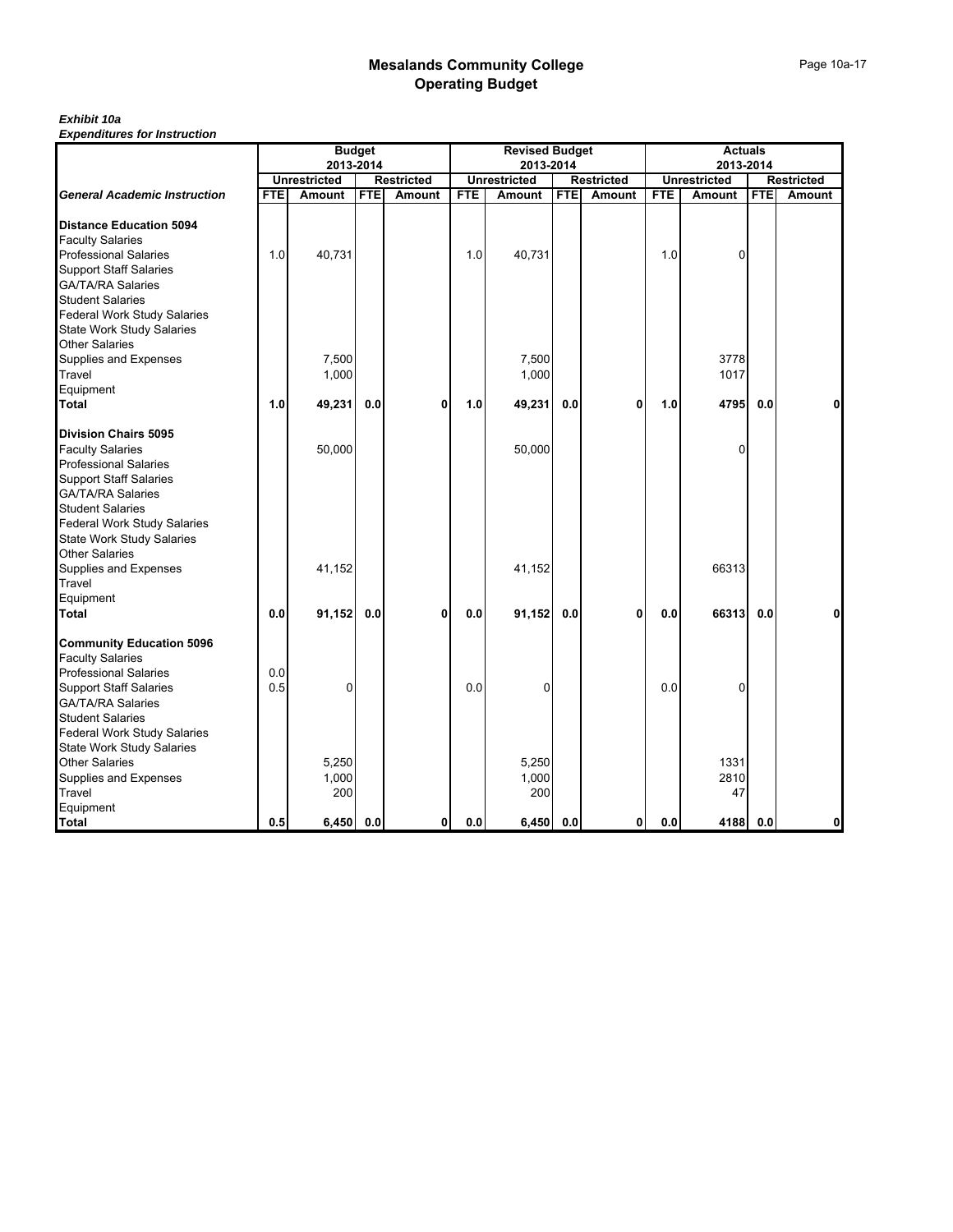# Mesalands Community College
## Operating Budget

***Exhibit 10a***
***Expenditures for Instruction***

| | Budget 2013-2014 | | | | Revised Budget 2013-2014 | | | | Actuals 2013-2014 | | | |
|---|---|---|---|---|---|---|---|---|---|---|---|---|
| | Unrestricted | | Restricted | | Unrestricted | | Restricted | | Unrestricted | | Restricted | |
| ***General Academic Instruction*** | **FTE** | **Amount** | **FTE** | **Amount** | **FTE** | **Amount** | **FTE** | **Amount** | **FTE** | **Amount** | **FTE** | **Amount** |
| **Distance Education 5094** | | | | | | | | | | | | |
| Faculty Salaries | | | | | | | | | | | | |
| Professional Salaries | 1.0 | 40,731 | | | 1.0 | 40,731 | | | 1.0 | 0 | | |
| Support Staff Salaries | | | | | | | | | | | | |
| GA/TA/RA Salaries | | | | | | | | | | | | |
| Student Salaries | | | | | | | | | | | | |
| Federal Work Study Salaries | | | | | | | | | | | | |
| State Work Study Salaries | | | | | | | | | | | | |
| Other Salaries | | | | | | | | | | | | |
| Supplies and Expenses | | 7,500 | | | | 7,500 | | | | 3778 | | |
| Travel | | 1,000 | | | | 1,000 | | | | 1017 | | |
| Equipment | | | | | | | | | | | | |
| **Total** | **1.0** | **49,231** | **0.0** | **0** | **1.0** | **49,231** | **0.0** | **0** | **1.0** | **4795** | **0.0** | **0** |
| **Division Chairs 5095** | | | | | | | | | | | | |
| Faculty Salaries | | 50,000 | | | | 50,000 | | | | 0 | | |
| Professional Salaries | | | | | | | | | | | | |
| Support Staff Salaries | | | | | | | | | | | | |
| GA/TA/RA Salaries | | | | | | | | | | | | |
| Student Salaries | | | | | | | | | | | | |
| Federal Work Study Salaries | | | | | | | | | | | | |
| State Work Study Salaries | | | | | | | | | | | | |
| Other Salaries | | | | | | | | | | | | |
| Supplies and Expenses | | 41,152 | | | | 41,152 | | | | 66313 | | |
| Travel | | | | | | | | | | | | |
| Equipment | | | | | | | | | | | | |
| **Total** | **0.0** | **91,152** | **0.0** | **0** | **0.0** | **91,152** | **0.0** | **0** | **0.0** | **66313** | **0.0** | **0** |
| **Community Education 5096** | | | | | | | | | | | | |
| Faculty Salaries | | | | | | | | | | | | |
| Professional Salaries | 0.0 | | | | | | | | | | | |
| Support Staff Salaries | 0.5 | 0 | | | 0.0 | 0 | | | 0.0 | 0 | | |
| GA/TA/RA Salaries | | | | | | | | | | | | |
| Student Salaries | | | | | | | | | | | | |
| Federal Work Study Salaries | | | | | | | | | | | | |
| State Work Study Salaries | | | | | | | | | | | | |
| Other Salaries | | 5,250 | | | | 5,250 | | | | 1331 | | |
| Supplies and Expenses | | 1,000 | | | | 1,000 | | | | 2810 | | |
| Travel | | 200 | | | | 200 | | | | 47 | | |
| Equipment | | | | | | | | | | | | |
| **Total** | **0.5** | **6,450** | **0.0** | **0** | **0.0** | **6,450** | **0.0** | **0** | **0.0** | **4188** | **0.0** | **0** |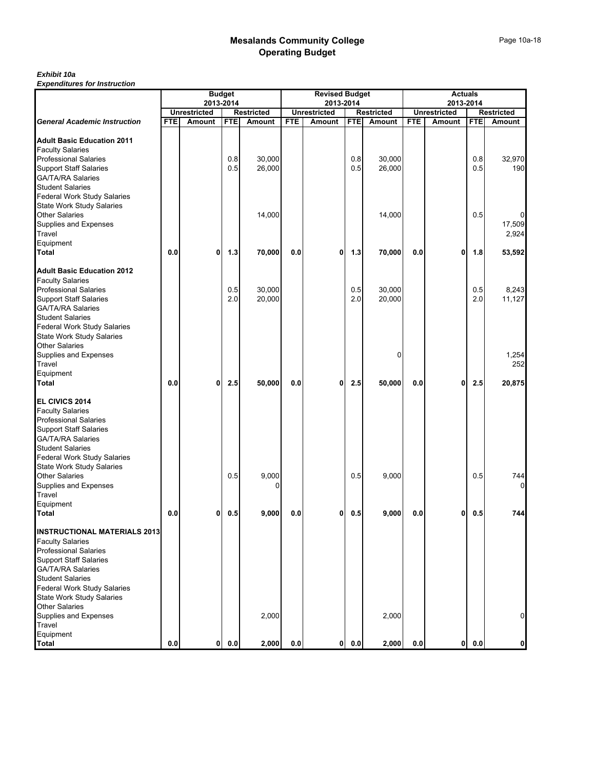# Mesalands Community College
## Operating Budget

***Exhibit 10a***
***Expenditures for Instruction***

| | Budget 2013-2014 | | | | Revised Budget 2013-2014 | | | | Actuals 2013-2014 | | | |
|---|---|---|---|---|---|---|---|---|---|---|---|---|
| | Unrestricted | | Restricted | | Unrestricted | | Restricted | | Unrestricted | | Restricted | |
| ***General Academic Instruction*** | **FTE** | **Amount** | **FTE** | **Amount** | **FTE** | **Amount** | **FTE** | **Amount** | **FTE** | **Amount** | **FTE** | **Amount** |
| **Adult Basic Education 2011** | | | | | | | | | | | | |
| Faculty Salaries | | | | | | | | | | | | |
| Professional Salaries | | | 0.8 | 30,000 | | | 0.8 | 30,000 | | | 0.8 | 32,970 |
| Support Staff Salaries | | | 0.5 | 26,000 | | | 0.5 | 26,000 | | | 0.5 | 190 |
| GA/TA/RA Salaries | | | | | | | | | | | | |
| Student Salaries | | | | | | | | | | | | |
| Federal Work Study Salaries | | | | | | | | | | | | |
| State Work Study Salaries | | | | | | | | | | | | |
| Other Salaries | | | | 14,000 | | | | 14,000 | | | 0.5 | 0 |
| Supplies and Expenses | | | | | | | | | | | | 17,509 |
| Travel | | | | | | | | | | | | 2,924 |
| Equipment | | | | | | | | | | | | |
| **Total** | **0.0** | **0** | **1.3** | **70,000** | **0.0** | **0** | **1.3** | **70,000** | **0.0** | **0** | **1.8** | **53,592** |
| **Adult Basic Education 2012** | | | | | | | | | | | | |
| Faculty Salaries | | | | | | | | | | | | |
| Professional Salaries | | | 0.5 | 30,000 | | | 0.5 | 30,000 | | | 0.5 | 8,243 |
| Support Staff Salaries | | | 2.0 | 20,000 | | | 2.0 | 20,000 | | | 2.0 | 11,127 |
| GA/TA/RA Salaries | | | | | | | | | | | | |
| Student Salaries | | | | | | | | | | | | |
| Federal Work Study Salaries | | | | | | | | | | | | |
| State Work Study Salaries | | | | | | | | | | | | |
| Other Salaries | | | | | | | | | | | | |
| Supplies and Expenses | | | | | | | | 0 | | | | 1,254 |
| Travel | | | | | | | | | | | | 252 |
| Equipment | | | | | | | | | | | | |
| **Total** | **0.0** | **0** | **2.5** | **50,000** | **0.0** | **0** | **2.5** | **50,000** | **0.0** | **0** | **2.5** | **20,875** |
| **EL CIVICS 2014** | | | | | | | | | | | | |
| Faculty Salaries | | | | | | | | | | | | |
| Professional Salaries | | | | | | | | | | | | |
| Support Staff Salaries | | | | | | | | | | | | |
| GA/TA/RA Salaries | | | | | | | | | | | | |
| Student Salaries | | | | | | | | | | | | |
| Federal Work Study Salaries | | | | | | | | | | | | |
| State Work Study Salaries | | | | | | | | | | | | |
| Other Salaries | | | 0.5 | 9,000 | | | 0.5 | 9,000 | | | 0.5 | 744 |
| Supplies and Expenses | | | | 0 | | | | | | | | 0 |
| Travel | | | | | | | | | | | | |
| Equipment | | | | | | | | | | | | |
| **Total** | **0.0** | **0** | **0.5** | **9,000** | **0.0** | **0** | **0.5** | **9,000** | **0.0** | **0** | **0.5** | **744** |
| **INSTRUCTIONAL MATERIALS 2013** | | | | | | | | | | | | |
| Faculty Salaries | | | | | | | | | | | | |
| Professional Salaries | | | | | | | | | | | | |
| Support Staff Salaries | | | | | | | | | | | | |
| GA/TA/RA Salaries | | | | | | | | | | | | |
| Student Salaries | | | | | | | | | | | | |
| Federal Work Study Salaries | | | | | | | | | | | | |
| State Work Study Salaries | | | | | | | | | | | | |
| Other Salaries | | | | | | | | | | | | |
| Supplies and Expenses | | | | 2,000 | | | | 2,000 | | | | 0 |
| Travel | | | | | | | | | | | | |
| Equipment | | | | | | | | | | | | |
| **Total** | **0.0** | **0** | **0.0** | **2,000** | **0.0** | **0** | **0.0** | **2,000** | **0.0** | **0** | **0.0** | **0** |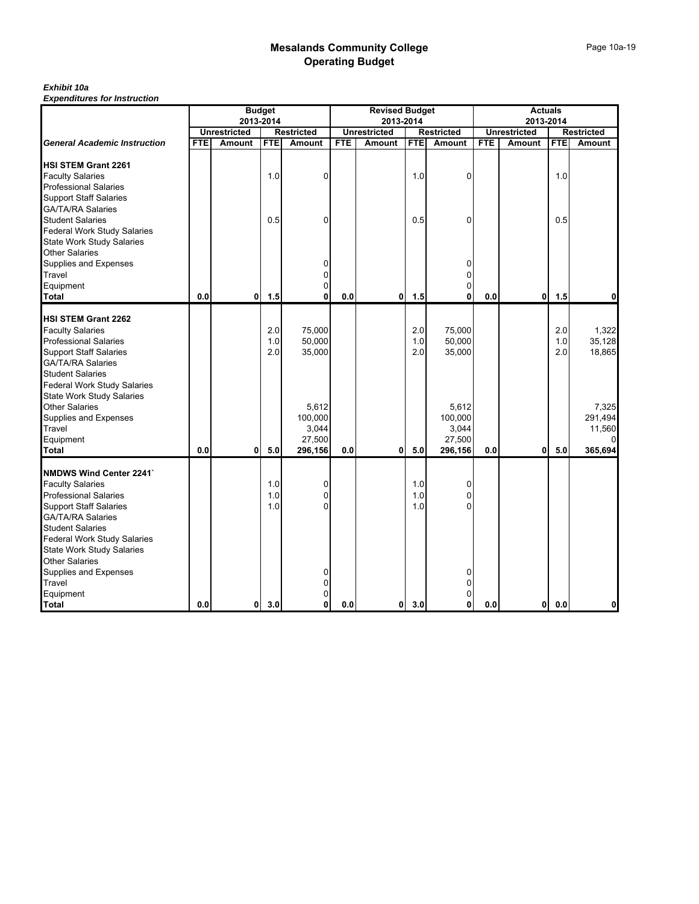# Mesalands Community College
## Operating Budget

***Exhibit 10a***
***Expenditures for Instruction***

| | Budget 2013-2014 | | | | Revised Budget 2013-2014 | | | | Actuals 2013-2014 | | | |
|---|---|---|---|---|---|---|---|---|---|---|---|---|
| | Unrestricted | | Restricted | | Unrestricted | | Restricted | | Unrestricted | | Restricted | |
| ***General Academic Instruction*** | FTE | Amount | FTE | Amount | FTE | Amount | FTE | Amount | FTE | Amount | FTE | Amount |
| **HSI STEM Grant 2261** | | | | | | | | | | | | |
| Faculty Salaries | | | 1.0 | 0 | | | 1.0 | 0 | | | 1.0 | |
| Professional Salaries | | | | | | | | | | | | |
| Support Staff Salaries | | | | | | | | | | | | |
| GA/TA/RA Salaries | | | | | | | | | | | | |
| Student Salaries | | | 0.5 | 0 | | | 0.5 | 0 | | | 0.5 | |
| Federal Work Study Salaries | | | | | | | | | | | | |
| State Work Study Salaries | | | | | | | | | | | | |
| Other Salaries | | | | | | | | | | | | |
| Supplies and Expenses | | | | 0 | | | | 0 | | | | |
| Travel | | | | 0 | | | | 0 | | | | |
| Equipment | | | | 0 | | | | 0 | | | | |
| **Total** | **0.0** | **0** | **1.5** | **0** | **0.0** | **0** | **1.5** | **0** | **0.0** | **0** | **1.5** | **0** |
| **HSI STEM Grant 2262** | | | | | | | | | | | | |
| Faculty Salaries | | | 2.0 | 75,000 | | | 2.0 | 75,000 | | | 2.0 | 1,322 |
| Professional Salaries | | | 1.0 | 50,000 | | | 1.0 | 50,000 | | | 1.0 | 35,128 |
| Support Staff Salaries | | | 2.0 | 35,000 | | | 2.0 | 35,000 | | | 2.0 | 18,865 |
| GA/TA/RA Salaries | | | | | | | | | | | | |
| Student Salaries | | | | | | | | | | | | |
| Federal Work Study Salaries | | | | | | | | | | | | |
| State Work Study Salaries | | | | | | | | | | | | |
| Other Salaries | | | | 5,612 | | | | 5,612 | | | | 7,325 |
| Supplies and Expenses | | | | 100,000 | | | | 100,000 | | | | 291,494 |
| Travel | | | | 3,044 | | | | 3,044 | | | | 11,560 |
| Equipment | | | | 27,500 | | | | 27,500 | | | | 0 |
| **Total** | **0.0** | **0** | **5.0** | **296,156** | **0.0** | **0** | **5.0** | **296,156** | **0.0** | **0** | **5.0** | **365,694** |
| **NMDWS Wind Center 2241`** | | | | | | | | | | | | |
| Faculty Salaries | | | 1.0 | 0 | | | 1.0 | 0 | | | | |
| Professional Salaries | | | 1.0 | 0 | | | 1.0 | 0 | | | | |
| Support Staff Salaries | | | 1.0 | 0 | | | 1.0 | 0 | | | | |
| GA/TA/RA Salaries | | | | | | | | | | | | |
| Student Salaries | | | | | | | | | | | | |
| Federal Work Study Salaries | | | | | | | | | | | | |
| State Work Study Salaries | | | | | | | | | | | | |
| Other Salaries | | | | | | | | | | | | |
| Supplies and Expenses | | | | 0 | | | | 0 | | | | |
| Travel | | | | 0 | | | | 0 | | | | |
| Equipment | | | | 0 | | | | 0 | | | | |
| **Total** | **0.0** | **0** | **3.0** | **0** | **0.0** | **0** | **3.0** | **0** | **0.0** | **0** | **0.0** | **0** |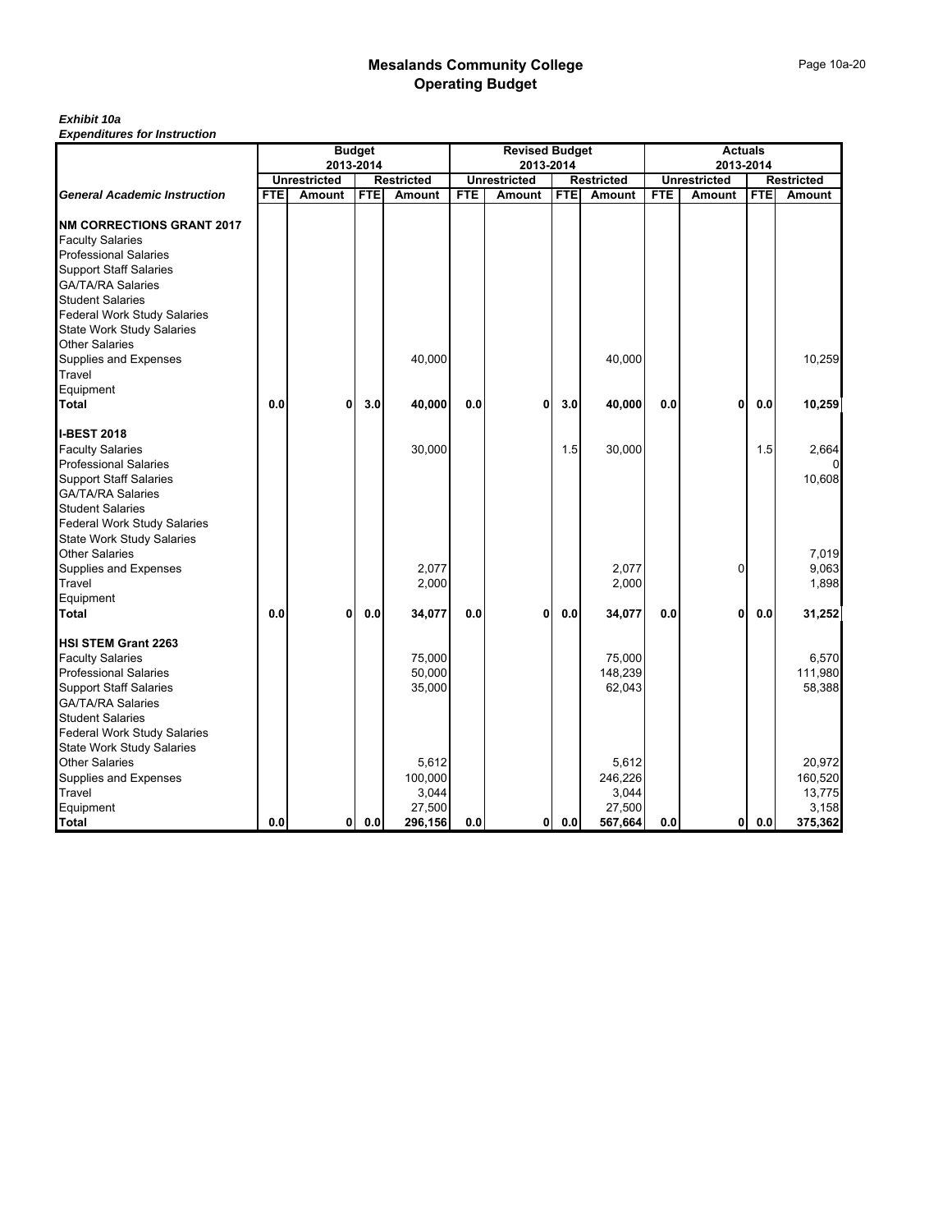# Mesalands Community College
## Operating Budget

***Exhibit 10a***
***Expenditures for Instruction***

| | Budget 2013-2014 | | | | Revised Budget 2013-2014 | | | | Actuals 2013-2014 | | | |
|---|---|---|---|---|---|---|---|---|---|---|---|---|
| | Unrestricted | | Restricted | | Unrestricted | | Restricted | | Unrestricted | | Restricted | |
| ***General Academic Instruction*** | **FTE** | **Amount** | **FTE** | **Amount** | **FTE** | **Amount** | **FTE** | **Amount** | **FTE** | **Amount** | **FTE** | **Amount** |
| **NM CORRECTIONS GRANT 2017** | | | | | | | | | | | | |
| Faculty Salaries | | | | | | | | | | | | |
| Professional Salaries | | | | | | | | | | | | |
| Support Staff Salaries | | | | | | | | | | | | |
| GA/TA/RA Salaries | | | | | | | | | | | | |
| Student Salaries | | | | | | | | | | | | |
| Federal Work Study Salaries | | | | | | | | | | | | |
| State Work Study Salaries | | | | | | | | | | | | |
| Other Salaries | | | | | | | | | | | | |
| Supplies and Expenses | | | | 40,000 | | | | 40,000 | | | | 10,259 |
| Travel | | | | | | | | | | | | |
| Equipment | | | | | | | | | | | | |
| **Total** | **0.0** | **0** | **3.0** | **40,000** | **0.0** | **0** | **3.0** | **40,000** | **0.0** | **0** | **0.0** | **10,259** |
| **I-BEST 2018** | | | | | | | | | | | | |
| Faculty Salaries | | | | 30,000 | | | 1.5 | 30,000 | | | 1.5 | 2,664 |
| Professional Salaries | | | | | | | | | | | | 0 |
| Support Staff Salaries | | | | | | | | | | | | 10,608 |
| GA/TA/RA Salaries | | | | | | | | | | | | |
| Student Salaries | | | | | | | | | | | | |
| Federal Work Study Salaries | | | | | | | | | | | | |
| State Work Study Salaries | | | | | | | | | | | | |
| Other Salaries | | | | | | | | | | | | 7,019 |
| Supplies and Expenses | | | | 2,077 | | | | 2,077 | | 0 | | 9,063 |
| Travel | | | | 2,000 | | | | 2,000 | | | | 1,898 |
| Equipment | | | | | | | | | | | | |
| **Total** | **0.0** | **0** | **0.0** | **34,077** | **0.0** | **0** | **0.0** | **34,077** | **0.0** | **0** | **0.0** | **31,252** |
| **HSI STEM Grant 2263** | | | | | | | | | | | | |
| Faculty Salaries | | | | 75,000 | | | | 75,000 | | | | 6,570 |
| Professional Salaries | | | | 50,000 | | | | 148,239 | | | | 111,980 |
| Support Staff Salaries | | | | 35,000 | | | | 62,043 | | | | 58,388 |
| GA/TA/RA Salaries | | | | | | | | | | | | |
| Student Salaries | | | | | | | | | | | | |
| Federal Work Study Salaries | | | | | | | | | | | | |
| State Work Study Salaries | | | | | | | | | | | | |
| Other Salaries | | | | 5,612 | | | | 5,612 | | | | 20,972 |
| Supplies and Expenses | | | | 100,000 | | | | 246,226 | | | | 160,520 |
| Travel | | | | 3,044 | | | | 3,044 | | | | 13,775 |
| Equipment | | | | 27,500 | | | | 27,500 | | | | 3,158 |
| **Total** | **0.0** | **0** | **0.0** | **296,156** | **0.0** | **0** | **0.0** | **567,664** | **0.0** | **0** | **0.0** | **375,362** |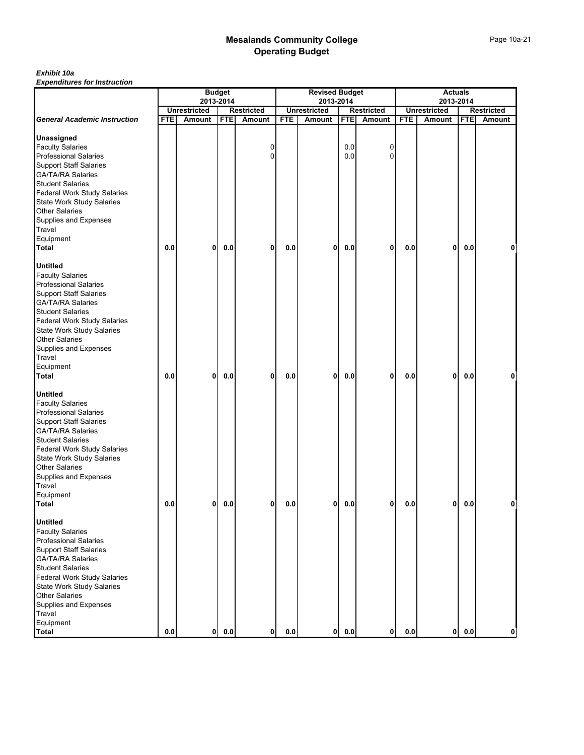# Mesalands Community College
## Operating Budget

***Exhibit 10a***
***Expenditures for Instruction***

| | Budget 2013-2014 | | | | Revised Budget 2013-2014 | | | | Actuals 2013-2014 | | | |
|---|---|---|---|---|---|---|---|---|---|---|---|---|
| | Unrestricted | | Restricted | | Unrestricted | | Restricted | | Unrestricted | | Restricted | |
| ***General Academic Instruction*** | **FTE** | **Amount** | **FTE** | **Amount** | **FTE** | **Amount** | **FTE** | **Amount** | **FTE** | **Amount** | **FTE** | **Amount** |
| **Unassigned** | | | | | | | | | | | | |
| Faculty Salaries | | | | 0 | | | 0.0 | 0 | | | | |
| Professional Salaries | | | | 0 | | | 0.0 | 0 | | | | |
| Support Staff Salaries | | | | | | | | | | | | |
| GA/TA/RA Salaries | | | | | | | | | | | | |
| Student Salaries | | | | | | | | | | | | |
| Federal Work Study Salaries | | | | | | | | | | | | |
| State Work Study Salaries | | | | | | | | | | | | |
| Other Salaries | | | | | | | | | | | | |
| Supplies and Expenses | | | | | | | | | | | | |
| Travel | | | | | | | | | | | | |
| Equipment | | | | | | | | | | | | |
| **Total** | **0.0** | **0** | **0.0** | **0** | **0.0** | **0** | **0.0** | **0** | **0.0** | **0** | **0.0** | **0** |
| **Untitled** | | | | | | | | | | | | |
| Faculty Salaries | | | | | | | | | | | | |
| Professional Salaries | | | | | | | | | | | | |
| Support Staff Salaries | | | | | | | | | | | | |
| GA/TA/RA Salaries | | | | | | | | | | | | |
| Student Salaries | | | | | | | | | | | | |
| Federal Work Study Salaries | | | | | | | | | | | | |
| State Work Study Salaries | | | | | | | | | | | | |
| Other Salaries | | | | | | | | | | | | |
| Supplies and Expenses | | | | | | | | | | | | |
| Travel | | | | | | | | | | | | |
| Equipment | | | | | | | | | | | | |
| **Total** | **0.0** | **0** | **0.0** | **0** | **0.0** | **0** | **0.0** | **0** | **0.0** | **0** | **0.0** | **0** |
| **Untitled** | | | | | | | | | | | | |
| Faculty Salaries | | | | | | | | | | | | |
| Professional Salaries | | | | | | | | | | | | |
| Support Staff Salaries | | | | | | | | | | | | |
| GA/TA/RA Salaries | | | | | | | | | | | | |
| Student Salaries | | | | | | | | | | | | |
| Federal Work Study Salaries | | | | | | | | | | | | |
| State Work Study Salaries | | | | | | | | | | | | |
| Other Salaries | | | | | | | | | | | | |
| Supplies and Expenses | | | | | | | | | | | | |
| Travel | | | | | | | | | | | | |
| Equipment | | | | | | | | | | | | |
| **Total** | **0.0** | **0** | **0.0** | **0** | **0.0** | **0** | **0.0** | **0** | **0.0** | **0** | **0.0** | **0** |
| **Untitled** | | | | | | | | | | | | |
| Faculty Salaries | | | | | | | | | | | | |
| Professional Salaries | | | | | | | | | | | | |
| Support Staff Salaries | | | | | | | | | | | | |
| GA/TA/RA Salaries | | | | | | | | | | | | |
| Student Salaries | | | | | | | | | | | | |
| Federal Work Study Salaries | | | | | | | | | | | | |
| State Work Study Salaries | | | | | | | | | | | | |
| Other Salaries | | | | | | | | | | | | |
| Supplies and Expenses | | | | | | | | | | | | |
| Travel | | | | | | | | | | | | |
| Equipment | | | | | | | | | | | | |
| **Total** | **0.0** | **0** | **0.0** | **0** | **0.0** | **0** | **0.0** | **0** | **0.0** | **0** | **0.0** | **0** |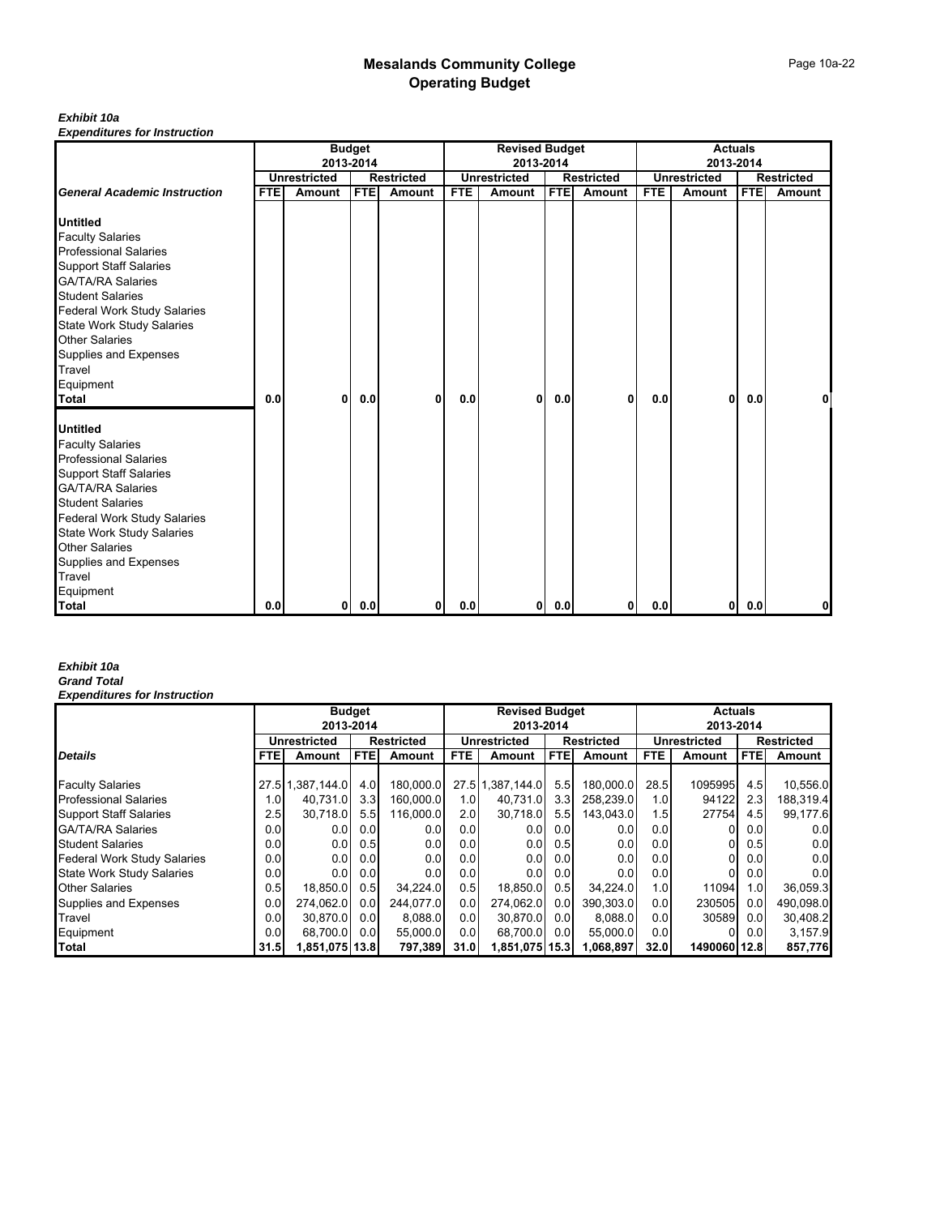# Mesalands Community College
## Operating Budget

***Exhibit 10a***
***Expenditures for Instruction***

| | Budget 2013-2014 | | | | Revised Budget 2013-2014 | | | | Actuals 2013-2014 | | | |
|---|---|---|---|---|---|---|---|---|---|---|---|---|
| | Unrestricted | | Restricted | | Unrestricted | | Restricted | | Unrestricted | | Restricted | |
| ***General Academic Instruction*** | **FTE** | **Amount** | **FTE** | **Amount** | **FTE** | **Amount** | **FTE** | **Amount** | **FTE** | **Amount** | **FTE** | **Amount** |
| **Untitled** | | | | | | | | | | | | |
| Faculty Salaries | | | | | | | | | | | | |
| Professional Salaries | | | | | | | | | | | | |
| Support Staff Salaries | | | | | | | | | | | | |
| GA/TA/RA Salaries | | | | | | | | | | | | |
| Student Salaries | | | | | | | | | | | | |
| Federal Work Study Salaries | | | | | | | | | | | | |
| State Work Study Salaries | | | | | | | | | | | | |
| Other Salaries | | | | | | | | | | | | |
| Supplies and Expenses | | | | | | | | | | | | |
| Travel | | | | | | | | | | | | |
| Equipment | | | | | | | | | | | | |
| **Total** | **0.0** | **0** | **0.0** | **0** | **0.0** | **0** | **0.0** | **0** | **0.0** | **0** | **0.0** | **0** |
| **Untitled** | | | | | | | | | | | | |
| Faculty Salaries | | | | | | | | | | | | |
| Professional Salaries | | | | | | | | | | | | |
| Support Staff Salaries | | | | | | | | | | | | |
| GA/TA/RA Salaries | | | | | | | | | | | | |
| Student Salaries | | | | | | | | | | | | |
| Federal Work Study Salaries | | | | | | | | | | | | |
| State Work Study Salaries | | | | | | | | | | | | |
| Other Salaries | | | | | | | | | | | | |
| Supplies and Expenses | | | | | | | | | | | | |
| Travel | | | | | | | | | | | | |
| Equipment | | | | | | | | | | | | |
| **Total** | **0.0** | **0** | **0.0** | **0** | **0.0** | **0** | **0.0** | **0** | **0.0** | **0** | **0.0** | **0** |

***Exhibit 10a***
***Grand Total***
***Expenditures for Instruction***

| | Budget 2013-2014 | | | | Revised Budget 2013-2014 | | | | Actuals 2013-2014 | | | |
|---|---|---|---|---|---|---|---|---|---|---|---|---|
| | Unrestricted | | Restricted | | Unrestricted | | Restricted | | Unrestricted | | Restricted | |
| ***Details*** | **FTE** | **Amount** | **FTE** | **Amount** | **FTE** | **Amount** | **FTE** | **Amount** | **FTE** | **Amount** | **FTE** | **Amount** |
| Faculty Salaries | 27.5 | 1,387,144.0 | 4.0 | 180,000.0 | 27.5 | 1,387,144.0 | 5.5 | 180,000.0 | 28.5 | 1095995 | 4.5 | 10,556.0 |
| Professional Salaries | 1.0 | 40,731.0 | 3.3 | 160,000.0 | 1.0 | 40,731.0 | 3.3 | 258,239.0 | 1.0 | 94122 | 2.3 | 188,319.4 |
| Support Staff Salaries | 2.5 | 30,718.0 | 5.5 | 116,000.0 | 2.0 | 30,718.0 | 5.5 | 143,043.0 | 1.5 | 27754 | 4.5 | 99,177.6 |
| GA/TA/RA Salaries | 0.0 | 0.0 | 0.0 | 0.0 | 0.0 | 0.0 | 0.0 | 0.0 | 0.0 | 0 | 0.0 | 0.0 |
| Student Salaries | 0.0 | 0.0 | 0.5 | 0.0 | 0.0 | 0.0 | 0.5 | 0.0 | 0.0 | 0 | 0.5 | 0.0 |
| Federal Work Study Salaries | 0.0 | 0.0 | 0.0 | 0.0 | 0.0 | 0.0 | 0.0 | 0.0 | 0.0 | 0 | 0.0 | 0.0 |
| State Work Study Salaries | 0.0 | 0.0 | 0.0 | 0.0 | 0.0 | 0.0 | 0.0 | 0.0 | 0.0 | 0 | 0.0 | 0.0 |
| Other Salaries | 0.5 | 18,850.0 | 0.5 | 34,224.0 | 0.5 | 18,850.0 | 0.5 | 34,224.0 | 1.0 | 11094 | 1.0 | 36,059.3 |
| Supplies and Expenses | 0.0 | 274,062.0 | 0.0 | 244,077.0 | 0.0 | 274,062.0 | 0.0 | 390,303.0 | 0.0 | 230505 | 0.0 | 490,098.0 |
| Travel | 0.0 | 30,870.0 | 0.0 | 8,088.0 | 0.0 | 30,870.0 | 0.0 | 8,088.0 | 0.0 | 30589 | 0.0 | 30,408.2 |
| Equipment | 0.0 | 68,700.0 | 0.0 | 55,000.0 | 0.0 | 68,700.0 | 0.0 | 55,000.0 | 0.0 | 0 | 0.0 | 3,157.9 |
| **Total** | **31.5** | **1,851,075** | **13.8** | **797,389** | **31.0** | **1,851,075** | **15.3** | **1,068,897** | **32.0** | **1490060** | **12.8** | **857,776** |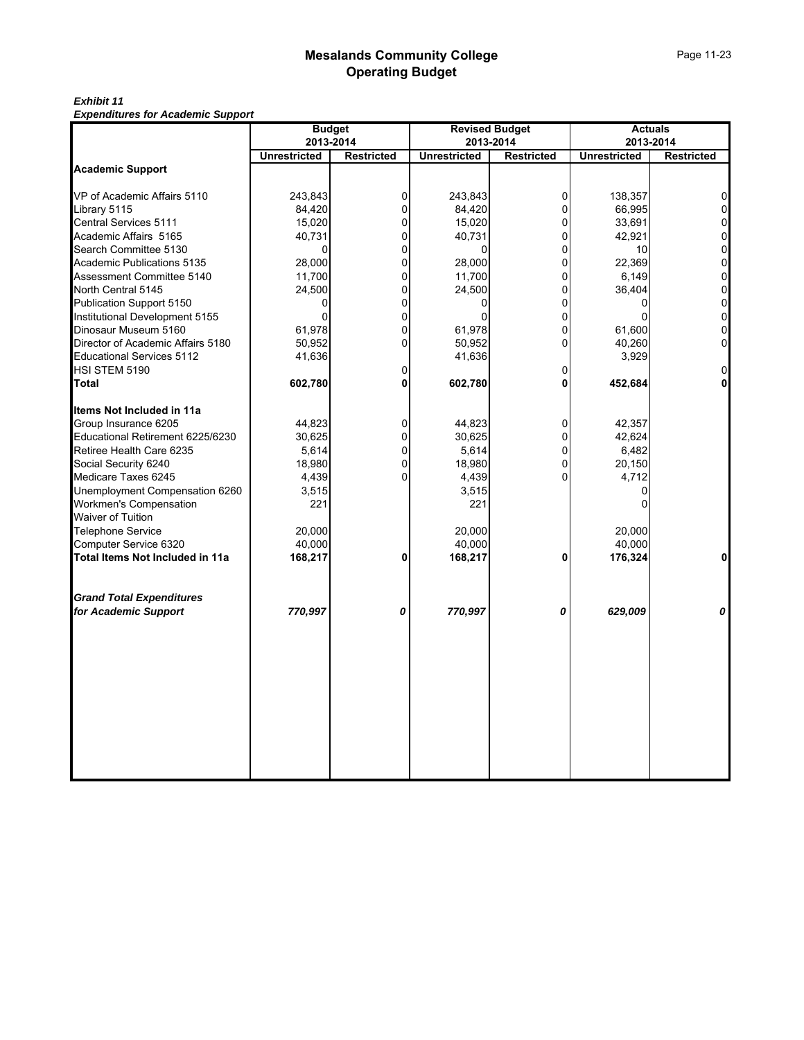# Mesalands Community College
## Operating Budget

***Exhibit 11***
***Expenditures for Academic Support***

| | Budget 2013-2014 | | Revised Budget 2013-2014 | | Actuals 2013-2014 | |
|---|---|---|---|---|---|---|
| | **Unrestricted** | **Restricted** | **Unrestricted** | **Restricted** | **Unrestricted** | **Restricted** |
| **Academic Support** | | | | | | |
| VP of Academic Affairs 5110 | 243,843 | 0 | 243,843 | 0 | 138,357 | 0 |
| Library 5115 | 84,420 | 0 | 84,420 | 0 | 66,995 | 0 |
| Central Services 5111 | 15,020 | 0 | 15,020 | 0 | 33,691 | 0 |
| Academic Affairs 5165 | 40,731 | 0 | 40,731 | 0 | 42,921 | 0 |
| Search Committee 5130 | 0 | 0 | 0 | 0 | 10 | 0 |
| Academic Publications 5135 | 28,000 | 0 | 28,000 | 0 | 22,369 | 0 |
| Assessment Committee 5140 | 11,700 | 0 | 11,700 | 0 | 6,149 | 0 |
| North Central 5145 | 24,500 | 0 | 24,500 | 0 | 36,404 | 0 |
| Publication Support 5150 | 0 | 0 | 0 | 0 | 0 | 0 |
| Institutional Development 5155 | 0 | 0 | 0 | 0 | 0 | 0 |
| Dinosaur Museum 5160 | 61,978 | 0 | 61,978 | 0 | 61,600 | 0 |
| Director of Academic Affairs 5180 | 50,952 | 0 | 50,952 | 0 | 40,260 | 0 |
| Educational Services 5112 | 41,636 | | 41,636 | | 3,929 | |
| HSI STEM 5190 | | 0 | | 0 | | 0 |
| **Total** | **602,780** | **0** | **602,780** | **0** | **452,684** | **0** |
| **Items Not Included in 11a** | | | | | | |
| Group Insurance 6205 | 44,823 | 0 | 44,823 | 0 | 42,357 | |
| Educational Retirement 6225/6230 | 30,625 | 0 | 30,625 | 0 | 42,624 | |
| Retiree Health Care 6235 | 5,614 | 0 | 5,614 | 0 | 6,482 | |
| Social Security 6240 | 18,980 | 0 | 18,980 | 0 | 20,150 | |
| Medicare Taxes 6245 | 4,439 | 0 | 4,439 | 0 | 4,712 | |
| Unemployment Compensation 6260 | 3,515 | | 3,515 | | 0 | |
| Workmen's Compensation | 221 | | 221 | | 0 | |
| Waiver of Tuition | | | | | | |
| Telephone Service | 20,000 | | 20,000 | | 20,000 | |
| Computer Service 6320 | 40,000 | | 40,000 | | 40,000 | |
| **Total Items Not Included in 11a** | **168,217** | **0** | **168,217** | **0** | **176,324** | **0** |
| ***Grand Total Expenditures for Academic Support*** | ***770,997*** | ***0*** | ***770,997*** | ***0*** | ***629,009*** | ***0*** |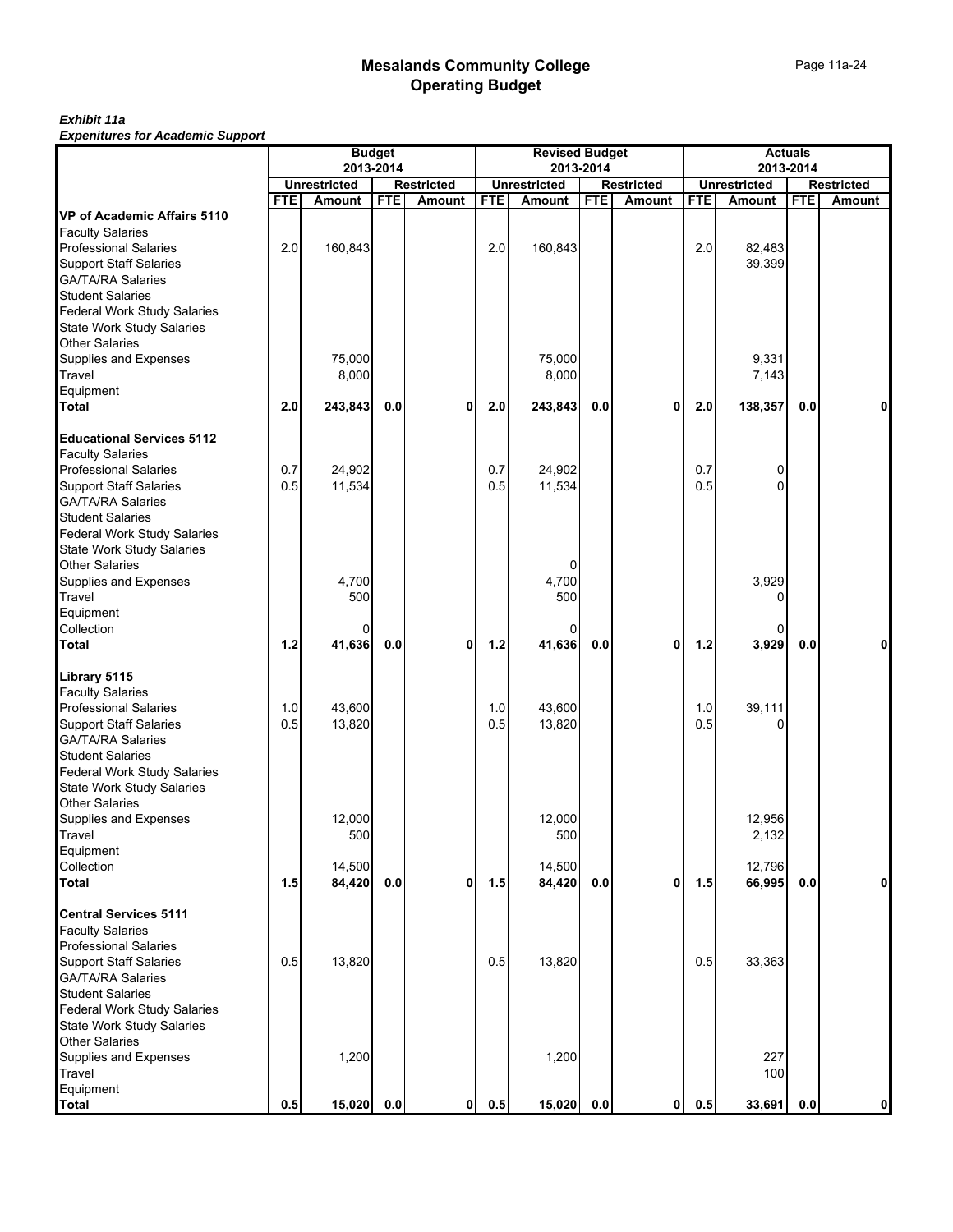# Mesalands Community College
# Operating Budget

***Exhibit 11a***
***Expenitures for Academic Support***

| | Budget 2013-2014 | | | | Revised Budget 2013-2014 | | | | Actuals 2013-2014 | | | |
|---|---|---|---|---|---|---|---|---|---|---|---|---|
| | Unrestricted | | Restricted | | Unrestricted | | Restricted | | Unrestricted | | Restricted | |
| | FTE | Amount | FTE | Amount | FTE | Amount | FTE | Amount | FTE | Amount | FTE | Amount |
| **VP of Academic Affairs 5110** | | | | | | | | | | | | |
| Faculty Salaries | | | | | | | | | | | | |
| Professional Salaries | 2.0 | 160,843 | | | 2.0 | 160,843 | | | 2.0 | 82,483 | | |
| Support Staff Salaries | | | | | | | | | | 39,399 | | |
| GA/TA/RA Salaries | | | | | | | | | | | | |
| Student Salaries | | | | | | | | | | | | |
| Federal Work Study Salaries | | | | | | | | | | | | |
| State Work Study Salaries | | | | | | | | | | | | |
| Other Salaries | | | | | | | | | | | | |
| Supplies and Expenses | | 75,000 | | | | 75,000 | | | | 9,331 | | |
| Travel | | 8,000 | | | | 8,000 | | | | 7,143 | | |
| Equipment | | | | | | | | | | | | |
| **Total** | **2.0** | **243,843** | **0.0** | **0** | **2.0** | **243,843** | **0.0** | **0** | **2.0** | **138,357** | **0.0** | **0** |
| **Educational Services 5112** | | | | | | | | | | | | |
| Faculty Salaries | | | | | | | | | | | | |
| Professional Salaries | 0.7 | 24,902 | | | 0.7 | 24,902 | | | 0.7 | 0 | | |
| Support Staff Salaries | 0.5 | 11,534 | | | 0.5 | 11,534 | | | 0.5 | 0 | | |
| GA/TA/RA Salaries | | | | | | | | | | | | |
| Student Salaries | | | | | | | | | | | | |
| Federal Work Study Salaries | | | | | | | | | | | | |
| State Work Study Salaries | | | | | | | | | | | | |
| Other Salaries | | | | | | 0 | | | | | | |
| Supplies and Expenses | | 4,700 | | | | 4,700 | | | | 3,929 | | |
| Travel | | 500 | | | | 500 | | | | 0 | | |
| Equipment | | | | | | | | | | | | |
| Collection | | 0 | | | | 0 | | | | 0 | | |
| **Total** | **1.2** | **41,636** | **0.0** | **0** | **1.2** | **41,636** | **0.0** | **0** | **1.2** | **3,929** | **0.0** | **0** |
| **Library 5115** | | | | | | | | | | | | |
| Faculty Salaries | | | | | | | | | | | | |
| Professional Salaries | 1.0 | 43,600 | | | 1.0 | 43,600 | | | 1.0 | 39,111 | | |
| Support Staff Salaries | 0.5 | 13,820 | | | 0.5 | 13,820 | | | 0.5 | 0 | | |
| GA/TA/RA Salaries | | | | | | | | | | | | |
| Student Salaries | | | | | | | | | | | | |
| Federal Work Study Salaries | | | | | | | | | | | | |
| State Work Study Salaries | | | | | | | | | | | | |
| Other Salaries | | | | | | | | | | | | |
| Supplies and Expenses | | 12,000 | | | | 12,000 | | | | 12,956 | | |
| Travel | | 500 | | | | 500 | | | | 2,132 | | |
| Equipment | | | | | | | | | | | | |
| Collection | | 14,500 | | | | 14,500 | | | | 12,796 | | |
| **Total** | **1.5** | **84,420** | **0.0** | **0** | **1.5** | **84,420** | **0.0** | **0** | **1.5** | **66,995** | **0.0** | **0** |
| **Central Services 5111** | | | | | | | | | | | | |
| Faculty Salaries | | | | | | | | | | | | |
| Professional Salaries | | | | | | | | | | | | |
| Support Staff Salaries | 0.5 | 13,820 | | | 0.5 | 13,820 | | | 0.5 | 33,363 | | |
| GA/TA/RA Salaries | | | | | | | | | | | | |
| Student Salaries | | | | | | | | | | | | |
| Federal Work Study Salaries | | | | | | | | | | | | |
| State Work Study Salaries | | | | | | | | | | | | |
| Other Salaries | | | | | | | | | | | | |
| Supplies and Expenses | | 1,200 | | | | 1,200 | | | | 227 | | |
| Travel | | | | | | | | | | 100 | | |
| Equipment | | | | | | | | | | | | |
| **Total** | **0.5** | **15,020** | **0.0** | **0** | **0.5** | **15,020** | **0.0** | **0** | **0.5** | **33,691** | **0.0** | **0** |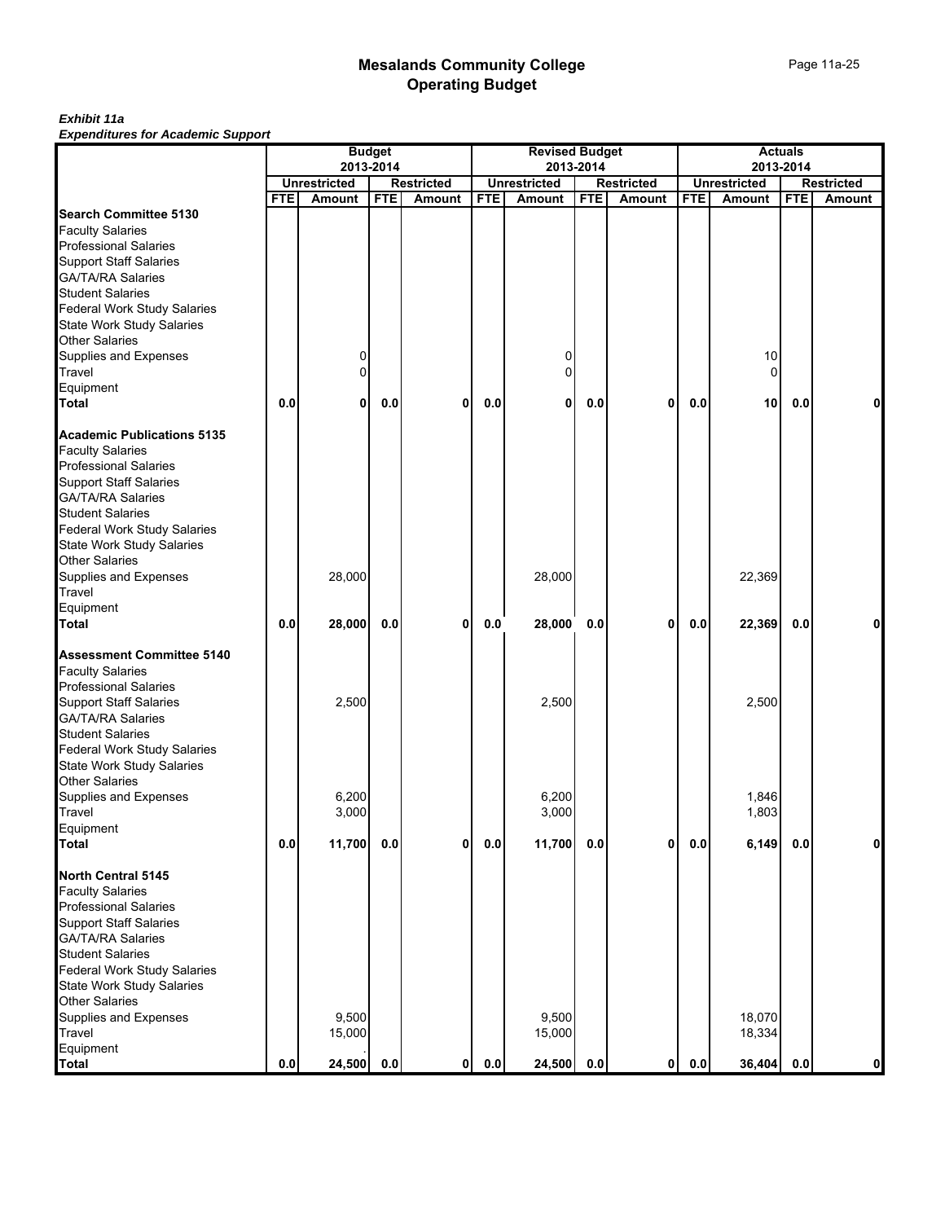# Mesalands Community College
# Operating Budget

***Exhibit 11a***
***Expenditures for Academic Support***

| | Budget 2013-2014 | | | | Revised Budget 2013-2014 | | | | Actuals 2013-2014 | | | |
|---|---|---|---|---|---|---|---|---|---|---|---|---|
| | Unrestricted | | Restricted | | Unrestricted | | Restricted | | Unrestricted | | Restricted | |
| | FTE | Amount | FTE | Amount | FTE | Amount | FTE | Amount | FTE | Amount | FTE | Amount |
| **Search Committee 5130** | | | | | | | | | | | | |
| Faculty Salaries | | | | | | | | | | | | |
| Professional Salaries | | | | | | | | | | | | |
| Support Staff Salaries | | | | | | | | | | | | |
| GA/TA/RA Salaries | | | | | | | | | | | | |
| Student Salaries | | | | | | | | | | | | |
| Federal Work Study Salaries | | | | | | | | | | | | |
| State Work Study Salaries | | | | | | | | | | | | |
| Other Salaries | | | | | | | | | | | | |
| Supplies and Expenses | | 0 | | | | 0 | | | | 10 | | |
| Travel | | 0 | | | | 0 | | | | 0 | | |
| Equipment | | | | | | | | | | | | |
| **Total** | **0.0** | **0** | **0.0** | **0** | **0.0** | **0** | **0.0** | **0** | **0.0** | **10** | **0.0** | **0** |
| | | | | | | | | | | | | |
| **Academic Publications 5135** | | | | | | | | | | | | |
| Faculty Salaries | | | | | | | | | | | | |
| Professional Salaries | | | | | | | | | | | | |
| Support Staff Salaries | | | | | | | | | | | | |
| GA/TA/RA Salaries | | | | | | | | | | | | |
| Student Salaries | | | | | | | | | | | | |
| Federal Work Study Salaries | | | | | | | | | | | | |
| State Work Study Salaries | | | | | | | | | | | | |
| Other Salaries | | | | | | | | | | | | |
| Supplies and Expenses | | 28,000 | | | | 28,000 | | | | 22,369 | | |
| Travel | | | | | | | | | | | | |
| Equipment | | | | | | | | | | | | |
| **Total** | **0.0** | **28,000** | **0.0** | **0** | **0.0** | **28,000** | **0.0** | **0** | **0.0** | **22,369** | **0.0** | **0** |
| | | | | | | | | | | | | |
| **Assessment Committee 5140** | | | | | | | | | | | | |
| Faculty Salaries | | | | | | | | | | | | |
| Professional Salaries | | | | | | | | | | | | |
| Support Staff Salaries | | 2,500 | | | | 2,500 | | | | 2,500 | | |
| GA/TA/RA Salaries | | | | | | | | | | | | |
| Student Salaries | | | | | | | | | | | | |
| Federal Work Study Salaries | | | | | | | | | | | | |
| State Work Study Salaries | | | | | | | | | | | | |
| Other Salaries | | | | | | | | | | | | |
| Supplies and Expenses | | 6,200 | | | | 6,200 | | | | 1,846 | | |
| Travel | | 3,000 | | | | 3,000 | | | | 1,803 | | |
| Equipment | | | | | | | | | | | | |
| **Total** | **0.0** | **11,700** | **0.0** | **0** | **0.0** | **11,700** | **0.0** | **0** | **0.0** | **6,149** | **0.0** | **0** |
| | | | | | | | | | | | | |
| **North Central 5145** | | | | | | | | | | | | |
| Faculty Salaries | | | | | | | | | | | | |
| Professional Salaries | | | | | | | | | | | | |
| Support Staff Salaries | | | | | | | | | | | | |
| GA/TA/RA Salaries | | | | | | | | | | | | |
| Student Salaries | | | | | | | | | | | | |
| Federal Work Study Salaries | | | | | | | | | | | | |
| State Work Study Salaries | | | | | | | | | | | | |
| Other Salaries | | | | | | | | | | | | |
| Supplies and Expenses | | 9,500 | | | | 9,500 | | | | 18,070 | | |
| Travel | | 15,000 | | | | 15,000 | | | | 18,334 | | |
| Equipment | | | | | | | | | | | | |
| **Total** | **0.0** | **24,500** | **0.0** | **0** | **0.0** | **24,500** | **0.0** | **0** | **0.0** | **36,404** | **0.0** | **0** |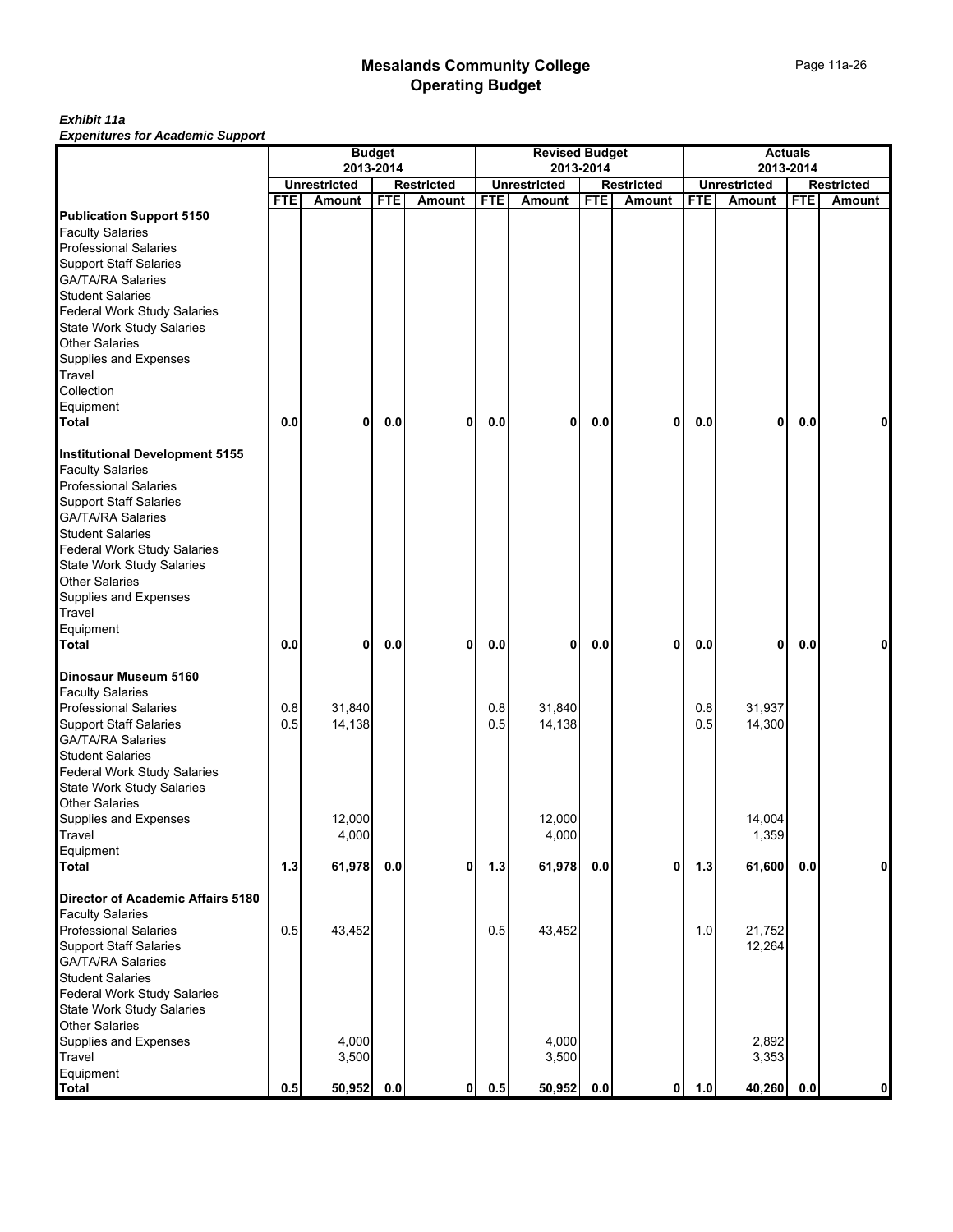# Mesalands Community College
# Operating Budget

***Exhibit 11a***
***Expenitures for Academic Support***

| | Budget 2013-2014 | | | | Revised Budget 2013-2014 | | | | Actuals 2013-2014 | | | |
|---|---|---|---|---|---|---|---|---|---|---|---|---|
| | Unrestricted | | Restricted | | Unrestricted | | Restricted | | Unrestricted | | Restricted | |
| | FTE | Amount | FTE | Amount | FTE | Amount | FTE | Amount | FTE | Amount | FTE | Amount |
| **Publication Support 5150** | | | | | | | | | | | | |
| Faculty Salaries | | | | | | | | | | | | |
| Professional Salaries | | | | | | | | | | | | |
| Support Staff Salaries | | | | | | | | | | | | |
| GA/TA/RA Salaries | | | | | | | | | | | | |
| Student Salaries | | | | | | | | | | | | |
| Federal Work Study Salaries | | | | | | | | | | | | |
| State Work Study Salaries | | | | | | | | | | | | |
| Other Salaries | | | | | | | | | | | | |
| Supplies and Expenses | | | | | | | | | | | | |
| Travel | | | | | | | | | | | | |
| Collection | | | | | | | | | | | | |
| Equipment | | | | | | | | | | | | |
| **Total** | **0.0** | **0** | **0.0** | **0** | **0.0** | **0** | **0.0** | **0** | **0.0** | **0** | **0.0** | **0** |
| | | | | | | | | | | | | |
| **Institutional Development 5155** | | | | | | | | | | | | |
| Faculty Salaries | | | | | | | | | | | | |
| Professional Salaries | | | | | | | | | | | | |
| Support Staff Salaries | | | | | | | | | | | | |
| GA/TA/RA Salaries | | | | | | | | | | | | |
| Student Salaries | | | | | | | | | | | | |
| Federal Work Study Salaries | | | | | | | | | | | | |
| State Work Study Salaries | | | | | | | | | | | | |
| Other Salaries | | | | | | | | | | | | |
| Supplies and Expenses | | | | | | | | | | | | |
| Travel | | | | | | | | | | | | |
| Equipment | | | | | | | | | | | | |
| **Total** | **0.0** | **0** | **0.0** | **0** | **0.0** | **0** | **0.0** | **0** | **0.0** | **0** | **0.0** | **0** |
| | | | | | | | | | | | | |
| **Dinosaur Museum 5160** | | | | | | | | | | | | |
| Faculty Salaries | | | | | | | | | | | | |
| Professional Salaries | 0.8 | 31,840 | | | 0.8 | 31,840 | | | 0.8 | 31,937 | | |
| Support Staff Salaries | 0.5 | 14,138 | | | 0.5 | 14,138 | | | 0.5 | 14,300 | | |
| GA/TA/RA Salaries | | | | | | | | | | | | |
| Student Salaries | | | | | | | | | | | | |
| Federal Work Study Salaries | | | | | | | | | | | | |
| State Work Study Salaries | | | | | | | | | | | | |
| Other Salaries | | | | | | | | | | | | |
| Supplies and Expenses | | 12,000 | | | | 12,000 | | | | 14,004 | | |
| Travel | | 4,000 | | | | 4,000 | | | | 1,359 | | |
| Equipment | | | | | | | | | | | | |
| **Total** | **1.3** | **61,978** | **0.0** | **0** | **1.3** | **61,978** | **0.0** | **0** | **1.3** | **61,600** | **0.0** | **0** |
| | | | | | | | | | | | | |
| **Director of Academic Affairs 5180** | | | | | | | | | | | | |
| Faculty Salaries | | | | | | | | | | | | |
| Professional Salaries | 0.5 | 43,452 | | | 0.5 | 43,452 | | | 1.0 | 21,752 | | |
| Support Staff Salaries | | | | | | | | | | 12,264 | | |
| GA/TA/RA Salaries | | | | | | | | | | | | |
| Student Salaries | | | | | | | | | | | | |
| Federal Work Study Salaries | | | | | | | | | | | | |
| State Work Study Salaries | | | | | | | | | | | | |
| Other Salaries | | | | | | | | | | | | |
| Supplies and Expenses | | 4,000 | | | | 4,000 | | | | 2,892 | | |
| Travel | | 3,500 | | | | 3,500 | | | | 3,353 | | |
| Equipment | | | | | | | | | | | | |
| **Total** | **0.5** | **50,952** | **0.0** | **0** | **0.5** | **50,952** | **0.0** | **0** | **1.0** | **40,260** | **0.0** | **0** |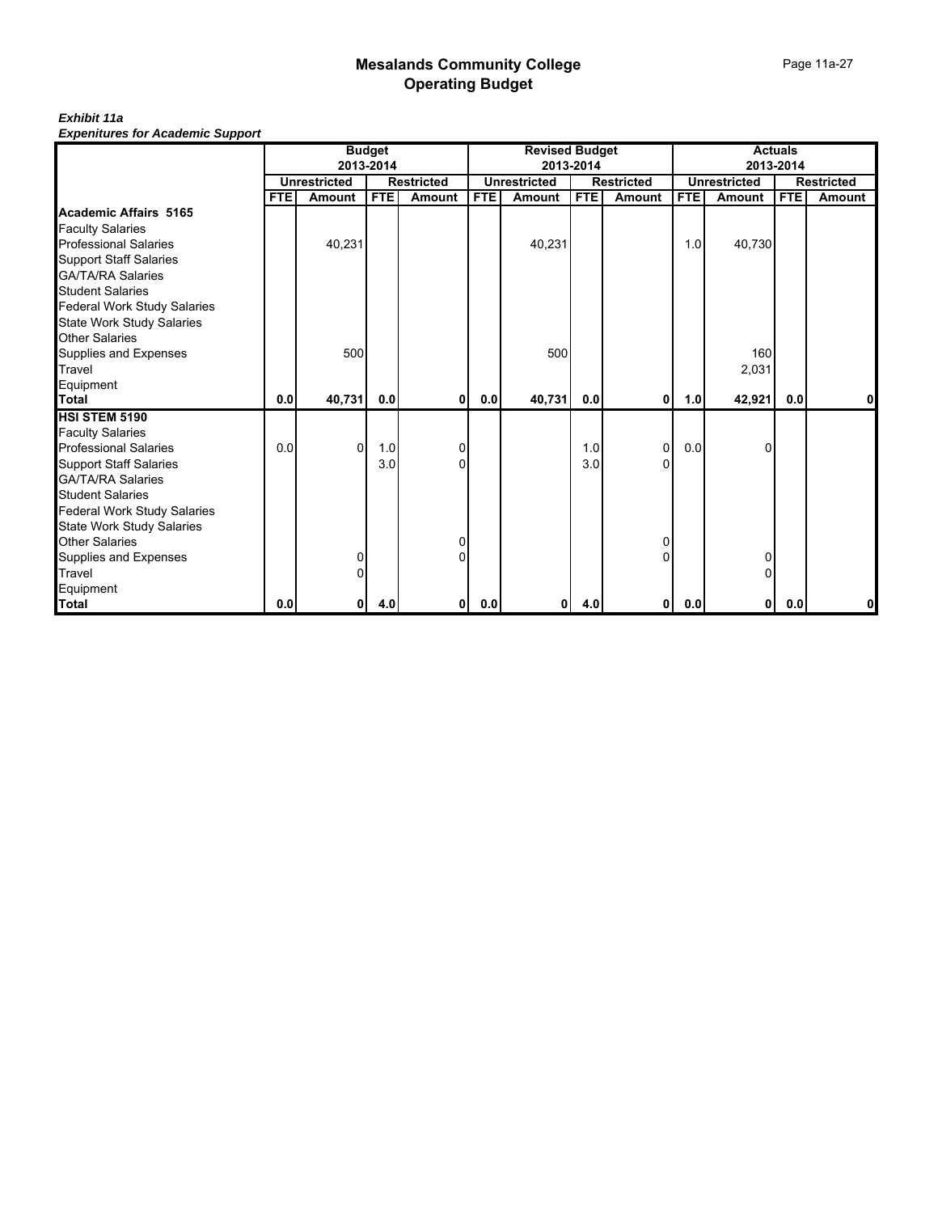# Mesalands Community College
## Operating Budget

***Exhibit 11a***
***Expenitures for Academic Support***

| | Budget 2013-2014 | | | | Revised Budget 2013-2014 | | | | Actuals 2013-2014 | | | |
|---|---|---|---|---|---|---|---|---|---|---|---|---|
| | Unrestricted | | Restricted | | Unrestricted | | Restricted | | Unrestricted | | Restricted | |
| | FTE | Amount | FTE | Amount | FTE | Amount | FTE | Amount | FTE | Amount | FTE | Amount |
| **Academic Affairs 5165** | | | | | | | | | | | | |
| Faculty Salaries | | | | | | | | | | | | |
| Professional Salaries | | 40,231 | | | | 40,231 | | | 1.0 | 40,730 | | |
| Support Staff Salaries | | | | | | | | | | | | |
| GA/TA/RA Salaries | | | | | | | | | | | | |
| Student Salaries | | | | | | | | | | | | |
| Federal Work Study Salaries | | | | | | | | | | | | |
| State Work Study Salaries | | | | | | | | | | | | |
| Other Salaries | | | | | | | | | | | | |
| Supplies and Expenses | | 500 | | | | 500 | | | | 160 | | |
| Travel | | | | | | | | | | 2,031 | | |
| Equipment | | | | | | | | | | | | |
| **Total** | **0.0** | **40,731** | **0.0** | **0** | **0.0** | **40,731** | **0.0** | **0** | **1.0** | **42,921** | **0.0** | **0** |
| **HSI STEM 5190** | | | | | | | | | | | | |
| Faculty Salaries | | | | | | | | | | | | |
| Professional Salaries | 0.0 | 0 | 1.0 | 0 | | | 1.0 | 0 | 0.0 | 0 | | |
| Support Staff Salaries | | | 3.0 | 0 | | | 3.0 | 0 | | | | |
| GA/TA/RA Salaries | | | | | | | | | | | | |
| Student Salaries | | | | | | | | | | | | |
| Federal Work Study Salaries | | | | | | | | | | | | |
| State Work Study Salaries | | | | | | | | | | | | |
| Other Salaries | | | | 0 | | | | 0 | | | | |
| Supplies and Expenses | | 0 | | 0 | | | | 0 | | 0 | | |
| Travel | | 0 | | | | | | | | 0 | | |
| Equipment | | | | | | | | | | | | |
| **Total** | **0.0** | **0** | **4.0** | **0** | **0.0** | **0** | **4.0** | **0** | **0.0** | **0** | **0.0** | **0** |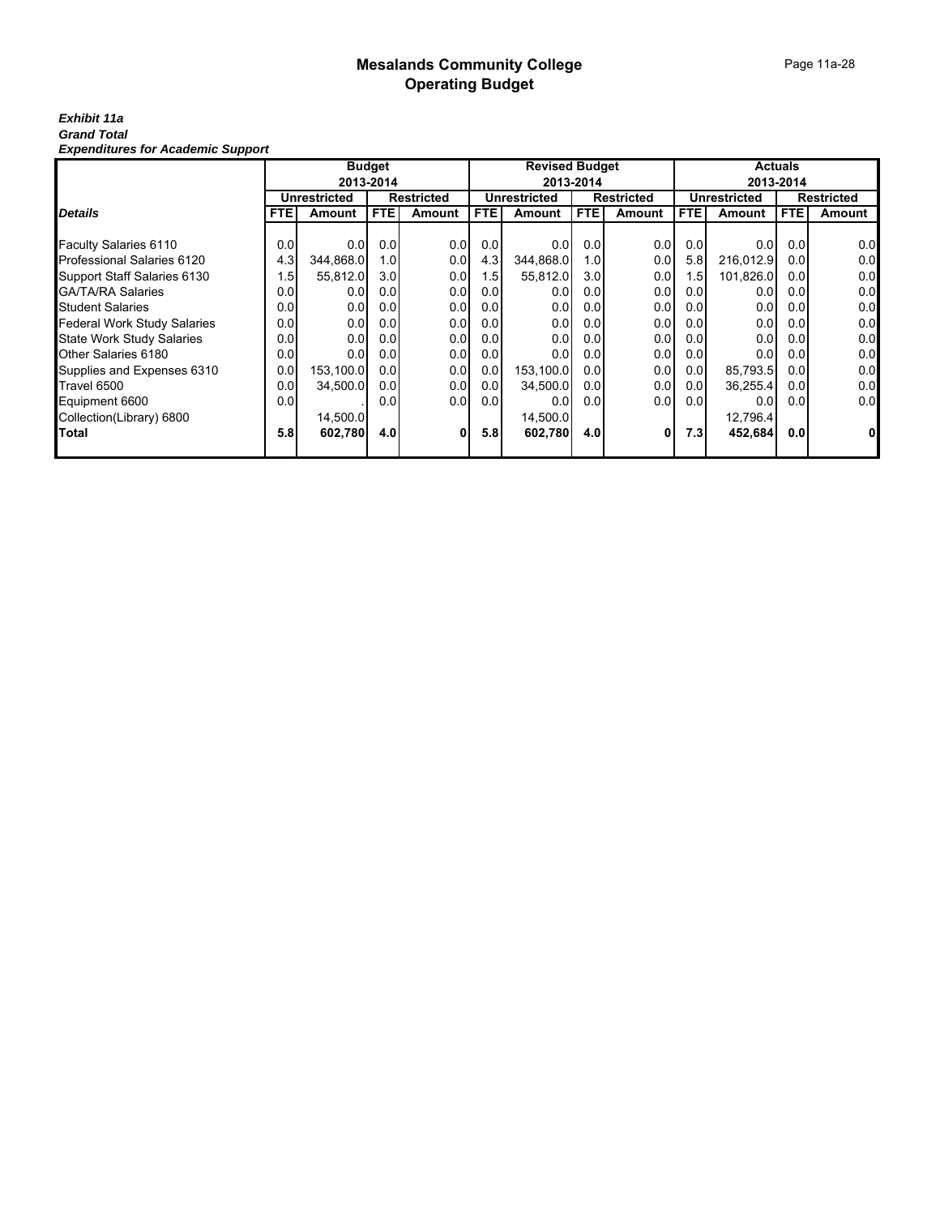# Mesalands Community College
## Operating Budget

***Exhibit 11a***
***Grand Total***
***Expenditures for Academic Support***

| | Budget 2013-2014 | | | | Revised Budget 2013-2014 | | | | Actuals 2013-2014 | | | |
|---|---|---|---|---|---|---|---|---|---|---|---|---|
| | Unrestricted | | Restricted | | Unrestricted | | Restricted | | Unrestricted | | Restricted | |
| ***Details*** | **FTE** | **Amount** | **FTE** | **Amount** | **FTE** | **Amount** | **FTE** | **Amount** | **FTE** | **Amount** | **FTE** | **Amount** |
| Faculty Salaries 6110 | 0.0 | 0.0 | 0.0 | 0.0 | 0.0 | 0.0 | 0.0 | 0.0 | 0.0 | 0.0 | 0.0 | 0.0 |
| Professional Salaries 6120 | 4.3 | 344,868.0 | 1.0 | 0.0 | 4.3 | 344,868.0 | 1.0 | 0.0 | 5.8 | 216,012.9 | 0.0 | 0.0 |
| Support Staff Salaries 6130 | 1.5 | 55,812.0 | 3.0 | 0.0 | 1.5 | 55,812.0 | 3.0 | 0.0 | 1.5 | 101,826.0 | 0.0 | 0.0 |
| GA/TA/RA Salaries | 0.0 | 0.0 | 0.0 | 0.0 | 0.0 | 0.0 | 0.0 | 0.0 | 0.0 | 0.0 | 0.0 | 0.0 |
| Student Salaries | 0.0 | 0.0 | 0.0 | 0.0 | 0.0 | 0.0 | 0.0 | 0.0 | 0.0 | 0.0 | 0.0 | 0.0 |
| Federal Work Study Salaries | 0.0 | 0.0 | 0.0 | 0.0 | 0.0 | 0.0 | 0.0 | 0.0 | 0.0 | 0.0 | 0.0 | 0.0 |
| State Work Study Salaries | 0.0 | 0.0 | 0.0 | 0.0 | 0.0 | 0.0 | 0.0 | 0.0 | 0.0 | 0.0 | 0.0 | 0.0 |
| Other Salaries 6180 | 0.0 | 0.0 | 0.0 | 0.0 | 0.0 | 0.0 | 0.0 | 0.0 | 0.0 | 0.0 | 0.0 | 0.0 |
| Supplies and Expenses 6310 | 0.0 | 153,100.0 | 0.0 | 0.0 | 0.0 | 153,100.0 | 0.0 | 0.0 | 0.0 | 85,793.5 | 0.0 | 0.0 |
| Travel 6500 | 0.0 | 34,500.0 | 0.0 | 0.0 | 0.0 | 34,500.0 | 0.0 | 0.0 | 0.0 | 36,255.4 | 0.0 | 0.0 |
| Equipment 6600 | 0.0 | . | 0.0 | 0.0 | 0.0 | 0.0 | 0.0 | 0.0 | 0.0 | 0.0 | 0.0 | 0.0 |
| Collection(Library) 6800 | | 14,500.0 | | | | 14,500.0 | | | | 12,796.4 | | |
| **Total** | **5.8** | **602,780** | **4.0** | **0** | **5.8** | **602,780** | **4.0** | **0** | **7.3** | **452,684** | **0.0** | **0** |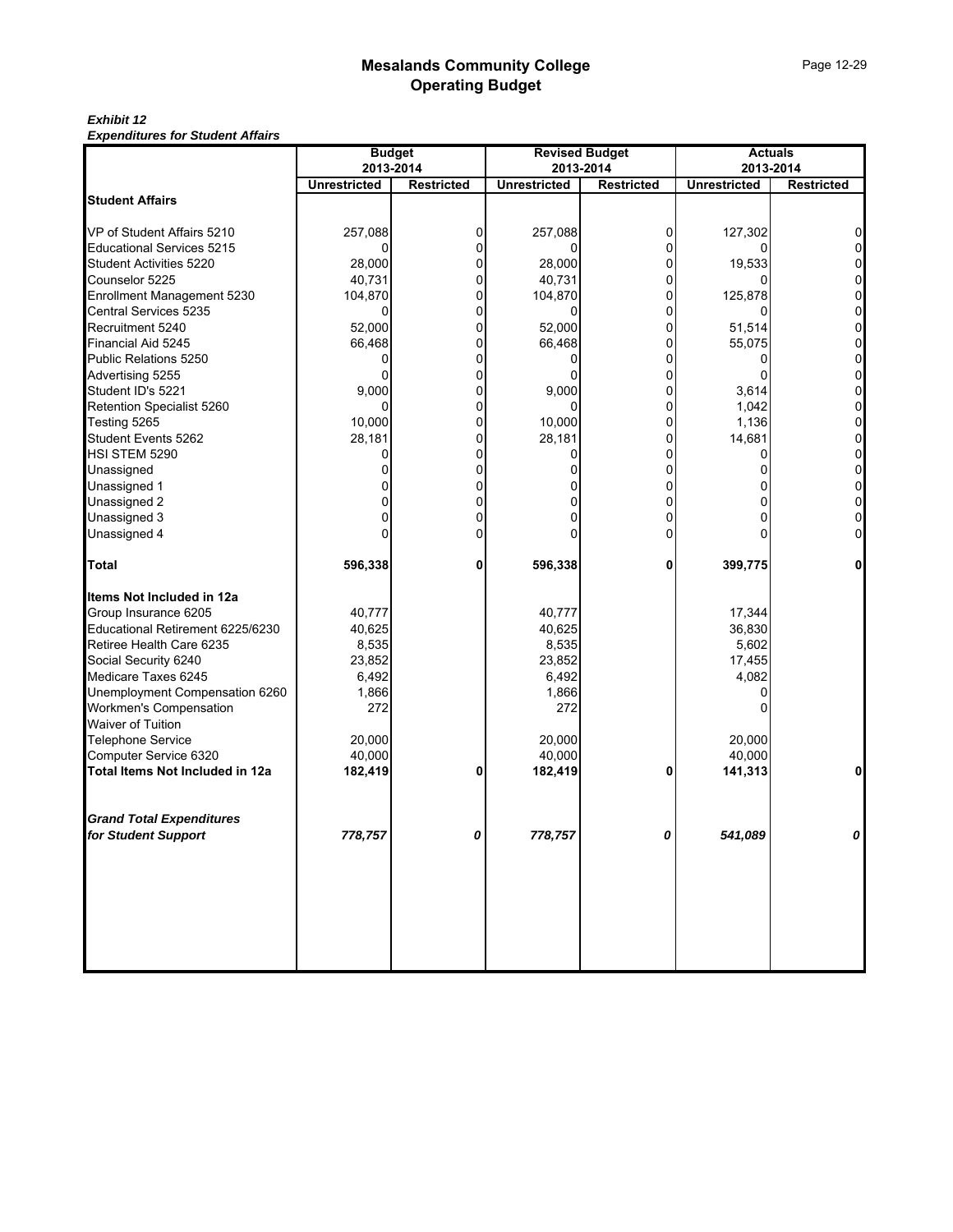# Mesalands Community College
## Operating Budget

***Exhibit 12***
***Expenditures for Student Affairs***

| | Budget 2013-2014 | | Revised Budget 2013-2014 | | Actuals 2013-2014 | |
|---|---|---|---|---|---|---|
| | **Unrestricted** | **Restricted** | **Unrestricted** | **Restricted** | **Unrestricted** | **Restricted** |
| **Student Affairs** | | | | | | |
| VP of Student Affairs 5210 | 257,088 | 0 | 257,088 | 0 | 127,302 | 0 |
| Educational Services 5215 | 0 | 0 | 0 | 0 | 0 | 0 |
| Student Activities 5220 | 28,000 | 0 | 28,000 | 0 | 19,533 | 0 |
| Counselor 5225 | 40,731 | 0 | 40,731 | 0 | 0 | 0 |
| Enrollment Management 5230 | 104,870 | 0 | 104,870 | 0 | 125,878 | 0 |
| Central Services 5235 | 0 | 0 | 0 | 0 | 0 | 0 |
| Recruitment 5240 | 52,000 | 0 | 52,000 | 0 | 51,514 | 0 |
| Financial Aid 5245 | 66,468 | 0 | 66,468 | 0 | 55,075 | 0 |
| Public Relations 5250 | 0 | 0 | 0 | 0 | 0 | 0 |
| Advertising 5255 | 0 | 0 | 0 | 0 | 0 | 0 |
| Student ID's 5221 | 9,000 | 0 | 9,000 | 0 | 3,614 | 0 |
| Retention Specialist 5260 | 0 | 0 | 0 | 0 | 1,042 | 0 |
| Testing 5265 | 10,000 | 0 | 10,000 | 0 | 1,136 | 0 |
| Student Events 5262 | 28,181 | 0 | 28,181 | 0 | 14,681 | 0 |
| HSI STEM 5290 | 0 | 0 | 0 | 0 | 0 | 0 |
| Unassigned | 0 | 0 | 0 | 0 | 0 | 0 |
| Unassigned 1 | 0 | 0 | 0 | 0 | 0 | 0 |
| Unassigned 2 | 0 | 0 | 0 | 0 | 0 | 0 |
| Unassigned 3 | 0 | 0 | 0 | 0 | 0 | 0 |
| Unassigned 4 | 0 | 0 | 0 | 0 | 0 | 0 |
| **Total** | **596,338** | **0** | **596,338** | **0** | **399,775** | **0** |
| **Items Not Included in 12a** | | | | | | |
| Group Insurance 6205 | 40,777 | | 40,777 | | 17,344 | |
| Educational Retirement 6225/6230 | 40,625 | | 40,625 | | 36,830 | |
| Retiree Health Care 6235 | 8,535 | | 8,535 | | 5,602 | |
| Social Security 6240 | 23,852 | | 23,852 | | 17,455 | |
| Medicare Taxes 6245 | 6,492 | | 6,492 | | 4,082 | |
| Unemployment Compensation 6260 | 1,866 | | 1,866 | | 0 | |
| Workmen's Compensation | 272 | | 272 | | 0 | |
| Waiver of Tuition | | | | | | |
| Telephone Service | 20,000 | | 20,000 | | 20,000 | |
| Computer Service 6320 | 40,000 | | 40,000 | | 40,000 | |
| **Total Items Not Included in 12a** | **182,419** | **0** | **182,419** | **0** | **141,313** | **0** |
| ***Grand Total Expenditures for Student Support*** | ***778,757*** | ***0*** | ***778,757*** | ***0*** | ***541,089*** | ***0*** |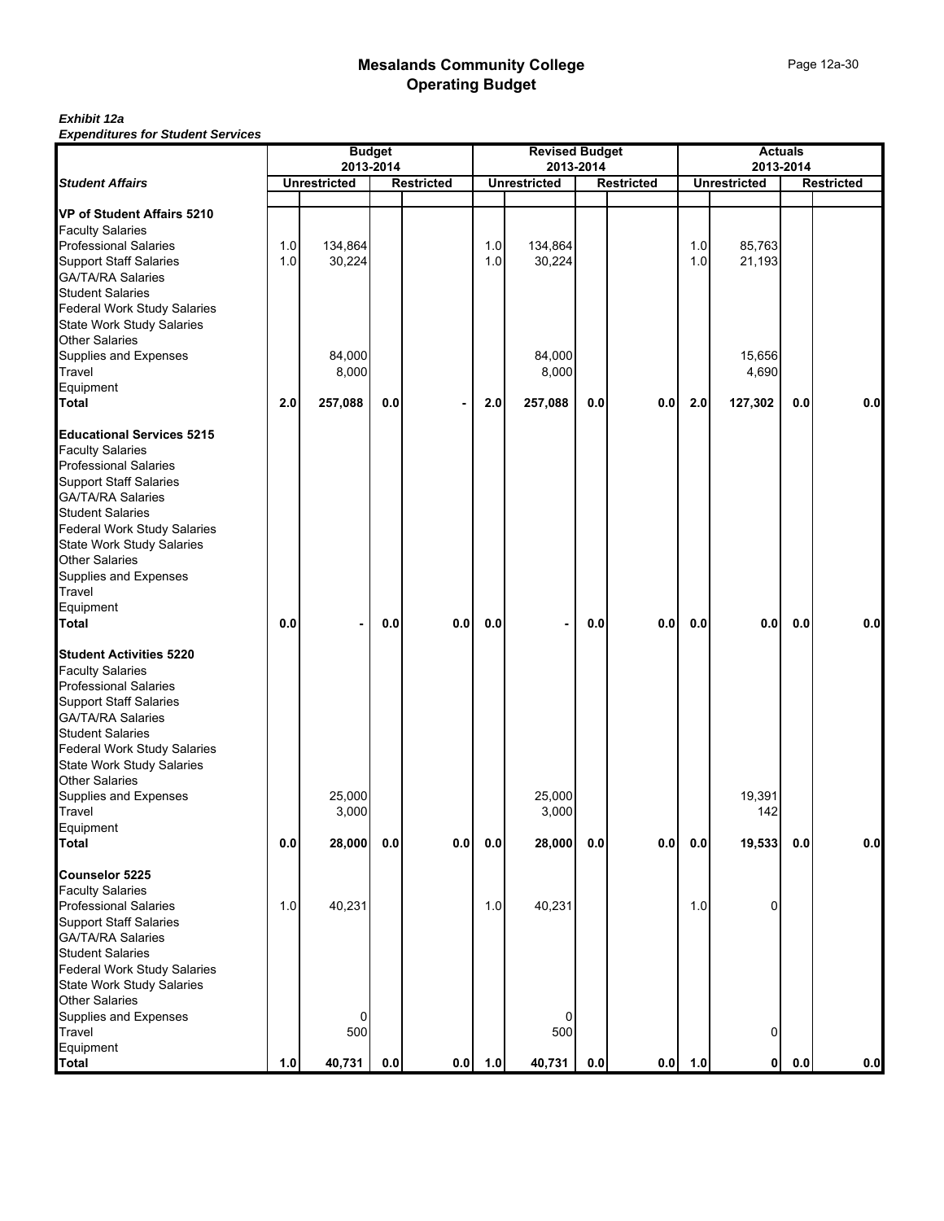# Mesalands Community College
## Operating Budget

***Exhibit 12a***
***Expenditures for Student Services***

| Student Affairs | Budget 2013-2014 | | | | Revised Budget 2013-2014 | | | | Actuals 2013-2014 | | | |
|---|---|---|---|---|---|---|---|---|---|---|---|---|
| | Unrestricted | | Restricted | | Unrestricted | | Restricted | | Unrestricted | | Restricted | |
| **VP of Student Affairs 5210** | | | | | | | | | | | | |
| Faculty Salaries | | | | | | | | | | | | |
| Professional Salaries | 1.0 | 134,864 | | | 1.0 | 134,864 | | | 1.0 | 85,763 | | |
| Support Staff Salaries | 1.0 | 30,224 | | | 1.0 | 30,224 | | | 1.0 | 21,193 | | |
| GA/TA/RA Salaries | | | | | | | | | | | | |
| Student Salaries | | | | | | | | | | | | |
| Federal Work Study Salaries | | | | | | | | | | | | |
| State Work Study Salaries | | | | | | | | | | | | |
| Other Salaries | | | | | | | | | | | | |
| Supplies and Expenses | | 84,000 | | | | 84,000 | | | | 15,656 | | |
| Travel | | 8,000 | | | | 8,000 | | | | 4,690 | | |
| Equipment | | | | | | | | | | | | |
| **Total** | **2.0** | **257,088** | **0.0** | **-** | **2.0** | **257,088** | **0.0** | **0.0** | **2.0** | **127,302** | **0.0** | **0.0** |
| **Educational Services 5215** | | | | | | | | | | | | |
| Faculty Salaries | | | | | | | | | | | | |
| Professional Salaries | | | | | | | | | | | | |
| Support Staff Salaries | | | | | | | | | | | | |
| GA/TA/RA Salaries | | | | | | | | | | | | |
| Student Salaries | | | | | | | | | | | | |
| Federal Work Study Salaries | | | | | | | | | | | | |
| State Work Study Salaries | | | | | | | | | | | | |
| Other Salaries | | | | | | | | | | | | |
| Supplies and Expenses | | | | | | | | | | | | |
| Travel | | | | | | | | | | | | |
| Equipment | | | | | | | | | | | | |
| **Total** | **0.0** | **-** | **0.0** | **0.0** | **0.0** | **-** | **0.0** | **0.0** | **0.0** | **0.0** | **0.0** | **0.0** |
| **Student Activities 5220** | | | | | | | | | | | | |
| Faculty Salaries | | | | | | | | | | | | |
| Professional Salaries | | | | | | | | | | | | |
| Support Staff Salaries | | | | | | | | | | | | |
| GA/TA/RA Salaries | | | | | | | | | | | | |
| Student Salaries | | | | | | | | | | | | |
| Federal Work Study Salaries | | | | | | | | | | | | |
| State Work Study Salaries | | | | | | | | | | | | |
| Other Salaries | | | | | | | | | | | | |
| Supplies and Expenses | | 25,000 | | | | 25,000 | | | | 19,391 | | |
| Travel | | 3,000 | | | | 3,000 | | | | 142 | | |
| Equipment | | | | | | | | | | | | |
| **Total** | **0.0** | **28,000** | **0.0** | **0.0** | **0.0** | **28,000** | **0.0** | **0.0** | **0.0** | **19,533** | **0.0** | **0.0** |
| **Counselor 5225** | | | | | | | | | | | | |
| Faculty Salaries | | | | | | | | | | | | |
| Professional Salaries | 1.0 | 40,231 | | | 1.0 | 40,231 | | | 1.0 | 0 | | |
| Support Staff Salaries | | | | | | | | | | | | |
| GA/TA/RA Salaries | | | | | | | | | | | | |
| Student Salaries | | | | | | | | | | | | |
| Federal Work Study Salaries | | | | | | | | | | | | |
| State Work Study Salaries | | | | | | | | | | | | |
| Other Salaries | | | | | | | | | | | | |
| Supplies and Expenses | | 0 | | | | 0 | | | | | | |
| Travel | | 500 | | | | 500 | | | | 0 | | |
| Equipment | | | | | | | | | | | | |
| **Total** | **1.0** | **40,731** | **0.0** | **0.0** | **1.0** | **40,731** | **0.0** | **0.0** | **1.0** | **0** | **0.0** | **0.0** |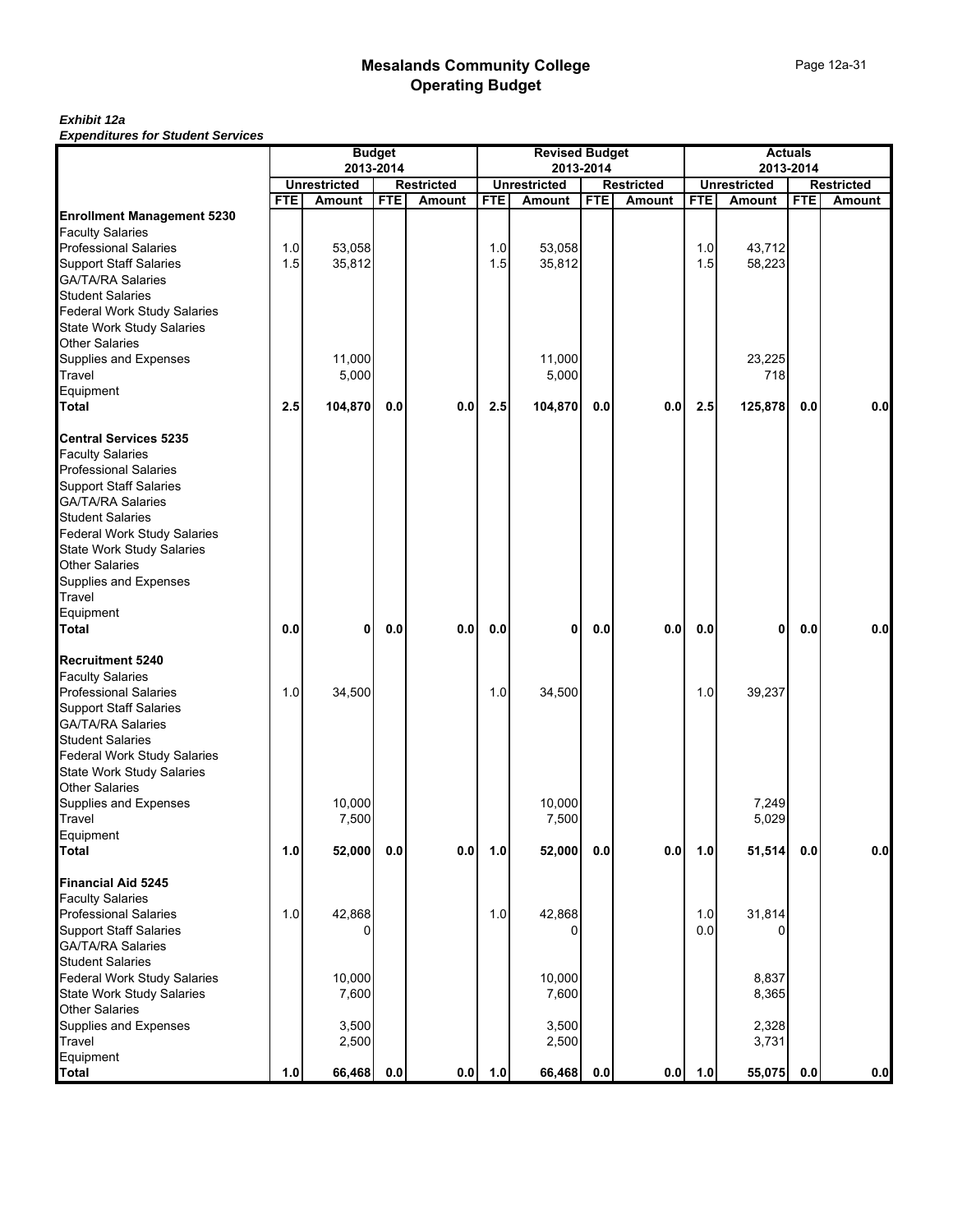# Mesalands Community College
# Operating Budget

***Exhibit 12a***
***Expenditures for Student Services***

| | Budget 2013-2014 | | | | Revised Budget 2013-2014 | | | | Actuals 2013-2014 | | | |
|---|---|---|---|---|---|---|---|---|---|---|---|---|
| | Unrestricted | | Restricted | | Unrestricted | | Restricted | | Unrestricted | | Restricted | |
| | FTE | Amount | FTE | Amount | FTE | Amount | FTE | Amount | FTE | Amount | FTE | Amount |
| **Enrollment Management 5230** | | | | | | | | | | | | |
| Faculty Salaries | | | | | | | | | | | | |
| Professional Salaries | 1.0 | 53,058 | | | 1.0 | 53,058 | | | 1.0 | 43,712 | | |
| Support Staff Salaries | 1.5 | 35,812 | | | 1.5 | 35,812 | | | 1.5 | 58,223 | | |
| GA/TA/RA Salaries | | | | | | | | | | | | |
| Student Salaries | | | | | | | | | | | | |
| Federal Work Study Salaries | | | | | | | | | | | | |
| State Work Study Salaries | | | | | | | | | | | | |
| Other Salaries | | | | | | | | | | | | |
| Supplies and Expenses | | 11,000 | | | | 11,000 | | | | 23,225 | | |
| Travel | | 5,000 | | | | 5,000 | | | | 718 | | |
| Equipment | | | | | | | | | | | | |
| **Total** | **2.5** | **104,870** | **0.0** | **0.0** | **2.5** | **104,870** | **0.0** | **0.0** | **2.5** | **125,878** | **0.0** | **0.0** |
| **Central Services 5235** | | | | | | | | | | | | |
| Faculty Salaries | | | | | | | | | | | | |
| Professional Salaries | | | | | | | | | | | | |
| Support Staff Salaries | | | | | | | | | | | | |
| GA/TA/RA Salaries | | | | | | | | | | | | |
| Student Salaries | | | | | | | | | | | | |
| Federal Work Study Salaries | | | | | | | | | | | | |
| State Work Study Salaries | | | | | | | | | | | | |
| Other Salaries | | | | | | | | | | | | |
| Supplies and Expenses | | | | | | | | | | | | |
| Travel | | | | | | | | | | | | |
| Equipment | | | | | | | | | | | | |
| **Total** | **0.0** | **0** | **0.0** | **0.0** | **0.0** | **0** | **0.0** | **0.0** | **0.0** | **0** | **0.0** | **0.0** |
| **Recruitment 5240** | | | | | | | | | | | | |
| Faculty Salaries | | | | | | | | | | | | |
| Professional Salaries | 1.0 | 34,500 | | | 1.0 | 34,500 | | | 1.0 | 39,237 | | |
| Support Staff Salaries | | | | | | | | | | | | |
| GA/TA/RA Salaries | | | | | | | | | | | | |
| Student Salaries | | | | | | | | | | | | |
| Federal Work Study Salaries | | | | | | | | | | | | |
| State Work Study Salaries | | | | | | | | | | | | |
| Other Salaries | | | | | | | | | | | | |
| Supplies and Expenses | | 10,000 | | | | 10,000 | | | | 7,249 | | |
| Travel | | 7,500 | | | | 7,500 | | | | 5,029 | | |
| Equipment | | | | | | | | | | | | |
| **Total** | **1.0** | **52,000** | **0.0** | **0.0** | **1.0** | **52,000** | **0.0** | **0.0** | **1.0** | **51,514** | **0.0** | **0.0** |
| **Financial Aid 5245** | | | | | | | | | | | | |
| Faculty Salaries | | | | | | | | | | | | |
| Professional Salaries | 1.0 | 42,868 | | | 1.0 | 42,868 | | | 1.0 | 31,814 | | |
| Support Staff Salaries | | 0 | | | | 0 | | | 0.0 | 0 | | |
| GA/TA/RA Salaries | | | | | | | | | | | | |
| Student Salaries | | | | | | | | | | | | |
| Federal Work Study Salaries | | 10,000 | | | | 10,000 | | | | 8,837 | | |
| State Work Study Salaries | | 7,600 | | | | 7,600 | | | | 8,365 | | |
| Other Salaries | | | | | | | | | | | | |
| Supplies and Expenses | | 3,500 | | | | 3,500 | | | | 2,328 | | |
| Travel | | 2,500 | | | | 2,500 | | | | 3,731 | | |
| Equipment | | | | | | | | | | | | |
| **Total** | **1.0** | **66,468** | **0.0** | **0.0** | **1.0** | **66,468** | **0.0** | **0.0** | **1.0** | **55,075** | **0.0** | **0.0** |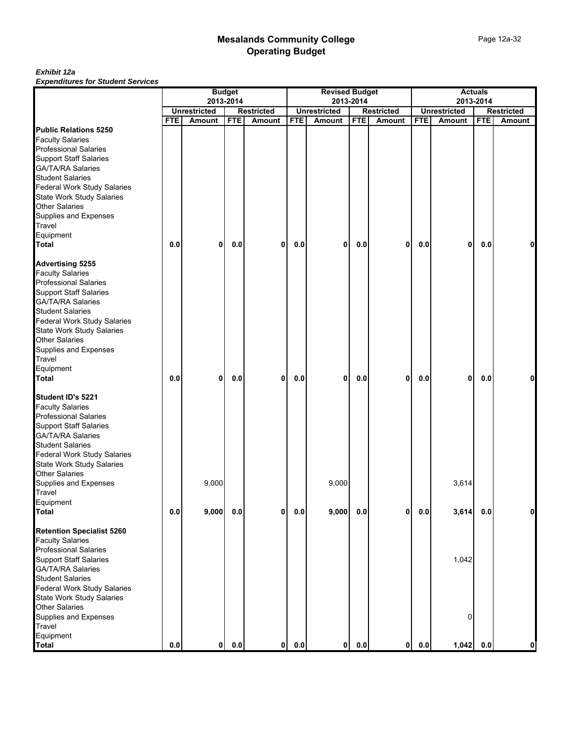## Mesalands Community College
## Operating Budget

***Exhibit 12a***
***Expenditures for Student Services***

| | Budget 2013-2014 | | | | Revised Budget 2013-2014 | | | | Actuals 2013-2014 | | | |
|---|---|---|---|---|---|---|---|---|---|---|---|---|
| | Unrestricted | | Restricted | | Unrestricted | | Restricted | | Unrestricted | | Restricted | |
| | FTE | Amount | FTE | Amount | FTE | Amount | FTE | Amount | FTE | Amount | FTE | Amount |
| **Public Relations 5250** | | | | | | | | | | | | |
| Faculty Salaries | | | | | | | | | | | | |
| Professional Salaries | | | | | | | | | | | | |
| Support Staff Salaries | | | | | | | | | | | | |
| GA/TA/RA Salaries | | | | | | | | | | | | |
| Student Salaries | | | | | | | | | | | | |
| Federal Work Study Salaries | | | | | | | | | | | | |
| State Work Study Salaries | | | | | | | | | | | | |
| Other Salaries | | | | | | | | | | | | |
| Supplies and Expenses | | | | | | | | | | | | |
| Travel | | | | | | | | | | | | |
| Equipment | | | | | | | | | | | | |
| **Total** | **0.0** | **0** | **0.0** | **0** | **0.0** | **0** | **0.0** | **0** | **0.0** | **0** | **0.0** | **0** |
| **Advertising 5255** | | | | | | | | | | | | |
| Faculty Salaries | | | | | | | | | | | | |
| Professional Salaries | | | | | | | | | | | | |
| Support Staff Salaries | | | | | | | | | | | | |
| GA/TA/RA Salaries | | | | | | | | | | | | |
| Student Salaries | | | | | | | | | | | | |
| Federal Work Study Salaries | | | | | | | | | | | | |
| State Work Study Salaries | | | | | | | | | | | | |
| Other Salaries | | | | | | | | | | | | |
| Supplies and Expenses | | | | | | | | | | | | |
| Travel | | | | | | | | | | | | |
| Equipment | | | | | | | | | | | | |
| **Total** | **0.0** | **0** | **0.0** | **0** | **0.0** | **0** | **0.0** | **0** | **0.0** | **0** | **0.0** | **0** |
| **Student ID's 5221** | | | | | | | | | | | | |
| Faculty Salaries | | | | | | | | | | | | |
| Professional Salaries | | | | | | | | | | | | |
| Support Staff Salaries | | | | | | | | | | | | |
| GA/TA/RA Salaries | | | | | | | | | | | | |
| Student Salaries | | | | | | | | | | | | |
| Federal Work Study Salaries | | | | | | | | | | | | |
| State Work Study Salaries | | | | | | | | | | | | |
| Other Salaries | | | | | | | | | | | | |
| Supplies and Expenses | | 9,000 | | | | 9,000 | | | | 3,614 | | |
| Travel | | | | | | | | | | | | |
| Equipment | | | | | | | | | | | | |
| **Total** | **0.0** | **9,000** | **0.0** | **0** | **0.0** | **9,000** | **0.0** | **0** | **0.0** | **3,614** | **0.0** | **0** |
| **Retention Specialist 5260** | | | | | | | | | | | | |
| Faculty Salaries | | | | | | | | | | | | |
| Professional Salaries | | | | | | | | | | | | |
| Support Staff Salaries | | | | | | | | | | 1,042 | | |
| GA/TA/RA Salaries | | | | | | | | | | | | |
| Student Salaries | | | | | | | | | | | | |
| Federal Work Study Salaries | | | | | | | | | | | | |
| State Work Study Salaries | | | | | | | | | | | | |
| Other Salaries | | | | | | | | | | | | |
| Supplies and Expenses | | | | | | | | | | 0 | | |
| Travel | | | | | | | | | | | | |
| Equipment | | | | | | | | | | | | |
| **Total** | **0.0** | **0** | **0.0** | **0** | **0.0** | **0** | **0.0** | **0** | **0.0** | **1,042** | **0.0** | **0** |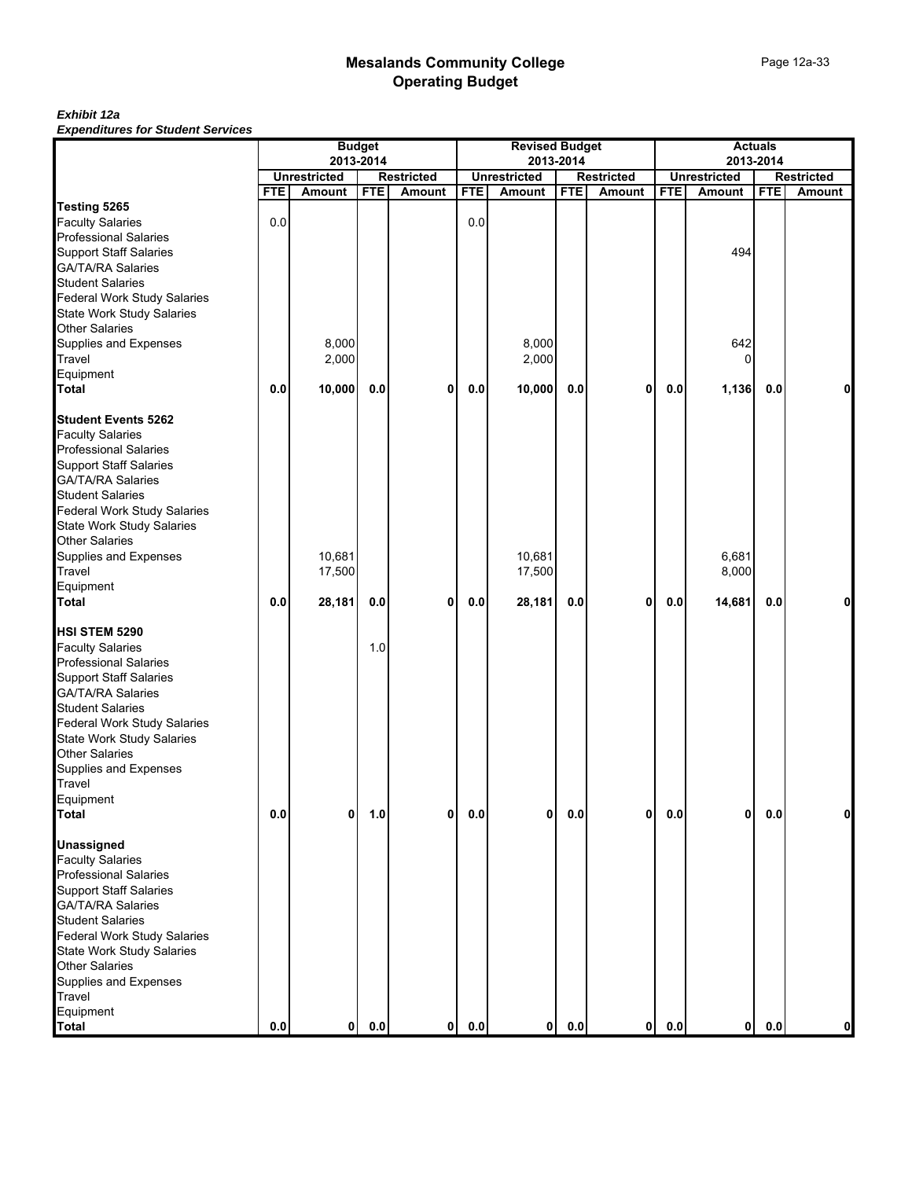# Mesalands Community College
## Operating Budget

***Exhibit 12a***
***Expenditures for Student Services***

| | Budget 2013-2014 | | | | Revised Budget 2013-2014 | | | | Actuals 2013-2014 | | | |
|---|---|---|---|---|---|---|---|---|---|---|---|---|
| | Unrestricted | | Restricted | | Unrestricted | | Restricted | | Unrestricted | | Restricted | |
| | FTE | Amount | FTE | Amount | FTE | Amount | FTE | Amount | FTE | Amount | FTE | Amount |
| **Testing 5265** | | | | | | | | | | | | |
| Faculty Salaries | 0.0 | | | | 0.0 | | | | | | | |
| Professional Salaries | | | | | | | | | | | | |
| Support Staff Salaries | | | | | | | | | | 494 | | |
| GA/TA/RA Salaries | | | | | | | | | | | | |
| Student Salaries | | | | | | | | | | | | |
| Federal Work Study Salaries | | | | | | | | | | | | |
| State Work Study Salaries | | | | | | | | | | | | |
| Other Salaries | | | | | | | | | | | | |
| Supplies and Expenses | | 8,000 | | | | 8,000 | | | | 642 | | |
| Travel | | 2,000 | | | | 2,000 | | | | 0 | | |
| Equipment | | | | | | | | | | | | |
| **Total** | **0.0** | **10,000** | **0.0** | **0** | **0.0** | **10,000** | **0.0** | **0** | **0.0** | **1,136** | **0.0** | **0** |
| **Student Events 5262** | | | | | | | | | | | | |
| Faculty Salaries | | | | | | | | | | | | |
| Professional Salaries | | | | | | | | | | | | |
| Support Staff Salaries | | | | | | | | | | | | |
| GA/TA/RA Salaries | | | | | | | | | | | | |
| Student Salaries | | | | | | | | | | | | |
| Federal Work Study Salaries | | | | | | | | | | | | |
| State Work Study Salaries | | | | | | | | | | | | |
| Other Salaries | | | | | | | | | | | | |
| Supplies and Expenses | | 10,681 | | | | 10,681 | | | | 6,681 | | |
| Travel | | 17,500 | | | | 17,500 | | | | 8,000 | | |
| Equipment | | | | | | | | | | | | |
| **Total** | **0.0** | **28,181** | **0.0** | **0** | **0.0** | **28,181** | **0.0** | **0** | **0.0** | **14,681** | **0.0** | **0** |
| **HSI STEM 5290** | | | | | | | | | | | | |
| Faculty Salaries | | | 1.0 | | | | | | | | | |
| Professional Salaries | | | | | | | | | | | | |
| Support Staff Salaries | | | | | | | | | | | | |
| GA/TA/RA Salaries | | | | | | | | | | | | |
| Student Salaries | | | | | | | | | | | | |
| Federal Work Study Salaries | | | | | | | | | | | | |
| State Work Study Salaries | | | | | | | | | | | | |
| Other Salaries | | | | | | | | | | | | |
| Supplies and Expenses | | | | | | | | | | | | |
| Travel | | | | | | | | | | | | |
| Equipment | | | | | | | | | | | | |
| **Total** | **0.0** | **0** | **1.0** | **0** | **0.0** | **0** | **0.0** | **0** | **0.0** | **0** | **0.0** | **0** |
| **Unassigned** | | | | | | | | | | | | |
| Faculty Salaries | | | | | | | | | | | | |
| Professional Salaries | | | | | | | | | | | | |
| Support Staff Salaries | | | | | | | | | | | | |
| GA/TA/RA Salaries | | | | | | | | | | | | |
| Student Salaries | | | | | | | | | | | | |
| Federal Work Study Salaries | | | | | | | | | | | | |
| State Work Study Salaries | | | | | | | | | | | | |
| Other Salaries | | | | | | | | | | | | |
| Supplies and Expenses | | | | | | | | | | | | |
| Travel | | | | | | | | | | | | |
| Equipment | | | | | | | | | | | | |
| **Total** | **0.0** | **0** | **0.0** | **0** | **0.0** | **0** | **0.0** | **0** | **0.0** | **0** | **0.0** | **0** |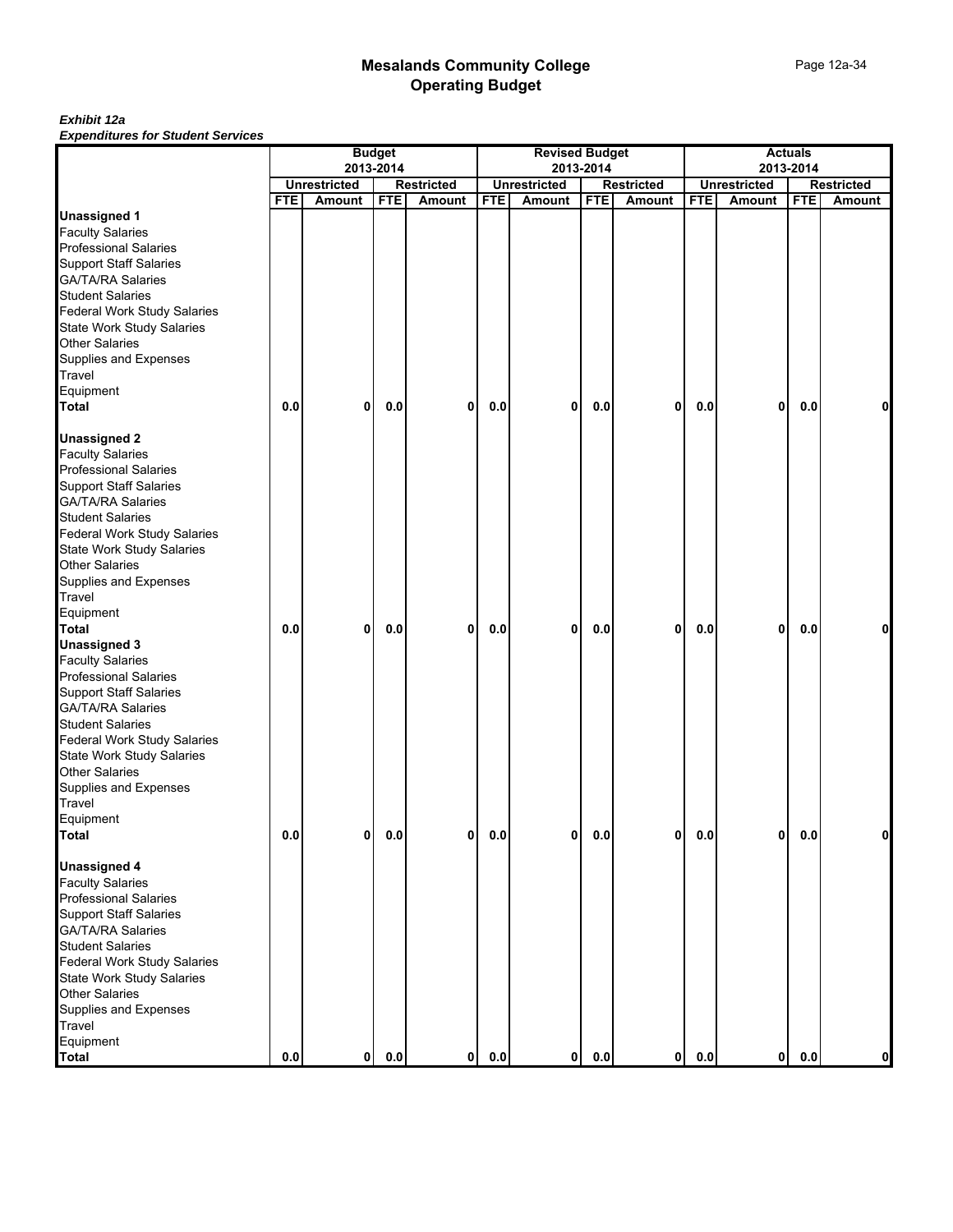# Mesalands Community College
## Operating Budget

***Exhibit 12a***
***Expenditures for Student Services***

| | Budget 2013-2014 | | | | Revised Budget 2013-2014 | | | | Actuals 2013-2014 | | | |
|---|---|---|---|---|---|---|---|---|---|---|---|---|
| | Unrestricted | | Restricted | | Unrestricted | | Restricted | | Unrestricted | | Restricted | |
| | FTE | Amount | FTE | Amount | FTE | Amount | FTE | Amount | FTE | Amount | FTE | Amount |
| **Unassigned 1** | | | | | | | | | | | | |
| Faculty Salaries | | | | | | | | | | | | |
| Professional Salaries | | | | | | | | | | | | |
| Support Staff Salaries | | | | | | | | | | | | |
| GA/TA/RA Salaries | | | | | | | | | | | | |
| Student Salaries | | | | | | | | | | | | |
| Federal Work Study Salaries | | | | | | | | | | | | |
| State Work Study Salaries | | | | | | | | | | | | |
| Other Salaries | | | | | | | | | | | | |
| Supplies and Expenses | | | | | | | | | | | | |
| Travel | | | | | | | | | | | | |
| Equipment | | | | | | | | | | | | |
| **Total** | 0.0 | 0 | 0.0 | 0 | 0.0 | 0 | 0.0 | 0 | 0.0 | 0 | 0.0 | 0 |
| **Unassigned 2** | | | | | | | | | | | | |
| Faculty Salaries | | | | | | | | | | | | |
| Professional Salaries | | | | | | | | | | | | |
| Support Staff Salaries | | | | | | | | | | | | |
| GA/TA/RA Salaries | | | | | | | | | | | | |
| Student Salaries | | | | | | | | | | | | |
| Federal Work Study Salaries | | | | | | | | | | | | |
| State Work Study Salaries | | | | | | | | | | | | |
| Other Salaries | | | | | | | | | | | | |
| Supplies and Expenses | | | | | | | | | | | | |
| Travel | | | | | | | | | | | | |
| Equipment | | | | | | | | | | | | |
| **Total** | 0.0 | 0 | 0.0 | 0 | 0.0 | 0 | 0.0 | 0 | 0.0 | 0 | 0.0 | 0 |
| **Unassigned 3** | | | | | | | | | | | | |
| Faculty Salaries | | | | | | | | | | | | |
| Professional Salaries | | | | | | | | | | | | |
| Support Staff Salaries | | | | | | | | | | | | |
| GA/TA/RA Salaries | | | | | | | | | | | | |
| Student Salaries | | | | | | | | | | | | |
| Federal Work Study Salaries | | | | | | | | | | | | |
| State Work Study Salaries | | | | | | | | | | | | |
| Other Salaries | | | | | | | | | | | | |
| Supplies and Expenses | | | | | | | | | | | | |
| Travel | | | | | | | | | | | | |
| Equipment | | | | | | | | | | | | |
| **Total** | 0.0 | 0 | 0.0 | 0 | 0.0 | 0 | 0.0 | 0 | 0.0 | 0 | 0.0 | 0 |
| **Unassigned 4** | | | | | | | | | | | | |
| Faculty Salaries | | | | | | | | | | | | |
| Professional Salaries | | | | | | | | | | | | |
| Support Staff Salaries | | | | | | | | | | | | |
| GA/TA/RA Salaries | | | | | | | | | | | | |
| Student Salaries | | | | | | | | | | | | |
| Federal Work Study Salaries | | | | | | | | | | | | |
| State Work Study Salaries | | | | | | | | | | | | |
| Other Salaries | | | | | | | | | | | | |
| Supplies and Expenses | | | | | | | | | | | | |
| Travel | | | | | | | | | | | | |
| Equipment | | | | | | | | | | | | |
| **Total** | 0.0 | 0 | 0.0 | 0 | 0.0 | 0 | 0.0 | 0 | 0.0 | 0 | 0.0 | 0 |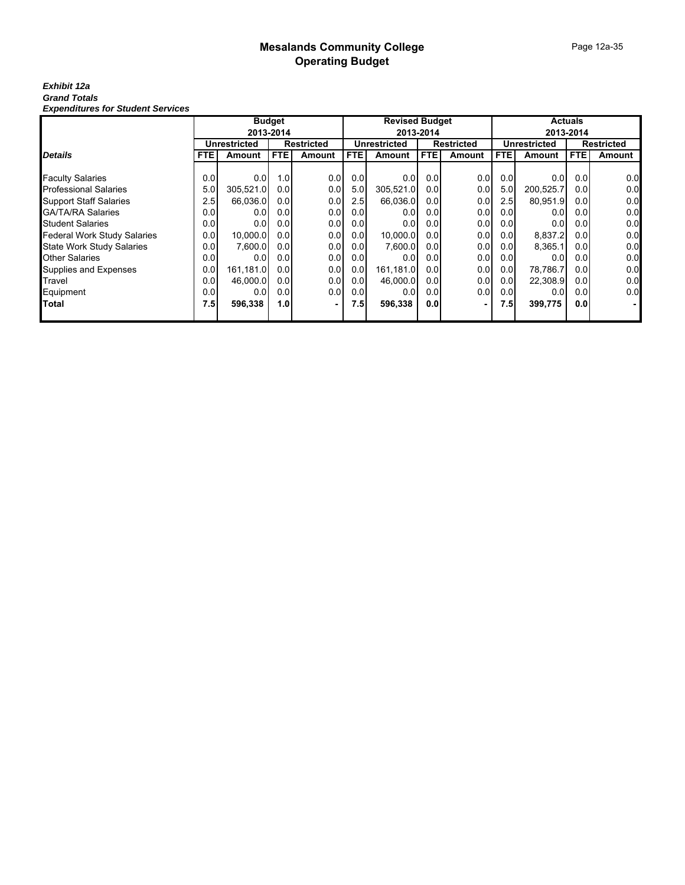# Mesalands Community College
## Operating Budget

***Exhibit 12a***
***Grand Totals***
***Expenditures for Student Services***

| | Budget 2013-2014 | | | | Revised Budget 2013-2014 | | | | Actuals 2013-2014 | | | |
|---|---|---|---|---|---|---|---|---|---|---|---|---|
| | Unrestricted | | Restricted | | Unrestricted | | Restricted | | Unrestricted | | Restricted | |
| ***Details*** | FTE | Amount | FTE | Amount | FTE | Amount | FTE | Amount | FTE | Amount | FTE | Amount |
| Faculty Salaries | 0.0 | 0.0 | 1.0 | 0.0 | 0.0 | 0.0 | 0.0 | 0.0 | 0.0 | 0.0 | 0.0 | 0.0 |
| Professional Salaries | 5.0 | 305,521.0 | 0.0 | 0.0 | 5.0 | 305,521.0 | 0.0 | 0.0 | 5.0 | 200,525.7 | 0.0 | 0.0 |
| Support Staff Salaries | 2.5 | 66,036.0 | 0.0 | 0.0 | 2.5 | 66,036.0 | 0.0 | 0.0 | 2.5 | 80,951.9 | 0.0 | 0.0 |
| GA/TA/RA Salaries | 0.0 | 0.0 | 0.0 | 0.0 | 0.0 | 0.0 | 0.0 | 0.0 | 0.0 | 0.0 | 0.0 | 0.0 |
| Student Salaries | 0.0 | 0.0 | 0.0 | 0.0 | 0.0 | 0.0 | 0.0 | 0.0 | 0.0 | 0.0 | 0.0 | 0.0 |
| Federal Work Study Salaries | 0.0 | 10,000.0 | 0.0 | 0.0 | 0.0 | 10,000.0 | 0.0 | 0.0 | 0.0 | 8,837.2 | 0.0 | 0.0 |
| State Work Study Salaries | 0.0 | 7,600.0 | 0.0 | 0.0 | 0.0 | 7,600.0 | 0.0 | 0.0 | 0.0 | 8,365.1 | 0.0 | 0.0 |
| Other Salaries | 0.0 | 0.0 | 0.0 | 0.0 | 0.0 | 0.0 | 0.0 | 0.0 | 0.0 | 0.0 | 0.0 | 0.0 |
| Supplies and Expenses | 0.0 | 161,181.0 | 0.0 | 0.0 | 0.0 | 161,181.0 | 0.0 | 0.0 | 0.0 | 78,786.7 | 0.0 | 0.0 |
| Travel | 0.0 | 46,000.0 | 0.0 | 0.0 | 0.0 | 46,000.0 | 0.0 | 0.0 | 0.0 | 22,308.9 | 0.0 | 0.0 |
| Equipment | 0.0 | 0.0 | 0.0 | 0.0 | 0.0 | 0.0 | 0.0 | 0.0 | 0.0 | 0.0 | 0.0 | 0.0 |
| **Total** | **7.5** | **596,338** | **1.0** | **-** | **7.5** | **596,338** | **0.0** | **-** | **7.5** | **399,775** | **0.0** | **-** |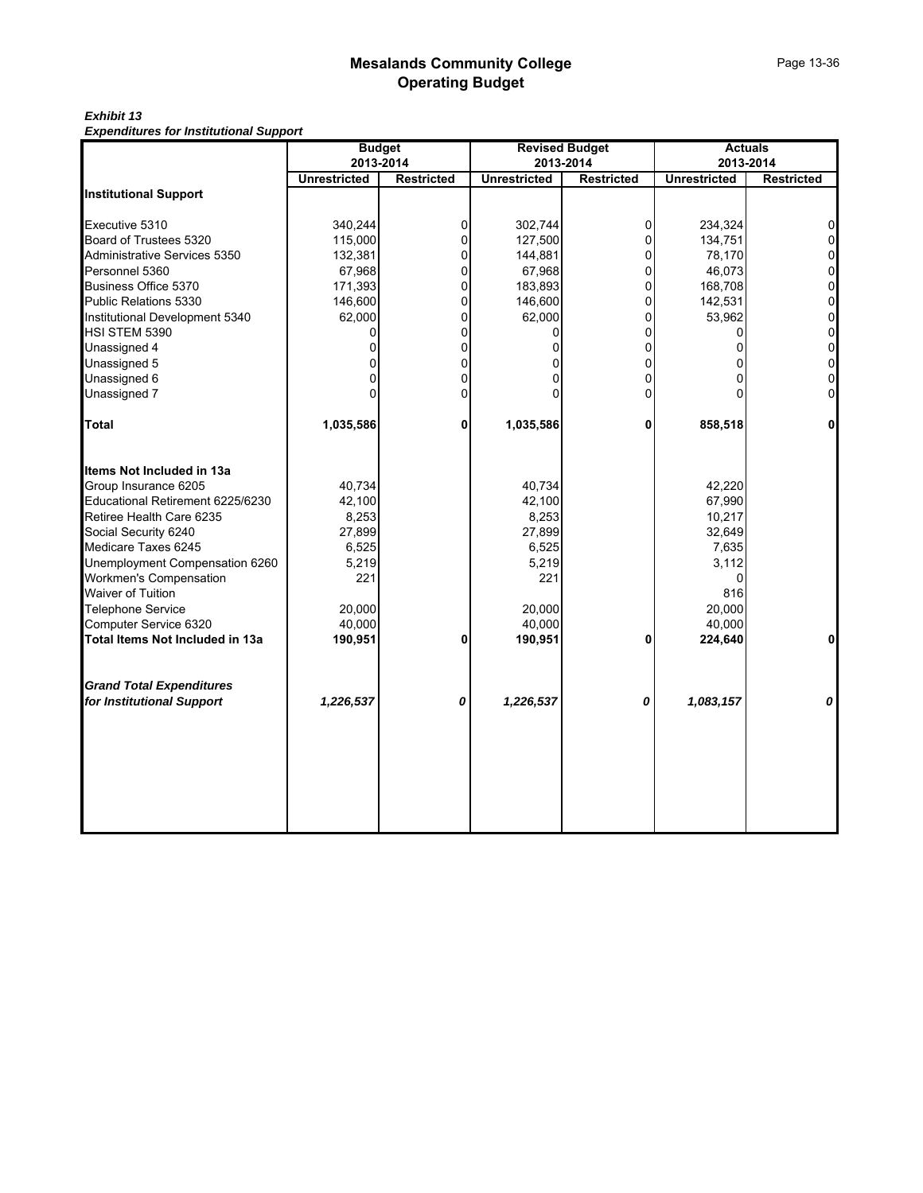# Mesalands Community College
## Operating Budget

***Exhibit 13***
***Expenditures for Institutional Support***

| | Budget 2013-2014 | | Revised Budget 2013-2014 | | Actuals 2013-2014 | |
|---|---|---|---|---|---|---|
| | **Unrestricted** | **Restricted** | **Unrestricted** | **Restricted** | **Unrestricted** | **Restricted** |
| **Institutional Support** | | | | | | |
| Executive 5310 | 340,244 | 0 | 302,744 | 0 | 234,324 | 0 |
| Board of Trustees 5320 | 115,000 | 0 | 127,500 | 0 | 134,751 | 0 |
| Administrative Services 5350 | 132,381 | 0 | 144,881 | 0 | 78,170 | 0 |
| Personnel 5360 | 67,968 | 0 | 67,968 | 0 | 46,073 | 0 |
| Business Office 5370 | 171,393 | 0 | 183,893 | 0 | 168,708 | 0 |
| Public Relations 5330 | 146,600 | 0 | 146,600 | 0 | 142,531 | 0 |
| Institutional Development 5340 | 62,000 | 0 | 62,000 | 0 | 53,962 | 0 |
| HSI STEM 5390 | 0 | 0 | 0 | 0 | 0 | 0 |
| Unassigned 4 | 0 | 0 | 0 | 0 | 0 | 0 |
| Unassigned 5 | 0 | 0 | 0 | 0 | 0 | 0 |
| Unassigned 6 | 0 | 0 | 0 | 0 | 0 | 0 |
| Unassigned 7 | 0 | 0 | 0 | 0 | 0 | 0 |
| **Total** | **1,035,586** | **0** | **1,035,586** | **0** | **858,518** | **0** |
| **Items Not Included in 13a** | | | | | | |
| Group Insurance 6205 | 40,734 | | 40,734 | | 42,220 | |
| Educational Retirement 6225/6230 | 42,100 | | 42,100 | | 67,990 | |
| Retiree Health Care 6235 | 8,253 | | 8,253 | | 10,217 | |
| Social Security 6240 | 27,899 | | 27,899 | | 32,649 | |
| Medicare Taxes 6245 | 6,525 | | 6,525 | | 7,635 | |
| Unemployment Compensation 6260 | 5,219 | | 5,219 | | 3,112 | |
| Workmen's Compensation | 221 | | 221 | | 0 | |
| Waiver of Tuition | | | | | 816 | |
| Telephone Service | 20,000 | | 20,000 | | 20,000 | |
| Computer Service 6320 | 40,000 | | 40,000 | | 40,000 | |
| **Total Items Not Included in 13a** | **190,951** | **0** | **190,951** | **0** | **224,640** | **0** |
| ***Grand Total Expenditures for Institutional Support*** | ***1,226,537*** | ***0*** | ***1,226,537*** | ***0*** | ***1,083,157*** | ***0*** |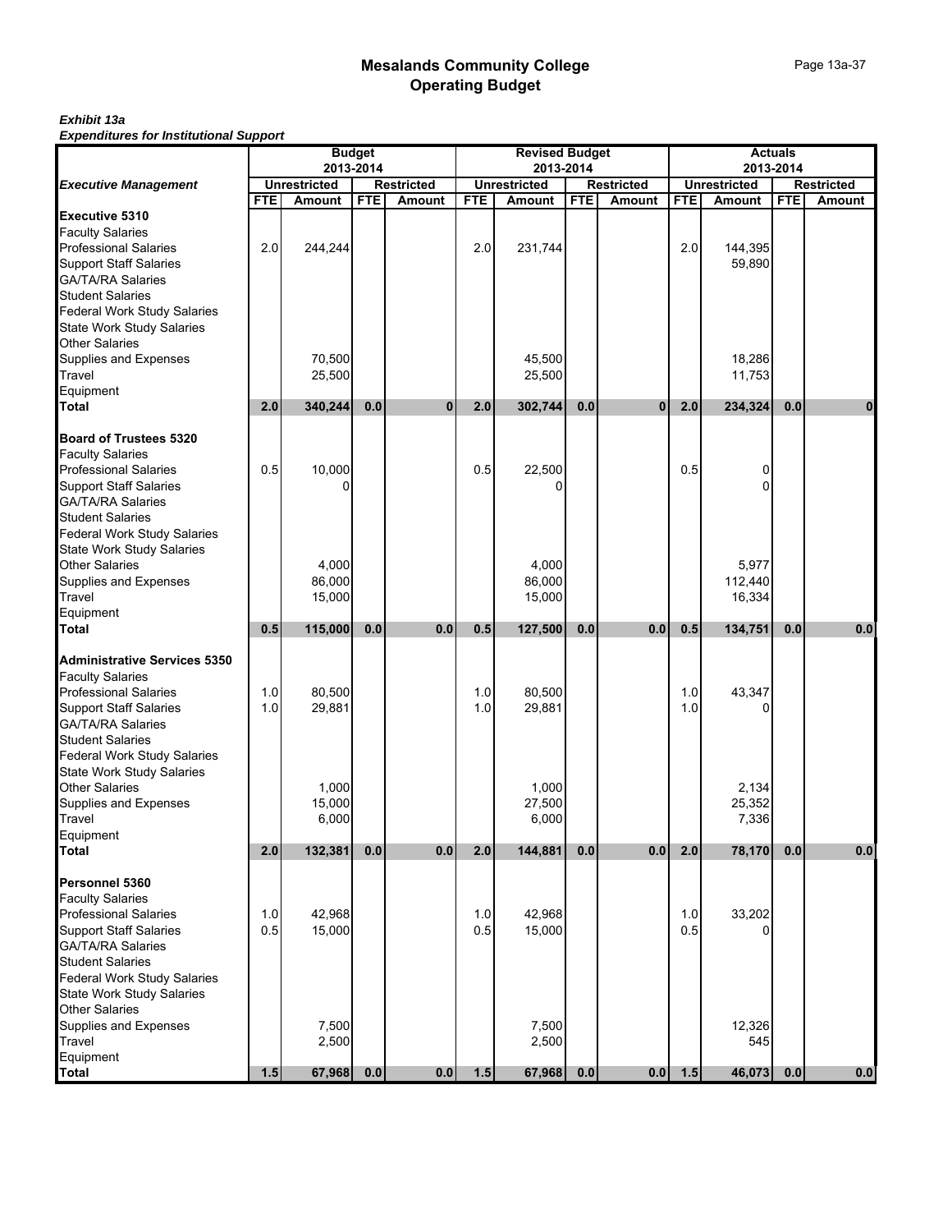# Mesalands Community College
## Operating Budget

***Exhibit 13a***
***Expenditures for Institutional Support***

| | Budget 2013-2014 | | | | Revised Budget 2013-2014 | | | | Actuals 2013-2014 | | | |
|---|---|---|---|---|---|---|---|---|---|---|---|---|
| ***Executive Management*** | Unrestricted | | Restricted | | Unrestricted | | Restricted | | Unrestricted | | Restricted | |
| | FTE | Amount | FTE | Amount | FTE | Amount | FTE | Amount | FTE | Amount | FTE | Amount |
| **Executive 5310** | | | | | | | | | | | | |
| Faculty Salaries | | | | | | | | | | | | |
| Professional Salaries | 2.0 | 244,244 | | | 2.0 | 231,744 | | | 2.0 | 144,395 | | |
| Support Staff Salaries | | | | | | | | | | 59,890 | | |
| GA/TA/RA Salaries | | | | | | | | | | | | |
| Student Salaries | | | | | | | | | | | | |
| Federal Work Study Salaries | | | | | | | | | | | | |
| State Work Study Salaries | | | | | | | | | | | | |
| Other Salaries | | | | | | | | | | | | |
| Supplies and Expenses | | 70,500 | | | | 45,500 | | | | 18,286 | | |
| Travel | | 25,500 | | | | 25,500 | | | | 11,753 | | |
| Equipment | | | | | | | | | | | | |
| **Total** | **2.0** | **340,244** | **0.0** | **0** | **2.0** | **302,744** | **0.0** | **0** | **2.0** | **234,324** | **0.0** | **0** |
| **Board of Trustees 5320** | | | | | | | | | | | | |
| Faculty Salaries | | | | | | | | | | | | |
| Professional Salaries | 0.5 | 10,000 | | | 0.5 | 22,500 | | | 0.5 | 0 | | |
| Support Staff Salaries | | 0 | | | | 0 | | | | 0 | | |
| GA/TA/RA Salaries | | | | | | | | | | | | |
| Student Salaries | | | | | | | | | | | | |
| Federal Work Study Salaries | | | | | | | | | | | | |
| State Work Study Salaries | | | | | | | | | | | | |
| Other Salaries | | 4,000 | | | | 4,000 | | | | 5,977 | | |
| Supplies and Expenses | | 86,000 | | | | 86,000 | | | | 112,440 | | |
| Travel | | 15,000 | | | | 15,000 | | | | 16,334 | | |
| Equipment | | | | | | | | | | | | |
| **Total** | **0.5** | **115,000** | **0.0** | **0.0** | **0.5** | **127,500** | **0.0** | **0.0** | **0.5** | **134,751** | **0.0** | **0.0** |
| **Administrative Services 5350** | | | | | | | | | | | | |
| Faculty Salaries | | | | | | | | | | | | |
| Professional Salaries | 1.0 | 80,500 | | | 1.0 | 80,500 | | | 1.0 | 43,347 | | |
| Support Staff Salaries | 1.0 | 29,881 | | | 1.0 | 29,881 | | | 1.0 | 0 | | |
| GA/TA/RA Salaries | | | | | | | | | | | | |
| Student Salaries | | | | | | | | | | | | |
| Federal Work Study Salaries | | | | | | | | | | | | |
| State Work Study Salaries | | | | | | | | | | | | |
| Other Salaries | | 1,000 | | | | 1,000 | | | | 2,134 | | |
| Supplies and Expenses | | 15,000 | | | | 27,500 | | | | 25,352 | | |
| Travel | | 6,000 | | | | 6,000 | | | | 7,336 | | |
| Equipment | | | | | | | | | | | | |
| **Total** | **2.0** | **132,381** | **0.0** | **0.0** | **2.0** | **144,881** | **0.0** | **0.0** | **2.0** | **78,170** | **0.0** | **0.0** |
| **Personnel 5360** | | | | | | | | | | | | |
| Faculty Salaries | | | | | | | | | | | | |
| Professional Salaries | 1.0 | 42,968 | | | 1.0 | 42,968 | | | 1.0 | 33,202 | | |
| Support Staff Salaries | 0.5 | 15,000 | | | 0.5 | 15,000 | | | 0.5 | 0 | | |
| GA/TA/RA Salaries | | | | | | | | | | | | |
| Student Salaries | | | | | | | | | | | | |
| Federal Work Study Salaries | | | | | | | | | | | | |
| State Work Study Salaries | | | | | | | | | | | | |
| Other Salaries | | | | | | | | | | | | |
| Supplies and Expenses | | 7,500 | | | | 7,500 | | | | 12,326 | | |
| Travel | | 2,500 | | | | 2,500 | | | | 545 | | |
| Equipment | | | | | | | | | | | | |
| **Total** | **1.5** | **67,968** | **0.0** | **0.0** | **1.5** | **67,968** | **0.0** | **0.0** | **1.5** | **46,073** | **0.0** | **0.0** |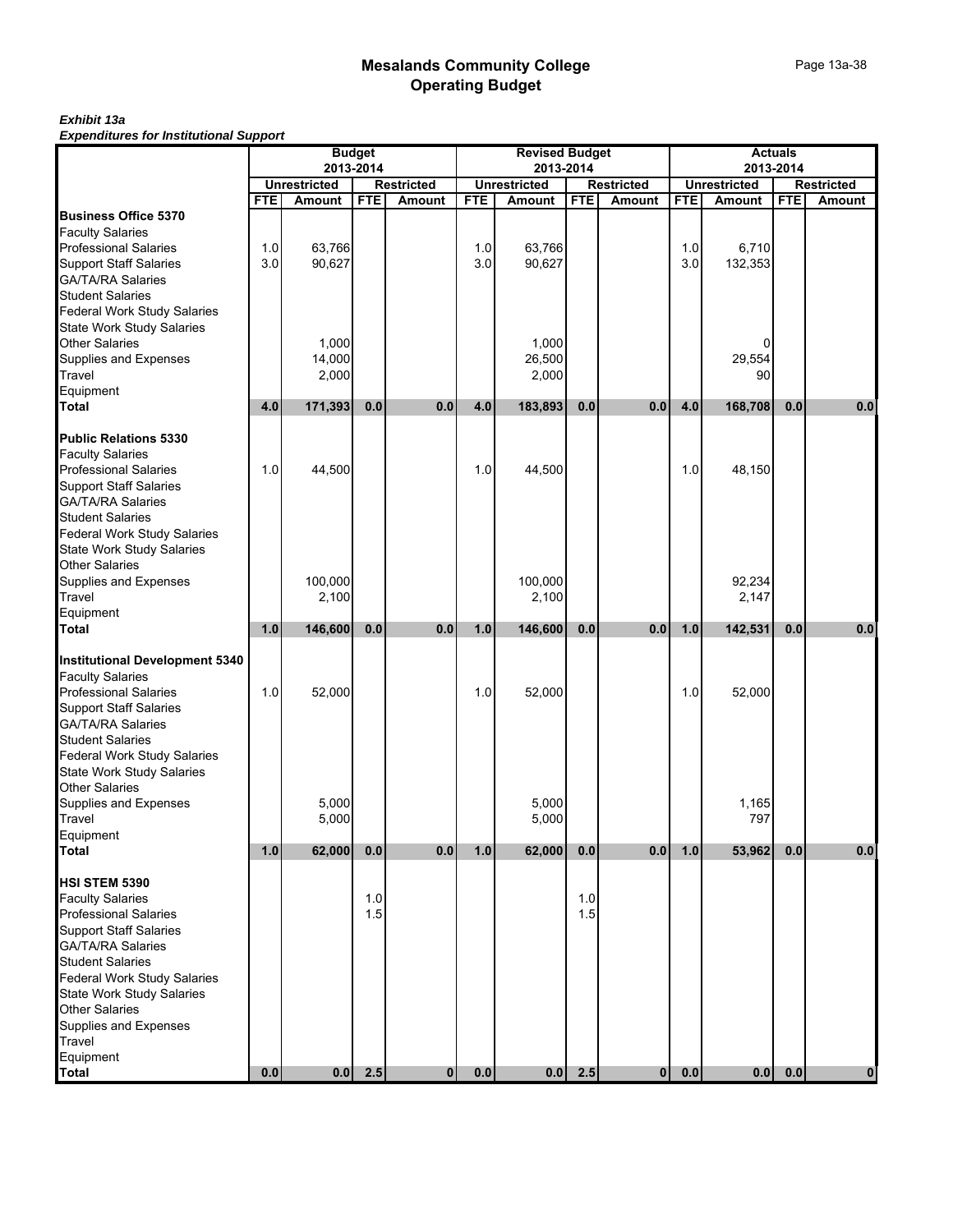# Mesalands Community College
## Operating Budget

***Exhibit 13a***
***Expenditures for Institutional Support***

| | Budget 2013-2014 | | | | Revised Budget 2013-2014 | | | | Actuals 2013-2014 | | | |
|---|---|---|---|---|---|---|---|---|---|---|---|---|
| | Unrestricted | | Restricted | | Unrestricted | | Restricted | | Unrestricted | | Restricted | |
| | FTE | Amount | FTE | Amount | FTE | Amount | FTE | Amount | FTE | Amount | FTE | Amount |
| **Business Office 5370** | | | | | | | | | | | | |
| Faculty Salaries | | | | | | | | | | | | |
| Professional Salaries | 1.0 | 63,766 | | | 1.0 | 63,766 | | | 1.0 | 6,710 | | |
| Support Staff Salaries | 3.0 | 90,627 | | | 3.0 | 90,627 | | | 3.0 | 132,353 | | |
| GA/TA/RA Salaries | | | | | | | | | | | | |
| Student Salaries | | | | | | | | | | | | |
| Federal Work Study Salaries | | | | | | | | | | | | |
| State Work Study Salaries | | | | | | | | | | | | |
| Other Salaries | | 1,000 | | | | 1,000 | | | | 0 | | |
| Supplies and Expenses | | 14,000 | | | | 26,500 | | | | 29,554 | | |
| Travel | | 2,000 | | | | 2,000 | | | | 90 | | |
| Equipment | | | | | | | | | | | | |
| **Total** | **4.0** | **171,393** | **0.0** | **0.0** | **4.0** | **183,893** | **0.0** | **0.0** | **4.0** | **168,708** | **0.0** | **0.0** |
| **Public Relations 5330** | | | | | | | | | | | | |
| Faculty Salaries | | | | | | | | | | | | |
| Professional Salaries | 1.0 | 44,500 | | | 1.0 | 44,500 | | | 1.0 | 48,150 | | |
| Support Staff Salaries | | | | | | | | | | | | |
| GA/TA/RA Salaries | | | | | | | | | | | | |
| Student Salaries | | | | | | | | | | | | |
| Federal Work Study Salaries | | | | | | | | | | | | |
| State Work Study Salaries | | | | | | | | | | | | |
| Other Salaries | | | | | | | | | | | | |
| Supplies and Expenses | | 100,000 | | | | 100,000 | | | | 92,234 | | |
| Travel | | 2,100 | | | | 2,100 | | | | 2,147 | | |
| Equipment | | | | | | | | | | | | |
| **Total** | **1.0** | **146,600** | **0.0** | **0.0** | **1.0** | **146,600** | **0.0** | **0.0** | **1.0** | **142,531** | **0.0** | **0.0** |
| **Institutional Development 5340** | | | | | | | | | | | | |
| Faculty Salaries | | | | | | | | | | | | |
| Professional Salaries | 1.0 | 52,000 | | | 1.0 | 52,000 | | | 1.0 | 52,000 | | |
| Support Staff Salaries | | | | | | | | | | | | |
| GA/TA/RA Salaries | | | | | | | | | | | | |
| Student Salaries | | | | | | | | | | | | |
| Federal Work Study Salaries | | | | | | | | | | | | |
| State Work Study Salaries | | | | | | | | | | | | |
| Other Salaries | | | | | | | | | | | | |
| Supplies and Expenses | | 5,000 | | | | 5,000 | | | | 1,165 | | |
| Travel | | 5,000 | | | | 5,000 | | | | 797 | | |
| Equipment | | | | | | | | | | | | |
| **Total** | **1.0** | **62,000** | **0.0** | **0.0** | **1.0** | **62,000** | **0.0** | **0.0** | **1.0** | **53,962** | **0.0** | **0.0** |
| **HSI STEM 5390** | | | | | | | | | | | | |
| Faculty Salaries | | | 1.0 | | | | 1.0 | | | | | |
| Professional Salaries | | | 1.5 | | | | 1.5 | | | | | |
| Support Staff Salaries | | | | | | | | | | | | |
| GA/TA/RA Salaries | | | | | | | | | | | | |
| Student Salaries | | | | | | | | | | | | |
| Federal Work Study Salaries | | | | | | | | | | | | |
| State Work Study Salaries | | | | | | | | | | | | |
| Other Salaries | | | | | | | | | | | | |
| Supplies and Expenses | | | | | | | | | | | | |
| Travel | | | | | | | | | | | | |
| Equipment | | | | | | | | | | | | |
| **Total** | **0.0** | **0.0** | **2.5** | **0** | **0.0** | **0.0** | **2.5** | **0** | **0.0** | **0.0** | **0.0** | **0** |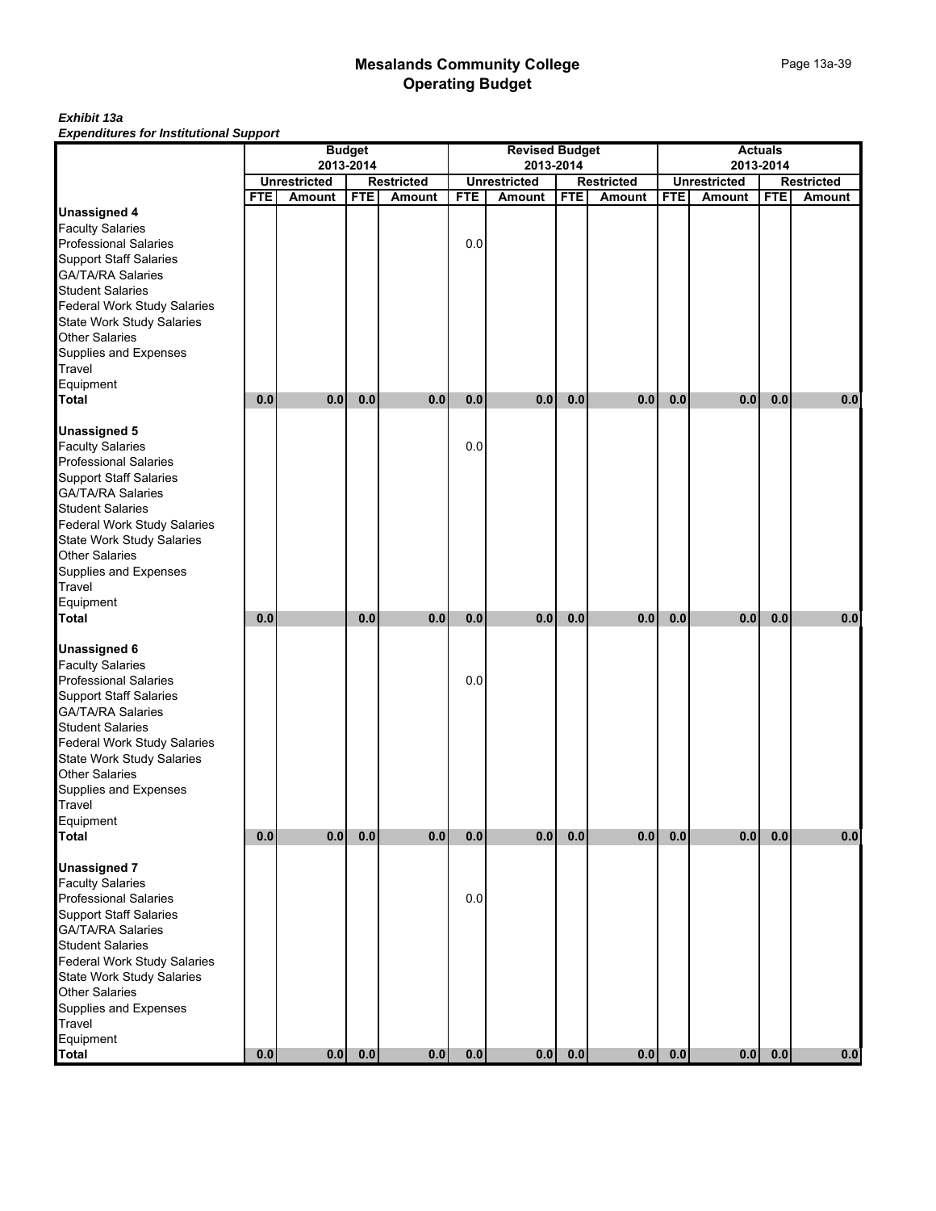# Mesalands Community College
## Operating Budget

***Exhibit 13a***
***Expenditures for Institutional Support***

| | Budget 2013-2014 | | | | Revised Budget 2013-2014 | | | | Actuals 2013-2014 | | | |
|---|---|---|---|---|---|---|---|---|---|---|---|---|
| | Unrestricted | | Restricted | | Unrestricted | | Restricted | | Unrestricted | | Restricted | |
| | FTE | Amount | FTE | Amount | FTE | Amount | FTE | Amount | FTE | Amount | FTE | Amount |
| **Unassigned 4** | | | | | | | | | | | | |
| Faculty Salaries | | | | | | | | | | | | |
| Professional Salaries | | | | | 0.0 | | | | | | | |
| Support Staff Salaries | | | | | | | | | | | | |
| GA/TA/RA Salaries | | | | | | | | | | | | |
| Student Salaries | | | | | | | | | | | | |
| Federal Work Study Salaries | | | | | | | | | | | | |
| State Work Study Salaries | | | | | | | | | | | | |
| Other Salaries | | | | | | | | | | | | |
| Supplies and Expenses | | | | | | | | | | | | |
| Travel | | | | | | | | | | | | |
| Equipment | | | | | | | | | | | | |
| **Total** | **0.0** | **0.0** | **0.0** | **0.0** | **0.0** | **0.0** | **0.0** | **0.0** | **0.0** | **0.0** | **0.0** | **0.0** |
| **Unassigned 5** | | | | | | | | | | | | |
| Faculty Salaries | | | | | 0.0 | | | | | | | |
| Professional Salaries | | | | | | | | | | | | |
| Support Staff Salaries | | | | | | | | | | | | |
| GA/TA/RA Salaries | | | | | | | | | | | | |
| Student Salaries | | | | | | | | | | | | |
| Federal Work Study Salaries | | | | | | | | | | | | |
| State Work Study Salaries | | | | | | | | | | | | |
| Other Salaries | | | | | | | | | | | | |
| Supplies and Expenses | | | | | | | | | | | | |
| Travel | | | | | | | | | | | | |
| Equipment | | | | | | | | | | | | |
| **Total** | **0.0** | | **0.0** | **0.0** | **0.0** | **0.0** | **0.0** | **0.0** | **0.0** | **0.0** | **0.0** | **0.0** |
| **Unassigned 6** | | | | | | | | | | | | |
| Faculty Salaries | | | | | | | | | | | | |
| Professional Salaries | | | | | 0.0 | | | | | | | |
| Support Staff Salaries | | | | | | | | | | | | |
| GA/TA/RA Salaries | | | | | | | | | | | | |
| Student Salaries | | | | | | | | | | | | |
| Federal Work Study Salaries | | | | | | | | | | | | |
| State Work Study Salaries | | | | | | | | | | | | |
| Other Salaries | | | | | | | | | | | | |
| Supplies and Expenses | | | | | | | | | | | | |
| Travel | | | | | | | | | | | | |
| Equipment | | | | | | | | | | | | |
| **Total** | **0.0** | **0.0** | **0.0** | **0.0** | **0.0** | **0.0** | **0.0** | **0.0** | **0.0** | **0.0** | **0.0** | **0.0** |
| **Unassigned 7** | | | | | | | | | | | | |
| Faculty Salaries | | | | | | | | | | | | |
| Professional Salaries | | | | | 0.0 | | | | | | | |
| Support Staff Salaries | | | | | | | | | | | | |
| GA/TA/RA Salaries | | | | | | | | | | | | |
| Student Salaries | | | | | | | | | | | | |
| Federal Work Study Salaries | | | | | | | | | | | | |
| State Work Study Salaries | | | | | | | | | | | | |
| Other Salaries | | | | | | | | | | | | |
| Supplies and Expenses | | | | | | | | | | | | |
| Travel | | | | | | | | | | | | |
| Equipment | | | | | | | | | | | | |
| **Total** | **0.0** | **0.0** | **0.0** | **0.0** | **0.0** | **0.0** | **0.0** | **0.0** | **0.0** | **0.0** | **0.0** | **0.0** |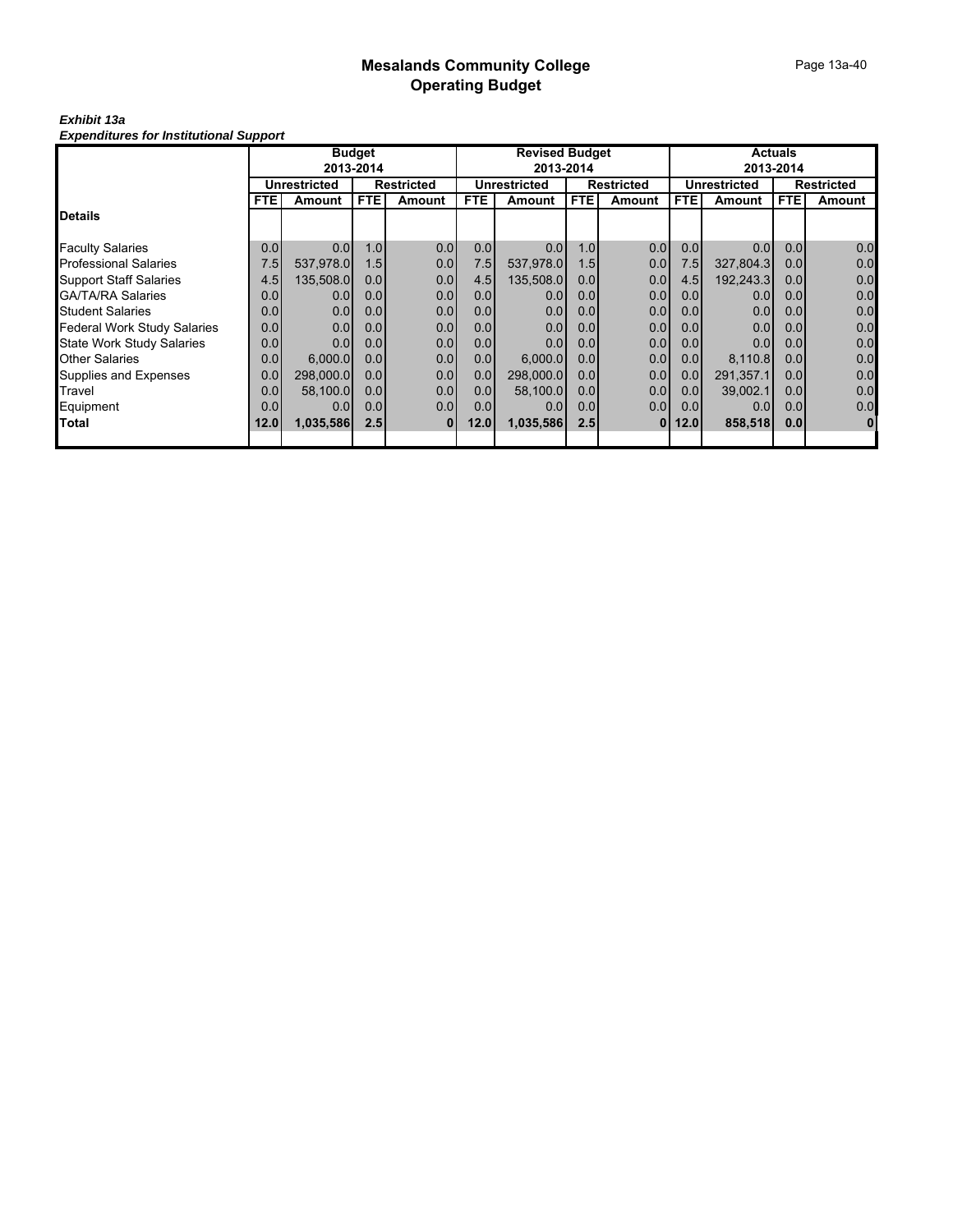# Mesalands Community College
## Operating Budget

***Exhibit 13a***
***Expenditures for Institutional Support***

| | Budget 2013-2014 | | | | Revised Budget 2013-2014 | | | | Actuals 2013-2014 | | | |
|---|---|---|---|---|---|---|---|---|---|---|---|---|
| | Unrestricted | | Restricted | | Unrestricted | | Restricted | | Unrestricted | | Restricted | |
| | FTE | Amount | FTE | Amount | FTE | Amount | FTE | Amount | FTE | Amount | FTE | Amount |
| **Details** | | | | | | | | | | | | |
| Faculty Salaries | 0.0 | 0.0 | 1.0 | 0.0 | 0.0 | 0.0 | 1.0 | 0.0 | 0.0 | 0.0 | 0.0 | 0.0 |
| Professional Salaries | 7.5 | 537,978.0 | 1.5 | 0.0 | 7.5 | 537,978.0 | 1.5 | 0.0 | 7.5 | 327,804.3 | 0.0 | 0.0 |
| Support Staff Salaries | 4.5 | 135,508.0 | 0.0 | 0.0 | 4.5 | 135,508.0 | 0.0 | 0.0 | 4.5 | 192,243.3 | 0.0 | 0.0 |
| GA/TA/RA Salaries | 0.0 | 0.0 | 0.0 | 0.0 | 0.0 | 0.0 | 0.0 | 0.0 | 0.0 | 0.0 | 0.0 | 0.0 |
| Student Salaries | 0.0 | 0.0 | 0.0 | 0.0 | 0.0 | 0.0 | 0.0 | 0.0 | 0.0 | 0.0 | 0.0 | 0.0 |
| Federal Work Study Salaries | 0.0 | 0.0 | 0.0 | 0.0 | 0.0 | 0.0 | 0.0 | 0.0 | 0.0 | 0.0 | 0.0 | 0.0 |
| State Work Study Salaries | 0.0 | 0.0 | 0.0 | 0.0 | 0.0 | 0.0 | 0.0 | 0.0 | 0.0 | 0.0 | 0.0 | 0.0 |
| Other Salaries | 0.0 | 6,000.0 | 0.0 | 0.0 | 0.0 | 6,000.0 | 0.0 | 0.0 | 0.0 | 8,110.8 | 0.0 | 0.0 |
| Supplies and Expenses | 0.0 | 298,000.0 | 0.0 | 0.0 | 0.0 | 298,000.0 | 0.0 | 0.0 | 0.0 | 291,357.1 | 0.0 | 0.0 |
| Travel | 0.0 | 58,100.0 | 0.0 | 0.0 | 0.0 | 58,100.0 | 0.0 | 0.0 | 0.0 | 39,002.1 | 0.0 | 0.0 |
| Equipment | 0.0 | 0.0 | 0.0 | 0.0 | 0.0 | 0.0 | 0.0 | 0.0 | 0.0 | 0.0 | 0.0 | 0.0 |
| **Total** | **12.0** | **1,035,586** | **2.5** | **0** | **12.0** | **1,035,586** | **2.5** | **0** | **12.0** | **858,518** | **0.0** | **0** |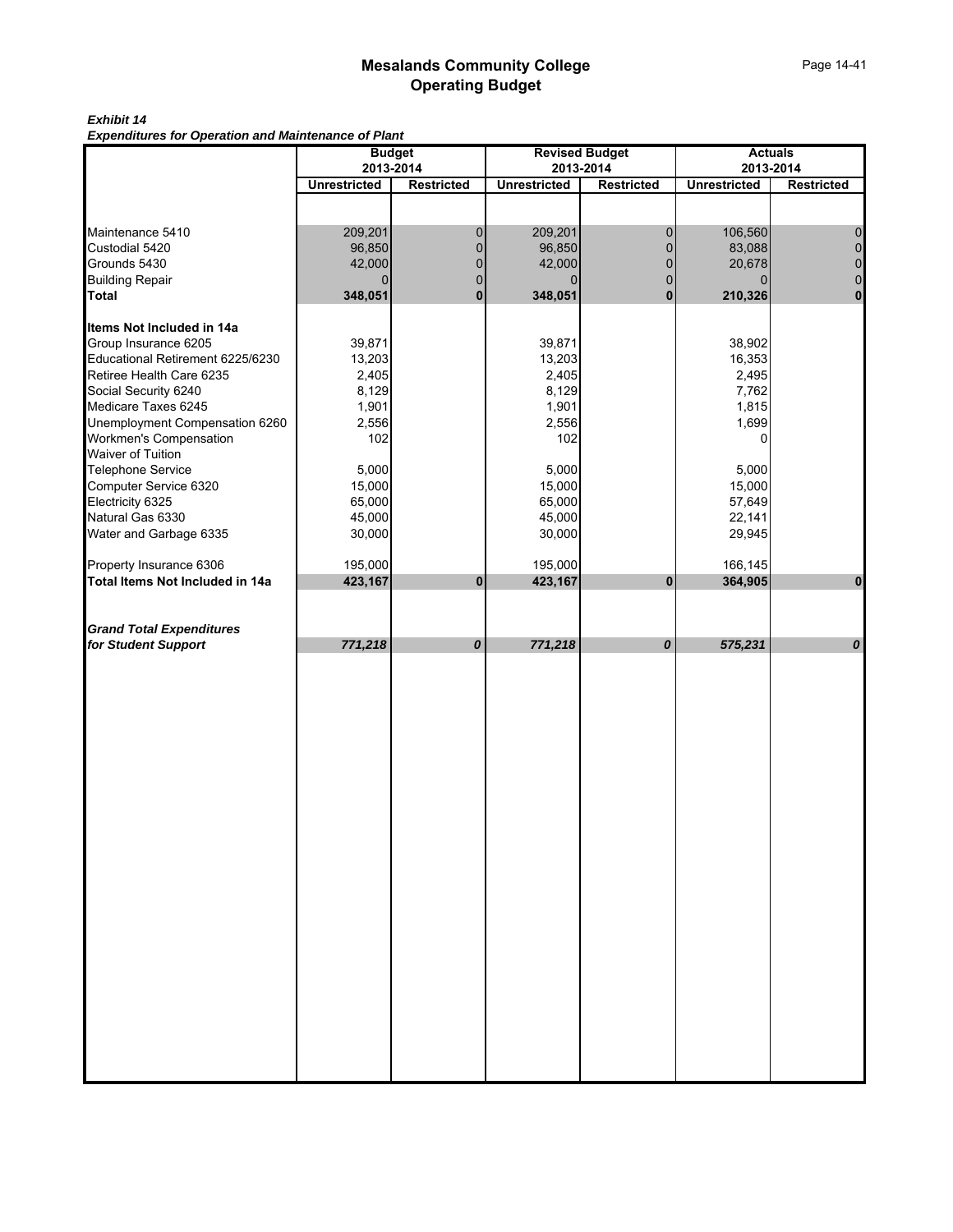# Mesalands Community College
## Operating Budget

***Exhibit 14***
***Expenditures for Operation and Maintenance of Plant***

| | Budget 2013-2014 | | Revised Budget 2013-2014 | | Actuals 2013-2014 | |
|---|---|---|---|---|---|---|
| | **Unrestricted** | **Restricted** | **Unrestricted** | **Restricted** | **Unrestricted** | **Restricted** |
| Maintenance 5410 | 209,201 | 0 | 209,201 | 0 | 106,560 | 0 |
| Custodial 5420 | 96,850 | 0 | 96,850 | 0 | 83,088 | 0 |
| Grounds 5430 | 42,000 | 0 | 42,000 | 0 | 20,678 | 0 |
| Building Repair | 0 | 0 | 0 | 0 | 0 | 0 |
| **Total** | **348,051** | **0** | **348,051** | **0** | **210,326** | **0** |
| **Items Not Included in 14a** | | | | | | |
| Group Insurance 6205 | 39,871 | | 39,871 | | 38,902 | |
| Educational Retirement 6225/6230 | 13,203 | | 13,203 | | 16,353 | |
| Retiree Health Care 6235 | 2,405 | | 2,405 | | 2,495 | |
| Social Security 6240 | 8,129 | | 8,129 | | 7,762 | |
| Medicare Taxes 6245 | 1,901 | | 1,901 | | 1,815 | |
| Unemployment Compensation 6260 | 2,556 | | 2,556 | | 1,699 | |
| Workmen's Compensation | 102 | | 102 | | 0 | |
| Waiver of Tuition | | | | | | |
| Telephone Service | 5,000 | | 5,000 | | 5,000 | |
| Computer Service 6320 | 15,000 | | 15,000 | | 15,000 | |
| Electricity 6325 | 65,000 | | 65,000 | | 57,649 | |
| Natural Gas 6330 | 45,000 | | 45,000 | | 22,141 | |
| Water and Garbage 6335 | 30,000 | | 30,000 | | 29,945 | |
| Property Insurance 6306 | 195,000 | | 195,000 | | 166,145 | |
| **Total Items Not Included in 14a** | **423,167** | **0** | **423,167** | **0** | **364,905** | **0** |
| ***Grand Total Expenditures for Student Support*** | ***771,218*** | ***0*** | ***771,218*** | ***0*** | ***575,231*** | ***0*** |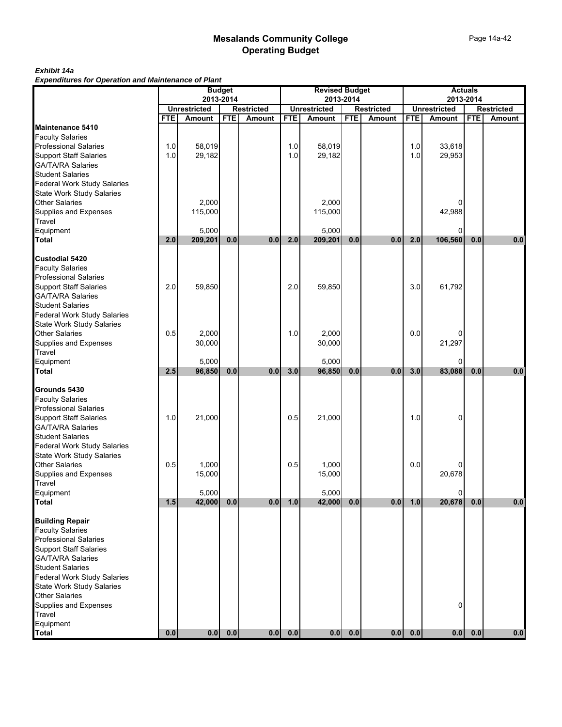# Mesalands Community College
# Operating Budget

***Exhibit 14a***
***Expenditures for Operation and Maintenance of Plant***

| | Budget 2013-2014 | | | | Revised Budget 2013-2014 | | | | Actuals 2013-2014 | | | |
|---|---|---|---|---|---|---|---|---|---|---|---|---|
| | Unrestricted | | Restricted | | Unrestricted | | Restricted | | Unrestricted | | Restricted | |
| | FTE | Amount | FTE | Amount | FTE | Amount | FTE | Amount | FTE | Amount | FTE | Amount |
| **Maintenance 5410** | | | | | | | | | | | | |
| Faculty Salaries | | | | | | | | | | | | |
| Professional Salaries | 1.0 | 58,019 | | | 1.0 | 58,019 | | | 1.0 | 33,618 | | |
| Support Staff Salaries | 1.0 | 29,182 | | | 1.0 | 29,182 | | | 1.0 | 29,953 | | |
| GA/TA/RA Salaries | | | | | | | | | | | | |
| Student Salaries | | | | | | | | | | | | |
| Federal Work Study Salaries | | | | | | | | | | | | |
| State Work Study Salaries | | | | | | | | | | | | |
| Other Salaries | | 2,000 | | | | 2,000 | | | | 0 | | |
| Supplies and Expenses | | 115,000 | | | | 115,000 | | | | 42,988 | | |
| Travel | | | | | | | | | | | | |
| Equipment | | 5,000 | | | | 5,000 | | | | 0 | | |
| **Total** | **2.0** | **209,201** | **0.0** | **0.0** | **2.0** | **209,201** | **0.0** | **0.0** | **2.0** | **106,560** | **0.0** | **0.0** |
| **Custodial 5420** | | | | | | | | | | | | |
| Faculty Salaries | | | | | | | | | | | | |
| Professional Salaries | | | | | | | | | | | | |
| Support Staff Salaries | 2.0 | 59,850 | | | 2.0 | 59,850 | | | 3.0 | 61,792 | | |
| GA/TA/RA Salaries | | | | | | | | | | | | |
| Student Salaries | | | | | | | | | | | | |
| Federal Work Study Salaries | | | | | | | | | | | | |
| State Work Study Salaries | | | | | | | | | | | | |
| Other Salaries | 0.5 | 2,000 | | | 1.0 | 2,000 | | | 0.0 | 0 | | |
| Supplies and Expenses | | 30,000 | | | | 30,000 | | | | 21,297 | | |
| Travel | | | | | | | | | | | | |
| Equipment | | 5,000 | | | | 5,000 | | | | 0 | | |
| **Total** | **2.5** | **96,850** | **0.0** | **0.0** | **3.0** | **96,850** | **0.0** | **0.0** | **3.0** | **83,088** | **0.0** | **0.0** |
| **Grounds 5430** | | | | | | | | | | | | |
| Faculty Salaries | | | | | | | | | | | | |
| Professional Salaries | | | | | | | | | | | | |
| Support Staff Salaries | 1.0 | 21,000 | | | 0.5 | 21,000 | | | 1.0 | 0 | | |
| GA/TA/RA Salaries | | | | | | | | | | | | |
| Student Salaries | | | | | | | | | | | | |
| Federal Work Study Salaries | | | | | | | | | | | | |
| State Work Study Salaries | | | | | | | | | | | | |
| Other Salaries | 0.5 | 1,000 | | | 0.5 | 1,000 | | | 0.0 | 0 | | |
| Supplies and Expenses | | 15,000 | | | | 15,000 | | | | 20,678 | | |
| Travel | | | | | | | | | | | | |
| Equipment | | 5,000 | | | | 5,000 | | | | 0 | | |
| **Total** | **1.5** | **42,000** | **0.0** | **0.0** | **1.0** | **42,000** | **0.0** | **0.0** | **1.0** | **20,678** | **0.0** | **0.0** |
| **Building Repair** | | | | | | | | | | | | |
| Faculty Salaries | | | | | | | | | | | | |
| Professional Salaries | | | | | | | | | | | | |
| Support Staff Salaries | | | | | | | | | | | | |
| GA/TA/RA Salaries | | | | | | | | | | | | |
| Student Salaries | | | | | | | | | | | | |
| Federal Work Study Salaries | | | | | | | | | | | | |
| State Work Study Salaries | | | | | | | | | | | | |
| Other Salaries | | | | | | | | | | | | |
| Supplies and Expenses | | | | | | | | | | 0 | | |
| Travel | | | | | | | | | | | | |
| Equipment | | | | | | | | | | | | |
| **Total** | **0.0** | **0.0** | **0.0** | **0.0** | **0.0** | **0.0** | **0.0** | **0.0** | **0.0** | **0.0** | **0.0** | **0.0** |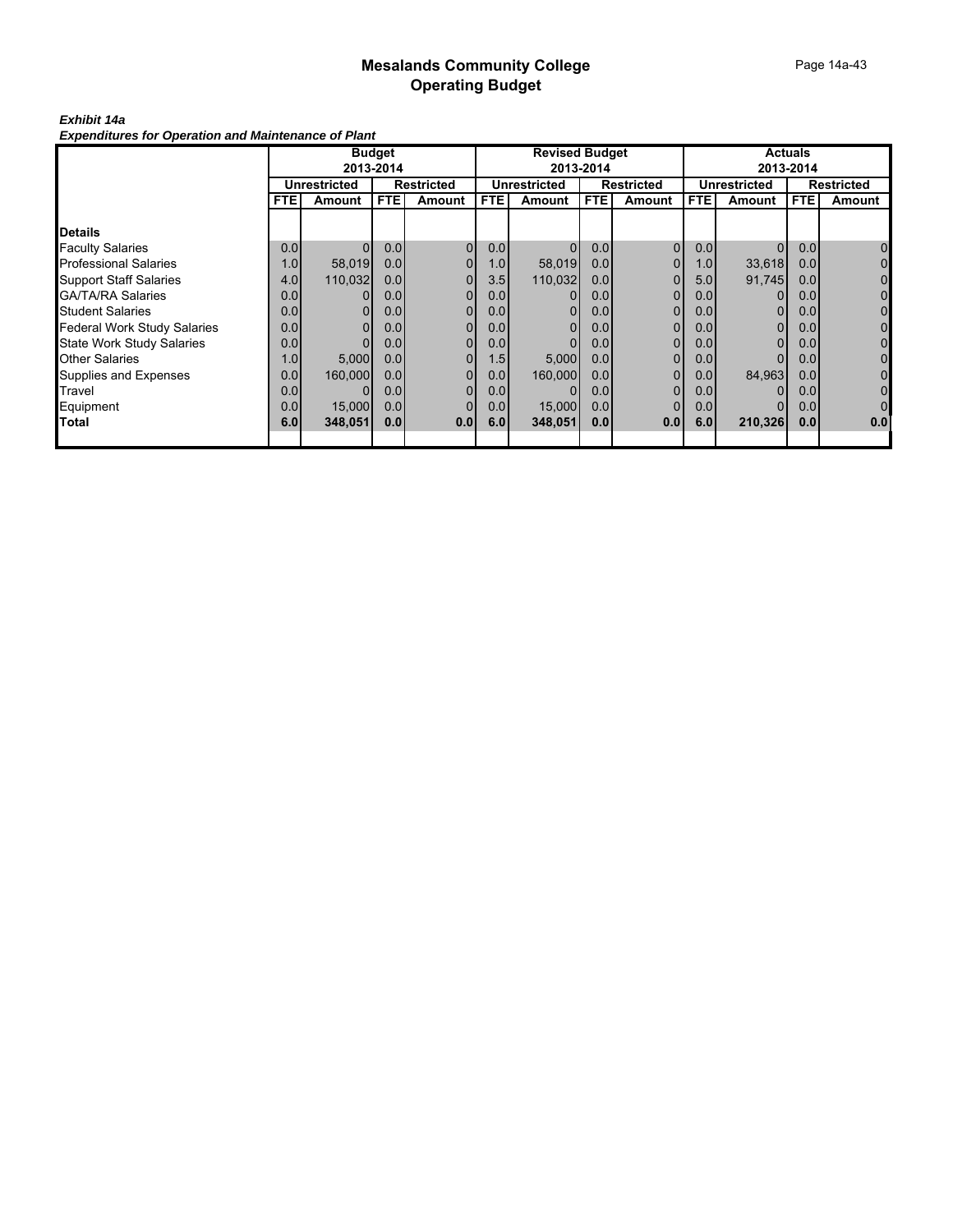# Mesalands Community College
## Operating Budget

***Exhibit 14a***
***Expenditures for Operation and Maintenance of Plant***

| | Budget 2013-2014 | | | | Revised Budget 2013-2014 | | | | Actuals 2013-2014 | | | |
|---|---|---|---|---|---|---|---|---|---|---|---|---|
| | Unrestricted | | Restricted | | Unrestricted | | Restricted | | Unrestricted | | Restricted | |
| | FTE | Amount | FTE | Amount | FTE | Amount | FTE | Amount | FTE | Amount | FTE | Amount |
| **Details** | | | | | | | | | | | | |
| Faculty Salaries | 0.0 | 0 | 0.0 | 0 | 0.0 | 0 | 0.0 | 0 | 0.0 | 0 | 0.0 | 0 |
| Professional Salaries | 1.0 | 58,019 | 0.0 | 0 | 1.0 | 58,019 | 0.0 | 0 | 1.0 | 33,618 | 0.0 | 0 |
| Support Staff Salaries | 4.0 | 110,032 | 0.0 | 0 | 3.5 | 110,032 | 0.0 | 0 | 5.0 | 91,745 | 0.0 | 0 |
| GA/TA/RA Salaries | 0.0 | 0 | 0.0 | 0 | 0.0 | 0 | 0.0 | 0 | 0.0 | 0 | 0.0 | 0 |
| Student Salaries | 0.0 | 0 | 0.0 | 0 | 0.0 | 0 | 0.0 | 0 | 0.0 | 0 | 0.0 | 0 |
| Federal Work Study Salaries | 0.0 | 0 | 0.0 | 0 | 0.0 | 0 | 0.0 | 0 | 0.0 | 0 | 0.0 | 0 |
| State Work Study Salaries | 0.0 | 0 | 0.0 | 0 | 0.0 | 0 | 0.0 | 0 | 0.0 | 0 | 0.0 | 0 |
| Other Salaries | 1.0 | 5,000 | 0.0 | 0 | 1.5 | 5,000 | 0.0 | 0 | 0.0 | 0 | 0.0 | 0 |
| Supplies and Expenses | 0.0 | 160,000 | 0.0 | 0 | 0.0 | 160,000 | 0.0 | 0 | 0.0 | 84,963 | 0.0 | 0 |
| Travel | 0.0 | 0 | 0.0 | 0 | 0.0 | 0 | 0.0 | 0 | 0.0 | 0 | 0.0 | 0 |
| Equipment | 0.0 | 15,000 | 0.0 | 0 | 0.0 | 15,000 | 0.0 | 0 | 0.0 | 0 | 0.0 | 0 |
| **Total** | **6.0** | **348,051** | **0.0** | **0.0** | **6.0** | **348,051** | **0.0** | **0.0** | **6.0** | **210,326** | **0.0** | **0.0** |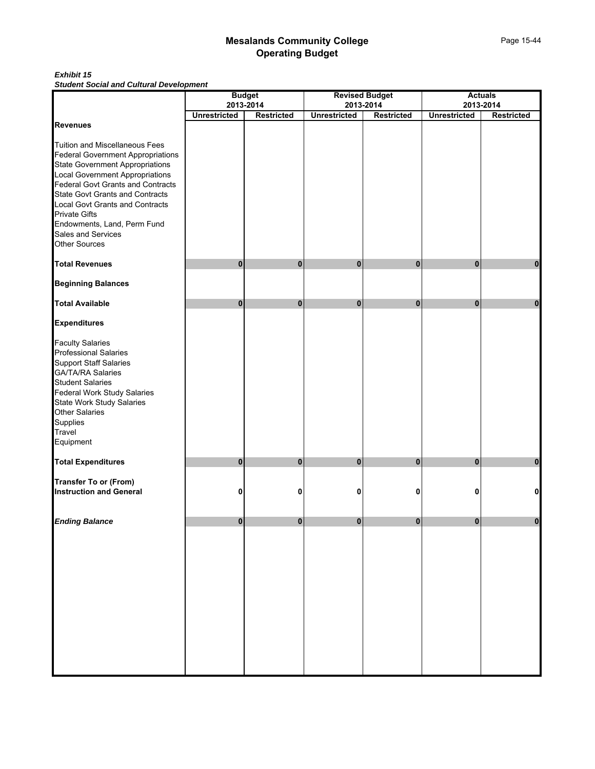# Mesalands Community College
## Operating Budget

***Exhibit 15***
***Student Social and Cultural Development***

| | Budget 2013-2014 | | Revised Budget 2013-2014 | | Actuals 2013-2014 | |
|---|---|---|---|---|---|---|
| | **Unrestricted** | **Restricted** | **Unrestricted** | **Restricted** | **Unrestricted** | **Restricted** |
| **Revenues** | | | | | | |
| Tuition and Miscellaneous Fees | | | | | | |
| Federal Government Appropriations | | | | | | |
| State Government Appropriations | | | | | | |
| Local Government Appropriations | | | | | | |
| Federal Govt Grants and Contracts | | | | | | |
| State Govt Grants and Contracts | | | | | | |
| Local Govt Grants and Contracts | | | | | | |
| Private Gifts | | | | | | |
| Endowments, Land, Perm Fund | | | | | | |
| Sales and Services | | | | | | |
| Other Sources | | | | | | |
| **Total Revenues** | **0** | **0** | **0** | **0** | **0** | **0** |
| **Beginning Balances** | | | | | | |
| **Total Available** | **0** | **0** | **0** | **0** | **0** | **0** |
| **Expenditures** | | | | | | |
| Faculty Salaries | | | | | | |
| Professional Salaries | | | | | | |
| Support Staff Salaries | | | | | | |
| GA/TA/RA Salaries | | | | | | |
| Student Salaries | | | | | | |
| Federal Work Study Salaries | | | | | | |
| State Work Study Salaries | | | | | | |
| Other Salaries | | | | | | |
| Supplies | | | | | | |
| Travel | | | | | | |
| Equipment | | | | | | |
| **Total Expenditures** | **0** | **0** | **0** | **0** | **0** | **0** |
| **Transfer To or (From) Instruction and General** | **0** | **0** | **0** | **0** | **0** | **0** |
| ***Ending Balance*** | **0** | **0** | **0** | **0** | **0** | **0** |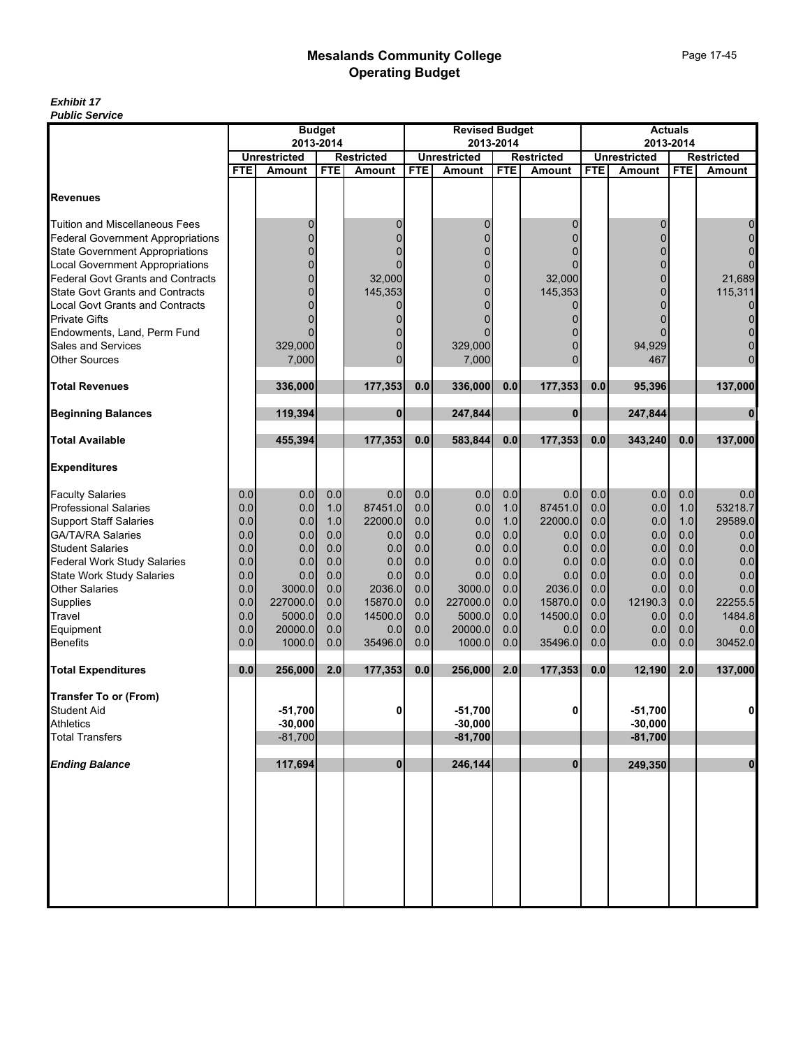# Mesalands Community College
## Operating Budget

***Exhibit 17***
***Public Service***

| | Budget 2013-2014 | | | | Revised Budget 2013-2014 | | | | Actuals 2013-2014 | | | |
|---|---|---|---|---|---|---|---|---|---|---|---|---|
| | Unrestricted | | Restricted | | Unrestricted | | Restricted | | Unrestricted | | Restricted | |
| | FTE | Amount | FTE | Amount | FTE | Amount | FTE | Amount | FTE | Amount | FTE | Amount |
| **Revenues** | | | | | | | | | | | | |
| Tuition and Miscellaneous Fees | | 0 | | 0 | | 0 | | 0 | | 0 | | 0 |
| Federal Government Appropriations | | 0 | | 0 | | 0 | | 0 | | 0 | | 0 |
| State Government Appropriations | | 0 | | 0 | | 0 | | 0 | | 0 | | 0 |
| Local Government Appropriations | | 0 | | 0 | | 0 | | 0 | | 0 | | 0 |
| Federal Govt Grants and Contracts | | 0 | | 32,000 | | 0 | | 32,000 | | 0 | | 21,689 |
| State Govt Grants and Contracts | | 0 | | 145,353 | | 0 | | 145,353 | | 0 | | 115,311 |
| Local Govt Grants and Contracts | | 0 | | 0 | | 0 | | 0 | | 0 | | 0 |
| Private Gifts | | 0 | | 0 | | 0 | | 0 | | 0 | | 0 |
| Endowments, Land, Perm Fund | | 0 | | 0 | | 0 | | 0 | | 0 | | 0 |
| Sales and Services | | 329,000 | | 0 | | 329,000 | | 0 | | 94,929 | | 0 |
| Other Sources | | 7,000 | | 0 | | 7,000 | | 0 | | 467 | | 0 |
| **Total Revenues** | | **336,000** | | **177,353** | **0.0** | **336,000** | **0.0** | **177,353** | **0.0** | **95,396** | | **137,000** |
| **Beginning Balances** | | **119,394** | | **0** | | **247,844** | | **0** | | **247,844** | | **0** |
| **Total Available** | | **455,394** | | **177,353** | **0.0** | **583,844** | **0.0** | **177,353** | **0.0** | **343,240** | **0.0** | **137,000** |
| **Expenditures** | | | | | | | | | | | | |
| Faculty Salaries | 0.0 | 0.0 | 0.0 | 0.0 | 0.0 | 0.0 | 0.0 | 0.0 | 0.0 | 0.0 | 0.0 | 0.0 |
| Professional Salaries | 0.0 | 0.0 | 1.0 | 87451.0 | 0.0 | 0.0 | 1.0 | 87451.0 | 0.0 | 0.0 | 1.0 | 53218.7 |
| Support Staff Salaries | 0.0 | 0.0 | 1.0 | 22000.0 | 0.0 | 0.0 | 1.0 | 22000.0 | 0.0 | 0.0 | 1.0 | 29589.0 |
| GA/TA/RA Salaries | 0.0 | 0.0 | 0.0 | 0.0 | 0.0 | 0.0 | 0.0 | 0.0 | 0.0 | 0.0 | 0.0 | 0.0 |
| Student Salaries | 0.0 | 0.0 | 0.0 | 0.0 | 0.0 | 0.0 | 0.0 | 0.0 | 0.0 | 0.0 | 0.0 | 0.0 |
| Federal Work Study Salaries | 0.0 | 0.0 | 0.0 | 0.0 | 0.0 | 0.0 | 0.0 | 0.0 | 0.0 | 0.0 | 0.0 | 0.0 |
| State Work Study Salaries | 0.0 | 0.0 | 0.0 | 0.0 | 0.0 | 0.0 | 0.0 | 0.0 | 0.0 | 0.0 | 0.0 | 0.0 |
| Other Salaries | 0.0 | 3000.0 | 0.0 | 2036.0 | 0.0 | 3000.0 | 0.0 | 2036.0 | 0.0 | 0.0 | 0.0 | 0.0 |
| Supplies | 0.0 | 227000.0 | 0.0 | 15870.0 | 0.0 | 227000.0 | 0.0 | 15870.0 | 0.0 | 12190.3 | 0.0 | 22255.5 |
| Travel | 0.0 | 5000.0 | 0.0 | 14500.0 | 0.0 | 5000.0 | 0.0 | 14500.0 | 0.0 | 0.0 | 0.0 | 1484.8 |
| Equipment | 0.0 | 20000.0 | 0.0 | 0.0 | 0.0 | 20000.0 | 0.0 | 0.0 | 0.0 | 0.0 | 0.0 | 0.0 |
| Benefits | 0.0 | 1000.0 | 0.0 | 35496.0 | 0.0 | 1000.0 | 0.0 | 35496.0 | 0.0 | 0.0 | 0.0 | 30452.0 |
| **Total Expenditures** | **0.0** | **256,000** | **2.0** | **177,353** | **0.0** | **256,000** | **2.0** | **177,353** | **0.0** | **12,190** | **2.0** | **137,000** |
| **Transfer To or (From)** | | | | | | | | | | | | |
| Student Aid | | **-51,700** | | **0** | | **-51,700** | | **0** | | **-51,700** | | **0** |
| Athletics | | **-30,000** | | | | **-30,000** | | | | **-30,000** | | |
| Total Transfers | | -81,700 | | | | **-81,700** | | | | **-81,700** | | |
| ***Ending Balance*** | | **117,694** | | **0** | | **246,144** | | **0** | | **249,350** | | **0** |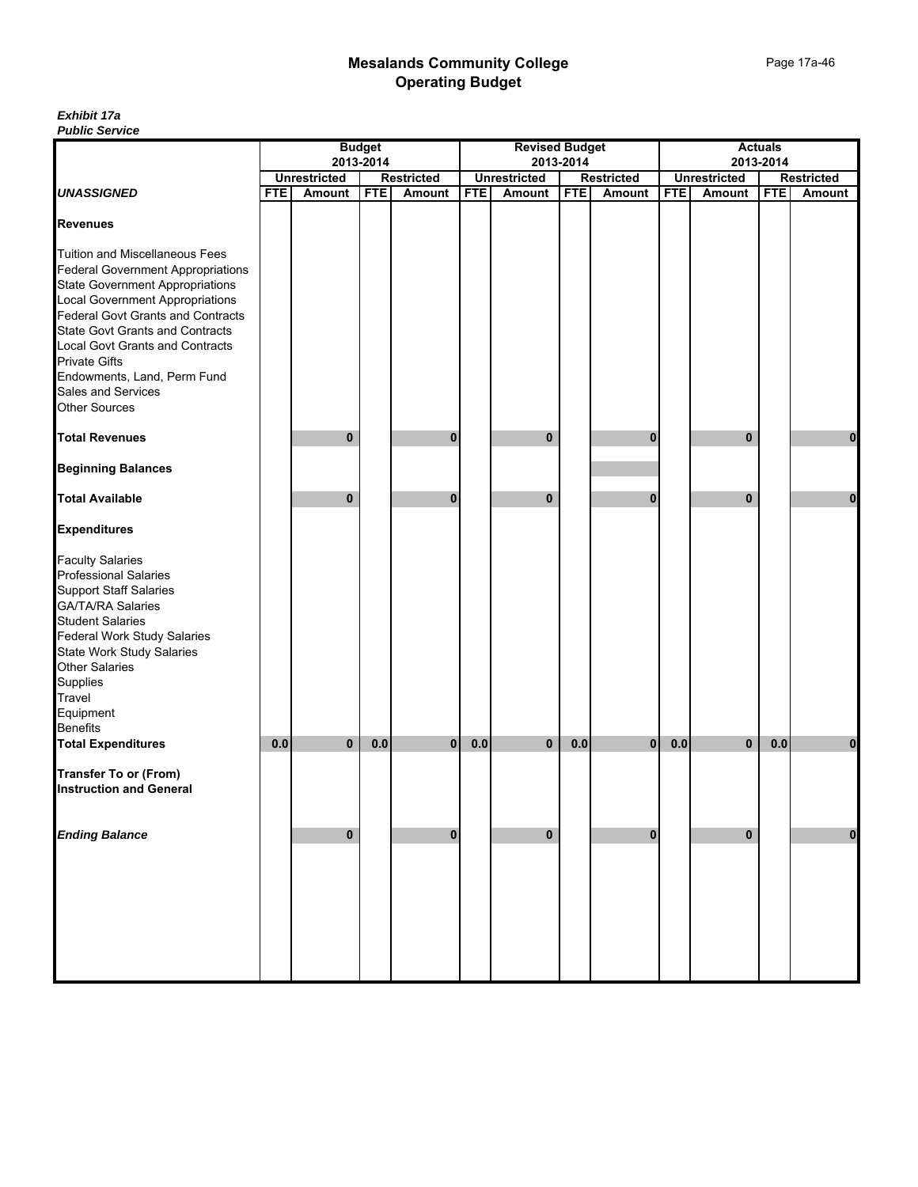# Mesalands Community College
## Operating Budget

***Exhibit 17a***
***Public Service***

| | Budget 2013-2014 | | | | Revised Budget 2013-2014 | | | | Actuals 2013-2014 | | | |
|---|---|---|---|---|---|---|---|---|---|---|---|---|
| | Unrestricted | | Restricted | | Unrestricted | | Restricted | | Unrestricted | | Restricted | |
| ***UNASSIGNED*** | **FTE** | **Amount** | **FTE** | **Amount** | **FTE** | **Amount** | **FTE** | **Amount** | **FTE** | **Amount** | **FTE** | **Amount** |
| **Revenues** | | | | | | | | | | | | |
| Tuition and Miscellaneous Fees | | | | | | | | | | | | |
| Federal Government Appropriations | | | | | | | | | | | | |
| State Government Appropriations | | | | | | | | | | | | |
| Local Government Appropriations | | | | | | | | | | | | |
| Federal Govt Grants and Contracts | | | | | | | | | | | | |
| State Govt Grants and Contracts | | | | | | | | | | | | |
| Local Govt Grants and Contracts | | | | | | | | | | | | |
| Private Gifts | | | | | | | | | | | | |
| Endowments, Land, Perm Fund | | | | | | | | | | | | |
| Sales and Services | | | | | | | | | | | | |
| Other Sources | | | | | | | | | | | | |
| **Total Revenues** | | **0** | | **0** | | **0** | | **0** | | **0** | | **0** |
| **Beginning Balances** | | | | | | | | | | | | |
| **Total Available** | | **0** | | **0** | | **0** | | **0** | | **0** | | **0** |
| **Expenditures** | | | | | | | | | | | | |
| Faculty Salaries | | | | | | | | | | | | |
| Professional Salaries | | | | | | | | | | | | |
| Support Staff Salaries | | | | | | | | | | | | |
| GA/TA/RA Salaries | | | | | | | | | | | | |
| Student Salaries | | | | | | | | | | | | |
| Federal Work Study Salaries | | | | | | | | | | | | |
| State Work Study Salaries | | | | | | | | | | | | |
| Other Salaries | | | | | | | | | | | | |
| Supplies | | | | | | | | | | | | |
| Travel | | | | | | | | | | | | |
| Equipment | | | | | | | | | | | | |
| Benefits | | | | | | | | | | | | |
| **Total Expenditures** | **0.0** | **0** | **0.0** | **0** | **0.0** | **0** | **0.0** | **0** | **0.0** | **0** | **0.0** | **0** |
| **Transfer To or (From) Instruction and General** | | | | | | | | | | | | |
| ***Ending Balance*** | | **0** | | **0** | | **0** | | **0** | | **0** | | **0** |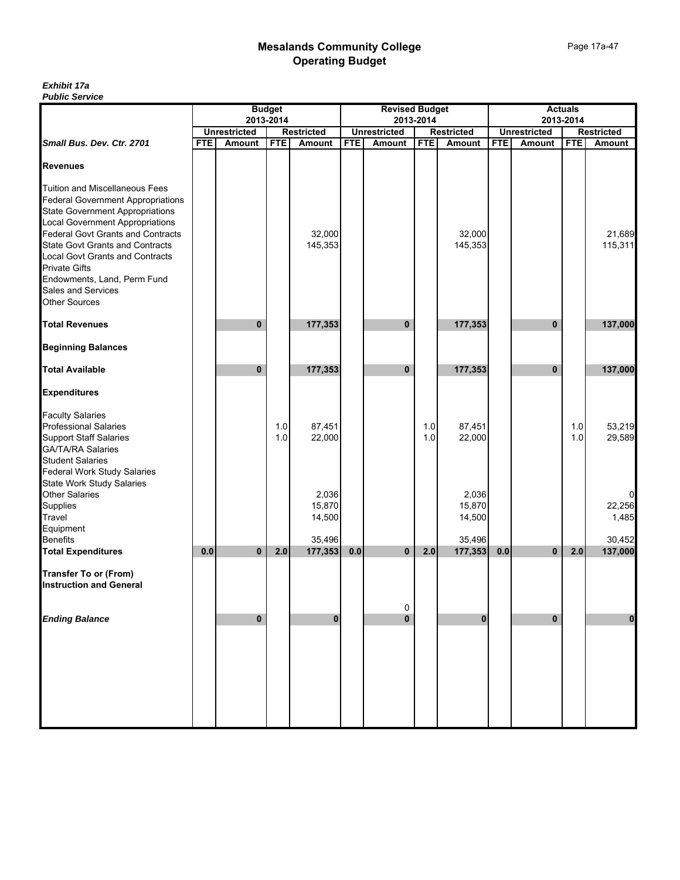# Mesalands Community College
## Operating Budget

***Exhibit 17a***
***Public Service***

| Small Bus. Dev. Ctr. 2701 | Budget 2013-2014 | | | | Revised Budget 2013-2014 | | | | Actuals 2013-2014 | | | |
|---|---|---|---|---|---|---|---|---|---|---|---|---|
| | Unrestricted | | Restricted | | Unrestricted | | Restricted | | Unrestricted | | Restricted | |
| | FTE | Amount | FTE | Amount | FTE | Amount | FTE | Amount | FTE | Amount | FTE | Amount |
| **Revenues** | | | | | | | | | | | | |
| Tuition and Miscellaneous Fees | | | | | | | | | | | | |
| Federal Government Appropriations | | | | | | | | | | | | |
| State Government Appropriations | | | | | | | | | | | | |
| Local Government Appropriations | | | | | | | | | | | | |
| Federal Govt Grants and Contracts | | | | 32,000 | | | | 32,000 | | | | 21,689 |
| State Govt Grants and Contracts | | | | 145,353 | | | | 145,353 | | | | 115,311 |
| Local Govt Grants and Contracts | | | | | | | | | | | | |
| Private Gifts | | | | | | | | | | | | |
| Endowments, Land, Perm Fund | | | | | | | | | | | | |
| Sales and Services | | | | | | | | | | | | |
| Other Sources | | | | | | | | | | | | |
| **Total Revenues** | | **0** | | **177,353** | | **0** | | **177,353** | | **0** | | **137,000** |
| **Beginning Balances** | | | | | | | | | | | | |
| **Total Available** | | **0** | | **177,353** | | **0** | | **177,353** | | **0** | | **137,000** |
| **Expenditures** | | | | | | | | | | | | |
| Faculty Salaries | | | | | | | | | | | | |
| Professional Salaries | | | 1.0 | 87,451 | | | 1.0 | 87,451 | | | 1.0 | 53,219 |
| Support Staff Salaries | | | 1.0 | 22,000 | | | 1.0 | 22,000 | | | 1.0 | 29,589 |
| GA/TA/RA Salaries | | | | | | | | | | | | |
| Student Salaries | | | | | | | | | | | | |
| Federal Work Study Salaries | | | | | | | | | | | | |
| State Work Study Salaries | | | | | | | | | | | | |
| Other Salaries | | | | 2,036 | | | | 2,036 | | | | 0 |
| Supplies | | | | 15,870 | | | | 15,870 | | | | 22,256 |
| Travel | | | | 14,500 | | | | 14,500 | | | | 1,485 |
| Equipment | | | | | | | | | | | | |
| Benefits | | | | 35,496 | | | | 35,496 | | | | 30,452 |
| **Total Expenditures** | **0.0** | **0** | **2.0** | **177,353** | **0.0** | **0** | **2.0** | **177,353** | **0.0** | **0** | **2.0** | **137,000** |
| **Transfer To or (From) Instruction and General** | | | | | | 0 | | | | | | |
| ***Ending Balance*** | | **0** | | **0** | | **0** | | **0** | | **0** | | **0** |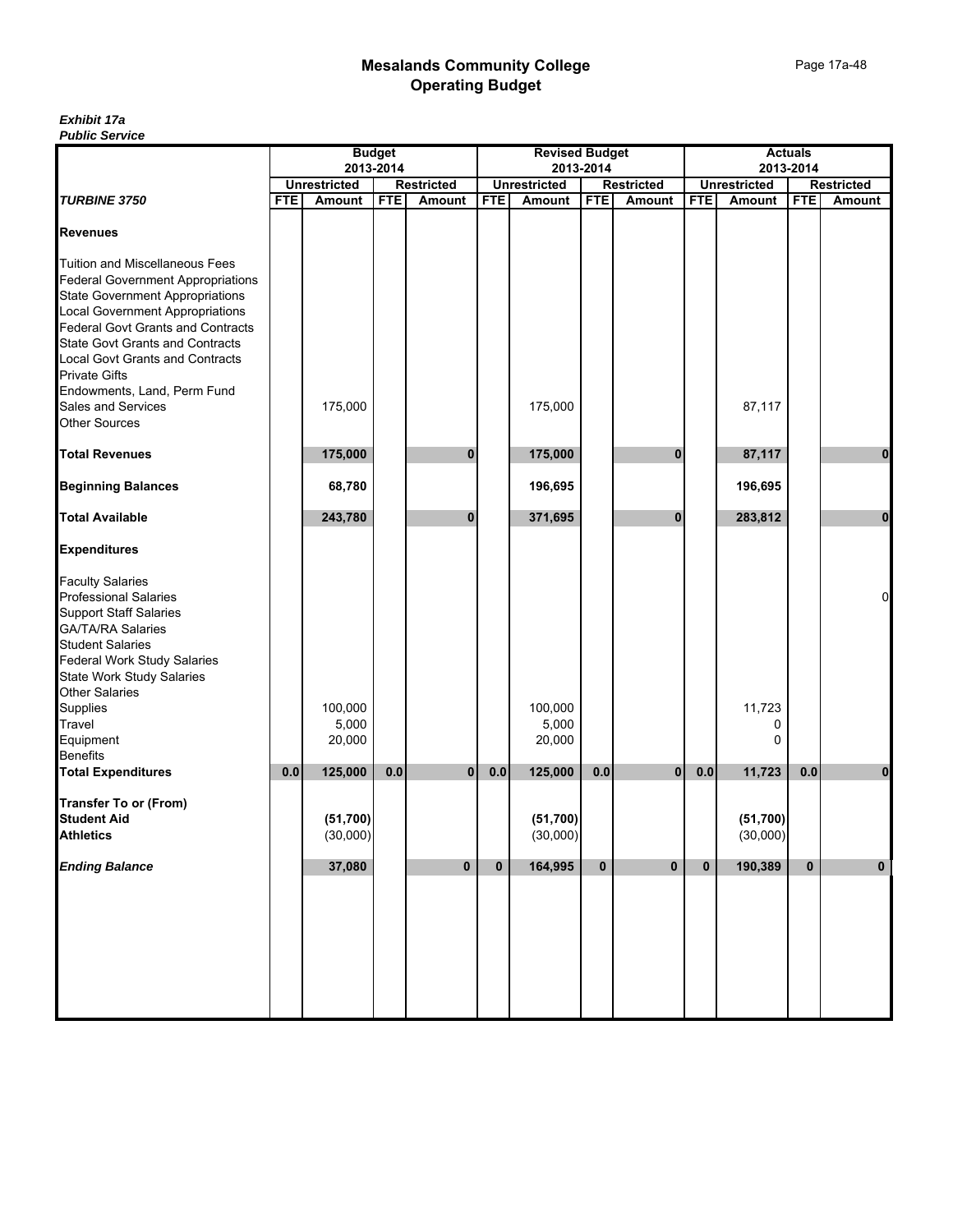# Mesalands Community College
## Operating Budget

***Exhibit 17a***
***Public Service***

| | Budget 2013-2014 | | | | Revised Budget 2013-2014 | | | | Actuals 2013-2014 | | | |
|---|---|---|---|---|---|---|---|---|---|---|---|---|
| | Unrestricted | | Restricted | | Unrestricted | | Restricted | | Unrestricted | | Restricted | |
| ***TURBINE 3750*** | FTE | Amount | FTE | Amount | FTE | Amount | FTE | Amount | FTE | Amount | FTE | Amount |
| **Revenues** | | | | | | | | | | | | |
| Tuition and Miscellaneous Fees | | | | | | | | | | | | |
| Federal Government Appropriations | | | | | | | | | | | | |
| State Government Appropriations | | | | | | | | | | | | |
| Local Government Appropriations | | | | | | | | | | | | |
| Federal Govt Grants and Contracts | | | | | | | | | | | | |
| State Govt Grants and Contracts | | | | | | | | | | | | |
| Local Govt Grants and Contracts | | | | | | | | | | | | |
| Private Gifts | | | | | | | | | | | | |
| Endowments, Land, Perm Fund | | | | | | | | | | | | |
| Sales and Services | | 175,000 | | | | 175,000 | | | | 87,117 | | |
| Other Sources | | | | | | | | | | | | |
| **Total Revenues** | | **175,000** | | **0** | | **175,000** | | **0** | | **87,117** | | **0** |
| **Beginning Balances** | | **68,780** | | | | **196,695** | | | | **196,695** | | |
| **Total Available** | | **243,780** | | **0** | | **371,695** | | **0** | | **283,812** | | **0** |
| **Expenditures** | | | | | | | | | | | | |
| Faculty Salaries | | | | | | | | | | | | |
| Professional Salaries | | | | | | | | | | | | 0 |
| Support Staff Salaries | | | | | | | | | | | | |
| GA/TA/RA Salaries | | | | | | | | | | | | |
| Student Salaries | | | | | | | | | | | | |
| Federal Work Study Salaries | | | | | | | | | | | | |
| State Work Study Salaries | | | | | | | | | | | | |
| Other Salaries | | | | | | | | | | | | |
| Supplies | | 100,000 | | | | 100,000 | | | | 11,723 | | |
| Travel | | 5,000 | | | | 5,000 | | | | 0 | | |
| Equipment | | 20,000 | | | | 20,000 | | | | 0 | | |
| Benefits | | | | | | | | | | | | |
| **Total Expenditures** | **0.0** | **125,000** | **0.0** | **0** | **0.0** | **125,000** | **0.0** | **0** | **0.0** | **11,723** | **0.0** | **0** |
| **Transfer To or (From)** | | | | | | | | | | | | |
| **Student Aid** | | **(51,700)** | | | | **(51,700)** | | | | **(51,700)** | | |
| **Athletics** | | (30,000) | | | | (30,000) | | | | (30,000) | | |
| ***Ending Balance*** | | **37,080** | | **0** | **0** | **164,995** | **0** | **0** | **0** | **190,389** | **0** | **0** |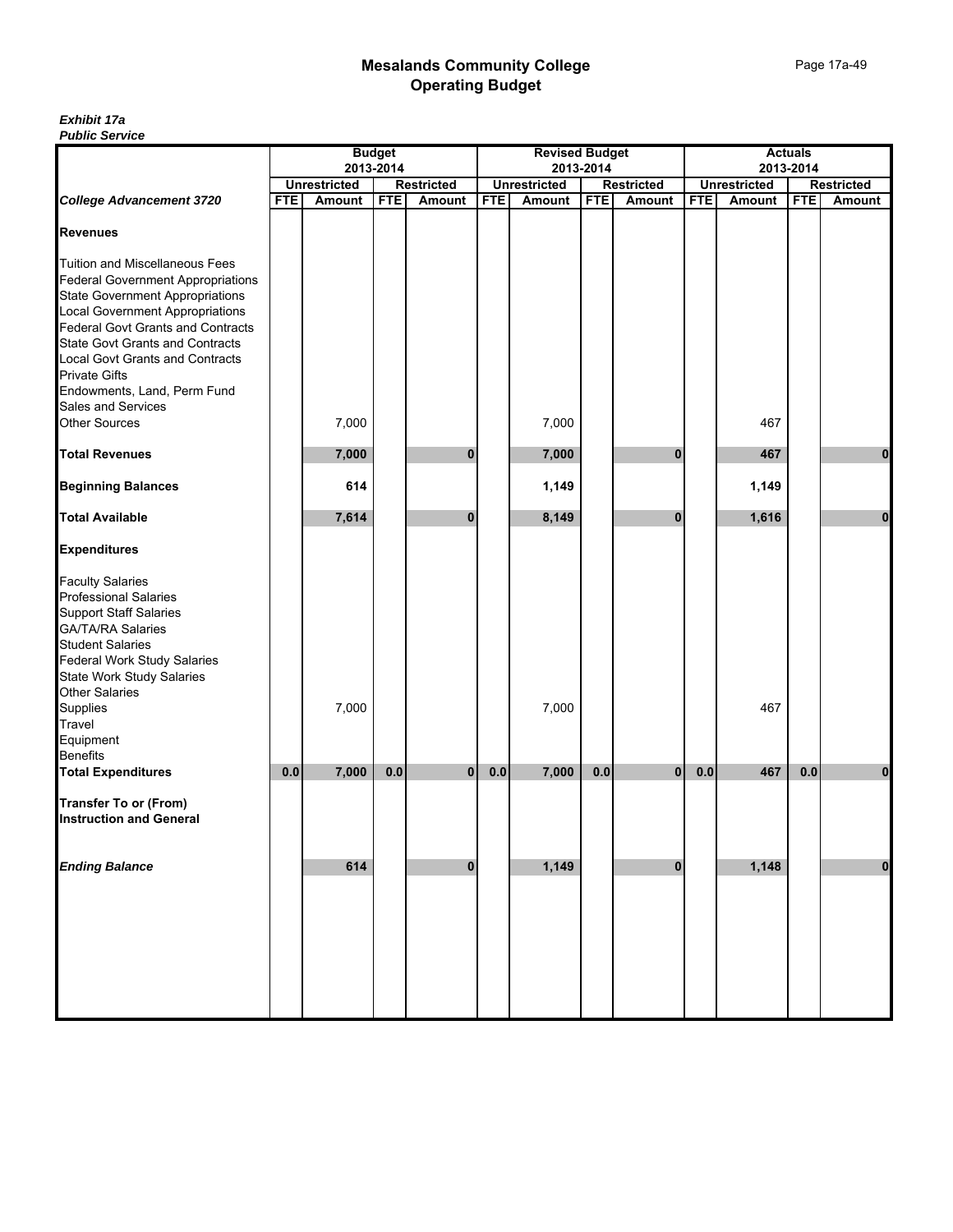# Mesalands Community College
## Operating Budget

***Exhibit 17a***
***Public Service***

| | Budget 2013-2014 | | | | Revised Budget 2013-2014 | | | | Actuals 2013-2014 | | | |
|---|---|---|---|---|---|---|---|---|---|---|---|---|
| | Unrestricted | | Restricted | | Unrestricted | | Restricted | | Unrestricted | | Restricted | |
| ***College Advancement 3720*** | **FTE** | **Amount** | **FTE** | **Amount** | **FTE** | **Amount** | **FTE** | **Amount** | **FTE** | **Amount** | **FTE** | **Amount** |
| **Revenues** | | | | | | | | | | | | |
| Tuition and Miscellaneous Fees | | | | | | | | | | | | |
| Federal Government Appropriations | | | | | | | | | | | | |
| State Government Appropriations | | | | | | | | | | | | |
| Local Government Appropriations | | | | | | | | | | | | |
| Federal Govt Grants and Contracts | | | | | | | | | | | | |
| State Govt Grants and Contracts | | | | | | | | | | | | |
| Local Govt Grants and Contracts | | | | | | | | | | | | |
| Private Gifts | | | | | | | | | | | | |
| Endowments, Land, Perm Fund | | | | | | | | | | | | |
| Sales and Services | | | | | | | | | | | | |
| Other Sources | | 7,000 | | | | 7,000 | | | | 467 | | |
| **Total Revenues** | | **7,000** | | **0** | | **7,000** | | **0** | | **467** | | **0** |
| **Beginning Balances** | | **614** | | | | **1,149** | | | | **1,149** | | |
| **Total Available** | | **7,614** | | **0** | | **8,149** | | **0** | | **1,616** | | **0** |
| **Expenditures** | | | | | | | | | | | | |
| Faculty Salaries | | | | | | | | | | | | |
| Professional Salaries | | | | | | | | | | | | |
| Support Staff Salaries | | | | | | | | | | | | |
| GA/TA/RA Salaries | | | | | | | | | | | | |
| Student Salaries | | | | | | | | | | | | |
| Federal Work Study Salaries | | | | | | | | | | | | |
| State Work Study Salaries | | | | | | | | | | | | |
| Other Salaries | | | | | | | | | | | | |
| Supplies | | 7,000 | | | | 7,000 | | | | 467 | | |
| Travel | | | | | | | | | | | | |
| Equipment | | | | | | | | | | | | |
| Benefits | | | | | | | | | | | | |
| **Total Expenditures** | **0.0** | **7,000** | **0.0** | **0** | **0.0** | **7,000** | **0.0** | **0** | **0.0** | **467** | **0.0** | **0** |
| **Transfer To or (From) Instruction and General** | | | | | | | | | | | | |
| ***Ending Balance*** | | **614** | | **0** | | **1,149** | | **0** | | **1,148** | | **0** |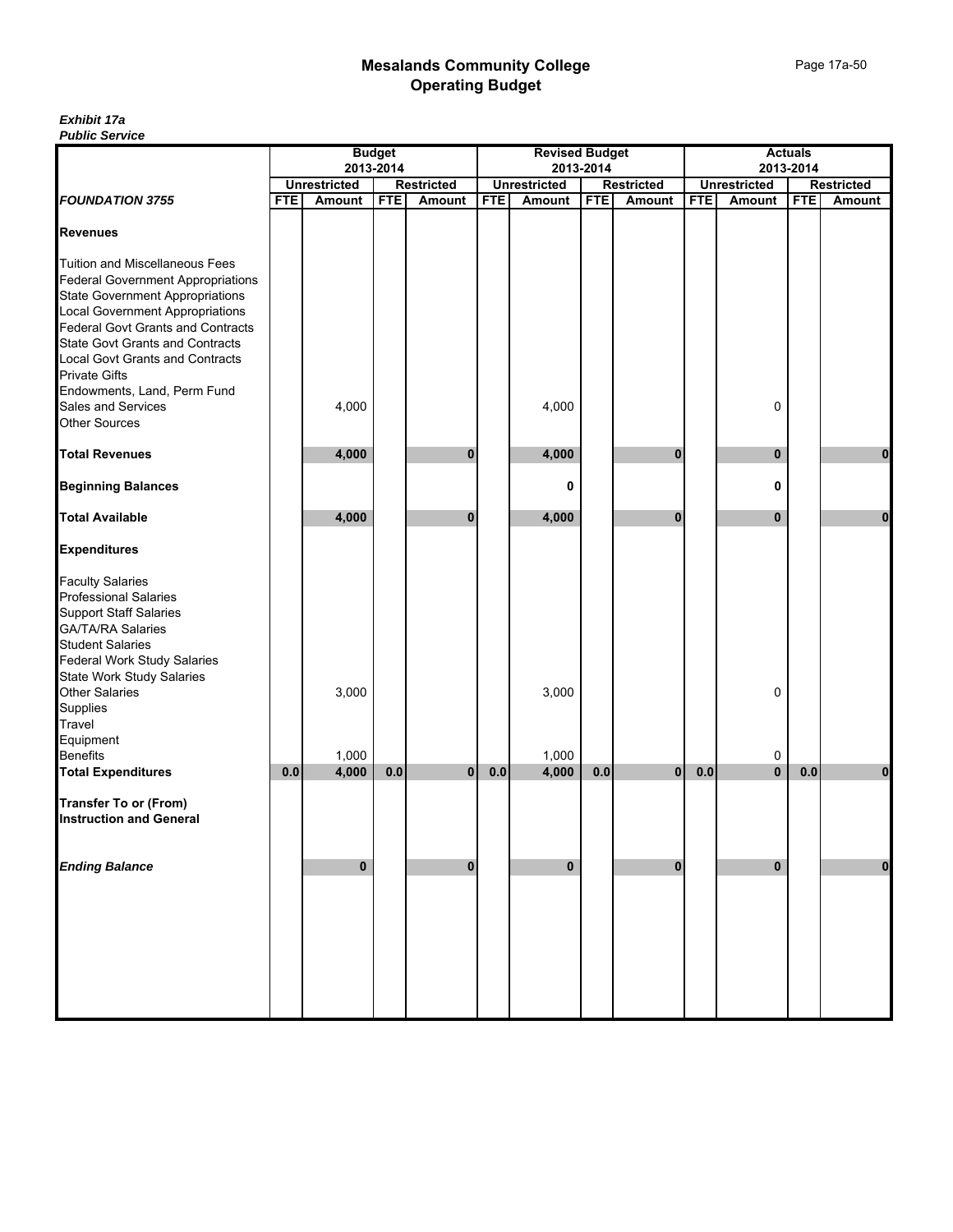# Mesalands Community College
## Operating Budget

***Exhibit 17a***
***Public Service***

| | Budget 2013-2014 | | | | Revised Budget 2013-2014 | | | | Actuals 2013-2014 | | | |
|---|---|---|---|---|---|---|---|---|---|---|---|---|
| | Unrestricted | | Restricted | | Unrestricted | | Restricted | | Unrestricted | | Restricted | |
| ***FOUNDATION 3755*** | FTE | Amount | FTE | Amount | FTE | Amount | FTE | Amount | FTE | Amount | FTE | Amount |
| **Revenues** | | | | | | | | | | | | |
| Tuition and Miscellaneous Fees | | | | | | | | | | | | |
| Federal Government Appropriations | | | | | | | | | | | | |
| State Government Appropriations | | | | | | | | | | | | |
| Local Government Appropriations | | | | | | | | | | | | |
| Federal Govt Grants and Contracts | | | | | | | | | | | | |
| State Govt Grants and Contracts | | | | | | | | | | | | |
| Local Govt Grants and Contracts | | | | | | | | | | | | |
| Private Gifts | | | | | | | | | | | | |
| Endowments, Land, Perm Fund | | | | | | | | | | | | |
| Sales and Services | | 4,000 | | | | 4,000 | | | | 0 | | |
| Other Sources | | | | | | | | | | | | |
| **Total Revenues** | | **4,000** | | **0** | | **4,000** | | **0** | | **0** | | **0** |
| **Beginning Balances** | | | | | | **0** | | | | **0** | | |
| **Total Available** | | **4,000** | | **0** | | **4,000** | | **0** | | **0** | | **0** |
| **Expenditures** | | | | | | | | | | | | |
| Faculty Salaries | | | | | | | | | | | | |
| Professional Salaries | | | | | | | | | | | | |
| Support Staff Salaries | | | | | | | | | | | | |
| GA/TA/RA Salaries | | | | | | | | | | | | |
| Student Salaries | | | | | | | | | | | | |
| Federal Work Study Salaries | | | | | | | | | | | | |
| State Work Study Salaries | | | | | | | | | | | | |
| Other Salaries | | 3,000 | | | | 3,000 | | | | 0 | | |
| Supplies | | | | | | | | | | | | |
| Travel | | | | | | | | | | | | |
| Equipment | | | | | | | | | | | | |
| Benefits | | 1,000 | | | | 1,000 | | | | 0 | | |
| **Total Expenditures** | **0.0** | **4,000** | **0.0** | **0** | **0.0** | **4,000** | **0.0** | **0** | **0.0** | **0** | **0.0** | **0** |
| **Transfer To or (From) Instruction and General** | | | | | | | | | | | | |
| ***Ending Balance*** | | **0** | | **0** | | **0** | | **0** | | **0** | | **0** |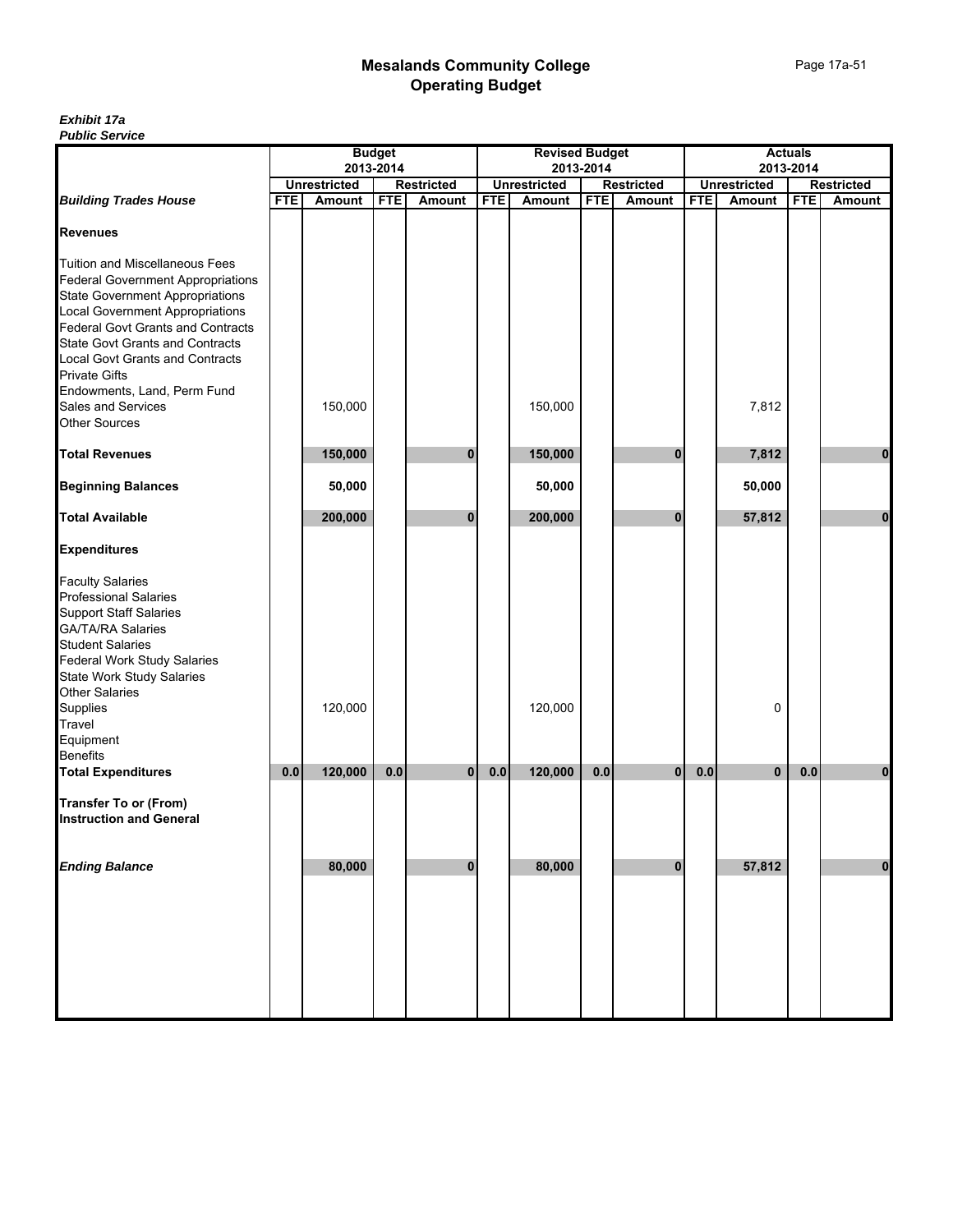# Mesalands Community College
## Operating Budget

***Exhibit 17a***
***Public Service***

| | Budget 2013-2014 | | | | Revised Budget 2013-2014 | | | | Actuals 2013-2014 | | | |
|---|---|---|---|---|---|---|---|---|---|---|---|---|
| | Unrestricted | | Restricted | | Unrestricted | | Restricted | | Unrestricted | | Restricted | |
| ***Building Trades House*** | **FTE** | **Amount** | **FTE** | **Amount** | **FTE** | **Amount** | **FTE** | **Amount** | **FTE** | **Amount** | **FTE** | **Amount** |
| **Revenues** | | | | | | | | | | | | |
| Tuition and Miscellaneous Fees | | | | | | | | | | | | |
| Federal Government Appropriations | | | | | | | | | | | | |
| State Government Appropriations | | | | | | | | | | | | |
| Local Government Appropriations | | | | | | | | | | | | |
| Federal Govt Grants and Contracts | | | | | | | | | | | | |
| State Govt Grants and Contracts | | | | | | | | | | | | |
| Local Govt Grants and Contracts | | | | | | | | | | | | |
| Private Gifts | | | | | | | | | | | | |
| Endowments, Land, Perm Fund | | | | | | | | | | | | |
| Sales and Services | | 150,000 | | | | 150,000 | | | | 7,812 | | |
| Other Sources | | | | | | | | | | | | |
| **Total Revenues** | | **150,000** | | **0** | | **150,000** | | **0** | | **7,812** | | **0** |
| **Beginning Balances** | | **50,000** | | | | **50,000** | | | | **50,000** | | |
| **Total Available** | | **200,000** | | **0** | | **200,000** | | **0** | | **57,812** | | **0** |
| **Expenditures** | | | | | | | | | | | | |
| Faculty Salaries | | | | | | | | | | | | |
| Professional Salaries | | | | | | | | | | | | |
| Support Staff Salaries | | | | | | | | | | | | |
| GA/TA/RA Salaries | | | | | | | | | | | | |
| Student Salaries | | | | | | | | | | | | |
| Federal Work Study Salaries | | | | | | | | | | | | |
| State Work Study Salaries | | | | | | | | | | | | |
| Other Salaries | | | | | | | | | | | | |
| Supplies | | 120,000 | | | | 120,000 | | | | 0 | | |
| Travel | | | | | | | | | | | | |
| Equipment | | | | | | | | | | | | |
| Benefits | | | | | | | | | | | | |
| **Total Expenditures** | **0.0** | **120,000** | **0.0** | **0** | **0.0** | **120,000** | **0.0** | **0** | **0.0** | **0** | **0.0** | **0** |
| **Transfer To or (From) Instruction and General** | | | | | | | | | | | | |
| ***Ending Balance*** | | **80,000** | | **0** | | **80,000** | | **0** | | **57,812** | | **0** |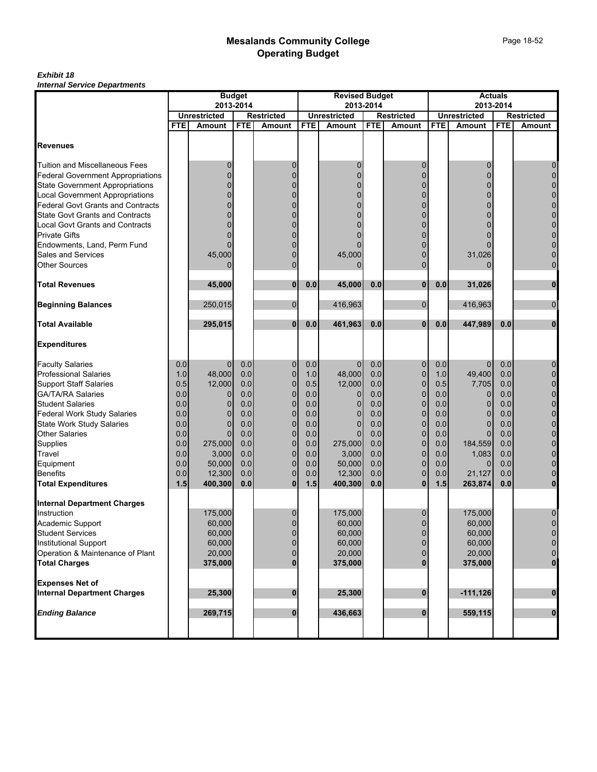# Mesalands Community College
## Operating Budget

***Exhibit 18***
***Internal Service Departments***

| | Budget 2013-2014 | | | | Revised Budget 2013-2014 | | | | Actuals 2013-2014 | | | |
|---|---|---|---|---|---|---|---|---|---|---|---|---|
| | Unrestricted | | Restricted | | Unrestricted | | Restricted | | Unrestricted | | Restricted | |
| | FTE | Amount | FTE | Amount | FTE | Amount | FTE | Amount | FTE | Amount | FTE | Amount |
| **Revenues** | | | | | | | | | | | | |
| Tuition and Miscellaneous Fees | | 0 | | 0 | | 0 | | 0 | | 0 | | 0 |
| Federal Government Appropriations | | 0 | | 0 | | 0 | | 0 | | 0 | | 0 |
| State Government Appropriations | | 0 | | 0 | | 0 | | 0 | | 0 | | 0 |
| Local Government Appropriations | | 0 | | 0 | | 0 | | 0 | | 0 | | 0 |
| Federal Govt Grants and Contracts | | 0 | | 0 | | 0 | | 0 | | 0 | | 0 |
| State Govt Grants and Contracts | | 0 | | 0 | | 0 | | 0 | | 0 | | 0 |
| Local Govt Grants and Contracts | | 0 | | 0 | | 0 | | 0 | | 0 | | 0 |
| Private Gifts | | 0 | | 0 | | 0 | | 0 | | 0 | | 0 |
| Endowments, Land, Perm Fund | | 0 | | 0 | | 0 | | 0 | | 0 | | 0 |
| Sales and Services | | 45,000 | | 0 | | 45,000 | | 0 | | 31,026 | | 0 |
| Other Sources | | 0 | | 0 | | 0 | | 0 | | 0 | | 0 |
| **Total Revenues** | | **45,000** | | **0** | **0.0** | **45,000** | **0.0** | **0** | **0.0** | **31,026** | | **0** |
| **Beginning Balances** | | 250,015 | | 0 | | 416,963 | | 0 | | 416,963 | | 0 |
| **Total Available** | | **295,015** | | **0** | **0.0** | **461,963** | **0.0** | **0** | **0.0** | **447,989** | **0.0** | **0** |
| **Expenditures** | | | | | | | | | | | | |
| Faculty Salaries | 0.0 | 0 | 0.0 | 0 | 0.0 | 0 | 0.0 | 0 | 0.0 | 0 | 0.0 | 0 |
| Professional Salaries | 1.0 | 48,000 | 0.0 | 0 | 1.0 | 48,000 | 0.0 | 0 | 1.0 | 49,400 | 0.0 | 0 |
| Support Staff Salaries | 0.5 | 12,000 | 0.0 | 0 | 0.5 | 12,000 | 0.0 | 0 | 0.5 | 7,705 | 0.0 | 0 |
| GA/TA/RA Salaries | 0.0 | 0 | 0.0 | 0 | 0.0 | 0 | 0.0 | 0 | 0.0 | 0 | 0.0 | 0 |
| Student Salaries | 0.0 | 0 | 0.0 | 0 | 0.0 | 0 | 0.0 | 0 | 0.0 | 0 | 0.0 | 0 |
| Federal Work Study Salaries | 0.0 | 0 | 0.0 | 0 | 0.0 | 0 | 0.0 | 0 | 0.0 | 0 | 0.0 | 0 |
| State Work Study Salaries | 0.0 | 0 | 0.0 | 0 | 0.0 | 0 | 0.0 | 0 | 0.0 | 0 | 0.0 | 0 |
| Other Salaries | 0.0 | 0 | 0.0 | 0 | 0.0 | 0 | 0.0 | 0 | 0.0 | 0 | 0.0 | 0 |
| Supplies | 0.0 | 275,000 | 0.0 | 0 | 0.0 | 275,000 | 0.0 | 0 | 0.0 | 184,559 | 0.0 | 0 |
| Travel | 0.0 | 3,000 | 0.0 | 0 | 0.0 | 3,000 | 0.0 | 0 | 0.0 | 1,083 | 0.0 | 0 |
| Equipment | 0.0 | 50,000 | 0.0 | 0 | 0.0 | 50,000 | 0.0 | 0 | 0.0 | 0 | 0.0 | 0 |
| Benefits | 0.0 | 12,300 | 0.0 | 0 | 0.0 | 12,300 | 0.0 | 0 | 0.0 | 21,127 | 0.0 | 0 |
| **Total Expenditures** | **1.5** | **400,300** | **0.0** | **0** | **1.5** | **400,300** | **0.0** | **0** | **1.5** | **263,874** | **0.0** | **0** |
| **Internal Department Charges** | | | | | | | | | | | | |
| Instruction | | 175,000 | | 0 | | 175,000 | | 0 | | 175,000 | | 0 |
| Academic Support | | 60,000 | | 0 | | 60,000 | | 0 | | 60,000 | | 0 |
| Student Services | | 60,000 | | 0 | | 60,000 | | 0 | | 60,000 | | 0 |
| Institutional Support | | 60,000 | | 0 | | 60,000 | | 0 | | 60,000 | | 0 |
| Operation & Maintenance of Plant | | 20,000 | | 0 | | 20,000 | | 0 | | 20,000 | | 0 |
| **Total Charges** | | **375,000** | | **0** | | **375,000** | | **0** | | **375,000** | | **0** |
| **Expenses Net of Internal Department Charges** | | **25,300** | | **0** | | **25,300** | | **0** | | **-111,126** | | **0** |
| ***Ending Balance*** | | **269,715** | | **0** | | **436,663** | | **0** | | **559,115** | | **0** |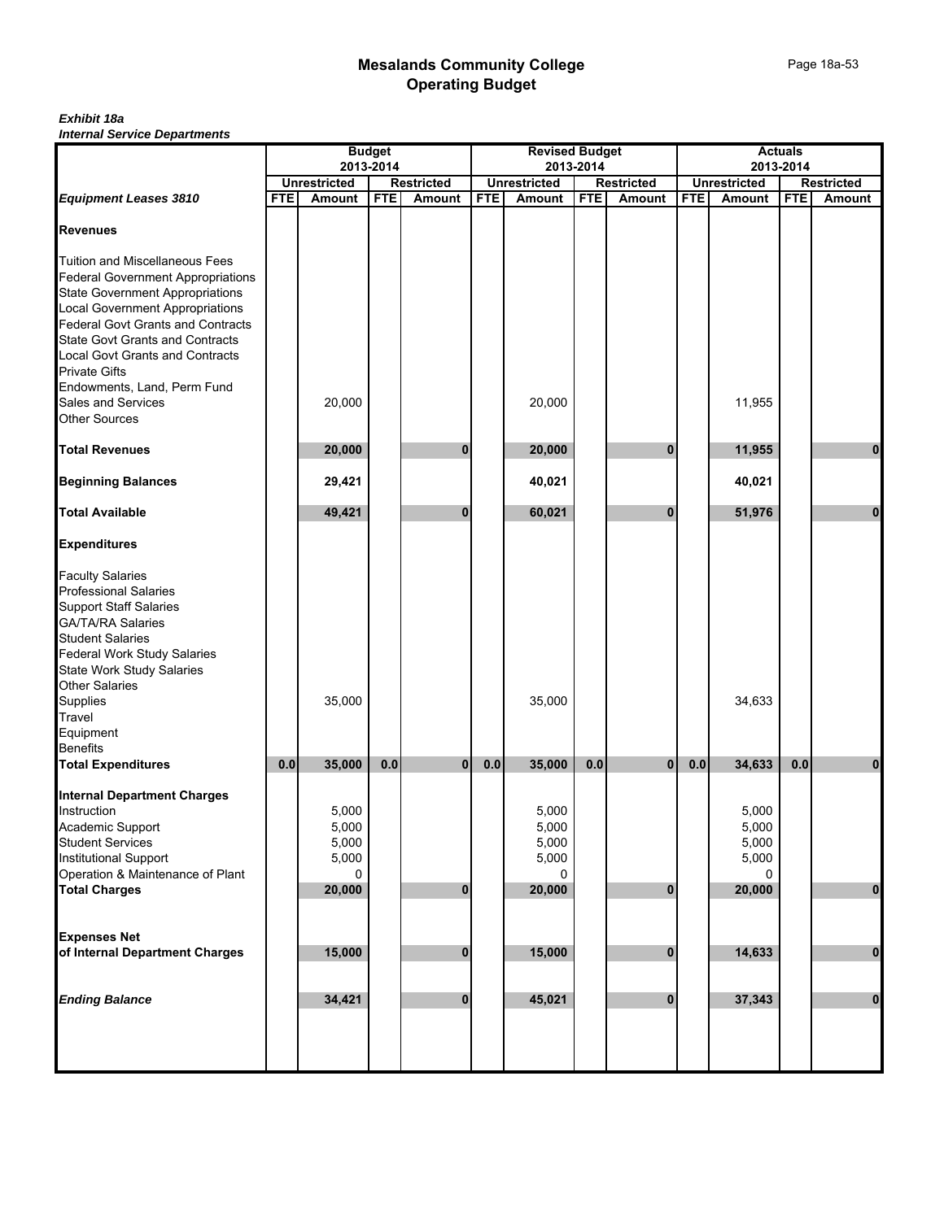# Mesalands Community College
## Operating Budget

***Exhibit 18a***
***Internal Service Departments***

| | Budget 2013-2014 | | | | Revised Budget 2013-2014 | | | | Actuals 2013-2014 | | | |
|---|---|---|---|---|---|---|---|---|---|---|---|---|
| | Unrestricted | | Restricted | | Unrestricted | | Restricted | | Unrestricted | | Restricted | |
| ***Equipment Leases 3810*** | FTE | Amount | FTE | Amount | FTE | Amount | FTE | Amount | FTE | Amount | FTE | Amount |
| **Revenues** | | | | | | | | | | | | |
| Tuition and Miscellaneous Fees | | | | | | | | | | | | |
| Federal Government Appropriations | | | | | | | | | | | | |
| State Government Appropriations | | | | | | | | | | | | |
| Local Government Appropriations | | | | | | | | | | | | |
| Federal Govt Grants and Contracts | | | | | | | | | | | | |
| State Govt Grants and Contracts | | | | | | | | | | | | |
| Local Govt Grants and Contracts | | | | | | | | | | | | |
| Private Gifts | | | | | | | | | | | | |
| Endowments, Land, Perm Fund | | | | | | | | | | | | |
| Sales and Services | | 20,000 | | | | 20,000 | | | | 11,955 | | |
| Other Sources | | | | | | | | | | | | |
| **Total Revenues** | | **20,000** | | **0** | | **20,000** | | **0** | | **11,955** | | **0** |
| **Beginning Balances** | | **29,421** | | | | **40,021** | | | | **40,021** | | |
| **Total Available** | | **49,421** | | **0** | | **60,021** | | **0** | | **51,976** | | **0** |
| **Expenditures** | | | | | | | | | | | | |
| Faculty Salaries | | | | | | | | | | | | |
| Professional Salaries | | | | | | | | | | | | |
| Support Staff Salaries | | | | | | | | | | | | |
| GA/TA/RA Salaries | | | | | | | | | | | | |
| Student Salaries | | | | | | | | | | | | |
| Federal Work Study Salaries | | | | | | | | | | | | |
| State Work Study Salaries | | | | | | | | | | | | |
| Other Salaries | | | | | | | | | | | | |
| Supplies | | 35,000 | | | | 35,000 | | | | 34,633 | | |
| Travel | | | | | | | | | | | | |
| Equipment | | | | | | | | | | | | |
| Benefits | | | | | | | | | | | | |
| **Total Expenditures** | **0.0** | **35,000** | **0.0** | **0** | **0.0** | **35,000** | **0.0** | **0** | **0.0** | **34,633** | **0.0** | **0** |
| **Internal Department Charges** | | | | | | | | | | | | |
| Instruction | | 5,000 | | | | 5,000 | | | | 5,000 | | |
| Academic Support | | 5,000 | | | | 5,000 | | | | 5,000 | | |
| Student Services | | 5,000 | | | | 5,000 | | | | 5,000 | | |
| Institutional Support | | 5,000 | | | | 5,000 | | | | 5,000 | | |
| Operation & Maintenance of Plant | | 0 | | | | 0 | | | | 0 | | |
| **Total Charges** | | **20,000** | | **0** | | **20,000** | | **0** | | **20,000** | | **0** |
| **Expenses Net of Internal Department Charges** | | **15,000** | | **0** | | **15,000** | | **0** | | **14,633** | | **0** |
| ***Ending Balance*** | | **34,421** | | **0** | | **45,021** | | **0** | | **37,343** | | **0** |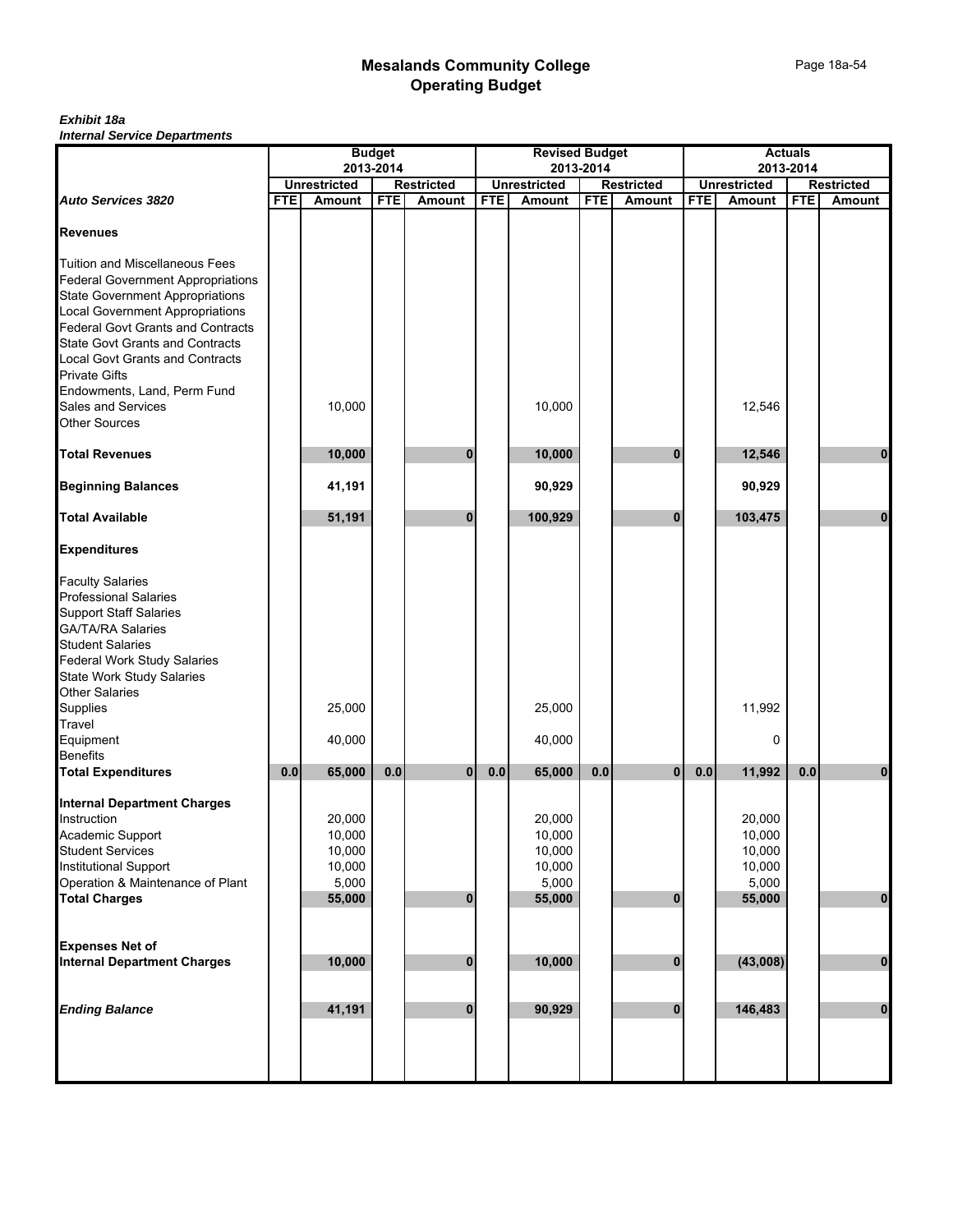# Mesalands Community College
## Operating Budget

***Exhibit 18a***
***Internal Service Departments***

| | Budget 2013-2014 | | | | Revised Budget 2013-2014 | | | | Actuals 2013-2014 | | | |
|---|---|---|---|---|---|---|---|---|---|---|---|---|
| | Unrestricted | | Restricted | | Unrestricted | | Restricted | | Unrestricted | | Restricted | |
| ***Auto Services 3820*** | FTE | Amount | FTE | Amount | FTE | Amount | FTE | Amount | FTE | Amount | FTE | Amount |
| **Revenues** | | | | | | | | | | | | |
| Tuition and Miscellaneous Fees | | | | | | | | | | | | |
| Federal Government Appropriations | | | | | | | | | | | | |
| State Government Appropriations | | | | | | | | | | | | |
| Local Government Appropriations | | | | | | | | | | | | |
| Federal Govt Grants and Contracts | | | | | | | | | | | | |
| State Govt Grants and Contracts | | | | | | | | | | | | |
| Local Govt Grants and Contracts | | | | | | | | | | | | |
| Private Gifts | | | | | | | | | | | | |
| Endowments, Land, Perm Fund | | | | | | | | | | | | |
| Sales and Services | | 10,000 | | | | 10,000 | | | | 12,546 | | |
| Other Sources | | | | | | | | | | | | |
| **Total Revenues** | | **10,000** | | **0** | | **10,000** | | **0** | | **12,546** | | **0** |
| **Beginning Balances** | | **41,191** | | | | **90,929** | | | | **90,929** | | |
| **Total Available** | | **51,191** | | **0** | | **100,929** | | **0** | | **103,475** | | **0** |
| **Expenditures** | | | | | | | | | | | | |
| Faculty Salaries | | | | | | | | | | | | |
| Professional Salaries | | | | | | | | | | | | |
| Support Staff Salaries | | | | | | | | | | | | |
| GA/TA/RA Salaries | | | | | | | | | | | | |
| Student Salaries | | | | | | | | | | | | |
| Federal Work Study Salaries | | | | | | | | | | | | |
| State Work Study Salaries | | | | | | | | | | | | |
| Other Salaries | | | | | | | | | | | | |
| Supplies | | 25,000 | | | | 25,000 | | | | 11,992 | | |
| Travel | | | | | | | | | | | | |
| Equipment | | 40,000 | | | | 40,000 | | | | 0 | | |
| Benefits | | | | | | | | | | | | |
| **Total Expenditures** | **0.0** | **65,000** | **0.0** | **0** | **0.0** | **65,000** | **0.0** | **0** | **0.0** | **11,992** | **0.0** | **0** |
| **Internal Department Charges** | | | | | | | | | | | | |
| Instruction | | 20,000 | | | | 20,000 | | | | 20,000 | | |
| Academic Support | | 10,000 | | | | 10,000 | | | | 10,000 | | |
| Student Services | | 10,000 | | | | 10,000 | | | | 10,000 | | |
| Institutional Support | | 10,000 | | | | 10,000 | | | | 10,000 | | |
| Operation & Maintenance of Plant | | 5,000 | | | | 5,000 | | | | 5,000 | | |
| **Total Charges** | | **55,000** | | **0** | | **55,000** | | **0** | | **55,000** | | **0** |
| **Expenses Net of Internal Department Charges** | | **10,000** | | **0** | | **10,000** | | **0** | | **(43,008)** | | **0** |
| ***Ending Balance*** | | **41,191** | | **0** | | **90,929** | | **0** | | **146,483** | | **0** |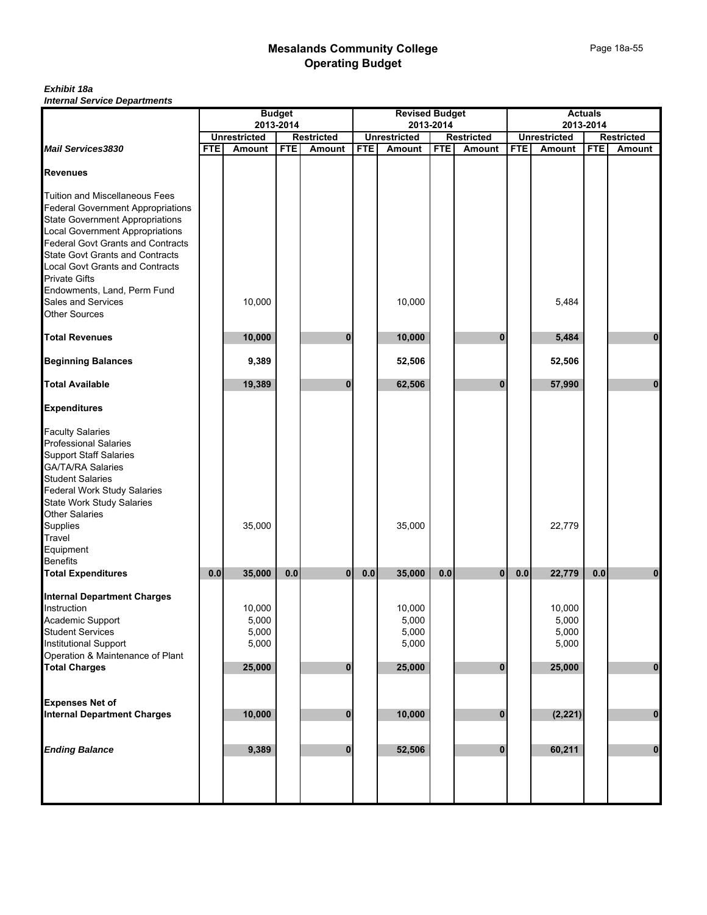# Mesalands Community College
## Operating Budget

***Exhibit 18a***
***Internal Service Departments***

| | Budget 2013-2014 | | | | Revised Budget 2013-2014 | | | | Actuals 2013-2014 | | | |
|---|---|---|---|---|---|---|---|---|---|---|---|---|
| | Unrestricted | | Restricted | | Unrestricted | | Restricted | | Unrestricted | | Restricted | |
| ***Mail Services3830*** | **FTE** | **Amount** | **FTE** | **Amount** | **FTE** | **Amount** | **FTE** | **Amount** | **FTE** | **Amount** | **FTE** | **Amount** |
| **Revenues** | | | | | | | | | | | | |
| Tuition and Miscellaneous Fees | | | | | | | | | | | | |
| Federal Government Appropriations | | | | | | | | | | | | |
| State Government Appropriations | | | | | | | | | | | | |
| Local Government Appropriations | | | | | | | | | | | | |
| Federal Govt Grants and Contracts | | | | | | | | | | | | |
| State Govt Grants and Contracts | | | | | | | | | | | | |
| Local Govt Grants and Contracts | | | | | | | | | | | | |
| Private Gifts | | | | | | | | | | | | |
| Endowments, Land, Perm Fund | | | | | | | | | | | | |
| Sales and Services | | 10,000 | | | | 10,000 | | | | 5,484 | | |
| Other Sources | | | | | | | | | | | | |
| **Total Revenues** | | **10,000** | | **0** | | **10,000** | | **0** | | **5,484** | | **0** |
| **Beginning Balances** | | **9,389** | | | | **52,506** | | | | **52,506** | | |
| **Total Available** | | **19,389** | | **0** | | **62,506** | | **0** | | **57,990** | | **0** |
| **Expenditures** | | | | | | | | | | | | |
| Faculty Salaries | | | | | | | | | | | | |
| Professional Salaries | | | | | | | | | | | | |
| Support Staff Salaries | | | | | | | | | | | | |
| GA/TA/RA Salaries | | | | | | | | | | | | |
| Student Salaries | | | | | | | | | | | | |
| Federal Work Study Salaries | | | | | | | | | | | | |
| State Work Study Salaries | | | | | | | | | | | | |
| Other Salaries | | | | | | | | | | | | |
| Supplies | | 35,000 | | | | 35,000 | | | | 22,779 | | |
| Travel | | | | | | | | | | | | |
| Equipment | | | | | | | | | | | | |
| Benefits | | | | | | | | | | | | |
| **Total Expenditures** | **0.0** | **35,000** | **0.0** | **0** | **0.0** | **35,000** | **0.0** | **0** | **0.0** | **22,779** | **0.0** | **0** |
| **Internal Department Charges** | | | | | | | | | | | | |
| Instruction | | 10,000 | | | | 10,000 | | | | 10,000 | | |
| Academic Support | | 5,000 | | | | 5,000 | | | | 5,000 | | |
| Student Services | | 5,000 | | | | 5,000 | | | | 5,000 | | |
| Institutional Support | | 5,000 | | | | 5,000 | | | | 5,000 | | |
| Operation & Maintenance of Plant | | | | | | | | | | | | |
| **Total Charges** | | **25,000** | | **0** | | **25,000** | | **0** | | **25,000** | | **0** |
| **Expenses Net of Internal Department Charges** | | **10,000** | | **0** | | **10,000** | | **0** | | **(2,221)** | | **0** |
| ***Ending Balance*** | | **9,389** | | **0** | | **52,506** | | **0** | | **60,211** | | **0** |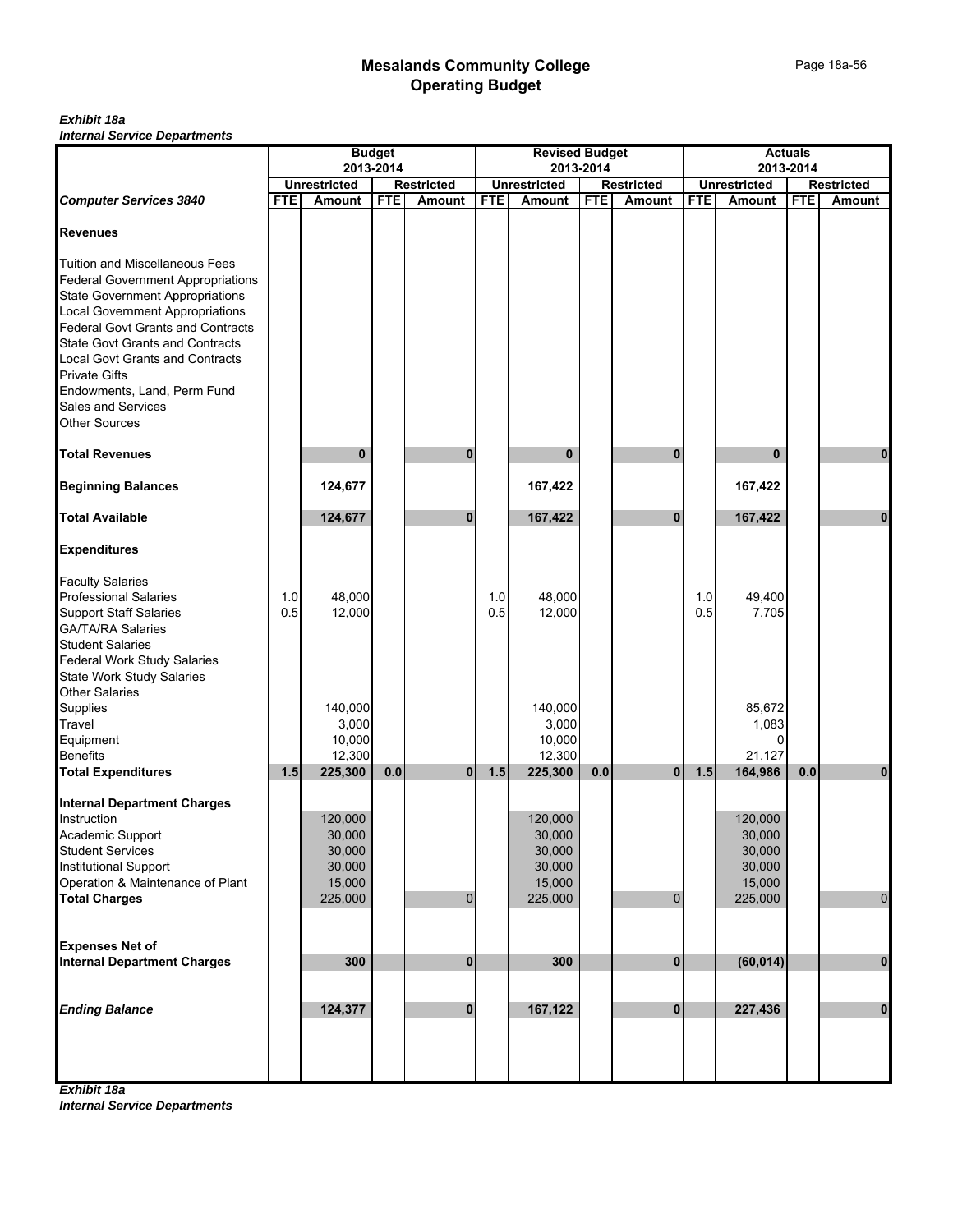# Mesalands Community College
## Operating Budget

***Exhibit 18a***
***Internal Service Departments***

| | Budget 2013-2014 | | | | Revised Budget 2013-2014 | | | | Actuals 2013-2014 | | | |
|---|---|---|---|---|---|---|---|---|---|---|---|---|
| | Unrestricted | | Restricted | | Unrestricted | | Restricted | | Unrestricted | | Restricted | |
| ***Computer Services 3840*** | **FTE** | **Amount** | **FTE** | **Amount** | **FTE** | **Amount** | **FTE** | **Amount** | **FTE** | **Amount** | **FTE** | **Amount** |
| **Revenues** | | | | | | | | | | | | |
| Tuition and Miscellaneous Fees | | | | | | | | | | | | |
| Federal Government Appropriations | | | | | | | | | | | | |
| State Government Appropriations | | | | | | | | | | | | |
| Local Government Appropriations | | | | | | | | | | | | |
| Federal Govt Grants and Contracts | | | | | | | | | | | | |
| State Govt Grants and Contracts | | | | | | | | | | | | |
| Local Govt Grants and Contracts | | | | | | | | | | | | |
| Private Gifts | | | | | | | | | | | | |
| Endowments, Land, Perm Fund | | | | | | | | | | | | |
| Sales and Services | | | | | | | | | | | | |
| Other Sources | | | | | | | | | | | | |
| **Total Revenues** | | **0** | | **0** | | **0** | | **0** | | **0** | | **0** |
| **Beginning Balances** | | **124,677** | | | | **167,422** | | | | **167,422** | | |
| **Total Available** | | **124,677** | | **0** | | **167,422** | | **0** | | **167,422** | | **0** |
| **Expenditures** | | | | | | | | | | | | |
| Faculty Salaries | | | | | | | | | | | | |
| Professional Salaries | 1.0 | 48,000 | | | 1.0 | 48,000 | | | 1.0 | 49,400 | | |
| Support Staff Salaries | 0.5 | 12,000 | | | 0.5 | 12,000 | | | 0.5 | 7,705 | | |
| GA/TA/RA Salaries | | | | | | | | | | | | |
| Student Salaries | | | | | | | | | | | | |
| Federal Work Study Salaries | | | | | | | | | | | | |
| State Work Study Salaries | | | | | | | | | | | | |
| Other Salaries | | | | | | | | | | | | |
| Supplies | | 140,000 | | | | 140,000 | | | | 85,672 | | |
| Travel | | 3,000 | | | | 3,000 | | | | 1,083 | | |
| Equipment | | 10,000 | | | | 10,000 | | | | 0 | | |
| Benefits | | 12,300 | | | | 12,300 | | | | 21,127 | | |
| **Total Expenditures** | **1.5** | **225,300** | **0.0** | **0** | **1.5** | **225,300** | **0.0** | **0** | **1.5** | **164,986** | **0.0** | **0** |
| **Internal Department Charges** | | | | | | | | | | | | |
| Instruction | | 120,000 | | | | 120,000 | | | | 120,000 | | |
| Academic Support | | 30,000 | | | | 30,000 | | | | 30,000 | | |
| Student Services | | 30,000 | | | | 30,000 | | | | 30,000 | | |
| Institutional Support | | 30,000 | | | | 30,000 | | | | 30,000 | | |
| Operation & Maintenance of Plant | | 15,000 | | | | 15,000 | | | | 15,000 | | |
| **Total Charges** | | 225,000 | | 0 | | 225,000 | | 0 | | 225,000 | | 0 |
| **Expenses Net of Internal Department Charges** | | **300** | | **0** | | **300** | | **0** | | **(60,014)** | | **0** |
| ***Ending Balance*** | | **124,377** | | **0** | | **167,122** | | **0** | | **227,436** | | **0** |

***Exhibit 18a***
***Internal Service Departments***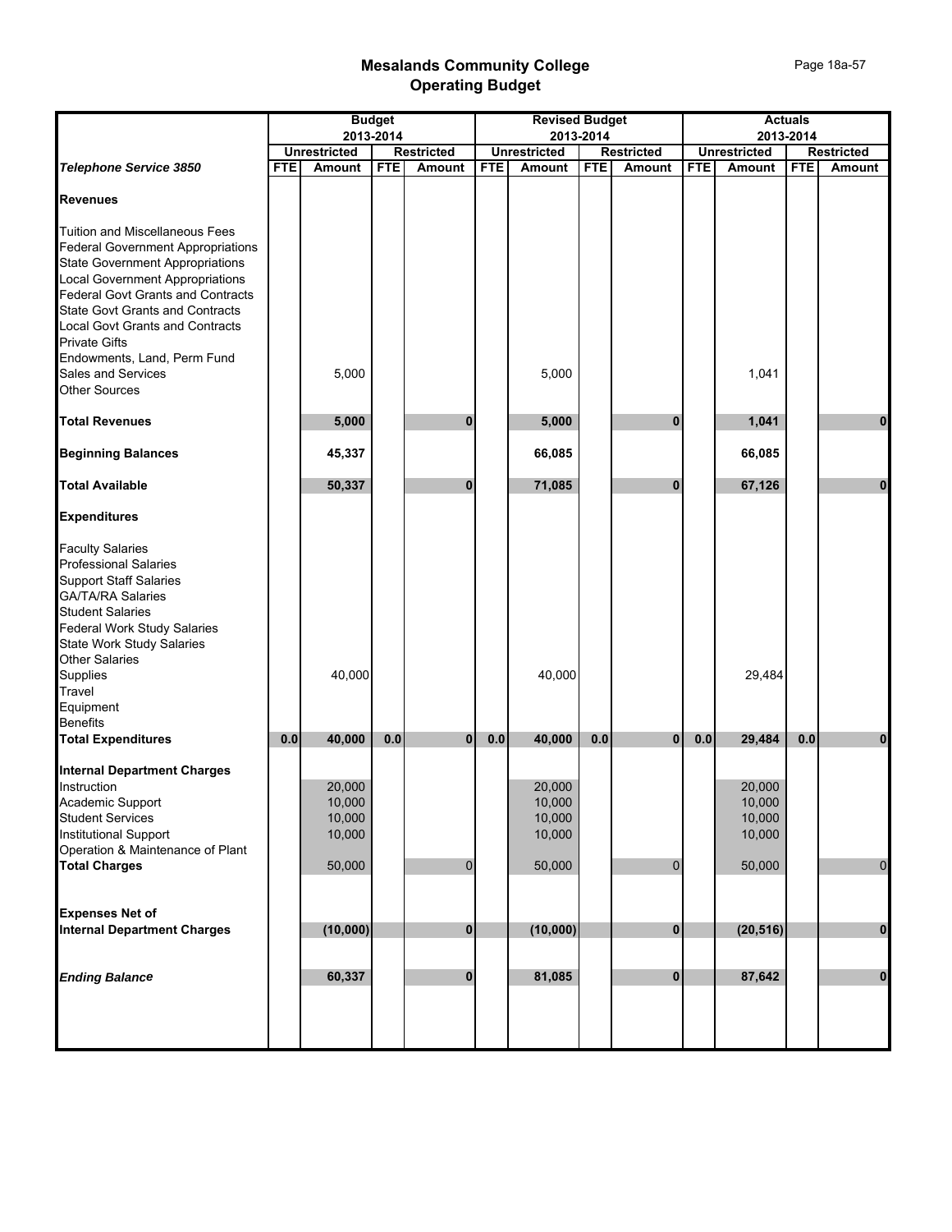# Mesalands Community College
## Operating Budget

| | Budget 2013-2014 | | | | Revised Budget 2013-2014 | | | | Actuals 2013-2014 | | | |
|---|---|---|---|---|---|---|---|---|---|---|---|---|
| | Unrestricted | | Restricted | | Unrestricted | | Restricted | | Unrestricted | | Restricted | |
| ***Telephone Service 3850*** | FTE | Amount | FTE | Amount | FTE | Amount | FTE | Amount | FTE | Amount | FTE | Amount |
| **Revenues** | | | | | | | | | | | | |
| Tuition and Miscellaneous Fees | | | | | | | | | | | | |
| Federal Government Appropriations | | | | | | | | | | | | |
| State Government Appropriations | | | | | | | | | | | | |
| Local Government Appropriations | | | | | | | | | | | | |
| Federal Govt Grants and Contracts | | | | | | | | | | | | |
| State Govt Grants and Contracts | | | | | | | | | | | | |
| Local Govt Grants and Contracts | | | | | | | | | | | | |
| Private Gifts | | | | | | | | | | | | |
| Endowments, Land, Perm Fund | | | | | | | | | | | | |
| Sales and Services | | 5,000 | | | | 5,000 | | | | 1,041 | | |
| Other Sources | | | | | | | | | | | | |
| **Total Revenues** | | **5,000** | | **0** | | **5,000** | | **0** | | **1,041** | | **0** |
| **Beginning Balances** | | **45,337** | | | | **66,085** | | | | **66,085** | | |
| **Total Available** | | **50,337** | | **0** | | **71,085** | | **0** | | **67,126** | | **0** |
| **Expenditures** | | | | | | | | | | | | |
| Faculty Salaries | | | | | | | | | | | | |
| Professional Salaries | | | | | | | | | | | | |
| Support Staff Salaries | | | | | | | | | | | | |
| GA/TA/RA Salaries | | | | | | | | | | | | |
| Student Salaries | | | | | | | | | | | | |
| Federal Work Study Salaries | | | | | | | | | | | | |
| State Work Study Salaries | | | | | | | | | | | | |
| Other Salaries | | | | | | | | | | | | |
| Supplies | | 40,000 | | | | 40,000 | | | | 29,484 | | |
| Travel | | | | | | | | | | | | |
| Equipment | | | | | | | | | | | | |
| Benefits | | | | | | | | | | | | |
| **Total Expenditures** | **0.0** | **40,000** | **0.0** | **0** | **0.0** | **40,000** | **0.0** | **0** | **0.0** | **29,484** | **0.0** | **0** |
| **Internal Department Charges** | | | | | | | | | | | | |
| Instruction | | 20,000 | | | | 20,000 | | | | 20,000 | | |
| Academic Support | | 10,000 | | | | 10,000 | | | | 10,000 | | |
| Student Services | | 10,000 | | | | 10,000 | | | | 10,000 | | |
| Institutional Support | | 10,000 | | | | 10,000 | | | | 10,000 | | |
| Operation & Maintenance of Plant | | | | | | | | | | | | |
| **Total Charges** | | 50,000 | | 0 | | 50,000 | | 0 | | 50,000 | | 0 |
| **Expenses Net of Internal Department Charges** | | **(10,000)** | | **0** | | **(10,000)** | | **0** | | **(20,516)** | | **0** |
| ***Ending Balance*** | | **60,337** | | **0** | | **81,085** | | **0** | | **87,642** | | **0** |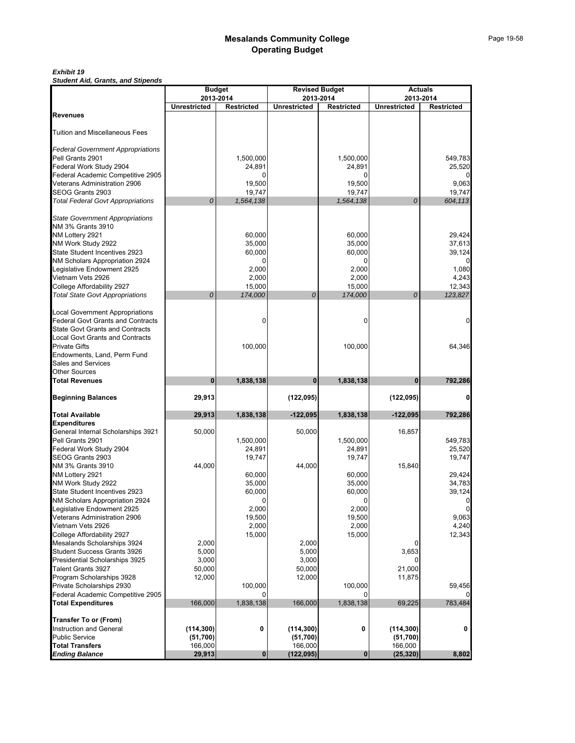# Mesalands Community College
## Operating Budget

***Exhibit 19***
***Student Aid, Grants, and Stipends***

| | Budget 2013-2014 | | Revised Budget 2013-2014 | | Actuals 2013-2014 | |
|---|---|---|---|---|---|---|
| | **Unrestricted** | **Restricted** | **Unrestricted** | **Restricted** | **Unrestricted** | **Restricted** |
| **Revenues** | | | | | | |
| Tuition and Miscellaneous Fees | | | | | | |
| *Federal Government Appropriations* | | | | | | |
| Pell Grants 2901 | | 1,500,000 | | 1,500,000 | | 549,783 |
| Federal Work Study 2904 | | 24,891 | | 24,891 | | 25,520 |
| Federal Academic Competitive 2905 | | 0 | | 0 | | 0 |
| Veterans Administration 2906 | | 19,500 | | 19,500 | | 9,063 |
| SEOG Grants 2903 | | 19,747 | | 19,747 | | 19,747 |
| *Total Federal Govt Appropriations* | *0* | *1,564,138* | | *1,564,138* | *0* | *604,113* |
| *State Government Appropriations* | | | | | | |
| NM 3% Grants 3910 | | | | | | |
| NM Lottery 2921 | | 60,000 | | 60,000 | | 29,424 |
| NM Work Study 2922 | | 35,000 | | 35,000 | | 37,613 |
| State Student Incentives 2923 | | 60,000 | | 60,000 | | 39,124 |
| NM Scholars Appropriation 2924 | | 0 | | 0 | | 0 |
| Legislative Endowment 2925 | | 2,000 | | 2,000 | | 1,080 |
| Vietnam Vets 2926 | | 2,000 | | 2,000 | | 4,243 |
| College Affordability 2927 | | 15,000 | | 15,000 | | 12,343 |
| *Total State Govt Appropriations* | *0* | *174,000* | *0* | *174,000* | *0* | *123,827* |
| Local Government Appropriations | | | | | | |
| Federal Govt Grants and Contracts | | 0 | | 0 | | 0 |
| State Govt Grants and Contracts | | | | | | |
| Local Govt Grants and Contracts | | | | | | |
| Private Gifts | | 100,000 | | 100,000 | | 64,346 |
| Endowments, Land, Perm Fund | | | | | | |
| Sales and Services | | | | | | |
| Other Sources | | | | | | |
| **Total Revenues** | **0** | **1,838,138** | **0** | **1,838,138** | **0** | **792,286** |
| **Beginning Balances** | **29,913** | | **(122,095)** | | **(122,095)** | **0** |
| **Total Available** | **29,913** | **1,838,138** | **-122,095** | **1,838,138** | **-122,095** | **792,286** |
| **Expenditures** | | | | | | |
| General Internal Scholarships 3921 | 50,000 | | 50,000 | | 16,857 | |
| Pell Grants 2901 | | 1,500,000 | | 1,500,000 | | 549,783 |
| Federal Work Study 2904 | | 24,891 | | 24,891 | | 25,520 |
| SEOG Grants 2903 | | 19,747 | | 19,747 | | 19,747 |
| NM 3% Grants 3910 | 44,000 | | 44,000 | | 15,840 | |
| NM Lottery 2921 | | 60,000 | | 60,000 | | 29,424 |
| NM Work Study 2922 | | 35,000 | | 35,000 | | 34,783 |
| State Student Incentives 2923 | | 60,000 | | 60,000 | | 39,124 |
| NM Scholars Appropriation 2924 | | 0 | | 0 | | 0 |
| Legislative Endowment 2925 | | 2,000 | | 2,000 | | 0 |
| Veterans Administration 2906 | | 19,500 | | 19,500 | | 9,063 |
| Vietnam Vets 2926 | | 2,000 | | 2,000 | | 4,240 |
| College Affordability 2927 | | 15,000 | | 15,000 | | 12,343 |
| Mesalands Scholarships 3924 | 2,000 | | 2,000 | | 0 | |
| Student Success Grants 3926 | 5,000 | | 5,000 | | 3,653 | |
| Presidential Scholarships 3925 | 3,000 | | 3,000 | | 0 | |
| Talent Grants 3927 | 50,000 | | 50,000 | | 21,000 | |
| Program Scholarships 3928 | 12,000 | | 12,000 | | 11,875 | |
| Private Scholarships 2930 | | 100,000 | | 100,000 | | 59,456 |
| Federal Academic Competitive 2905 | | 0 | | 0 | | 0 |
| **Total Expenditures** | 166,000 | 1,838,138 | 166,000 | 1,838,138 | 69,225 | 783,484 |
| **Transfer To or (From)** | | | | | | |
| Instruction and General | **(114,300)** | **0** | **(114,300)** | **0** | **(114,300)** | **0** |
| Public Service | **(51,700)** | | **(51,700)** | | **(51,700)** | |
| **Total Transfers** | 166,000 | | 166,000 | | 166,000 | |
| ***Ending Balance*** | **29,913** | **0** | **(122,095)** | **0** | **(25,320)** | **8,802** |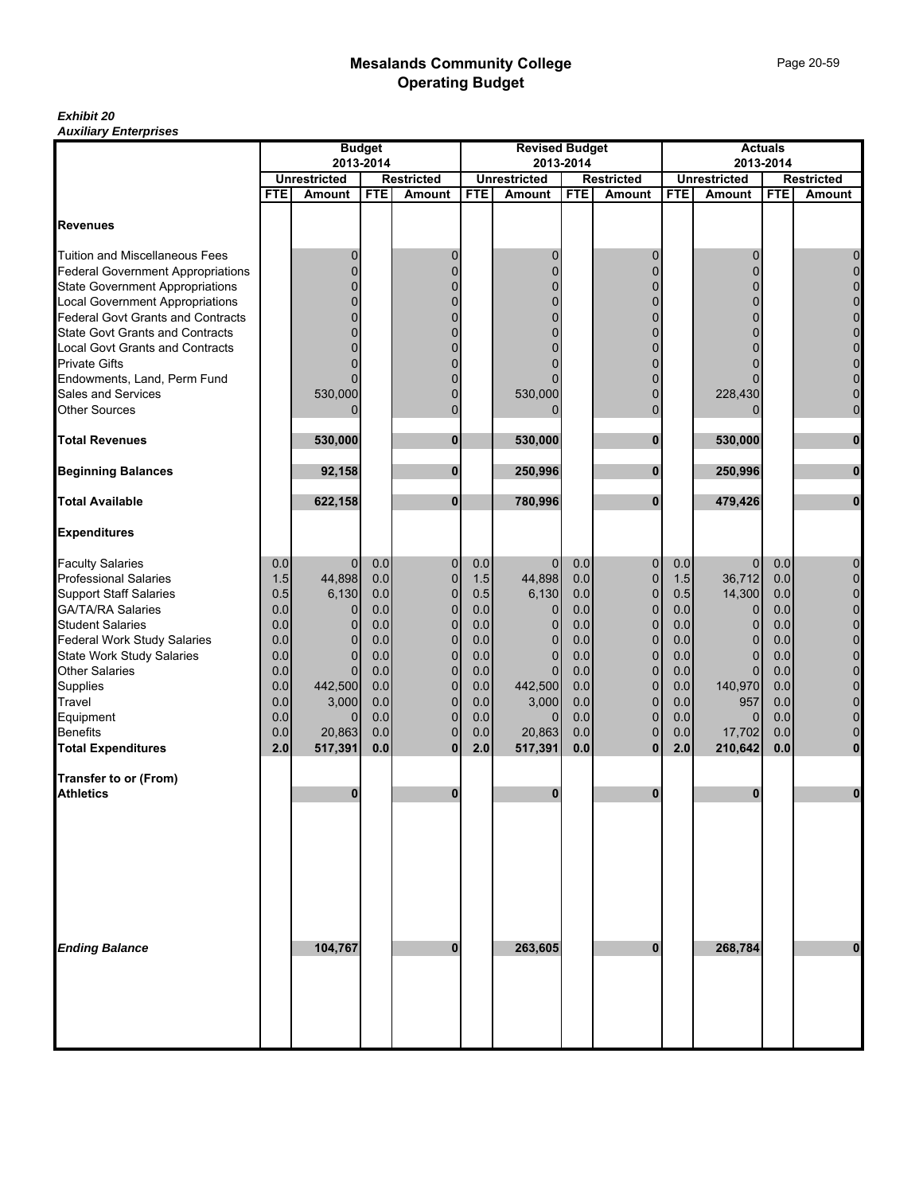# Mesalands Community College
## Operating Budget

***Exhibit 20***
***Auxiliary Enterprises***

| | Budget 2013-2014 | | | | Revised Budget 2013-2014 | | | | Actuals 2013-2014 | | | |
|---|---|---|---|---|---|---|---|---|---|---|---|---|
| | Unrestricted | | Restricted | | Unrestricted | | Restricted | | Unrestricted | | Restricted | |
| | FTE | Amount | FTE | Amount | FTE | Amount | FTE | Amount | FTE | Amount | FTE | Amount |
| **Revenues** | | | | | | | | | | | | |
| Tuition and Miscellaneous Fees | | 0 | | 0 | | 0 | | 0 | | 0 | | 0 |
| Federal Government Appropriations | | 0 | | 0 | | 0 | | 0 | | 0 | | 0 |
| State Government Appropriations | | 0 | | 0 | | 0 | | 0 | | 0 | | 0 |
| Local Government Appropriations | | 0 | | 0 | | 0 | | 0 | | 0 | | 0 |
| Federal Govt Grants and Contracts | | 0 | | 0 | | 0 | | 0 | | 0 | | 0 |
| State Govt Grants and Contracts | | 0 | | 0 | | 0 | | 0 | | 0 | | 0 |
| Local Govt Grants and Contracts | | 0 | | 0 | | 0 | | 0 | | 0 | | 0 |
| Private Gifts | | 0 | | 0 | | 0 | | 0 | | 0 | | 0 |
| Endowments, Land, Perm Fund | | 0 | | 0 | | 0 | | 0 | | 0 | | 0 |
| Sales and Services | | 530,000 | | 0 | | 530,000 | | 0 | | 228,430 | | 0 |
| Other Sources | | 0 | | 0 | | 0 | | 0 | | 0 | | 0 |
| **Total Revenues** | | **530,000** | | **0** | | **530,000** | | **0** | | **530,000** | | **0** |
| **Beginning Balances** | | **92,158** | | **0** | | **250,996** | | **0** | | **250,996** | | **0** |
| **Total Available** | | **622,158** | | **0** | | **780,996** | | **0** | | **479,426** | | **0** |
| **Expenditures** | | | | | | | | | | | | |
| Faculty Salaries | 0.0 | 0 | 0.0 | 0 | 0.0 | 0 | 0.0 | 0 | 0.0 | 0 | 0.0 | 0 |
| Professional Salaries | 1.5 | 44,898 | 0.0 | 0 | 1.5 | 44,898 | 0.0 | 0 | 1.5 | 36,712 | 0.0 | 0 |
| Support Staff Salaries | 0.5 | 6,130 | 0.0 | 0 | 0.5 | 6,130 | 0.0 | 0 | 0.5 | 14,300 | 0.0 | 0 |
| GA/TA/RA Salaries | 0.0 | 0 | 0.0 | 0 | 0.0 | 0 | 0.0 | 0 | 0.0 | 0 | 0.0 | 0 |
| Student Salaries | 0.0 | 0 | 0.0 | 0 | 0.0 | 0 | 0.0 | 0 | 0.0 | 0 | 0.0 | 0 |
| Federal Work Study Salaries | 0.0 | 0 | 0.0 | 0 | 0.0 | 0 | 0.0 | 0 | 0.0 | 0 | 0.0 | 0 |
| State Work Study Salaries | 0.0 | 0 | 0.0 | 0 | 0.0 | 0 | 0.0 | 0 | 0.0 | 0 | 0.0 | 0 |
| Other Salaries | 0.0 | 0 | 0.0 | 0 | 0.0 | 0 | 0.0 | 0 | 0.0 | 0 | 0.0 | 0 |
| Supplies | 0.0 | 442,500 | 0.0 | 0 | 0.0 | 442,500 | 0.0 | 0 | 0.0 | 140,970 | 0.0 | 0 |
| Travel | 0.0 | 3,000 | 0.0 | 0 | 0.0 | 3,000 | 0.0 | 0 | 0.0 | 957 | 0.0 | 0 |
| Equipment | 0.0 | 0 | 0.0 | 0 | 0.0 | 0 | 0.0 | 0 | 0.0 | 0 | 0.0 | 0 |
| Benefits | 0.0 | 20,863 | 0.0 | 0 | 0.0 | 20,863 | 0.0 | 0 | 0.0 | 17,702 | 0.0 | 0 |
| **Total Expenditures** | **2.0** | **517,391** | **0.0** | **0** | **2.0** | **517,391** | **0.0** | **0** | **2.0** | **210,642** | **0.0** | **0** |
| **Transfer to or (From)** | | | | | | | | | | | | |
| **Athletics** | | **0** | | **0** | | **0** | | **0** | | **0** | | **0** |
| ***Ending Balance*** | | **104,767** | | **0** | | **263,605** | | **0** | | **268,784** | | **0** |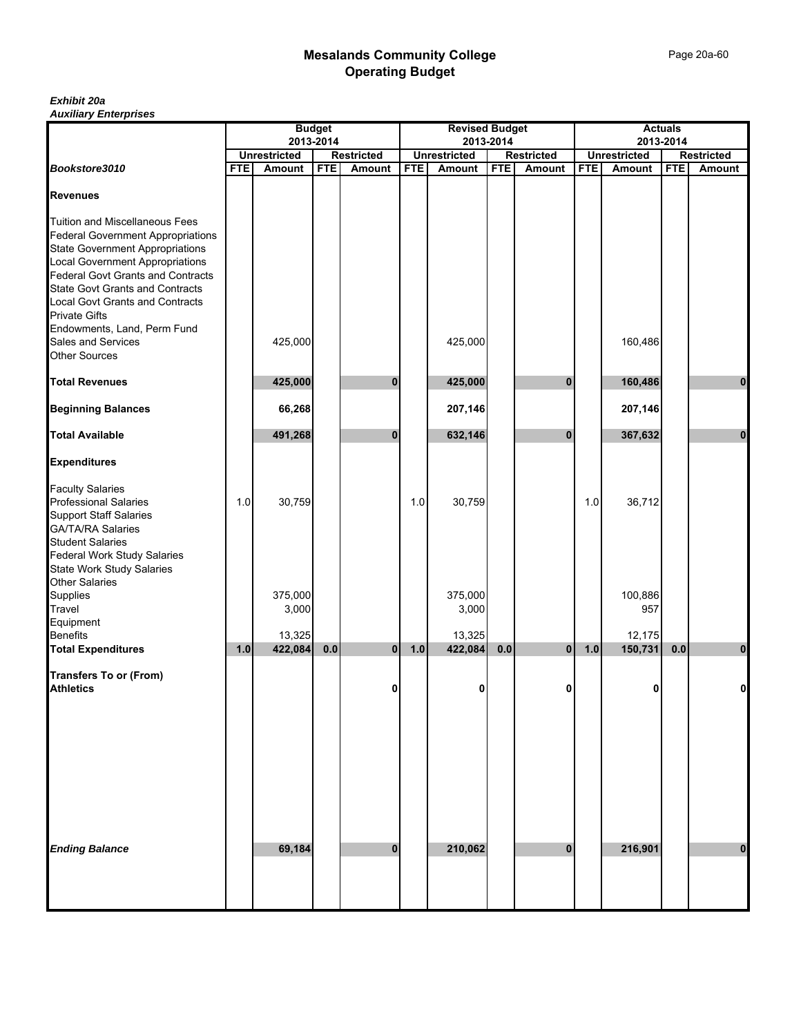# Mesalands Community College
## Operating Budget

***Exhibit 20a***
***Auxiliary Enterprises***

| | Budget 2013-2014 | | | | Revised Budget 2013-2014 | | | | Actuals 2013-2014 | | | |
|---|---|---|---|---|---|---|---|---|---|---|---|---|
| | Unrestricted | | Restricted | | Unrestricted | | Restricted | | Unrestricted | | Restricted | |
| ***Bookstore3010*** | **FTE** | **Amount** | **FTE** | **Amount** | **FTE** | **Amount** | **FTE** | **Amount** | **FTE** | **Amount** | **FTE** | **Amount** |
| **Revenues** | | | | | | | | | | | | |
| Tuition and Miscellaneous Fees | | | | | | | | | | | | |
| Federal Government Appropriations | | | | | | | | | | | | |
| State Government Appropriations | | | | | | | | | | | | |
| Local Government Appropriations | | | | | | | | | | | | |
| Federal Govt Grants and Contracts | | | | | | | | | | | | |
| State Govt Grants and Contracts | | | | | | | | | | | | |
| Local Govt Grants and Contracts | | | | | | | | | | | | |
| Private Gifts | | | | | | | | | | | | |
| Endowments, Land, Perm Fund | | | | | | | | | | | | |
| Sales and Services | | 425,000 | | | | 425,000 | | | | 160,486 | | |
| Other Sources | | | | | | | | | | | | |
| **Total Revenues** | | **425,000** | | **0** | | **425,000** | | **0** | | **160,486** | | **0** |
| **Beginning Balances** | | **66,268** | | | | **207,146** | | | | **207,146** | | |
| **Total Available** | | **491,268** | | **0** | | **632,146** | | **0** | | **367,632** | | **0** |
| **Expenditures** | | | | | | | | | | | | |
| Faculty Salaries | | | | | | | | | | | | |
| Professional Salaries | 1.0 | 30,759 | | | 1.0 | 30,759 | | | 1.0 | 36,712 | | |
| Support Staff Salaries | | | | | | | | | | | | |
| GA/TA/RA Salaries | | | | | | | | | | | | |
| Student Salaries | | | | | | | | | | | | |
| Federal Work Study Salaries | | | | | | | | | | | | |
| State Work Study Salaries | | | | | | | | | | | | |
| Other Salaries | | | | | | | | | | | | |
| Supplies | | 375,000 | | | | 375,000 | | | | 100,886 | | |
| Travel | | 3,000 | | | | 3,000 | | | | 957 | | |
| Equipment | | | | | | | | | | | | |
| Benefits | | 13,325 | | | | 13,325 | | | | 12,175 | | |
| **Total Expenditures** | **1.0** | **422,084** | **0.0** | **0** | **1.0** | **422,084** | **0.0** | **0** | **1.0** | **150,731** | **0.0** | **0** |
| **Transfers To or (From)** | | | | | | | | | | | | |
| **Athletics** | | | | **0** | | **0** | | **0** | | **0** | | **0** |
| ***Ending Balance*** | | **69,184** | | **0** | | **210,062** | | **0** | | **216,901** | | **0** |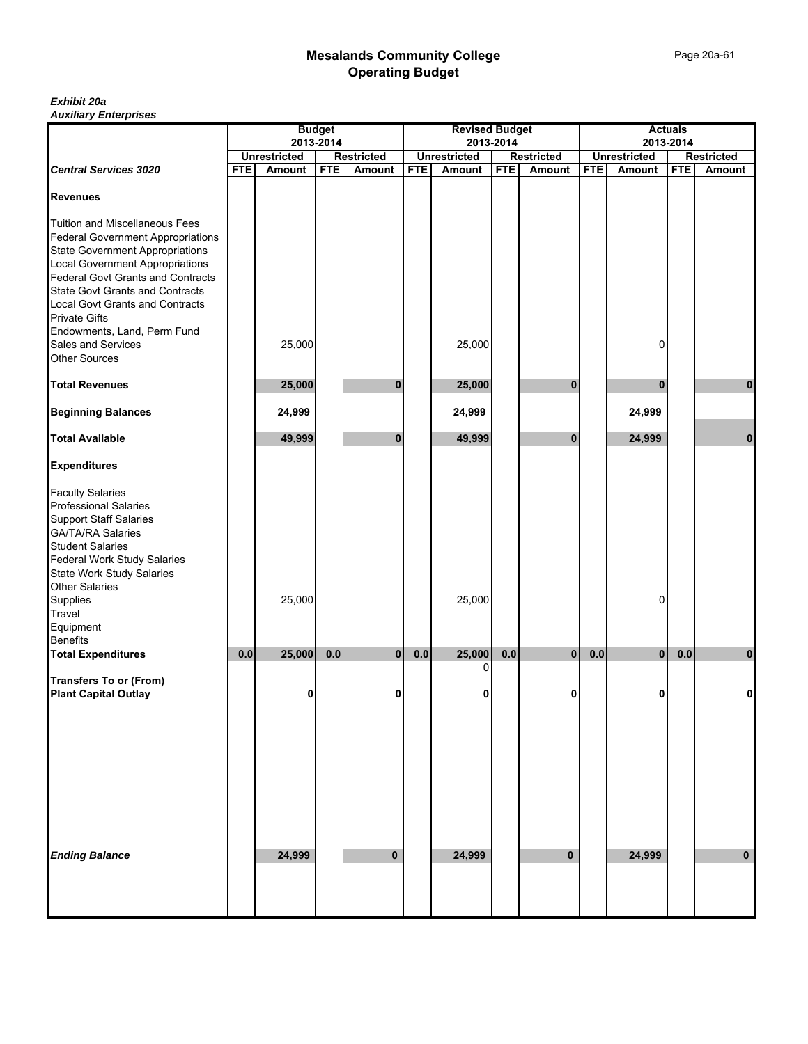# Mesalands Community College
## Operating Budget

***Exhibit 20a***
***Auxiliary Enterprises***

| | Budget 2013-2014 | | | | Revised Budget 2013-2014 | | | | Actuals 2013-2014 | | | |
|---|---|---|---|---|---|---|---|---|---|---|---|---|
| | Unrestricted | | Restricted | | Unrestricted | | Restricted | | Unrestricted | | Restricted | |
| ***Central Services 3020*** | **FTE** | **Amount** | **FTE** | **Amount** | **FTE** | **Amount** | **FTE** | **Amount** | **FTE** | **Amount** | **FTE** | **Amount** |
| **Revenues** | | | | | | | | | | | | |
| Tuition and Miscellaneous Fees | | | | | | | | | | | | |
| Federal Government Appropriations | | | | | | | | | | | | |
| State Government Appropriations | | | | | | | | | | | | |
| Local Government Appropriations | | | | | | | | | | | | |
| Federal Govt Grants and Contracts | | | | | | | | | | | | |
| State Govt Grants and Contracts | | | | | | | | | | | | |
| Local Govt Grants and Contracts | | | | | | | | | | | | |
| Private Gifts | | | | | | | | | | | | |
| Endowments, Land, Perm Fund | | | | | | | | | | | | |
| Sales and Services | | 25,000 | | | | 25,000 | | | | 0 | | |
| Other Sources | | | | | | | | | | | | |
| **Total Revenues** | | **25,000** | | **0** | | **25,000** | | **0** | | **0** | | **0** |
| **Beginning Balances** | | **24,999** | | | | **24,999** | | | | **24,999** | | |
| **Total Available** | | **49,999** | | **0** | | **49,999** | | **0** | | **24,999** | | **0** |
| **Expenditures** | | | | | | | | | | | | |
| Faculty Salaries | | | | | | | | | | | | |
| Professional Salaries | | | | | | | | | | | | |
| Support Staff Salaries | | | | | | | | | | | | |
| GA/TA/RA Salaries | | | | | | | | | | | | |
| Student Salaries | | | | | | | | | | | | |
| Federal Work Study Salaries | | | | | | | | | | | | |
| State Work Study Salaries | | | | | | | | | | | | |
| Other Salaries | | | | | | | | | | | | |
| Supplies | | 25,000 | | | | 25,000 | | | | 0 | | |
| Travel | | | | | | | | | | | | |
| Equipment | | | | | | | | | | | | |
| Benefits | | | | | | | | | | | | |
| **Total Expenditures** | **0.0** | **25,000** | **0.0** | **0** | **0.0** | **25,000** | **0.0** | **0** | **0.0** | **0** | **0.0** | **0** |
| | | | | | | 0 | | | | | | |
| **Transfers To or (From)** | | | | | | | | | | | | |
| **Plant Capital Outlay** | | **0** | | **0** | | **0** | | **0** | | **0** | | **0** |
| ***Ending Balance*** | | **24,999** | | **0** | | **24,999** | | **0** | | **24,999** | | **0** |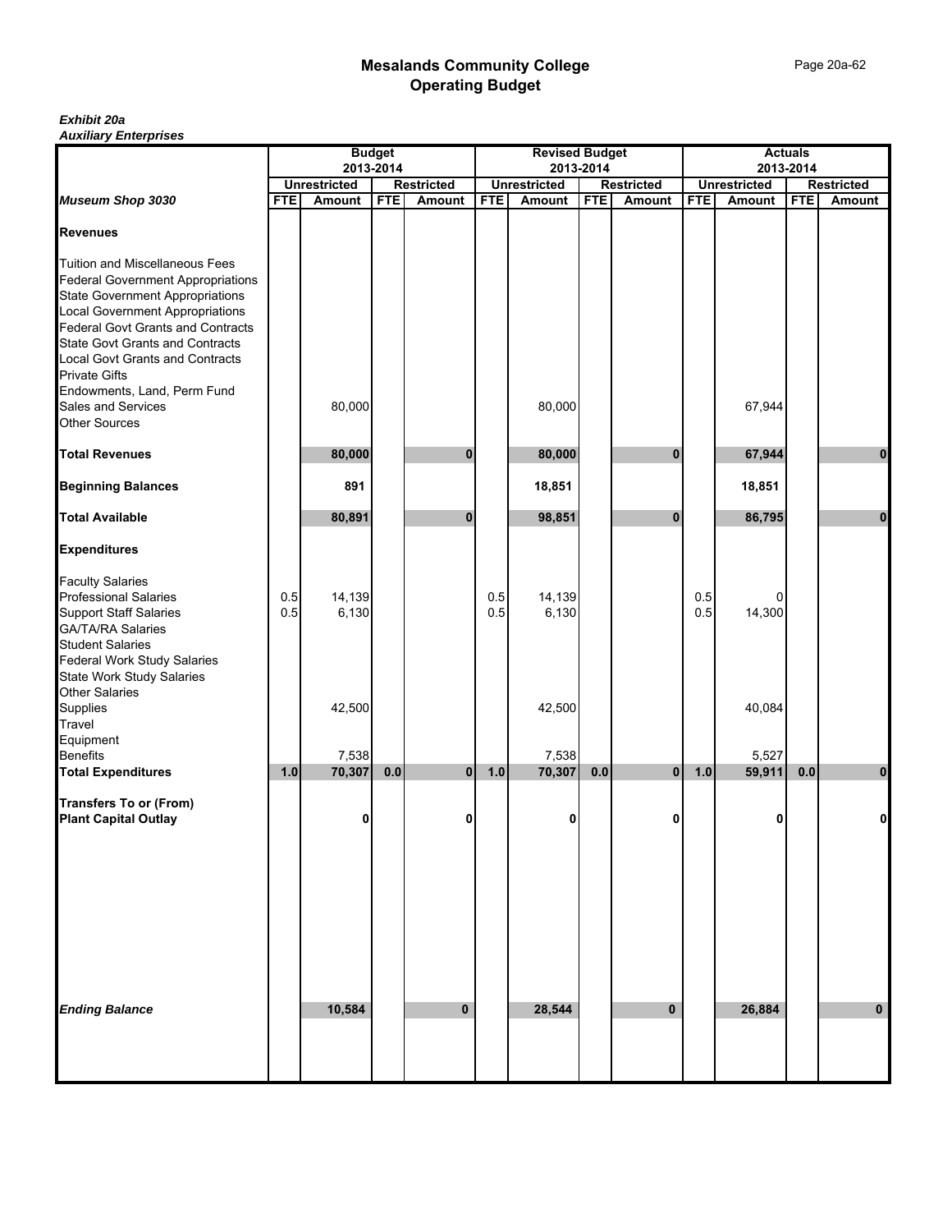# Mesalands Community College
## Operating Budget

***Exhibit 20a***
***Auxiliary Enterprises***

| Museum Shop 3030 | Budget 2013-2014 | | | | Revised Budget 2013-2014 | | | | Actuals 2013-2014 | | | |
|---|---|---|---|---|---|---|---|---|---|---|---|---|
| | Unrestricted | | Restricted | | Unrestricted | | Restricted | | Unrestricted | | Restricted | |
| | FTE | Amount | FTE | Amount | FTE | Amount | FTE | Amount | FTE | Amount | FTE | Amount |
| **Revenues** | | | | | | | | | | | | |
| Tuition and Miscellaneous Fees | | | | | | | | | | | | |
| Federal Government Appropriations | | | | | | | | | | | | |
| State Government Appropriations | | | | | | | | | | | | |
| Local Government Appropriations | | | | | | | | | | | | |
| Federal Govt Grants and Contracts | | | | | | | | | | | | |
| State Govt Grants and Contracts | | | | | | | | | | | | |
| Local Govt Grants and Contracts | | | | | | | | | | | | |
| Private Gifts | | | | | | | | | | | | |
| Endowments, Land, Perm Fund | | | | | | | | | | | | |
| Sales and Services | | 80,000 | | | | 80,000 | | | | 67,944 | | |
| Other Sources | | | | | | | | | | | | |
| **Total Revenues** | | **80,000** | | **0** | | **80,000** | | **0** | | **67,944** | | **0** |
| **Beginning Balances** | | **891** | | | | **18,851** | | | | **18,851** | | |
| **Total Available** | | **80,891** | | **0** | | **98,851** | | **0** | | **86,795** | | **0** |
| **Expenditures** | | | | | | | | | | | | |
| Faculty Salaries | | | | | | | | | | | | |
| Professional Salaries | 0.5 | 14,139 | | | 0.5 | 14,139 | | | 0.5 | 0 | | |
| Support Staff Salaries | 0.5 | 6,130 | | | 0.5 | 6,130 | | | 0.5 | 14,300 | | |
| GA/TA/RA Salaries | | | | | | | | | | | | |
| Student Salaries | | | | | | | | | | | | |
| Federal Work Study Salaries | | | | | | | | | | | | |
| State Work Study Salaries | | | | | | | | | | | | |
| Other Salaries | | | | | | | | | | | | |
| Supplies | | 42,500 | | | | 42,500 | | | | 40,084 | | |
| Travel | | | | | | | | | | | | |
| Equipment | | | | | | | | | | | | |
| Benefits | | 7,538 | | | | 7,538 | | | | 5,527 | | |
| **Total Expenditures** | **1.0** | **70,307** | **0.0** | **0** | **1.0** | **70,307** | **0.0** | **0** | **1.0** | **59,911** | **0.0** | **0** |
| **Transfers To or (From)** | | | | | | | | | | | | |
| **Plant Capital Outlay** | | **0** | | **0** | | **0** | | **0** | | **0** | | **0** |
| ***Ending Balance*** | | **10,584** | | **0** | | **28,544** | | **0** | | **26,884** | | **0** |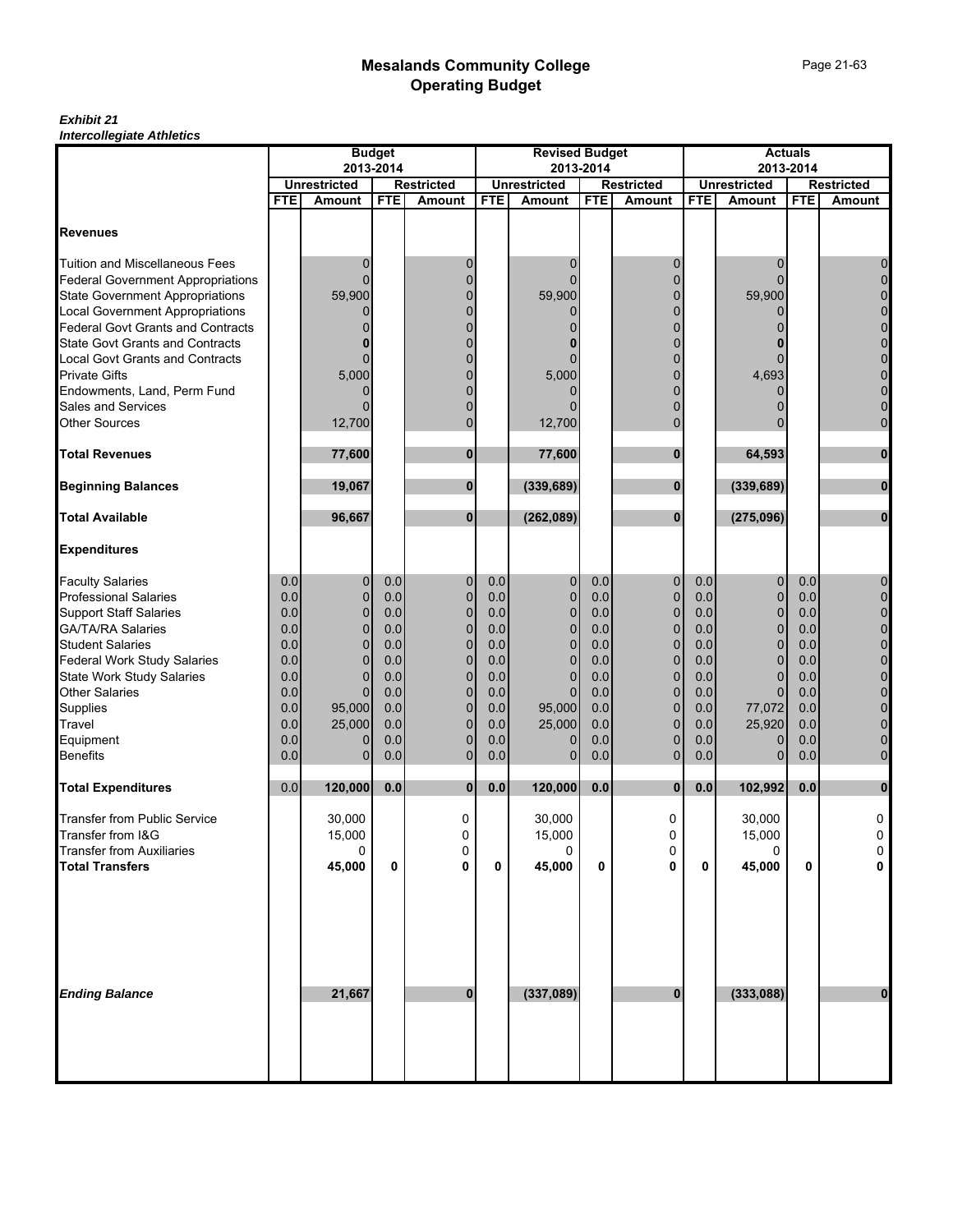# Mesalands Community College
## Operating Budget

***Exhibit 21***
***Intercollegiate Athletics***

| | Budget 2013-2014 | | | | Revised Budget 2013-2014 | | | | Actuals 2013-2014 | | | |
|---|---|---|---|---|---|---|---|---|---|---|---|---|
| | Unrestricted | | Restricted | | Unrestricted | | Restricted | | Unrestricted | | Restricted | |
| | FTE | Amount | FTE | Amount | FTE | Amount | FTE | Amount | FTE | Amount | FTE | Amount |
| **Revenues** | | | | | | | | | | | | |
| Tuition and Miscellaneous Fees | | 0 | | 0 | | 0 | | 0 | | 0 | | 0 |
| Federal Government Appropriations | | 0 | | 0 | | 0 | | 0 | | 0 | | 0 |
| State Government Appropriations | | 59,900 | | 0 | | 59,900 | | 0 | | 59,900 | | 0 |
| Local Government Appropriations | | 0 | | 0 | | 0 | | 0 | | 0 | | 0 |
| Federal Govt Grants and Contracts | | 0 | | 0 | | 0 | | 0 | | 0 | | 0 |
| State Govt Grants and Contracts | | **0** | | 0 | | **0** | | 0 | | **0** | | 0 |
| Local Govt Grants and Contracts | | 0 | | 0 | | 0 | | 0 | | 0 | | 0 |
| Private Gifts | | 5,000 | | 0 | | 5,000 | | 0 | | 4,693 | | 0 |
| Endowments, Land, Perm Fund | | 0 | | 0 | | 0 | | 0 | | 0 | | 0 |
| Sales and Services | | 0 | | 0 | | 0 | | 0 | | 0 | | 0 |
| Other Sources | | 12,700 | | 0 | | 12,700 | | 0 | | 0 | | 0 |
| **Total Revenues** | | **77,600** | | **0** | | **77,600** | | **0** | | **64,593** | | **0** |
| **Beginning Balances** | | **19,067** | | **0** | | **(339,689)** | | **0** | | **(339,689)** | | **0** |
| **Total Available** | | **96,667** | | **0** | | **(262,089)** | | **0** | | **(275,096)** | | **0** |
| **Expenditures** | | | | | | | | | | | | |
| Faculty Salaries | 0.0 | 0 | 0.0 | 0 | 0.0 | 0 | 0.0 | 0 | 0.0 | 0 | 0.0 | 0 |
| Professional Salaries | 0.0 | 0 | 0.0 | 0 | 0.0 | 0 | 0.0 | 0 | 0.0 | 0 | 0.0 | 0 |
| Support Staff Salaries | 0.0 | 0 | 0.0 | 0 | 0.0 | 0 | 0.0 | 0 | 0.0 | 0 | 0.0 | 0 |
| GA/TA/RA Salaries | 0.0 | 0 | 0.0 | 0 | 0.0 | 0 | 0.0 | 0 | 0.0 | 0 | 0.0 | 0 |
| Student Salaries | 0.0 | 0 | 0.0 | 0 | 0.0 | 0 | 0.0 | 0 | 0.0 | 0 | 0.0 | 0 |
| Federal Work Study Salaries | 0.0 | 0 | 0.0 | 0 | 0.0 | 0 | 0.0 | 0 | 0.0 | 0 | 0.0 | 0 |
| State Work Study Salaries | 0.0 | 0 | 0.0 | 0 | 0.0 | 0 | 0.0 | 0 | 0.0 | 0 | 0.0 | 0 |
| Other Salaries | 0.0 | 0 | 0.0 | 0 | 0.0 | 0 | 0.0 | 0 | 0.0 | 0 | 0.0 | 0 |
| Supplies | 0.0 | 95,000 | 0.0 | 0 | 0.0 | 95,000 | 0.0 | 0 | 0.0 | 77,072 | 0.0 | 0 |
| Travel | 0.0 | 25,000 | 0.0 | 0 | 0.0 | 25,000 | 0.0 | 0 | 0.0 | 25,920 | 0.0 | 0 |
| Equipment | 0.0 | 0 | 0.0 | 0 | 0.0 | 0 | 0.0 | 0 | 0.0 | 0 | 0.0 | 0 |
| Benefits | 0.0 | 0 | 0.0 | 0 | 0.0 | 0 | 0.0 | 0 | 0.0 | 0 | 0.0 | 0 |
| **Total Expenditures** | 0.0 | **120,000** | **0.0** | **0** | **0.0** | **120,000** | **0.0** | **0** | **0.0** | **102,992** | **0.0** | **0** |
| Transfer from Public Service | | 30,000 | | 0 | | 30,000 | | 0 | | 30,000 | | 0 |
| Transfer from I&G | | 15,000 | | 0 | | 15,000 | | 0 | | 15,000 | | 0 |
| Transfer from Auxiliaries | | 0 | | 0 | | 0 | | 0 | | 0 | | 0 |
| **Total Transfers** | | **45,000** | **0** | **0** | **0** | **45,000** | **0** | **0** | **0** | **45,000** | **0** | **0** |
| ***Ending Balance*** | | **21,667** | | **0** | | **(337,089)** | | **0** | | **(333,088)** | | **0** |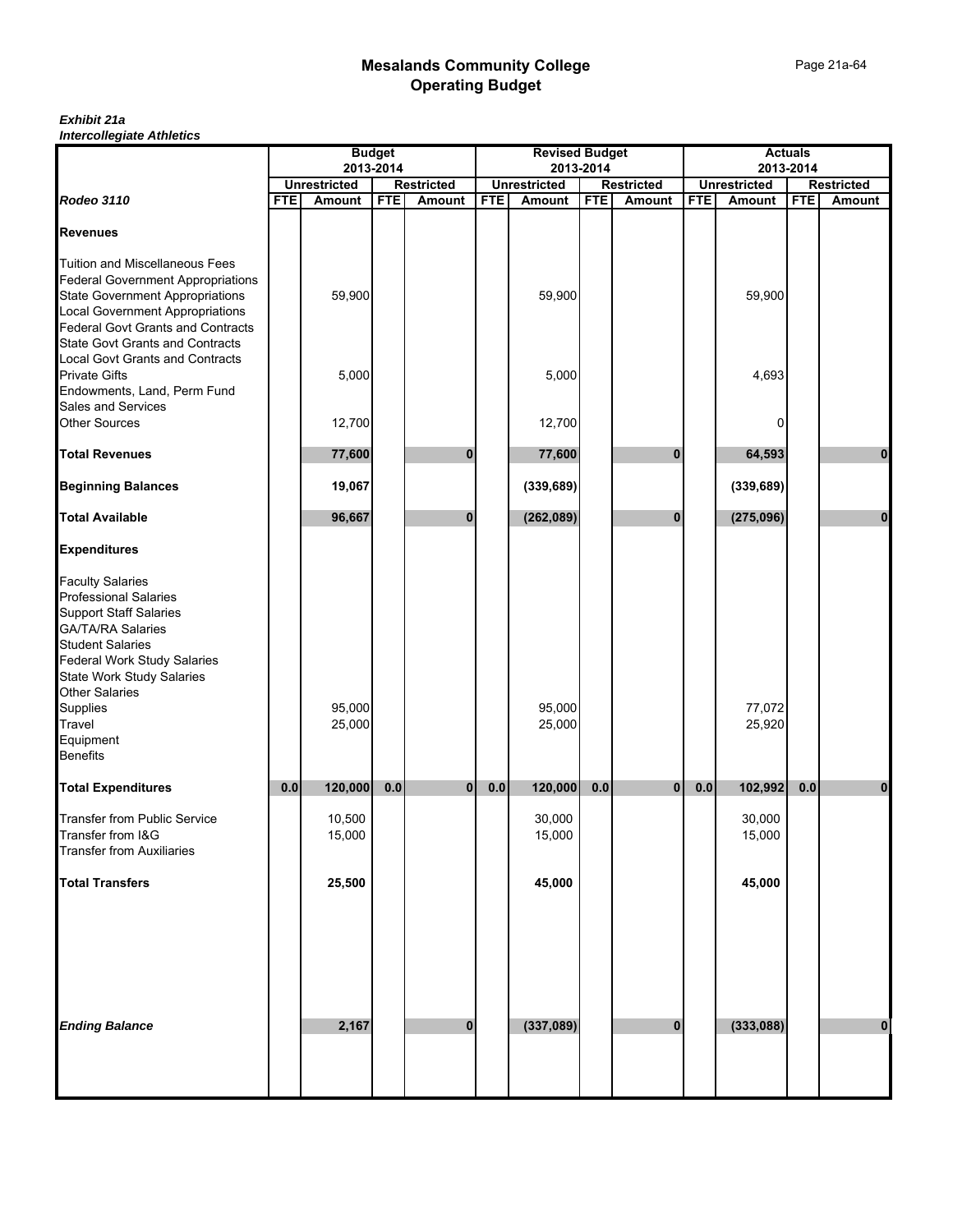# Mesalands Community College
## Operating Budget

***Exhibit 21a***
***Intercollegiate Athletics***

| | Budget 2013-2014 | | | | Revised Budget 2013-2014 | | | | Actuals 2013-2014 | | | |
|---|---|---|---|---|---|---|---|---|---|---|---|---|
| | Unrestricted | | Restricted | | Unrestricted | | Restricted | | Unrestricted | | Restricted | |
| ***Rodeo 3110*** | FTE | Amount | FTE | Amount | FTE | Amount | FTE | Amount | FTE | Amount | FTE | Amount |
| **Revenues** | | | | | | | | | | | | |
| Tuition and Miscellaneous Fees | | | | | | | | | | | | |
| Federal Government Appropriations | | | | | | | | | | | | |
| State Government Appropriations | | 59,900 | | | | 59,900 | | | | 59,900 | | |
| Local Government Appropriations | | | | | | | | | | | | |
| Federal Govt Grants and Contracts | | | | | | | | | | | | |
| State Govt Grants and Contracts | | | | | | | | | | | | |
| Local Govt Grants and Contracts | | | | | | | | | | | | |
| Private Gifts | | 5,000 | | | | 5,000 | | | | 4,693 | | |
| Endowments, Land, Perm Fund | | | | | | | | | | | | |
| Sales and Services | | | | | | | | | | | | |
| Other Sources | | 12,700 | | | | 12,700 | | | | 0 | | |
| **Total Revenues** | | **77,600** | | **0** | | **77,600** | | **0** | | **64,593** | | **0** |
| **Beginning Balances** | | **19,067** | | | | **(339,689)** | | | | **(339,689)** | | |
| **Total Available** | | **96,667** | | **0** | | **(262,089)** | | **0** | | **(275,096)** | | **0** |
| **Expenditures** | | | | | | | | | | | | |
| Faculty Salaries | | | | | | | | | | | | |
| Professional Salaries | | | | | | | | | | | | |
| Support Staff Salaries | | | | | | | | | | | | |
| GA/TA/RA Salaries | | | | | | | | | | | | |
| Student Salaries | | | | | | | | | | | | |
| Federal Work Study Salaries | | | | | | | | | | | | |
| State Work Study Salaries | | | | | | | | | | | | |
| Other Salaries | | | | | | | | | | | | |
| Supplies | | 95,000 | | | | 95,000 | | | | 77,072 | | |
| Travel | | 25,000 | | | | 25,000 | | | | 25,920 | | |
| Equipment | | | | | | | | | | | | |
| Benefits | | | | | | | | | | | | |
| **Total Expenditures** | **0.0** | **120,000** | **0.0** | **0** | **0.0** | **120,000** | **0.0** | **0** | **0.0** | **102,992** | **0.0** | **0** |
| Transfer from Public Service | | 10,500 | | | | 30,000 | | | | 30,000 | | |
| Transfer from I&G | | 15,000 | | | | 15,000 | | | | 15,000 | | |
| Transfer from Auxiliaries | | | | | | | | | | | | |
| **Total Transfers** | | **25,500** | | | | **45,000** | | | | **45,000** | | |
| ***Ending Balance*** | | **2,167** | | **0** | | **(337,089)** | | **0** | | **(333,088)** | | **0** |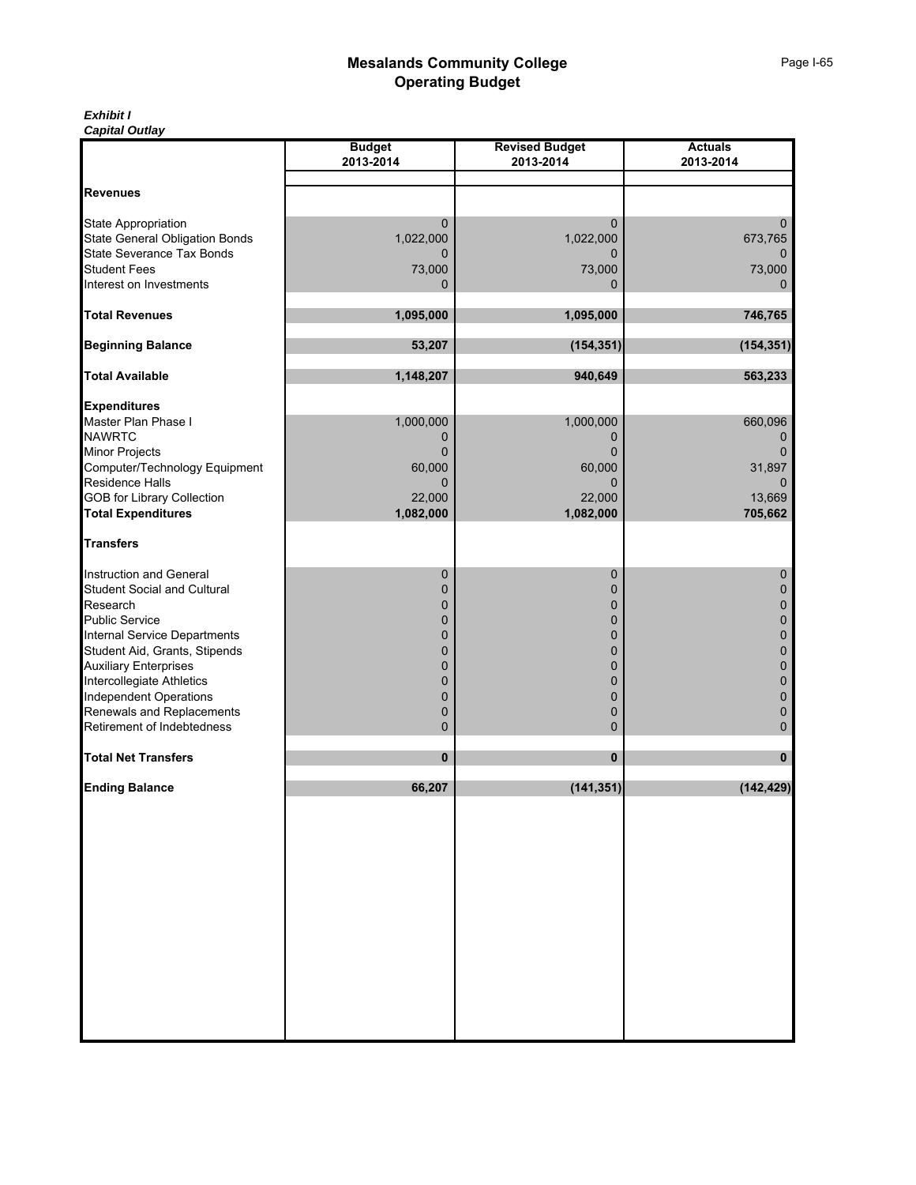# Mesalands Community College
## Operating Budget

***Exhibit I***
***Capital Outlay***

| | Budget 2013-2014 | Revised Budget 2013-2014 | Actuals 2013-2014 |
|---|---|---|---|
| **Revenues** | | | |
| State Appropriation | 0 | 0 | 0 |
| State General Obligation Bonds | 1,022,000 | 1,022,000 | 673,765 |
| State Severance Tax Bonds | 0 | 0 | 0 |
| Student Fees | 73,000 | 73,000 | 73,000 |
| Interest on Investments | 0 | 0 | 0 |
| **Total Revenues** | **1,095,000** | **1,095,000** | **746,765** |
| **Beginning Balance** | **53,207** | **(154,351)** | **(154,351)** |
| **Total Available** | **1,148,207** | **940,649** | **563,233** |
| **Expenditures** | | | |
| Master Plan Phase I | 1,000,000 | 1,000,000 | 660,096 |
| NAWRTC | 0 | 0 | 0 |
| Minor Projects | 0 | 0 | 0 |
| Computer/Technology Equipment | 60,000 | 60,000 | 31,897 |
| Residence Halls | 0 | 0 | 0 |
| GOB for Library Collection | 22,000 | 22,000 | 13,669 |
| **Total Expenditures** | **1,082,000** | **1,082,000** | **705,662** |
| **Transfers** | | | |
| Instruction and General | 0 | 0 | 0 |
| Student Social and Cultural | 0 | 0 | 0 |
| Research | 0 | 0 | 0 |
| Public Service | 0 | 0 | 0 |
| Internal Service Departments | 0 | 0 | 0 |
| Student Aid, Grants, Stipends | 0 | 0 | 0 |
| Auxiliary Enterprises | 0 | 0 | 0 |
| Intercollegiate Athletics | 0 | 0 | 0 |
| Independent Operations | 0 | 0 | 0 |
| Renewals and Replacements | 0 | 0 | 0 |
| Retirement of Indebtedness | 0 | 0 | 0 |
| **Total Net Transfers** | **0** | **0** | **0** |
| **Ending Balance** | **66,207** | **(141,351)** | **(142,429)** |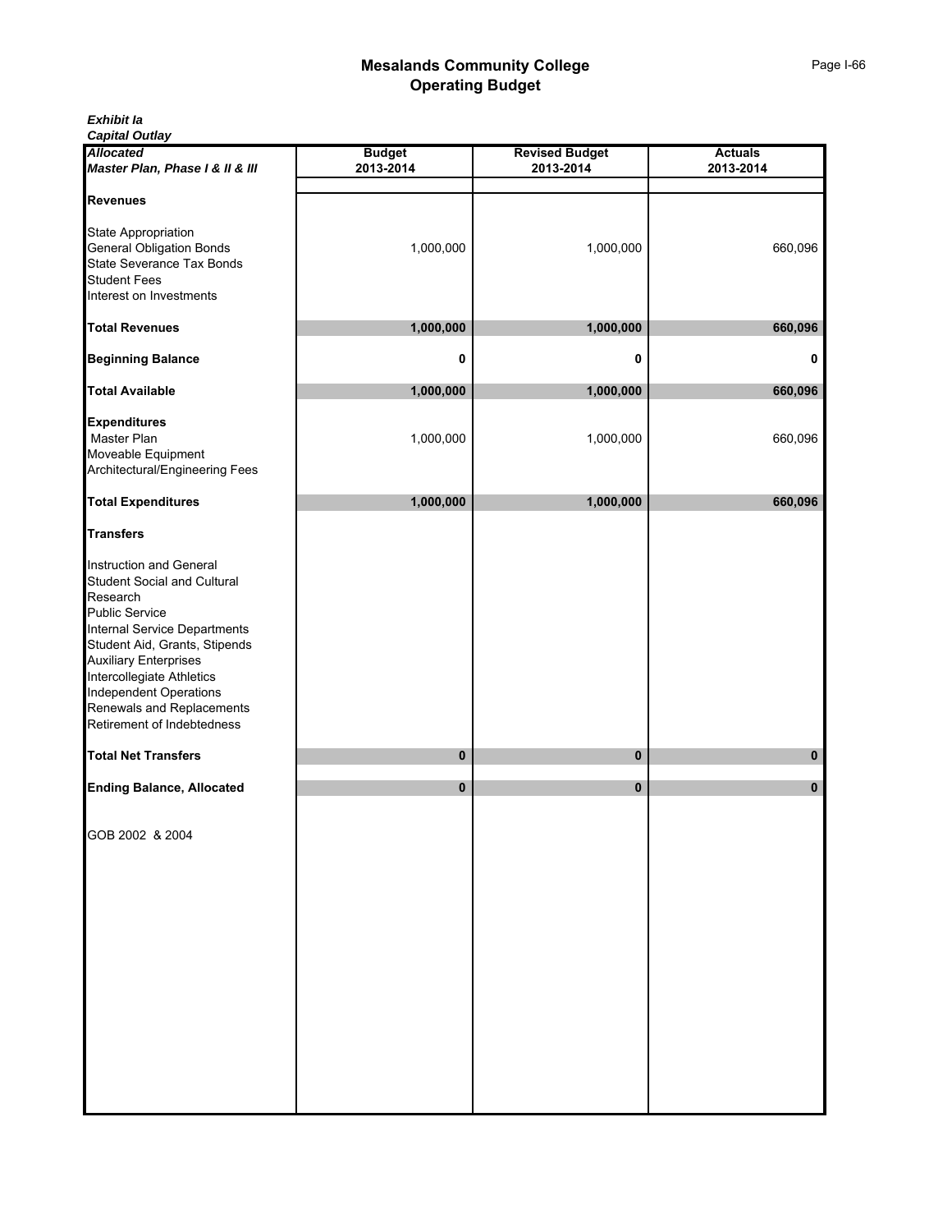# Mesalands Community College
## Operating Budget

***Exhibit Ia***
***Capital Outlay***

| ***Allocated*** ***Master Plan, Phase I & II & III*** | **Budget 2013-2014** | **Revised Budget 2013-2014** | **Actuals 2013-2014** |
|---|---|---|---|
| **Revenues** | | | |
| State Appropriation | | | |
| General Obligation Bonds | 1,000,000 | 1,000,000 | 660,096 |
| State Severance Tax Bonds | | | |
| Student Fees | | | |
| Interest on Investments | | | |
| **Total Revenues** | **1,000,000** | **1,000,000** | **660,096** |
| **Beginning Balance** | **0** | **0** | **0** |
| **Total Available** | **1,000,000** | **1,000,000** | **660,096** |
| **Expenditures** | | | |
| Master Plan | 1,000,000 | 1,000,000 | 660,096 |
| Moveable Equipment | | | |
| Architectural/Engineering Fees | | | |
| **Total Expenditures** | **1,000,000** | **1,000,000** | **660,096** |
| **Transfers** | | | |
| Instruction and General | | | |
| Student Social and Cultural | | | |
| Research | | | |
| Public Service | | | |
| Internal Service Departments | | | |
| Student Aid, Grants, Stipends | | | |
| Auxiliary Enterprises | | | |
| Intercollegiate Athletics | | | |
| Independent Operations | | | |
| Renewals and Replacements | | | |
| Retirement of Indebtedness | | | |
| **Total Net Transfers** | **0** | **0** | **0** |
| **Ending Balance, Allocated** | **0** | **0** | **0** |
| GOB 2002 & 2004 | | | |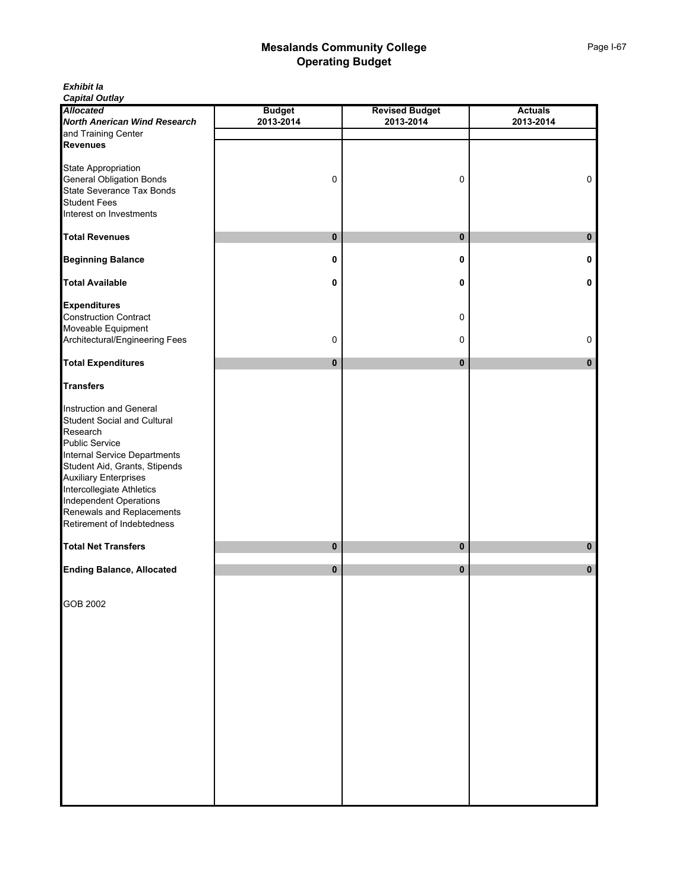# Mesalands Community College
## Operating Budget

***Exhibit Ia***
***Capital Outlay***

| ***Allocated*** ***North Anerican Wind Research*** and Training Center | Budget 2013-2014 | Revised Budget 2013-2014 | Actuals 2013-2014 |
|---|---|---|---|
| **Revenues** | | | |
| State Appropriation | | | |
| General Obligation Bonds | 0 | 0 | 0 |
| State Severance Tax Bonds | | | |
| Student Fees | | | |
| Interest on Investments | | | |
| **Total Revenues** | **0** | **0** | **0** |
| **Beginning Balance** | **0** | **0** | **0** |
| **Total Available** | **0** | **0** | **0** |
| **Expenditures** | | | |
| Construction Contract | | 0 | |
| Moveable Equipment | | | |
| Architectural/Engineering Fees | 0 | 0 | 0 |
| **Total Expenditures** | **0** | **0** | **0** |
| **Transfers** | | | |
| Instruction and General | | | |
| Student Social and Cultural | | | |
| Research | | | |
| Public Service | | | |
| Internal Service Departments | | | |
| Student Aid, Grants, Stipends | | | |
| Auxiliary Enterprises | | | |
| Intercollegiate Athletics | | | |
| Independent Operations | | | |
| Renewals and Replacements | | | |
| Retirement of Indebtedness | | | |
| **Total Net Transfers** | **0** | **0** | **0** |
| **Ending Balance, Allocated** | **0** | **0** | **0** |
| GOB 2002 | | | |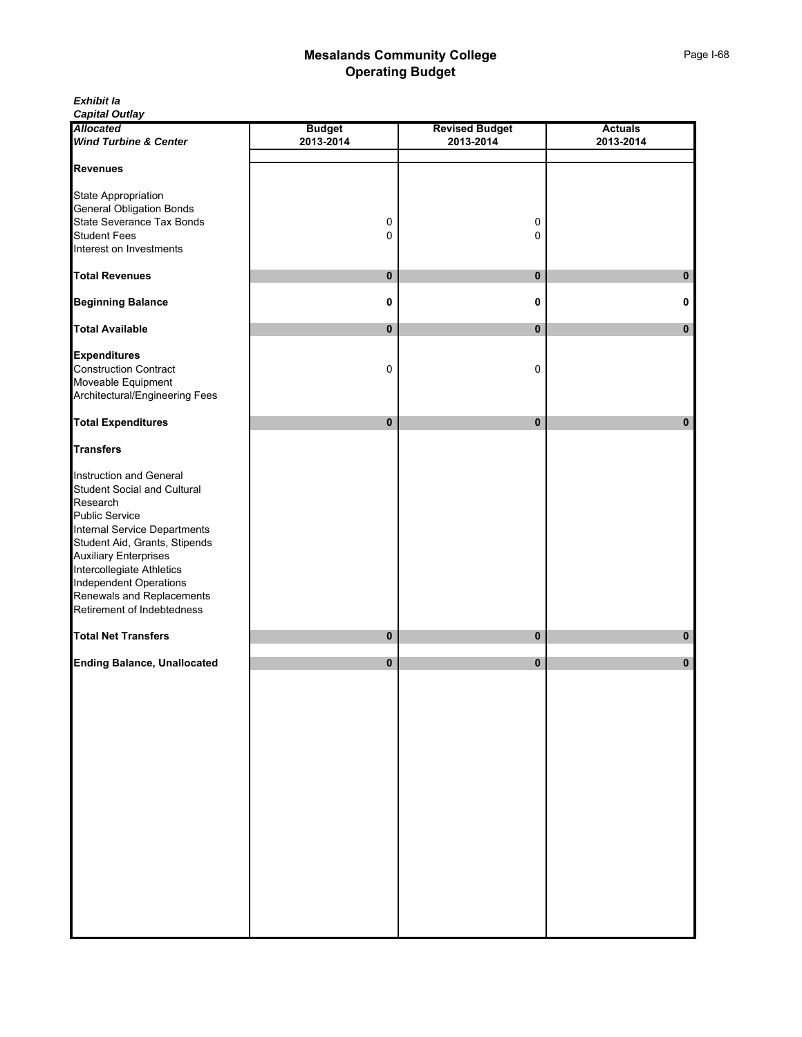# Mesalands Community College
## Operating Budget

***Exhibit Ia***
***Capital Outlay***

| ***Allocated*** ***Wind Turbine & Center*** | **Budget** **2013-2014** | **Revised Budget** **2013-2014** | **Actuals** **2013-2014** |
|---|---|---|---|
| **Revenues** | | | |
| State Appropriation | | | |
| General Obligation Bonds | | | |
| State Severance Tax Bonds | 0 | 0 | |
| Student Fees | 0 | 0 | |
| Interest on Investments | | | |
| **Total Revenues** | **0** | **0** | **0** |
| **Beginning Balance** | **0** | **0** | **0** |
| **Total Available** | **0** | **0** | **0** |
| **Expenditures** | | | |
| Construction Contract | 0 | 0 | |
| Moveable Equipment | | | |
| Architectural/Engineering Fees | | | |
| **Total Expenditures** | **0** | **0** | **0** |
| **Transfers** | | | |
| Instruction and General | | | |
| Student Social and Cultural | | | |
| Research | | | |
| Public Service | | | |
| Internal Service Departments | | | |
| Student Aid, Grants, Stipends | | | |
| Auxiliary Enterprises | | | |
| Intercollegiate Athletics | | | |
| Independent Operations | | | |
| Renewals and Replacements | | | |
| Retirement of Indebtedness | | | |
| **Total Net Transfers** | **0** | **0** | **0** |
| **Ending Balance, Unallocated** | **0** | **0** | **0** |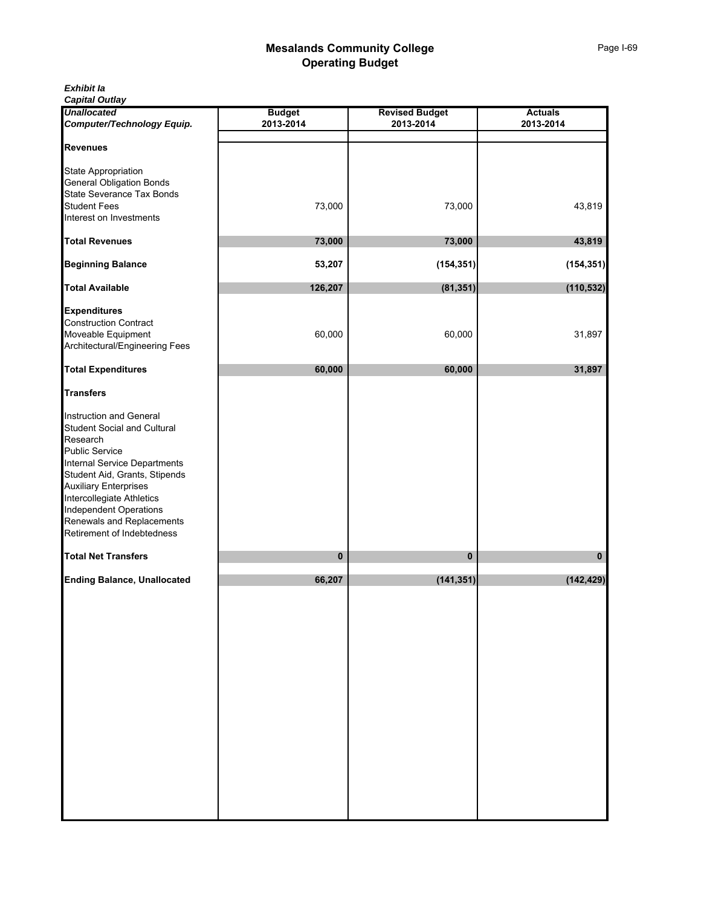# Mesalands Community College
## Operating Budget

***Exhibit Ia***
***Capital Outlay***

| ***Unallocated Computer/Technology Equip.*** | **Budget 2013-2014** | **Revised Budget 2013-2014** | **Actuals 2013-2014** |
|---|---|---|---|
| **Revenues** | | | |
| State Appropriation | | | |
| General Obligation Bonds | | | |
| State Severance Tax Bonds | | | |
| Student Fees | 73,000 | 73,000 | 43,819 |
| Interest on Investments | | | |
| **Total Revenues** | **73,000** | **73,000** | **43,819** |
| **Beginning Balance** | **53,207** | **(154,351)** | **(154,351)** |
| **Total Available** | **126,207** | **(81,351)** | **(110,532)** |
| **Expenditures** | | | |
| Construction Contract | | | |
| Moveable Equipment | 60,000 | 60,000 | 31,897 |
| Architectural/Engineering Fees | | | |
| **Total Expenditures** | **60,000** | **60,000** | **31,897** |
| **Transfers** | | | |
| Instruction and General | | | |
| Student Social and Cultural | | | |
| Research | | | |
| Public Service | | | |
| Internal Service Departments | | | |
| Student Aid, Grants, Stipends | | | |
| Auxiliary Enterprises | | | |
| Intercollegiate Athletics | | | |
| Independent Operations | | | |
| Renewals and Replacements | | | |
| Retirement of Indebtedness | | | |
| **Total Net Transfers** | **0** | **0** | **0** |
| **Ending Balance, Unallocated** | **66,207** | **(141,351)** | **(142,429)** |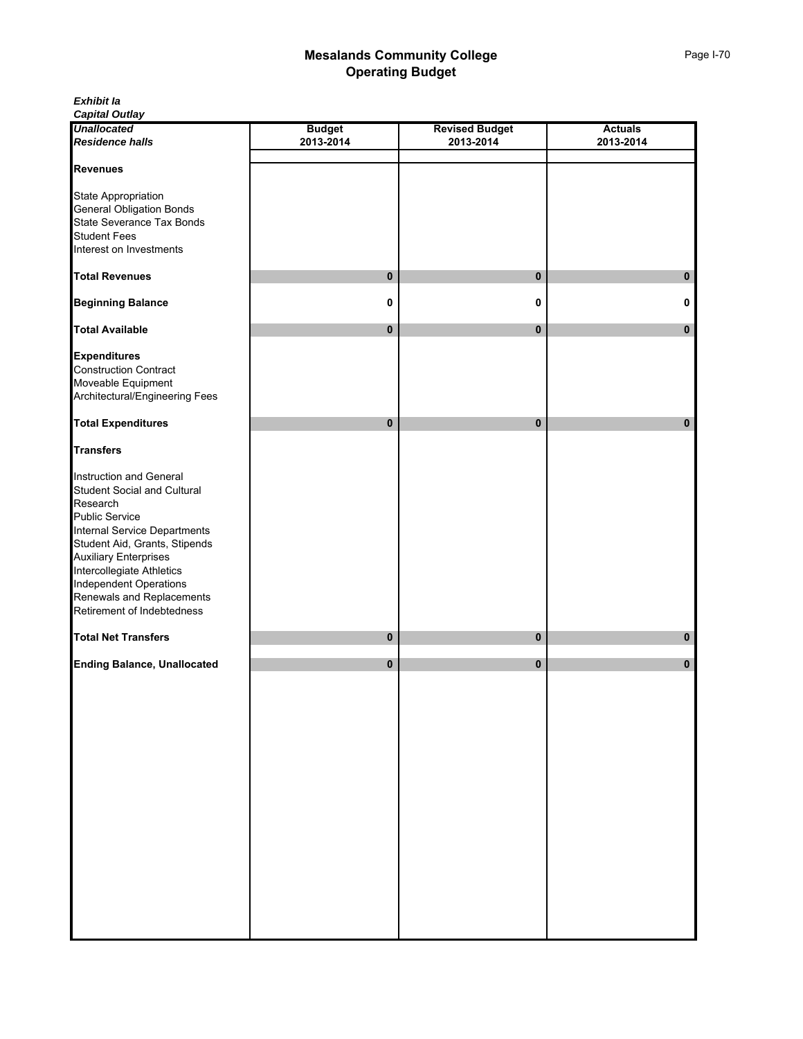# Mesalands Community College
## Operating Budget

***Exhibit Ia***
***Capital Outlay***

| ***Unallocated*** ***Residence halls*** | **Budget 2013-2014** | **Revised Budget 2013-2014** | **Actuals 2013-2014** |
|---|---|---|---|
| **Revenues** | | | |
| State Appropriation | | | |
| General Obligation Bonds | | | |
| State Severance Tax Bonds | | | |
| Student Fees | | | |
| Interest on Investments | | | |
| **Total Revenues** | **0** | **0** | **0** |
| **Beginning Balance** | **0** | **0** | **0** |
| **Total Available** | **0** | **0** | **0** |
| **Expenditures** | | | |
| Construction Contract | | | |
| Moveable Equipment | | | |
| Architectural/Engineering Fees | | | |
| **Total Expenditures** | **0** | **0** | **0** |
| **Transfers** | | | |
| Instruction and General | | | |
| Student Social and Cultural | | | |
| Research | | | |
| Public Service | | | |
| Internal Service Departments | | | |
| Student Aid, Grants, Stipends | | | |
| Auxiliary Enterprises | | | |
| Intercollegiate Athletics | | | |
| Independent Operations | | | |
| Renewals and Replacements | | | |
| Retirement of Indebtedness | | | |
| **Total Net Transfers** | **0** | **0** | **0** |
| **Ending Balance, Unallocated** | **0** | **0** | **0** |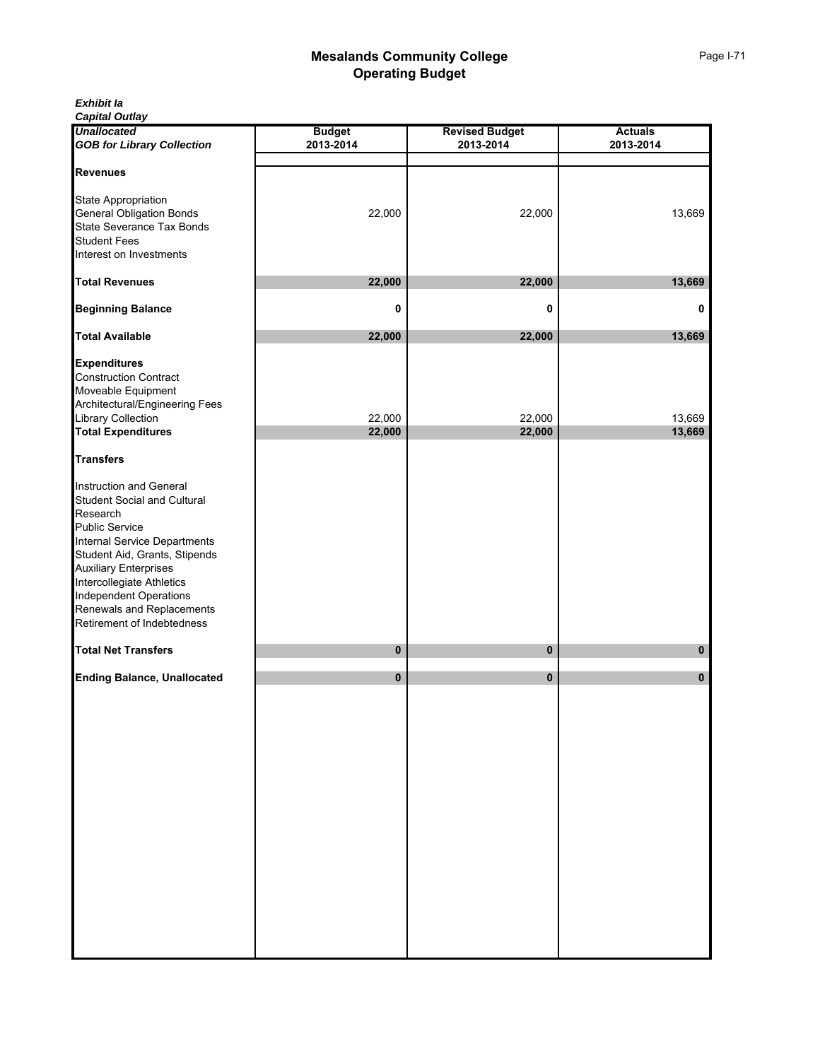# Mesalands Community College
## Operating Budget

***Exhibit Ia***
***Capital Outlay***

| ***Unallocated*** ***GOB for Library Collection*** | **Budget 2013-2014** | **Revised Budget 2013-2014** | **Actuals 2013-2014** |
|---|---|---|---|
| **Revenues** | | | |
| State Appropriation | | | |
| General Obligation Bonds | 22,000 | 22,000 | 13,669 |
| State Severance Tax Bonds | | | |
| Student Fees | | | |
| Interest on Investments | | | |
| **Total Revenues** | **22,000** | **22,000** | **13,669** |
| **Beginning Balance** | **0** | **0** | **0** |
| **Total Available** | **22,000** | **22,000** | **13,669** |
| **Expenditures** | | | |
| Construction Contract | | | |
| Moveable Equipment | | | |
| Architectural/Engineering Fees | | | |
| Library Collection | 22,000 | 22,000 | 13,669 |
| **Total Expenditures** | **22,000** | **22,000** | **13,669** |
| **Transfers** | | | |
| Instruction and General | | | |
| Student Social and Cultural | | | |
| Research | | | |
| Public Service | | | |
| Internal Service Departments | | | |
| Student Aid, Grants, Stipends | | | |
| Auxiliary Enterprises | | | |
| Intercollegiate Athletics | | | |
| Independent Operations | | | |
| Renewals and Replacements | | | |
| Retirement of Indebtedness | | | |
| **Total Net Transfers** | **0** | **0** | **0** |
| **Ending Balance, Unallocated** | **0** | **0** | **0** |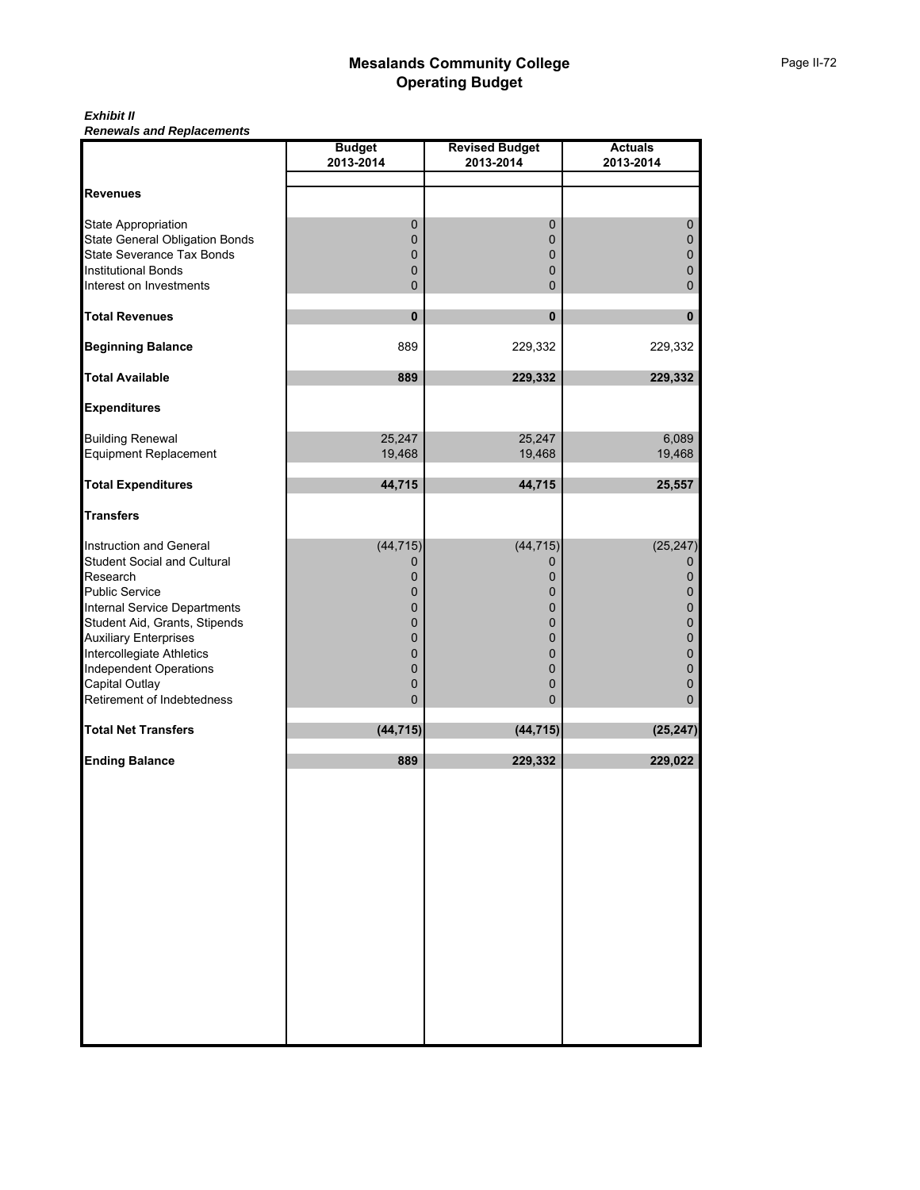# Mesalands Community College
## Operating Budget

***Exhibit II***
***Renewals and Replacements***

| | Budget 2013-2014 | Revised Budget 2013-2014 | Actuals 2013-2014 |
|---|---|---|---|
| **Revenues** | | | |
| State Appropriation | 0 | 0 | 0 |
| State General Obligation Bonds | 0 | 0 | 0 |
| State Severance Tax Bonds | 0 | 0 | 0 |
| Institutional Bonds | 0 | 0 | 0 |
| Interest on Investments | 0 | 0 | 0 |
| **Total Revenues** | **0** | **0** | **0** |
| **Beginning Balance** | 889 | 229,332 | 229,332 |
| **Total Available** | **889** | **229,332** | **229,332** |
| **Expenditures** | | | |
| Building Renewal | 25,247 | 25,247 | 6,089 |
| Equipment Replacement | 19,468 | 19,468 | 19,468 |
| **Total Expenditures** | **44,715** | **44,715** | **25,557** |
| **Transfers** | | | |
| Instruction and General | (44,715) | (44,715) | (25,247) |
| Student Social and Cultural | 0 | 0 | 0 |
| Research | 0 | 0 | 0 |
| Public Service | 0 | 0 | 0 |
| Internal Service Departments | 0 | 0 | 0 |
| Student Aid, Grants, Stipends | 0 | 0 | 0 |
| Auxiliary Enterprises | 0 | 0 | 0 |
| Intercollegiate Athletics | 0 | 0 | 0 |
| Independent Operations | 0 | 0 | 0 |
| Capital Outlay | 0 | 0 | 0 |
| Retirement of Indebtedness | 0 | 0 | 0 |
| **Total Net Transfers** | **(44,715)** | **(44,715)** | **(25,247)** |
| **Ending Balance** | **889** | **229,332** | **229,022** |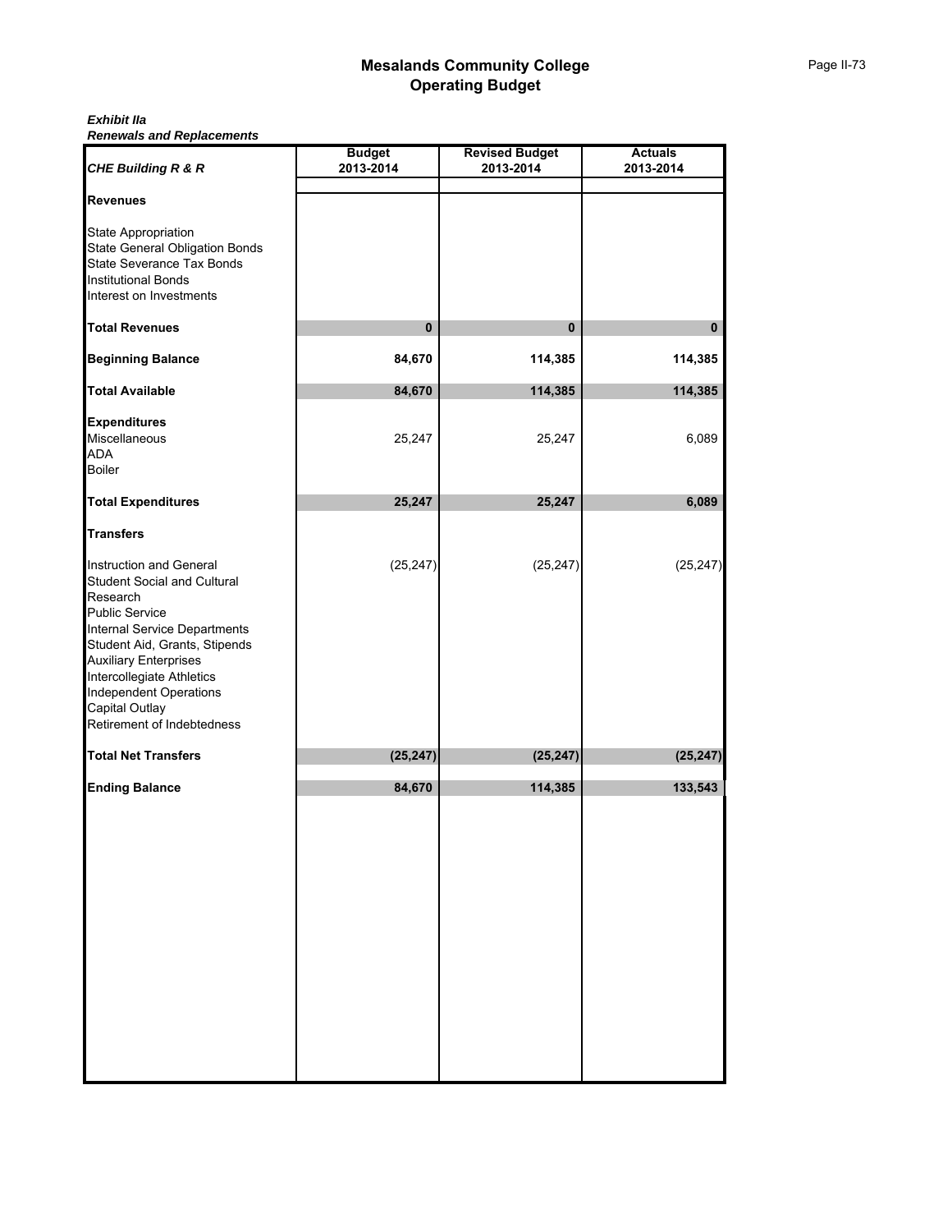# Mesalands Community College
## Operating Budget

***Exhibit IIa***
***Renewals and Replacements***

| *CHE Building R & R* | Budget 2013-2014 | Revised Budget 2013-2014 | Actuals 2013-2014 |
|---|---|---|---|
| **Revenues** | | | |
| State Appropriation | | | |
| State General Obligation Bonds | | | |
| State Severance Tax Bonds | | | |
| Institutional Bonds | | | |
| Interest on Investments | | | |
| **Total Revenues** | **0** | **0** | **0** |
| **Beginning Balance** | **84,670** | **114,385** | **114,385** |
| **Total Available** | **84,670** | **114,385** | **114,385** |
| **Expenditures** | | | |
| Miscellaneous | 25,247 | 25,247 | 6,089 |
| ADA | | | |
| Boiler | | | |
| **Total Expenditures** | **25,247** | **25,247** | **6,089** |
| **Transfers** | | | |
| Instruction and General | (25,247) | (25,247) | (25,247) |
| Student Social and Cultural | | | |
| Research | | | |
| Public Service | | | |
| Internal Service Departments | | | |
| Student Aid, Grants, Stipends | | | |
| Auxiliary Enterprises | | | |
| Intercollegiate Athletics | | | |
| Independent Operations | | | |
| Capital Outlay | | | |
| Retirement of Indebtedness | | | |
| **Total Net Transfers** | **(25,247)** | **(25,247)** | **(25,247)** |
| **Ending Balance** | **84,670** | **114,385** | **133,543** |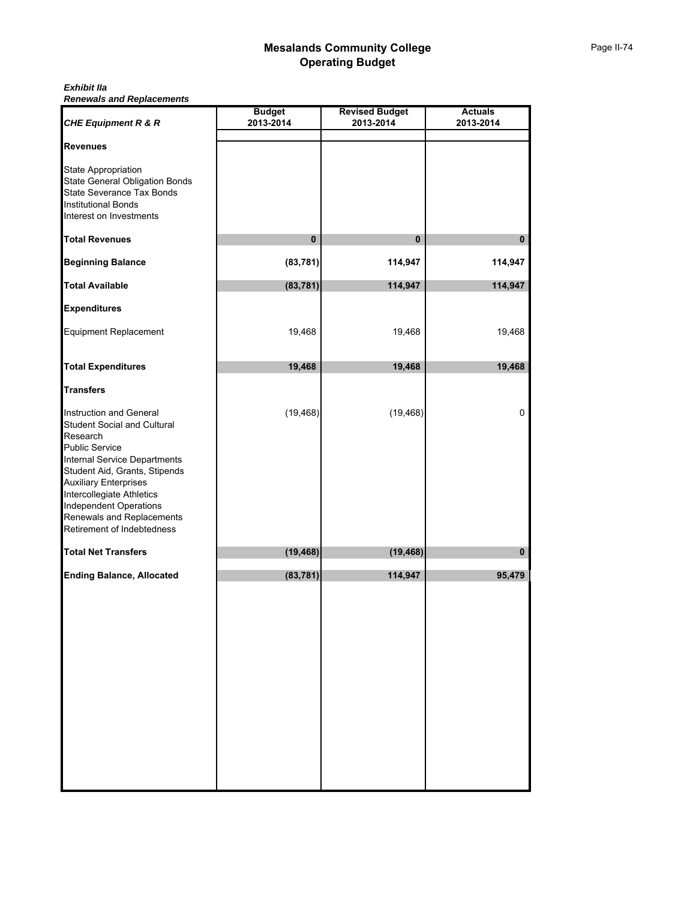# Mesalands Community College
## Operating Budget

***Exhibit IIa***
***Renewals and Replacements***

| *CHE Equipment R & R* | Budget 2013-2014 | Revised Budget 2013-2014 | Actuals 2013-2014 |
|---|---|---|---|
| **Revenues** | | | |
| State Appropriation | | | |
| State General Obligation Bonds | | | |
| State Severance Tax Bonds | | | |
| Institutional Bonds | | | |
| Interest on Investments | | | |
| **Total Revenues** | **0** | **0** | **0** |
| **Beginning Balance** | **(83,781)** | **114,947** | **114,947** |
| **Total Available** | **(83,781)** | **114,947** | **114,947** |
| **Expenditures** | | | |
| Equipment Replacement | 19,468 | 19,468 | 19,468 |
| **Total Expenditures** | **19,468** | **19,468** | **19,468** |
| **Transfers** | | | |
| Instruction and General | (19,468) | (19,468) | 0 |
| Student Social and Cultural | | | |
| Research | | | |
| Public Service | | | |
| Internal Service Departments | | | |
| Student Aid, Grants, Stipends | | | |
| Auxiliary Enterprises | | | |
| Intercollegiate Athletics | | | |
| Independent Operations | | | |
| Renewals and Replacements | | | |
| Retirement of Indebtedness | | | |
| **Total Net Transfers** | **(19,468)** | **(19,468)** | **0** |
| **Ending Balance, Allocated** | **(83,781)** | **114,947** | **95,479** |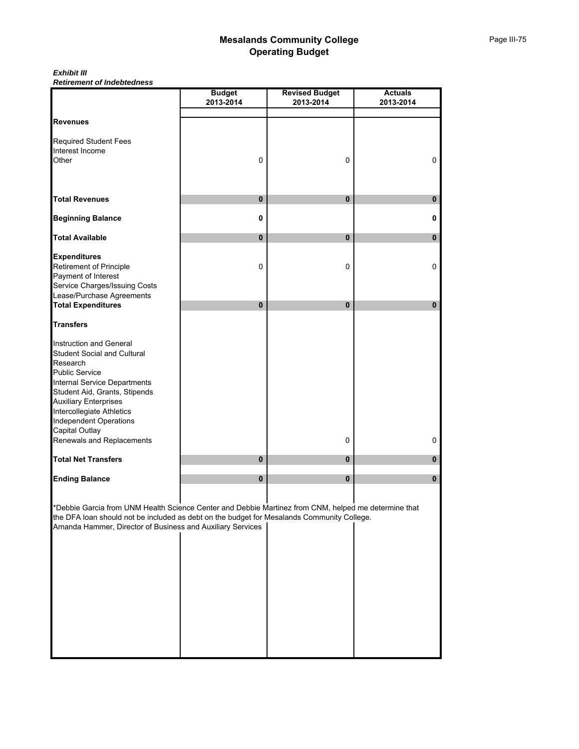# Mesalands Community College
## Operating Budget

***Exhibit III***
***Retirement of Indebtedness***

| | Budget 2013-2014 | Revised Budget 2013-2014 | Actuals 2013-2014 |
|---|---|---|---|
| **Revenues** | | | |
| Required Student Fees | | | |
| Interest Income | | | |
| Other | 0 | 0 | 0 |
| **Total Revenues** | **0** | **0** | **0** |
| **Beginning Balance** | **0** | | **0** |
| **Total Available** | **0** | **0** | **0** |
| **Expenditures** | | | |
| Retirement of Principle | 0 | 0 | 0 |
| Payment of Interest | | | |
| Service Charges/Issuing Costs | | | |
| Lease/Purchase Agreements | | | |
| **Total Expenditures** | **0** | **0** | **0** |
| **Transfers** | | | |
| Instruction and General | | | |
| Student Social and Cultural | | | |
| Research | | | |
| Public Service | | | |
| Internal Service Departments | | | |
| Student Aid, Grants, Stipends | | | |
| Auxiliary Enterprises | | | |
| Intercollegiate Athletics | | | |
| Independent Operations | | | |
| Capital Outlay | | | |
| Renewals and Replacements | | 0 | 0 |
| **Total Net Transfers** | **0** | **0** | **0** |
| **Ending Balance** | **0** | **0** | **0** |

*Debbie Garcia from UNM Health Science Center and Debbie Martinez from CNM, helped me determine that the DFA loan should not be included as debt on the budget for Mesalands Community College.
Amanda Hammer, Director of Business and Auxiliary Services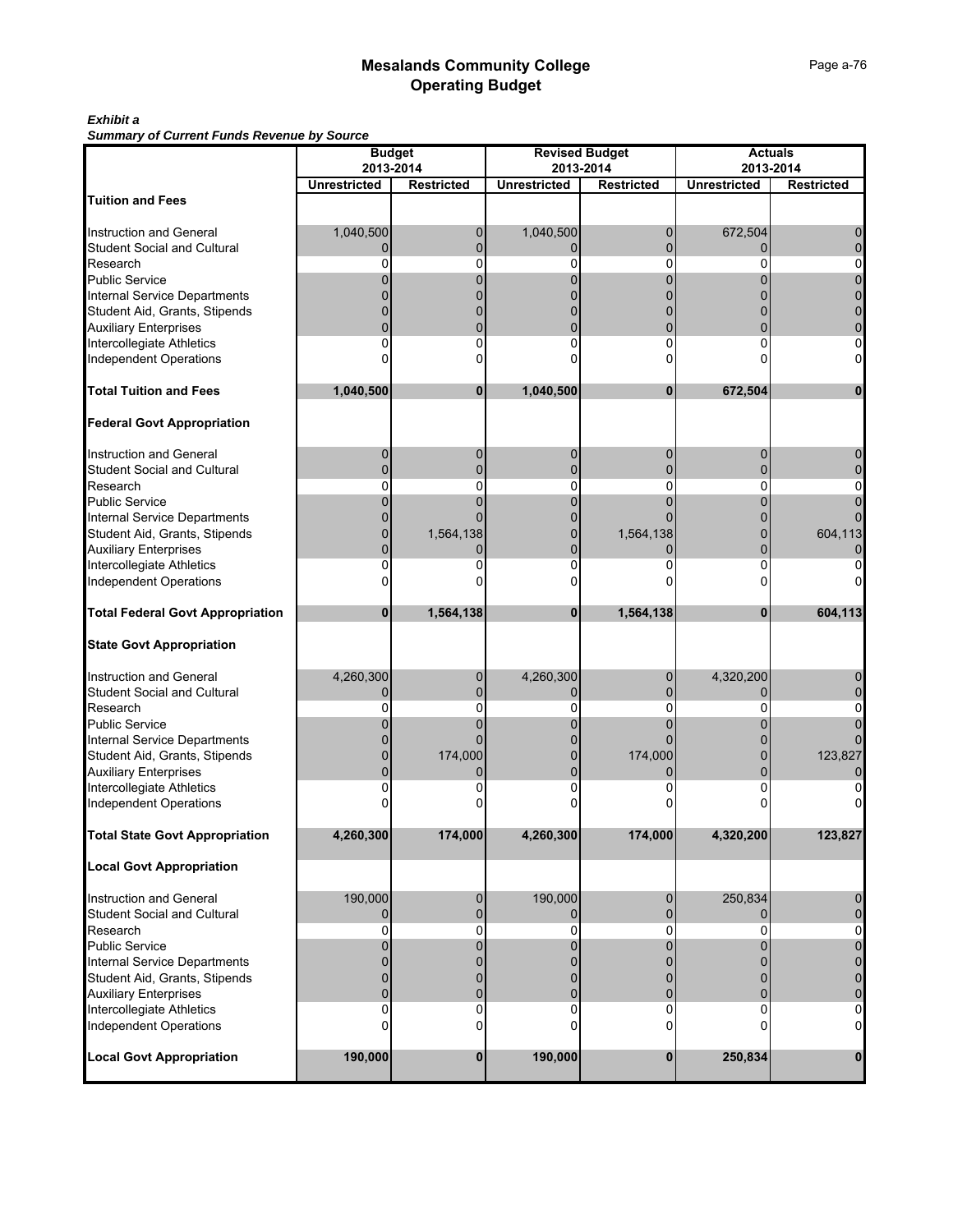# Mesalands Community College
## Operating Budget

***Exhibit a***
***Summary of Current Funds Revenue by Source***

| | Budget 2013-2014 | | Revised Budget 2013-2014 | | Actuals 2013-2014 | |
|---|---|---|---|---|---|---|
| | Unrestricted | Restricted | Unrestricted | Restricted | Unrestricted | Restricted |
| **Tuition and Fees** | | | | | | |
| Instruction and General | 1,040,500 | 0 | 1,040,500 | 0 | 672,504 | 0 |
| Student Social and Cultural | 0 | 0 | 0 | 0 | 0 | 0 |
| Research | 0 | 0 | 0 | 0 | 0 | 0 |
| Public Service | 0 | 0 | 0 | 0 | 0 | 0 |
| Internal Service Departments | 0 | 0 | 0 | 0 | 0 | 0 |
| Student Aid, Grants, Stipends | 0 | 0 | 0 | 0 | 0 | 0 |
| Auxiliary Enterprises | 0 | 0 | 0 | 0 | 0 | 0 |
| Intercollegiate Athletics | 0 | 0 | 0 | 0 | 0 | 0 |
| Independent Operations | 0 | 0 | 0 | 0 | 0 | 0 |
| **Total Tuition and Fees** | **1,040,500** | **0** | **1,040,500** | **0** | **672,504** | **0** |
| **Federal Govt Appropriation** | | | | | | |
| Instruction and General | 0 | 0 | 0 | 0 | 0 | 0 |
| Student Social and Cultural | 0 | 0 | 0 | 0 | 0 | 0 |
| Research | 0 | 0 | 0 | 0 | 0 | 0 |
| Public Service | 0 | 0 | 0 | 0 | 0 | 0 |
| Internal Service Departments | 0 | 0 | 0 | 0 | 0 | 0 |
| Student Aid, Grants, Stipends | 0 | 1,564,138 | 0 | 1,564,138 | 0 | 604,113 |
| Auxiliary Enterprises | 0 | 0 | 0 | 0 | 0 | 0 |
| Intercollegiate Athletics | 0 | 0 | 0 | 0 | 0 | 0 |
| Independent Operations | 0 | 0 | 0 | 0 | 0 | 0 |
| **Total Federal Govt Appropriation** | **0** | **1,564,138** | **0** | **1,564,138** | **0** | **604,113** |
| **State Govt Appropriation** | | | | | | |
| Instruction and General | 4,260,300 | 0 | 4,260,300 | 0 | 4,320,200 | 0 |
| Student Social and Cultural | 0 | 0 | 0 | 0 | 0 | 0 |
| Research | 0 | 0 | 0 | 0 | 0 | 0 |
| Public Service | 0 | 0 | 0 | 0 | 0 | 0 |
| Internal Service Departments | 0 | 0 | 0 | 0 | 0 | 0 |
| Student Aid, Grants, Stipends | 0 | 174,000 | 0 | 174,000 | 0 | 123,827 |
| Auxiliary Enterprises | 0 | 0 | 0 | 0 | 0 | 0 |
| Intercollegiate Athletics | 0 | 0 | 0 | 0 | 0 | 0 |
| Independent Operations | 0 | 0 | 0 | 0 | 0 | 0 |
| **Total State Govt Appropriation** | **4,260,300** | **174,000** | **4,260,300** | **174,000** | **4,320,200** | **123,827** |
| **Local Govt Appropriation** | | | | | | |
| Instruction and General | 190,000 | 0 | 190,000 | 0 | 250,834 | 0 |
| Student Social and Cultural | 0 | 0 | 0 | 0 | 0 | 0 |
| Research | 0 | 0 | 0 | 0 | 0 | 0 |
| Public Service | 0 | 0 | 0 | 0 | 0 | 0 |
| Internal Service Departments | 0 | 0 | 0 | 0 | 0 | 0 |
| Student Aid, Grants, Stipends | 0 | 0 | 0 | 0 | 0 | 0 |
| Auxiliary Enterprises | 0 | 0 | 0 | 0 | 0 | 0 |
| Intercollegiate Athletics | 0 | 0 | 0 | 0 | 0 | 0 |
| Independent Operations | 0 | 0 | 0 | 0 | 0 | 0 |
| **Local Govt Appropriation** | **190,000** | **0** | **190,000** | **0** | **250,834** | **0** |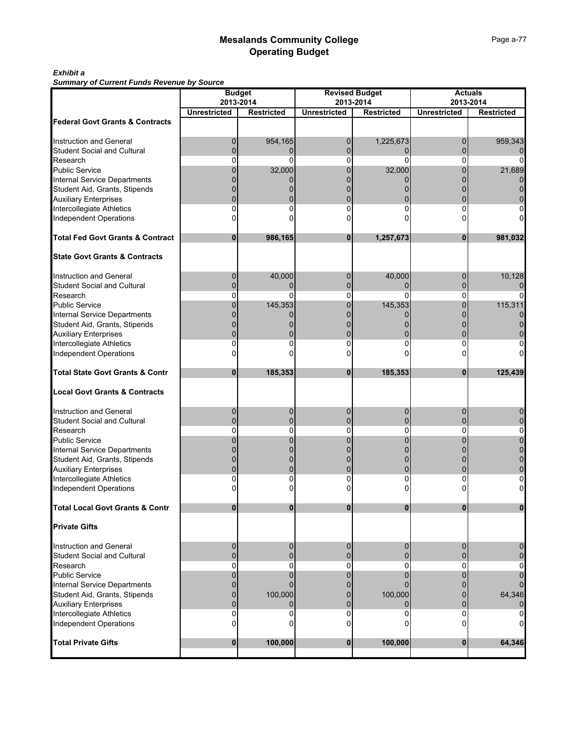# Mesalands Community College
# Operating Budget

***Exhibit a***
***Summary of Current Funds Revenue by Source***

| | Budget 2013-2014 | | Revised Budget 2013-2014 | | Actuals 2013-2014 | |
|---|---|---|---|---|---|---|
| | **Unrestricted** | **Restricted** | **Unrestricted** | **Restricted** | **Unrestricted** | **Restricted** |
| **Federal Govt Grants & Contracts** | | | | | | |
| Instruction and General | 0 | 954,165 | 0 | 1,225,673 | 0 | 959,343 |
| Student Social and Cultural | 0 | 0 | 0 | 0 | 0 | 0 |
| Research | 0 | 0 | 0 | 0 | 0 | 0 |
| Public Service | 0 | 32,000 | 0 | 32,000 | 0 | 21,689 |
| Internal Service Departments | 0 | 0 | 0 | 0 | 0 | 0 |
| Student Aid, Grants, Stipends | 0 | 0 | 0 | 0 | 0 | 0 |
| Auxiliary Enterprises | 0 | 0 | 0 | 0 | 0 | 0 |
| Intercollegiate Athletics | 0 | 0 | 0 | 0 | 0 | 0 |
| Independent Operations | 0 | 0 | 0 | 0 | 0 | 0 |
| **Total Fed Govt Grants & Contract** | **0** | **986,165** | **0** | **1,257,673** | **0** | **981,032** |
| **State Govt Grants & Contracts** | | | | | | |
| Instruction and General | 0 | 40,000 | 0 | 40,000 | 0 | 10,128 |
| Student Social and Cultural | 0 | 0 | 0 | 0 | 0 | 0 |
| Research | 0 | 0 | 0 | 0 | 0 | 0 |
| Public Service | 0 | 145,353 | 0 | 145,353 | 0 | 115,311 |
| Internal Service Departments | 0 | 0 | 0 | 0 | 0 | 0 |
| Student Aid, Grants, Stipends | 0 | 0 | 0 | 0 | 0 | 0 |
| Auxiliary Enterprises | 0 | 0 | 0 | 0 | 0 | 0 |
| Intercollegiate Athletics | 0 | 0 | 0 | 0 | 0 | 0 |
| Independent Operations | 0 | 0 | 0 | 0 | 0 | 0 |
| **Total State Govt Grants & Contr** | **0** | **185,353** | **0** | **185,353** | **0** | **125,439** |
| **Local Govt Grants & Contracts** | | | | | | |
| Instruction and General | 0 | 0 | 0 | 0 | 0 | 0 |
| Student Social and Cultural | 0 | 0 | 0 | 0 | 0 | 0 |
| Research | 0 | 0 | 0 | 0 | 0 | 0 |
| Public Service | 0 | 0 | 0 | 0 | 0 | 0 |
| Internal Service Departments | 0 | 0 | 0 | 0 | 0 | 0 |
| Student Aid, Grants, Stipends | 0 | 0 | 0 | 0 | 0 | 0 |
| Auxiliary Enterprises | 0 | 0 | 0 | 0 | 0 | 0 |
| Intercollegiate Athletics | 0 | 0 | 0 | 0 | 0 | 0 |
| Independent Operations | 0 | 0 | 0 | 0 | 0 | 0 |
| **Total Local Govt Grants & Contr** | **0** | **0** | **0** | **0** | **0** | **0** |
| **Private Gifts** | | | | | | |
| Instruction and General | 0 | 0 | 0 | 0 | 0 | 0 |
| Student Social and Cultural | 0 | 0 | 0 | 0 | 0 | 0 |
| Research | 0 | 0 | 0 | 0 | 0 | 0 |
| Public Service | 0 | 0 | 0 | 0 | 0 | 0 |
| Internal Service Departments | 0 | 0 | 0 | 0 | 0 | 0 |
| Student Aid, Grants, Stipends | 0 | 100,000 | 0 | 100,000 | 0 | 64,346 |
| Auxiliary Enterprises | 0 | 0 | 0 | 0 | 0 | 0 |
| Intercollegiate Athletics | 0 | 0 | 0 | 0 | 0 | 0 |
| Independent Operations | 0 | 0 | 0 | 0 | 0 | 0 |
| **Total Private Gifts** | **0** | **100,000** | **0** | **100,000** | **0** | **64,346** |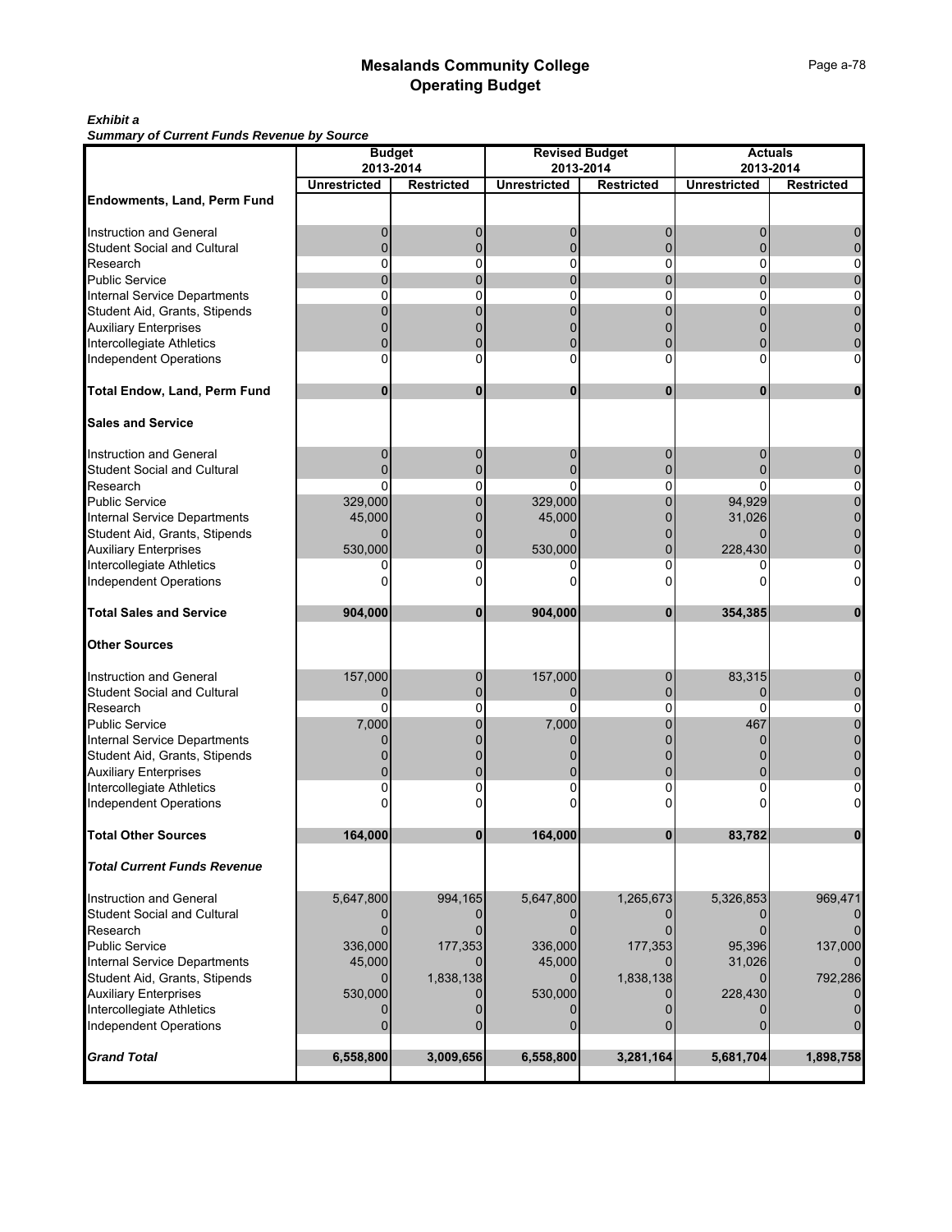# Mesalands Community College
## Operating Budget

***Exhibit a***
***Summary of Current Funds Revenue by Source***

| | Budget 2013-2014 | | Revised Budget 2013-2014 | | Actuals 2013-2014 | |
|---|---|---|---|---|---|---|
| | Unrestricted | Restricted | Unrestricted | Restricted | Unrestricted | Restricted |
| **Endowments, Land, Perm Fund** | | | | | | |
| Instruction and General | 0 | 0 | 0 | 0 | 0 | 0 |
| Student Social and Cultural | 0 | 0 | 0 | 0 | 0 | 0 |
| Research | 0 | 0 | 0 | 0 | 0 | 0 |
| Public Service | 0 | 0 | 0 | 0 | 0 | 0 |
| Internal Service Departments | 0 | 0 | 0 | 0 | 0 | 0 |
| Student Aid, Grants, Stipends | 0 | 0 | 0 | 0 | 0 | 0 |
| Auxiliary Enterprises | 0 | 0 | 0 | 0 | 0 | 0 |
| Intercollegiate Athletics | 0 | 0 | 0 | 0 | 0 | 0 |
| Independent Operations | 0 | 0 | 0 | 0 | 0 | 0 |
| **Total Endow, Land, Perm Fund** | **0** | **0** | **0** | **0** | **0** | **0** |
| **Sales and Service** | | | | | | |
| Instruction and General | 0 | 0 | 0 | 0 | 0 | 0 |
| Student Social and Cultural | 0 | 0 | 0 | 0 | 0 | 0 |
| Research | 0 | 0 | 0 | 0 | 0 | 0 |
| Public Service | 329,000 | 0 | 329,000 | 0 | 94,929 | 0 |
| Internal Service Departments | 45,000 | 0 | 45,000 | 0 | 31,026 | 0 |
| Student Aid, Grants, Stipends | 0 | 0 | 0 | 0 | 0 | 0 |
| Auxiliary Enterprises | 530,000 | 0 | 530,000 | 0 | 228,430 | 0 |
| Intercollegiate Athletics | 0 | 0 | 0 | 0 | 0 | 0 |
| Independent Operations | 0 | 0 | 0 | 0 | 0 | 0 |
| **Total Sales and Service** | **904,000** | **0** | **904,000** | **0** | **354,385** | **0** |
| **Other Sources** | | | | | | |
| Instruction and General | 157,000 | 0 | 157,000 | 0 | 83,315 | 0 |
| Student Social and Cultural | 0 | 0 | 0 | 0 | 0 | 0 |
| Research | 0 | 0 | 0 | 0 | 0 | 0 |
| Public Service | 7,000 | 0 | 7,000 | 0 | 467 | 0 |
| Internal Service Departments | 0 | 0 | 0 | 0 | 0 | 0 |
| Student Aid, Grants, Stipends | 0 | 0 | 0 | 0 | 0 | 0 |
| Auxiliary Enterprises | 0 | 0 | 0 | 0 | 0 | 0 |
| Intercollegiate Athletics | 0 | 0 | 0 | 0 | 0 | 0 |
| Independent Operations | 0 | 0 | 0 | 0 | 0 | 0 |
| **Total Other Sources** | **164,000** | **0** | **164,000** | **0** | **83,782** | **0** |
| ***Total Current Funds Revenue*** | | | | | | |
| Instruction and General | 5,647,800 | 994,165 | 5,647,800 | 1,265,673 | 5,326,853 | 969,471 |
| Student Social and Cultural | 0 | 0 | 0 | 0 | 0 | 0 |
| Research | 0 | 0 | 0 | 0 | 0 | 0 |
| Public Service | 336,000 | 177,353 | 336,000 | 177,353 | 95,396 | 137,000 |
| Internal Service Departments | 45,000 | 0 | 45,000 | 0 | 31,026 | 0 |
| Student Aid, Grants, Stipends | 0 | 1,838,138 | 0 | 1,838,138 | 0 | 792,286 |
| Auxiliary Enterprises | 530,000 | 0 | 530,000 | 0 | 228,430 | 0 |
| Intercollegiate Athletics | 0 | 0 | 0 | 0 | 0 | 0 |
| Independent Operations | 0 | 0 | 0 | 0 | 0 | 0 |
| ***Grand Total*** | **6,558,800** | **3,009,656** | **6,558,800** | **3,281,164** | **5,681,704** | **1,898,758** |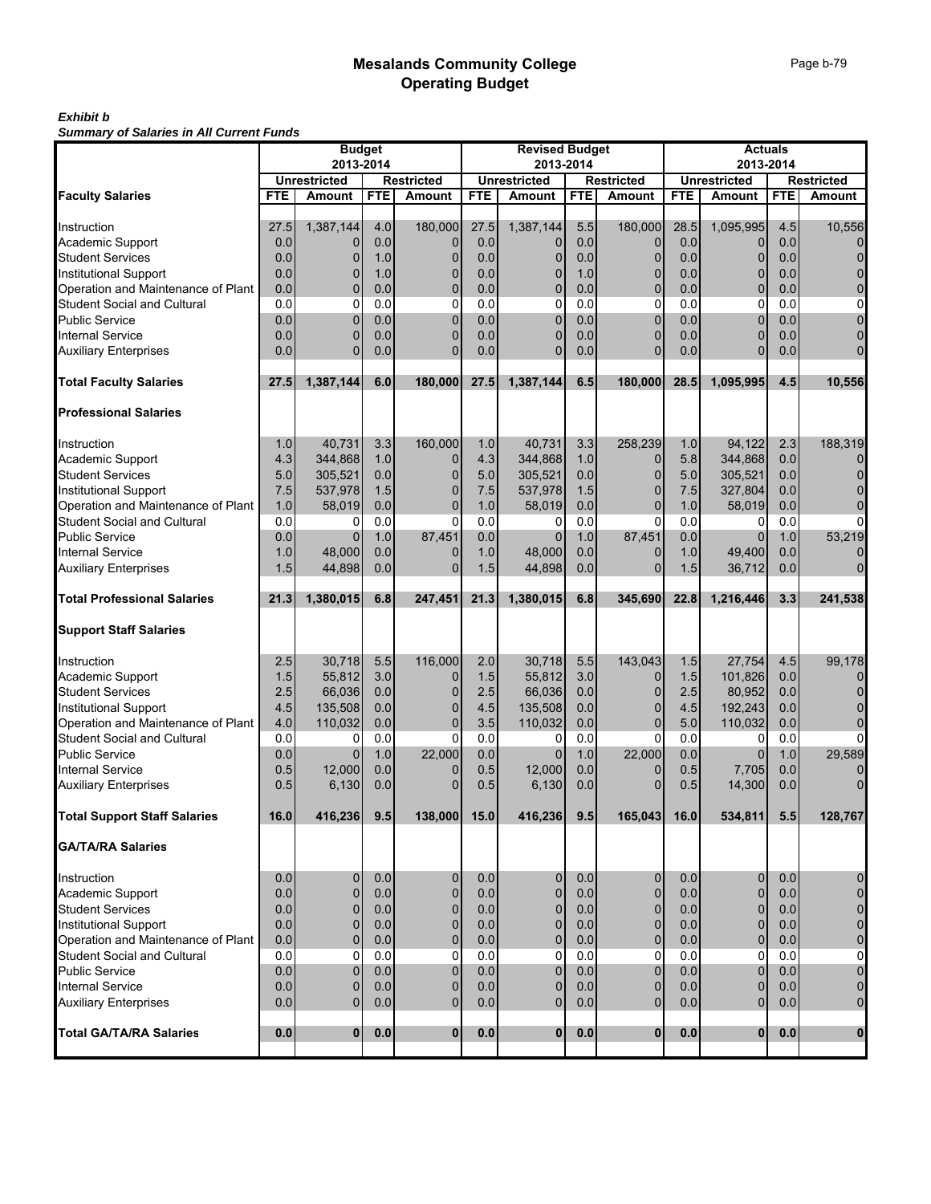# Mesalands Community College
## Operating Budget

***Exhibit b***
***Summary of Salaries in All Current Funds***

| | Budget 2013-2014 | | | | Revised Budget 2013-2014 | | | | Actuals 2013-2014 | | | |
|---|---|---|---|---|---|---|---|---|---|---|---|---|
| | Unrestricted | | Restricted | | Unrestricted | | Restricted | | Unrestricted | | Restricted | |
| **Faculty Salaries** | FTE | Amount | FTE | Amount | FTE | Amount | FTE | Amount | FTE | Amount | FTE | Amount |
| Instruction | 27.5 | 1,387,144 | 4.0 | 180,000 | 27.5 | 1,387,144 | 5.5 | 180,000 | 28.5 | 1,095,995 | 4.5 | 10,556 |
| Academic Support | 0.0 | 0 | 0.0 | 0 | 0.0 | 0 | 0.0 | 0 | 0.0 | 0 | 0.0 | 0 |
| Student Services | 0.0 | 0 | 1.0 | 0 | 0.0 | 0 | 0.0 | 0 | 0.0 | 0 | 0.0 | 0 |
| Institutional Support | 0.0 | 0 | 1.0 | 0 | 0.0 | 0 | 1.0 | 0 | 0.0 | 0 | 0.0 | 0 |
| Operation and Maintenance of Plant | 0.0 | 0 | 0.0 | 0 | 0.0 | 0 | 0.0 | 0 | 0.0 | 0 | 0.0 | 0 |
| Student Social and Cultural | 0.0 | 0 | 0.0 | 0 | 0.0 | 0 | 0.0 | 0 | 0.0 | 0 | 0.0 | 0 |
| Public Service | 0.0 | 0 | 0.0 | 0 | 0.0 | 0 | 0.0 | 0 | 0.0 | 0 | 0.0 | 0 |
| Internal Service | 0.0 | 0 | 0.0 | 0 | 0.0 | 0 | 0.0 | 0 | 0.0 | 0 | 0.0 | 0 |
| Auxiliary Enterprises | 0.0 | 0 | 0.0 | 0 | 0.0 | 0 | 0.0 | 0 | 0.0 | 0 | 0.0 | 0 |
| **Total Faculty Salaries** | **27.5** | **1,387,144** | **6.0** | **180,000** | **27.5** | **1,387,144** | **6.5** | **180,000** | **28.5** | **1,095,995** | **4.5** | **10,556** |
| **Professional Salaries** | | | | | | | | | | | | |
| Instruction | 1.0 | 40,731 | 3.3 | 160,000 | 1.0 | 40,731 | 3.3 | 258,239 | 1.0 | 94,122 | 2.3 | 188,319 |
| Academic Support | 4.3 | 344,868 | 1.0 | 0 | 4.3 | 344,868 | 1.0 | 0 | 5.8 | 344,868 | 0.0 | 0 |
| Student Services | 5.0 | 305,521 | 0.0 | 0 | 5.0 | 305,521 | 0.0 | 0 | 5.0 | 305,521 | 0.0 | 0 |
| Institutional Support | 7.5 | 537,978 | 1.5 | 0 | 7.5 | 537,978 | 1.5 | 0 | 7.5 | 327,804 | 0.0 | 0 |
| Operation and Maintenance of Plant | 1.0 | 58,019 | 0.0 | 0 | 1.0 | 58,019 | 0.0 | 0 | 1.0 | 58,019 | 0.0 | 0 |
| Student Social and Cultural | 0.0 | 0 | 0.0 | 0 | 0.0 | 0 | 0.0 | 0 | 0.0 | 0 | 0.0 | 0 |
| Public Service | 0.0 | 0 | 1.0 | 87,451 | 0.0 | 0 | 1.0 | 87,451 | 0.0 | 0 | 1.0 | 53,219 |
| Internal Service | 1.0 | 48,000 | 0.0 | 0 | 1.0 | 48,000 | 0.0 | 0 | 1.0 | 49,400 | 0.0 | 0 |
| Auxiliary Enterprises | 1.5 | 44,898 | 0.0 | 0 | 1.5 | 44,898 | 0.0 | 0 | 1.5 | 36,712 | 0.0 | 0 |
| **Total Professional Salaries** | **21.3** | **1,380,015** | **6.8** | **247,451** | **21.3** | **1,380,015** | **6.8** | **345,690** | **22.8** | **1,216,446** | **3.3** | **241,538** |
| **Support Staff Salaries** | | | | | | | | | | | | |
| Instruction | 2.5 | 30,718 | 5.5 | 116,000 | 2.0 | 30,718 | 5.5 | 143,043 | 1.5 | 27,754 | 4.5 | 99,178 |
| Academic Support | 1.5 | 55,812 | 3.0 | 0 | 1.5 | 55,812 | 3.0 | 0 | 1.5 | 101,826 | 0.0 | 0 |
| Student Services | 2.5 | 66,036 | 0.0 | 0 | 2.5 | 66,036 | 0.0 | 0 | 2.5 | 80,952 | 0.0 | 0 |
| Institutional Support | 4.5 | 135,508 | 0.0 | 0 | 4.5 | 135,508 | 0.0 | 0 | 4.5 | 192,243 | 0.0 | 0 |
| Operation and Maintenance of Plant | 4.0 | 110,032 | 0.0 | 0 | 3.5 | 110,032 | 0.0 | 0 | 5.0 | 110,032 | 0.0 | 0 |
| Student Social and Cultural | 0.0 | 0 | 0.0 | 0 | 0.0 | 0 | 0.0 | 0 | 0.0 | 0 | 0.0 | 0 |
| Public Service | 0.0 | 0 | 1.0 | 22,000 | 0.0 | 0 | 1.0 | 22,000 | 0.0 | 0 | 1.0 | 29,589 |
| Internal Service | 0.5 | 12,000 | 0.0 | 0 | 0.5 | 12,000 | 0.0 | 0 | 0.5 | 7,705 | 0.0 | 0 |
| Auxiliary Enterprises | 0.5 | 6,130 | 0.0 | 0 | 0.5 | 6,130 | 0.0 | 0 | 0.5 | 14,300 | 0.0 | 0 |
| **Total Support Staff Salaries** | **16.0** | **416,236** | **9.5** | **138,000** | **15.0** | **416,236** | **9.5** | **165,043** | **16.0** | **534,811** | **5.5** | **128,767** |
| **GA/TA/RA Salaries** | | | | | | | | | | | | |
| Instruction | 0.0 | 0 | 0.0 | 0 | 0.0 | 0 | 0.0 | 0 | 0.0 | 0 | 0.0 | 0 |
| Academic Support | 0.0 | 0 | 0.0 | 0 | 0.0 | 0 | 0.0 | 0 | 0.0 | 0 | 0.0 | 0 |
| Student Services | 0.0 | 0 | 0.0 | 0 | 0.0 | 0 | 0.0 | 0 | 0.0 | 0 | 0.0 | 0 |
| Institutional Support | 0.0 | 0 | 0.0 | 0 | 0.0 | 0 | 0.0 | 0 | 0.0 | 0 | 0.0 | 0 |
| Operation and Maintenance of Plant | 0.0 | 0 | 0.0 | 0 | 0.0 | 0 | 0.0 | 0 | 0.0 | 0 | 0.0 | 0 |
| Student Social and Cultural | 0.0 | 0 | 0.0 | 0 | 0.0 | 0 | 0.0 | 0 | 0.0 | 0 | 0.0 | 0 |
| Public Service | 0.0 | 0 | 0.0 | 0 | 0.0 | 0 | 0.0 | 0 | 0.0 | 0 | 0.0 | 0 |
| Internal Service | 0.0 | 0 | 0.0 | 0 | 0.0 | 0 | 0.0 | 0 | 0.0 | 0 | 0.0 | 0 |
| Auxiliary Enterprises | 0.0 | 0 | 0.0 | 0 | 0.0 | 0 | 0.0 | 0 | 0.0 | 0 | 0.0 | 0 |
| **Total GA/TA/RA Salaries** | **0.0** | **0** | **0.0** | **0** | **0.0** | **0** | **0.0** | **0** | **0.0** | **0** | **0.0** | **0** |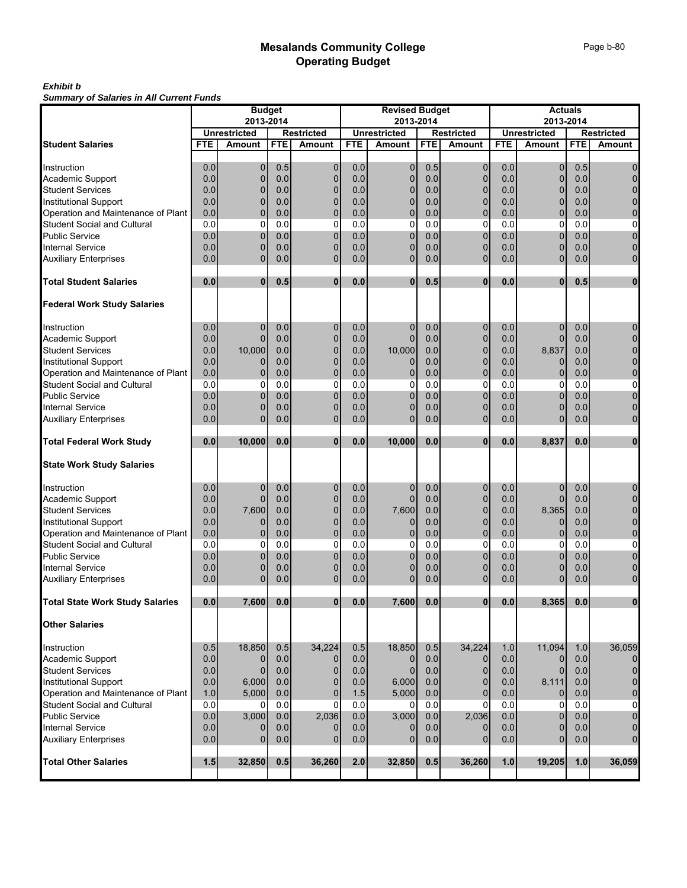# Mesalands Community College
## Operating Budget

***Exhibit b***
***Summary of Salaries in All Current Funds***

| | Budget 2013-2014 | | | | Revised Budget 2013-2014 | | | | Actuals 2013-2014 | | | |
|---|---|---|---|---|---|---|---|---|---|---|---|---|
| | Unrestricted | | Restricted | | Unrestricted | | Restricted | | Unrestricted | | Restricted | |
| **Student Salaries** | **FTE** | **Amount** | **FTE** | **Amount** | **FTE** | **Amount** | **FTE** | **Amount** | **FTE** | **Amount** | **FTE** | **Amount** |
| Instruction | 0.0 | 0 | 0.5 | 0 | 0.0 | 0 | 0.5 | 0 | 0.0 | 0 | 0.5 | 0 |
| Academic Support | 0.0 | 0 | 0.0 | 0 | 0.0 | 0 | 0.0 | 0 | 0.0 | 0 | 0.0 | 0 |
| Student Services | 0.0 | 0 | 0.0 | 0 | 0.0 | 0 | 0.0 | 0 | 0.0 | 0 | 0.0 | 0 |
| Institutional Support | 0.0 | 0 | 0.0 | 0 | 0.0 | 0 | 0.0 | 0 | 0.0 | 0 | 0.0 | 0 |
| Operation and Maintenance of Plant | 0.0 | 0 | 0.0 | 0 | 0.0 | 0 | 0.0 | 0 | 0.0 | 0 | 0.0 | 0 |
| Student Social and Cultural | 0.0 | 0 | 0.0 | 0 | 0.0 | 0 | 0.0 | 0 | 0.0 | 0 | 0.0 | 0 |
| Public Service | 0.0 | 0 | 0.0 | 0 | 0.0 | 0 | 0.0 | 0 | 0.0 | 0 | 0.0 | 0 |
| Internal Service | 0.0 | 0 | 0.0 | 0 | 0.0 | 0 | 0.0 | 0 | 0.0 | 0 | 0.0 | 0 |
| Auxiliary Enterprises | 0.0 | 0 | 0.0 | 0 | 0.0 | 0 | 0.0 | 0 | 0.0 | 0 | 0.0 | 0 |
| **Total Student Salaries** | **0.0** | **0** | **0.5** | **0** | **0.0** | **0** | **0.5** | **0** | **0.0** | **0** | **0.5** | **0** |
| **Federal Work Study Salaries** | | | | | | | | | | | | |
| Instruction | 0.0 | 0 | 0.0 | 0 | 0.0 | 0 | 0.0 | 0 | 0.0 | 0 | 0.0 | 0 |
| Academic Support | 0.0 | 0 | 0.0 | 0 | 0.0 | 0 | 0.0 | 0 | 0.0 | 0 | 0.0 | 0 |
| Student Services | 0.0 | 10,000 | 0.0 | 0 | 0.0 | 10,000 | 0.0 | 0 | 0.0 | 8,837 | 0.0 | 0 |
| Institutional Support | 0.0 | 0 | 0.0 | 0 | 0.0 | 0 | 0.0 | 0 | 0.0 | 0 | 0.0 | 0 |
| Operation and Maintenance of Plant | 0.0 | 0 | 0.0 | 0 | 0.0 | 0 | 0.0 | 0 | 0.0 | 0 | 0.0 | 0 |
| Student Social and Cultural | 0.0 | 0 | 0.0 | 0 | 0.0 | 0 | 0.0 | 0 | 0.0 | 0 | 0.0 | 0 |
| Public Service | 0.0 | 0 | 0.0 | 0 | 0.0 | 0 | 0.0 | 0 | 0.0 | 0 | 0.0 | 0 |
| Internal Service | 0.0 | 0 | 0.0 | 0 | 0.0 | 0 | 0.0 | 0 | 0.0 | 0 | 0.0 | 0 |
| Auxiliary Enterprises | 0.0 | 0 | 0.0 | 0 | 0.0 | 0 | 0.0 | 0 | 0.0 | 0 | 0.0 | 0 |
| **Total Federal Work Study** | **0.0** | **10,000** | **0.0** | **0** | **0.0** | **10,000** | **0.0** | **0** | **0.0** | **8,837** | **0.0** | **0** |
| **State Work Study Salaries** | | | | | | | | | | | | |
| Instruction | 0.0 | 0 | 0.0 | 0 | 0.0 | 0 | 0.0 | 0 | 0.0 | 0 | 0.0 | 0 |
| Academic Support | 0.0 | 0 | 0.0 | 0 | 0.0 | 0 | 0.0 | 0 | 0.0 | 0 | 0.0 | 0 |
| Student Services | 0.0 | 7,600 | 0.0 | 0 | 0.0 | 7,600 | 0.0 | 0 | 0.0 | 8,365 | 0.0 | 0 |
| Institutional Support | 0.0 | 0 | 0.0 | 0 | 0.0 | 0 | 0.0 | 0 | 0.0 | 0 | 0.0 | 0 |
| Operation and Maintenance of Plant | 0.0 | 0 | 0.0 | 0 | 0.0 | 0 | 0.0 | 0 | 0.0 | 0 | 0.0 | 0 |
| Student Social and Cultural | 0.0 | 0 | 0.0 | 0 | 0.0 | 0 | 0.0 | 0 | 0.0 | 0 | 0.0 | 0 |
| Public Service | 0.0 | 0 | 0.0 | 0 | 0.0 | 0 | 0.0 | 0 | 0.0 | 0 | 0.0 | 0 |
| Internal Service | 0.0 | 0 | 0.0 | 0 | 0.0 | 0 | 0.0 | 0 | 0.0 | 0 | 0.0 | 0 |
| Auxiliary Enterprises | 0.0 | 0 | 0.0 | 0 | 0.0 | 0 | 0.0 | 0 | 0.0 | 0 | 0.0 | 0 |
| **Total State Work Study Salaries** | **0.0** | **7,600** | **0.0** | **0** | **0.0** | **7,600** | **0.0** | **0** | **0.0** | **8,365** | **0.0** | **0** |
| **Other Salaries** | | | | | | | | | | | | |
| Instruction | 0.5 | 18,850 | 0.5 | 34,224 | 0.5 | 18,850 | 0.5 | 34,224 | 1.0 | 11,094 | 1.0 | 36,059 |
| Academic Support | 0.0 | 0 | 0.0 | 0 | 0.0 | 0 | 0.0 | 0 | 0.0 | 0 | 0.0 | 0 |
| Student Services | 0.0 | 0 | 0.0 | 0 | 0.0 | 0 | 0.0 | 0 | 0.0 | 0 | 0.0 | 0 |
| Institutional Support | 0.0 | 6,000 | 0.0 | 0 | 0.0 | 6,000 | 0.0 | 0 | 0.0 | 8,111 | 0.0 | 0 |
| Operation and Maintenance of Plant | 1.0 | 5,000 | 0.0 | 0 | 1.5 | 5,000 | 0.0 | 0 | 0.0 | 0 | 0.0 | 0 |
| Student Social and Cultural | 0.0 | 0 | 0.0 | 0 | 0.0 | 0 | 0.0 | 0 | 0.0 | 0 | 0.0 | 0 |
| Public Service | 0.0 | 3,000 | 0.0 | 2,036 | 0.0 | 3,000 | 0.0 | 2,036 | 0.0 | 0 | 0.0 | 0 |
| Internal Service | 0.0 | 0 | 0.0 | 0 | 0.0 | 0 | 0.0 | 0 | 0.0 | 0 | 0.0 | 0 |
| Auxiliary Enterprises | 0.0 | 0 | 0.0 | 0 | 0.0 | 0 | 0.0 | 0 | 0.0 | 0 | 0.0 | 0 |
| **Total Other Salaries** | **1.5** | **32,850** | **0.5** | **36,260** | **2.0** | **32,850** | **0.5** | **36,260** | **1.0** | **19,205** | **1.0** | **36,059** |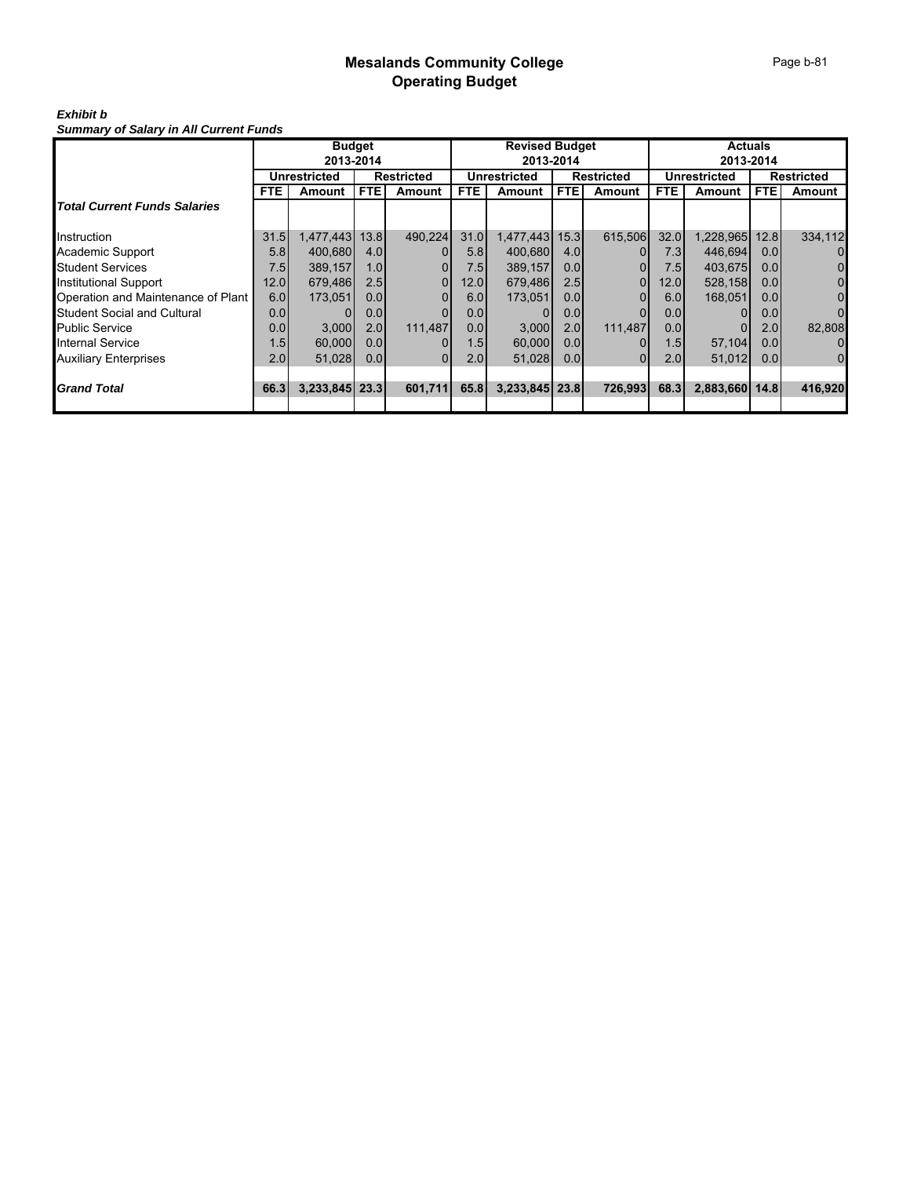# Mesalands Community College
## Operating Budget

***Exhibit b***
***Summary of Salary in All Current Funds***

| | Budget 2013-2014 | | | | Revised Budget 2013-2014 | | | | Actuals 2013-2014 | | | |
|---|---|---|---|---|---|---|---|---|---|---|---|---|
| | Unrestricted | | Restricted | | Unrestricted | | Restricted | | Unrestricted | | Restricted | |
| | FTE | Amount | FTE | Amount | FTE | Amount | FTE | Amount | FTE | Amount | FTE | Amount |
| ***Total Current Funds Salaries*** | | | | | | | | | | | | |
| Instruction | 31.5 | 1,477,443 | 13.8 | 490,224 | 31.0 | 1,477,443 | 15.3 | 615,506 | 32.0 | 1,228,965 | 12.8 | 334,112 |
| Academic Support | 5.8 | 400,680 | 4.0 | 0 | 5.8 | 400,680 | 4.0 | 0 | 7.3 | 446,694 | 0.0 | 0 |
| Student Services | 7.5 | 389,157 | 1.0 | 0 | 7.5 | 389,157 | 0.0 | 0 | 7.5 | 403,675 | 0.0 | 0 |
| Institutional Support | 12.0 | 679,486 | 2.5 | 0 | 12.0 | 679,486 | 2.5 | 0 | 12.0 | 528,158 | 0.0 | 0 |
| Operation and Maintenance of Plant | 6.0 | 173,051 | 0.0 | 0 | 6.0 | 173,051 | 0.0 | 0 | 6.0 | 168,051 | 0.0 | 0 |
| Student Social and Cultural | 0.0 | 0 | 0.0 | 0 | 0.0 | 0 | 0.0 | 0 | 0.0 | 0 | 0.0 | 0 |
| Public Service | 0.0 | 3,000 | 2.0 | 111,487 | 0.0 | 3,000 | 2.0 | 111,487 | 0.0 | 0 | 2.0 | 82,808 |
| Internal Service | 1.5 | 60,000 | 0.0 | 0 | 1.5 | 60,000 | 0.0 | 0 | 1.5 | 57,104 | 0.0 | 0 |
| Auxiliary Enterprises | 2.0 | 51,028 | 0.0 | 0 | 2.0 | 51,028 | 0.0 | 0 | 2.0 | 51,012 | 0.0 | 0 |
| ***Grand Total*** | **66.3** | **3,233,845** | **23.3** | **601,711** | **65.8** | **3,233,845** | **23.8** | **726,993** | **68.3** | **2,883,660** | **14.8** | **416,920** |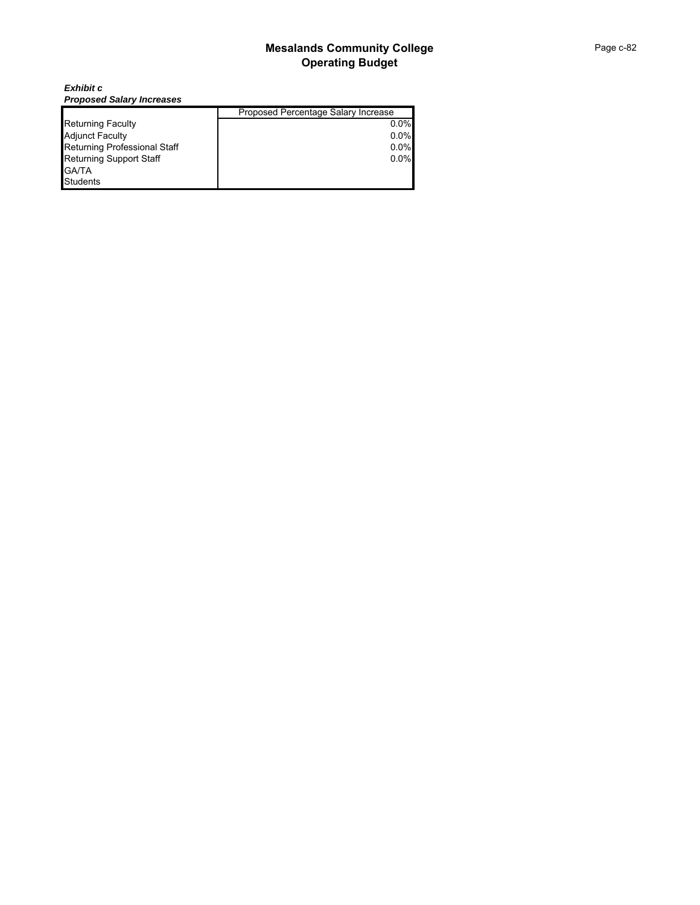# Mesalands Community College
## Operating Budget

***Exhibit c***
***Proposed Salary Increases***

| | Proposed Percentage Salary Increase |
|---|---|
| Returning Faculty | 0.0% |
| Adjunct Faculty | 0.0% |
| Returning Professional Staff | 0.0% |
| Returning Support Staff | 0.0% |
| GA/TA | |
| Students | |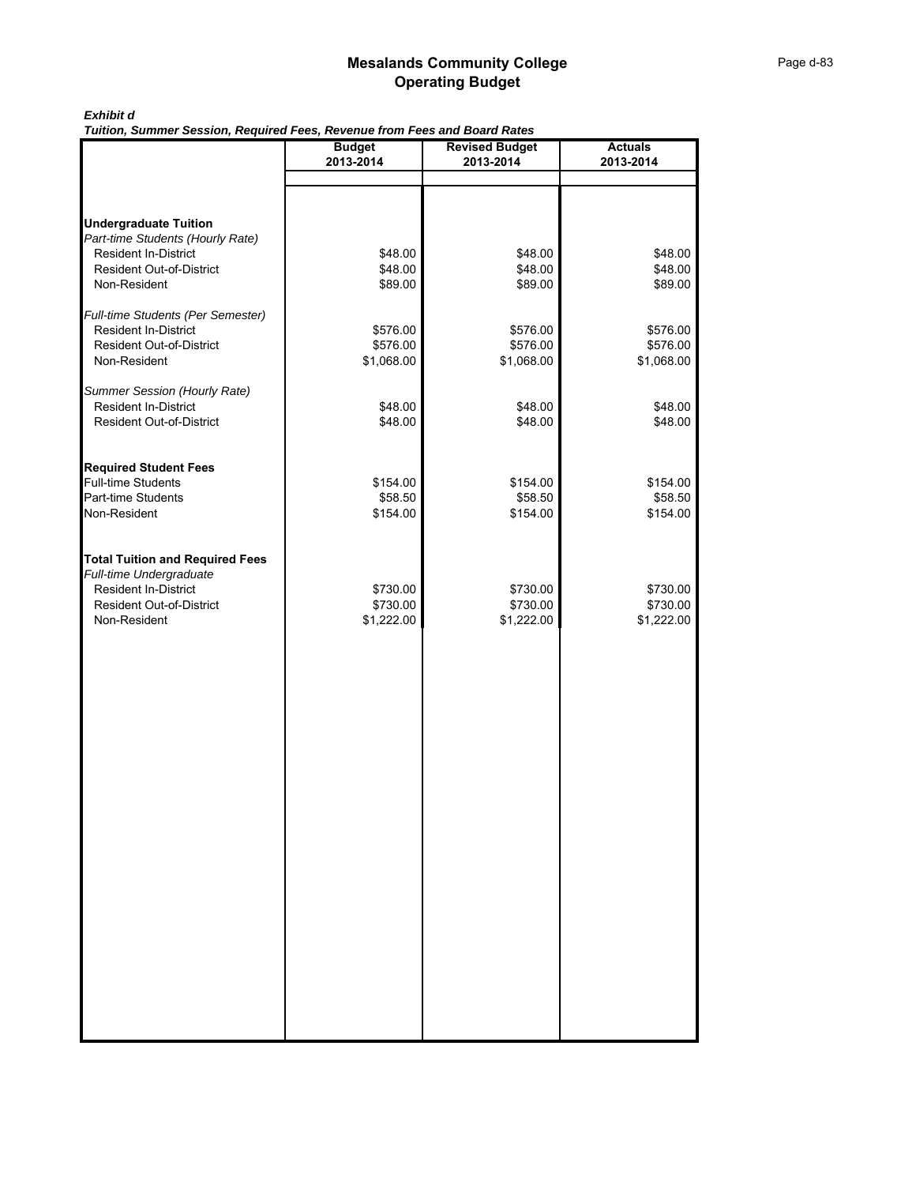# Mesalands Community College
## Operating Budget

***Exhibit d***
***Tuition, Summer Session, Required Fees, Revenue from Fees and Board Rates***

| | Budget 2013-2014 | Revised Budget 2013-2014 | Actuals 2013-2014 |
|---|---|---|---|
| **Undergraduate Tuition** | | | |
| *Part-time Students (Hourly Rate)* | | | |
| Resident In-District | $48.00 | $48.00 | $48.00 |
| Resident Out-of-District | $48.00 | $48.00 | $48.00 |
| Non-Resident | $89.00 | $89.00 | $89.00 |
| *Full-time Students (Per Semester)* | | | |
| Resident In-District | $576.00 | $576.00 | $576.00 |
| Resident Out-of-District | $576.00 | $576.00 | $576.00 |
| Non-Resident | $1,068.00 | $1,068.00 | $1,068.00 |
| *Summer Session (Hourly Rate)* | | | |
| Resident In-District | $48.00 | $48.00 | $48.00 |
| Resident Out-of-District | $48.00 | $48.00 | $48.00 |
| **Required Student Fees** | | | |
| Full-time Students | $154.00 | $154.00 | $154.00 |
| Part-time Students | $58.50 | $58.50 | $58.50 |
| Non-Resident | $154.00 | $154.00 | $154.00 |
| **Total Tuition and Required Fees** | | | |
| *Full-time Undergraduate* | | | |
| Resident In-District | $730.00 | $730.00 | $730.00 |
| Resident Out-of-District | $730.00 | $730.00 | $730.00 |
| Non-Resident | $1,222.00 | $1,222.00 | $1,222.00 |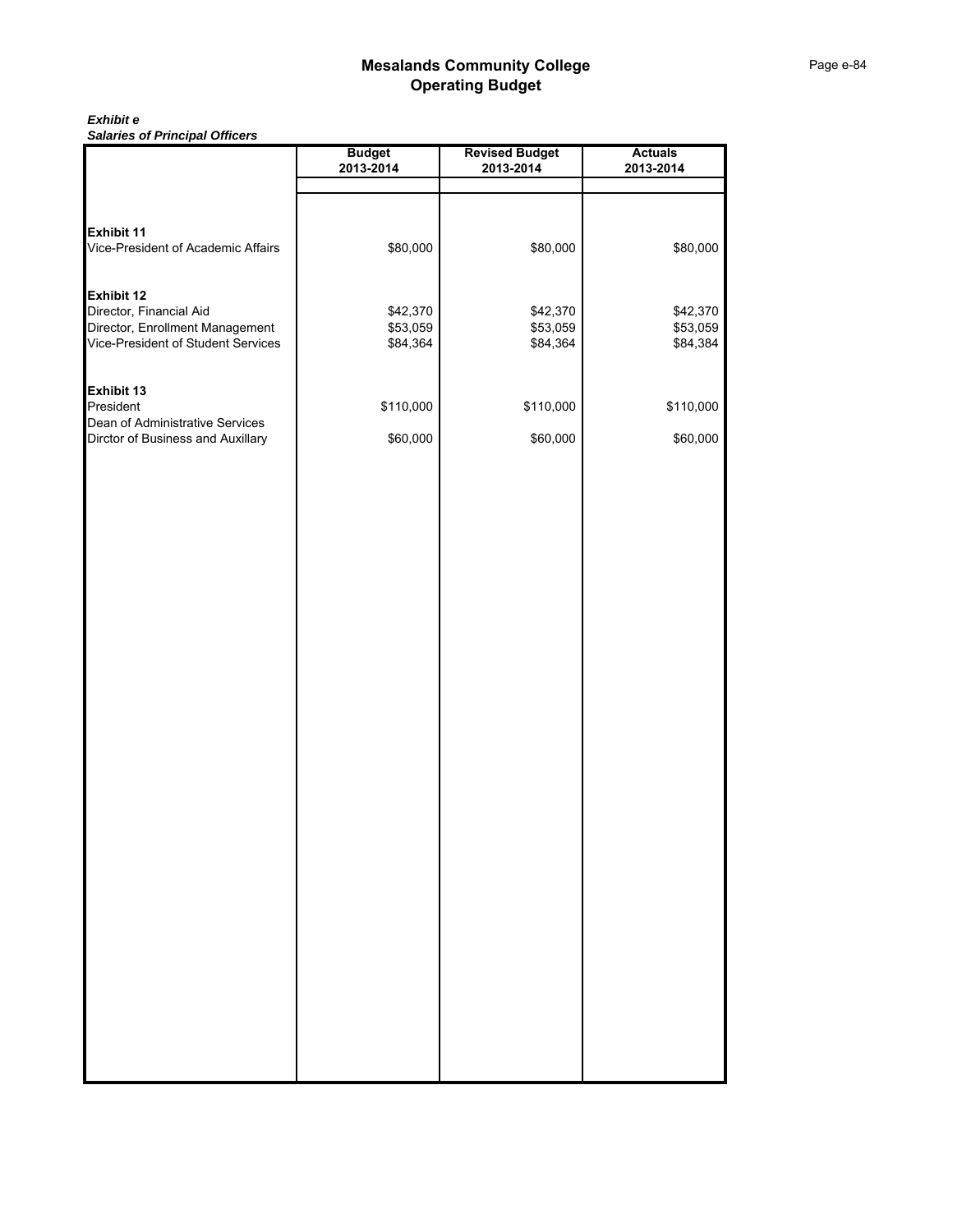# Mesalands Community College
## Operating Budget

***Exhibit e***
***Salaries of Principal Officers***

| | Budget 2013-2014 | Revised Budget 2013-2014 | Actuals 2013-2014 |
|---|---|---|---|
| **Exhibit 11** | | | |
| Vice-President of Academic Affairs | $80,000 | $80,000 | $80,000 |
| **Exhibit 12** | | | |
| Director, Financial Aid | $42,370 | $42,370 | $42,370 |
| Director, Enrollment Management | $53,059 | $53,059 | $53,059 |
| Vice-President of Student Services | $84,364 | $84,364 | $84,384 |
| **Exhibit 13** | | | |
| President | $110,000 | $110,000 | $110,000 |
| Dean of Administrative Services | | | |
| Dirctor of Business and Auxillary | $60,000 | $60,000 | $60,000 |